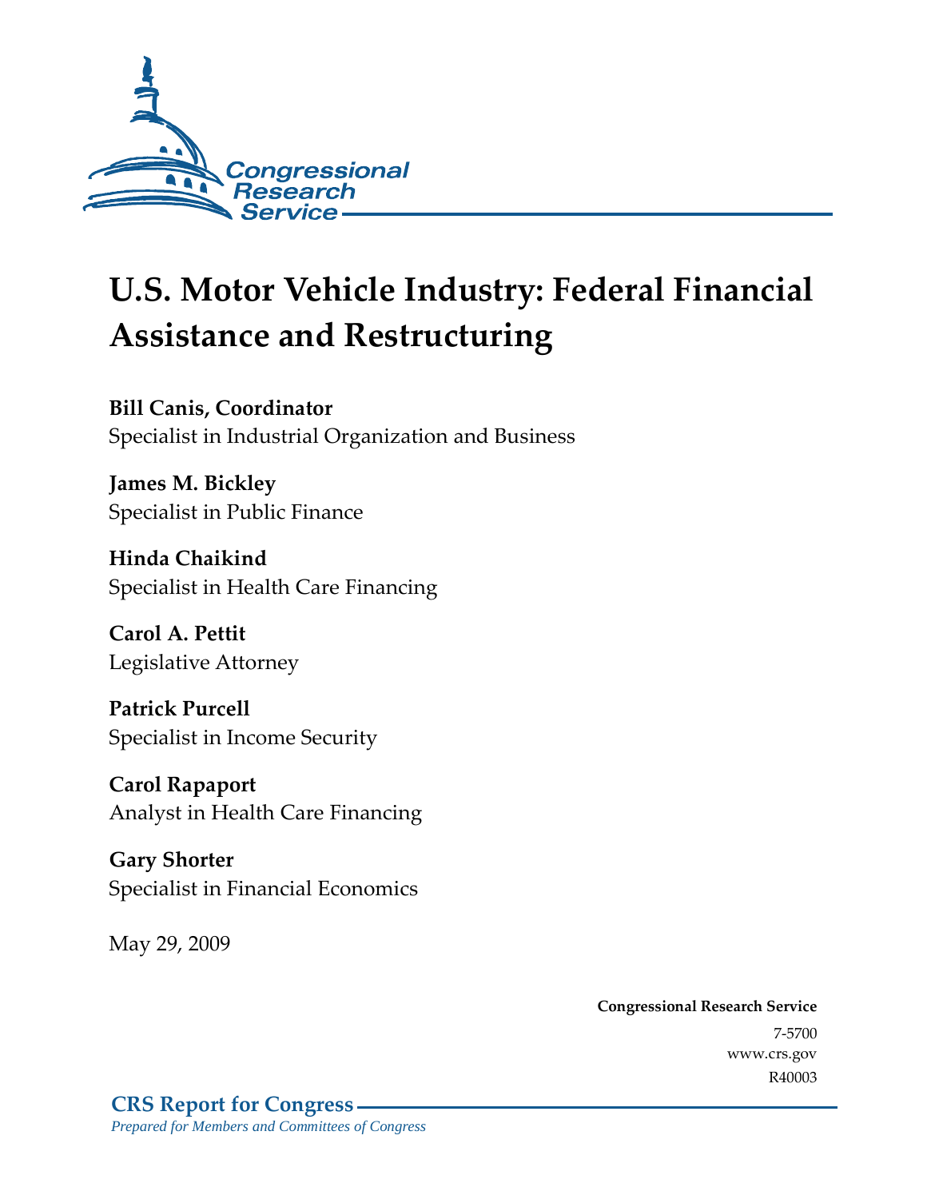Congressional Research Service

# U.S. Motor Vehicle Industry: Federal Financial Assistance and Restructuring

**Bill Canis, Coordinator**
Specialist in Industrial Organization and Business

**James M. Bickley**
Specialist in Public Finance

**Hinda Chaikind**
Specialist in Health Care Financing

**Carol A. Pettit**
Legislative Attorney

**Patrick Purcell**
Specialist in Income Security

**Carol Rapaport**
Analyst in Health Care Financing

**Gary Shorter**
Specialist in Financial Economics

May 29, 2009

**Congressional Research Service**
7-5700
www.crs.gov
R40003

**CRS Report for Congress**
*Prepared for Members and Committees of Congress*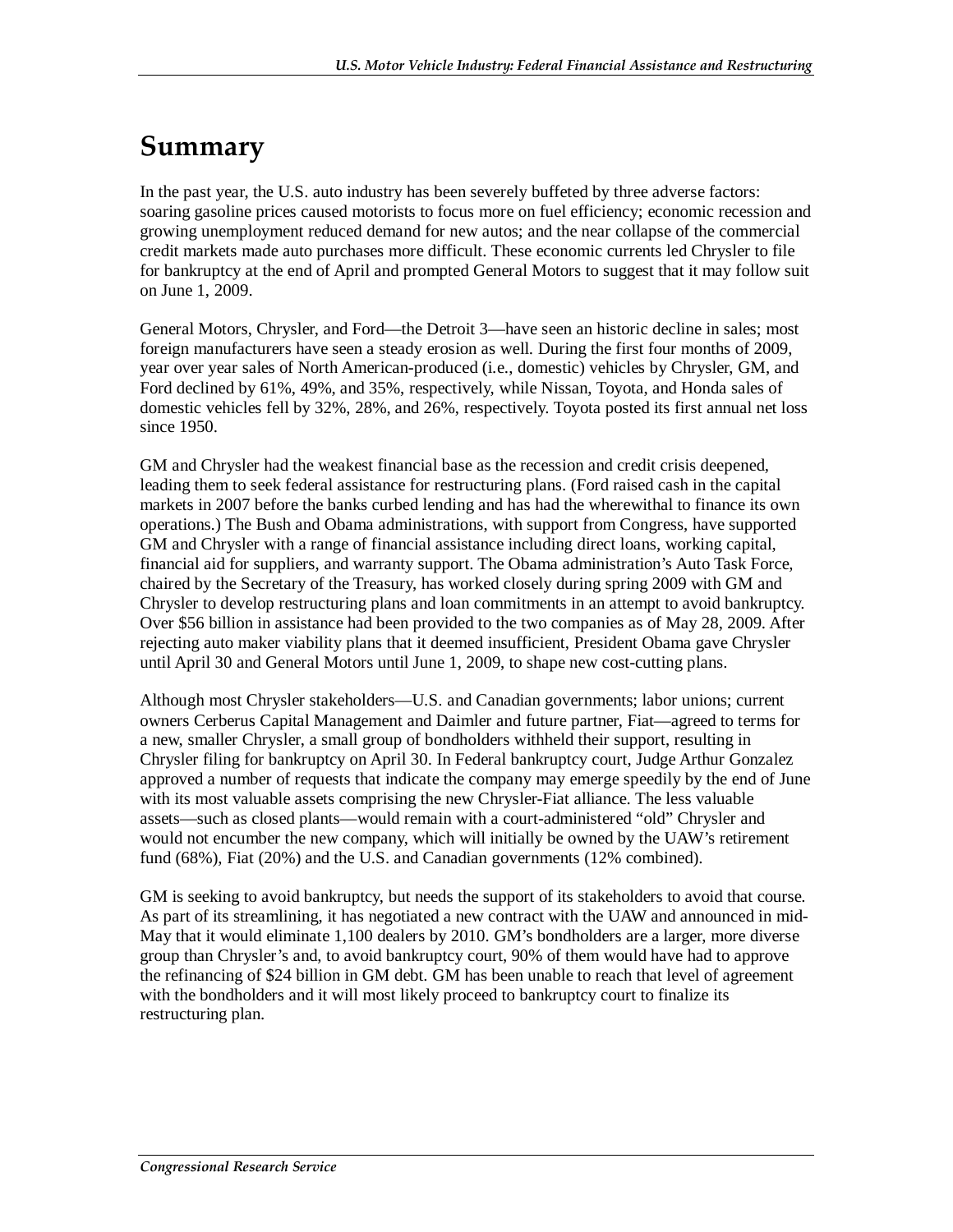# Summary

In the past year, the U.S. auto industry has been severely buffeted by three adverse factors: soaring gasoline prices caused motorists to focus more on fuel efficiency; economic recession and growing unemployment reduced demand for new autos; and the near collapse of the commercial credit markets made auto purchases more difficult. These economic currents led Chrysler to file for bankruptcy at the end of April and prompted General Motors to suggest that it may follow suit on June 1, 2009.

General Motors, Chrysler, and Ford—the Detroit 3—have seen an historic decline in sales; most foreign manufacturers have seen a steady erosion as well. During the first four months of 2009, year over year sales of North American-produced (i.e., domestic) vehicles by Chrysler, GM, and Ford declined by 61%, 49%, and 35%, respectively, while Nissan, Toyota, and Honda sales of domestic vehicles fell by 32%, 28%, and 26%, respectively. Toyota posted its first annual net loss since 1950.

GM and Chrysler had the weakest financial base as the recession and credit crisis deepened, leading them to seek federal assistance for restructuring plans. (Ford raised cash in the capital markets in 2007 before the banks curbed lending and has had the wherewithal to finance its own operations.) The Bush and Obama administrations, with support from Congress, have supported GM and Chrysler with a range of financial assistance including direct loans, working capital, financial aid for suppliers, and warranty support. The Obama administration's Auto Task Force, chaired by the Secretary of the Treasury, has worked closely during spring 2009 with GM and Chrysler to develop restructuring plans and loan commitments in an attempt to avoid bankruptcy. Over $56 billion in assistance had been provided to the two companies as of May 28, 2009. After rejecting auto maker viability plans that it deemed insufficient, President Obama gave Chrysler until April 30 and General Motors until June 1, 2009, to shape new cost-cutting plans.

Although most Chrysler stakeholders—U.S. and Canadian governments; labor unions; current owners Cerberus Capital Management and Daimler and future partner, Fiat—agreed to terms for a new, smaller Chrysler, a small group of bondholders withheld their support, resulting in Chrysler filing for bankruptcy on April 30. In Federal bankruptcy court, Judge Arthur Gonzalez approved a number of requests that indicate the company may emerge speedily by the end of June with its most valuable assets comprising the new Chrysler-Fiat alliance. The less valuable assets—such as closed plants—would remain with a court-administered "old" Chrysler and would not encumber the new company, which will initially be owned by the UAW's retirement fund (68%), Fiat (20%) and the U.S. and Canadian governments (12% combined).

GM is seeking to avoid bankruptcy, but needs the support of its stakeholders to avoid that course. As part of its streamlining, it has negotiated a new contract with the UAW and announced in mid-May that it would eliminate 1,100 dealers by 2010. GM's bondholders are a larger, more diverse group than Chrysler's and, to avoid bankruptcy court, 90% of them would have had to approve the refinancing of $24 billion in GM debt. GM has been unable to reach that level of agreement with the bondholders and it will most likely proceed to bankruptcy court to finalize its restructuring plan.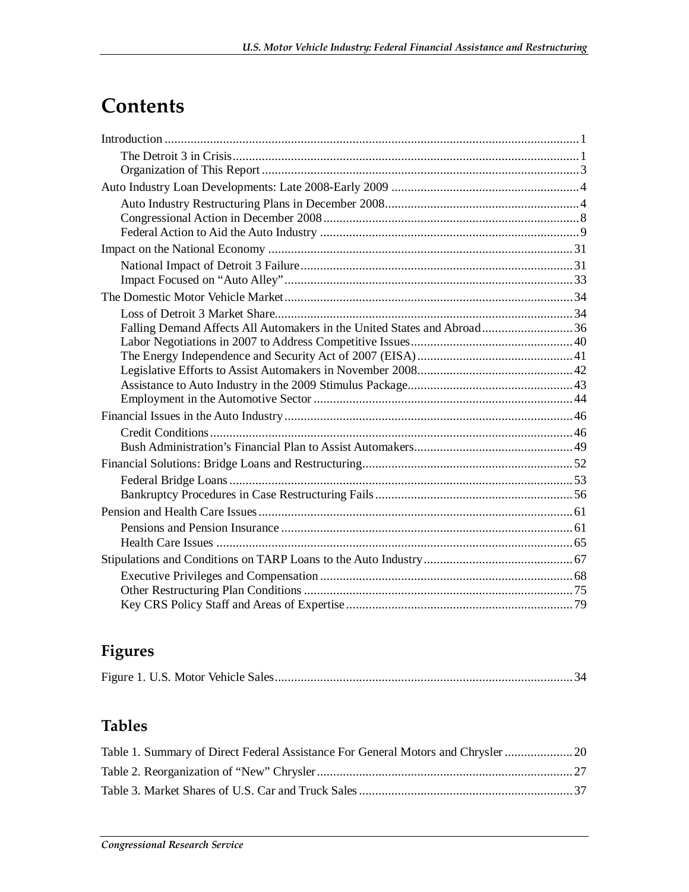# Contents

Introduction ... 1
- The Detroit 3 in Crisis ... 1
- Organization of This Report ... 3

Auto Industry Loan Developments: Late 2008-Early 2009 ... 4
- Auto Industry Restructuring Plans in December 2008 ... 4
- Congressional Action in December 2008 ... 8
- Federal Action to Aid the Auto Industry ... 9

Impact on the National Economy ... 31
- National Impact of Detroit 3 Failure ... 31
- Impact Focused on "Auto Alley" ... 33

The Domestic Motor Vehicle Market ... 34
- Loss of Detroit 3 Market Share ... 34
- Falling Demand Affects All Automakers in the United States and Abroad ... 36
- Labor Negotiations in 2007 to Address Competitive Issues ... 40
- The Energy Independence and Security Act of 2007 (EISA) ... 41
- Legislative Efforts to Assist Automakers in November 2008 ... 42
- Assistance to Auto Industry in the 2009 Stimulus Package ... 43
- Employment in the Automotive Sector ... 44

Financial Issues in the Auto Industry ... 46
- Credit Conditions ... 46
- Bush Administration's Financial Plan to Assist Automakers ... 49

Financial Solutions: Bridge Loans and Restructuring ... 52
- Federal Bridge Loans ... 53
- Bankruptcy Procedures in Case Restructuring Fails ... 56

Pension and Health Care Issues ... 61
- Pensions and Pension Insurance ... 61
- Health Care Issues ... 65

Stipulations and Conditions on TARP Loans to the Auto Industry ... 67
- Executive Privileges and Compensation ... 68
- Other Restructuring Plan Conditions ... 75
- Key CRS Policy Staff and Areas of Expertise ... 79

## Figures

Figure 1. U.S. Motor Vehicle Sales ... 34

## Tables

Table 1. Summary of Direct Federal Assistance For General Motors and Chrysler ... 20

Table 2. Reorganization of "New" Chrysler ... 27

Table 3. Market Shares of U.S. Car and Truck Sales ... 37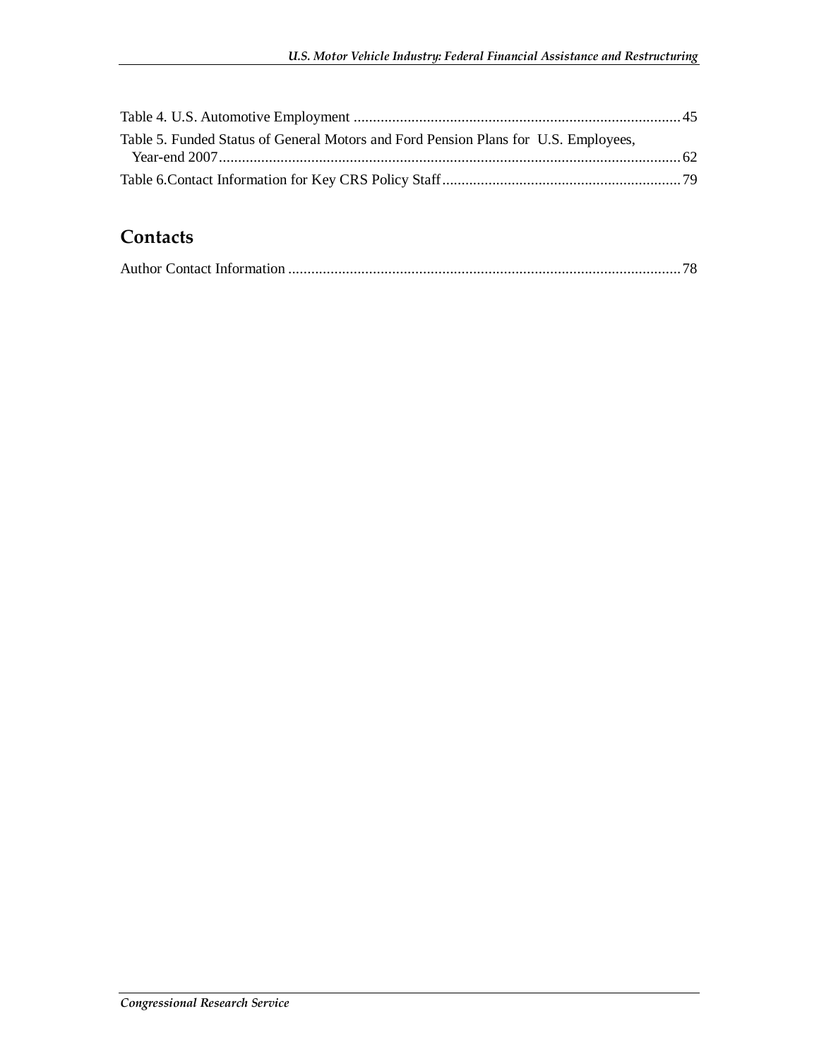Table 4. U.S. Automotive Employment ..................................................................................... 45

Table 5. Funded Status of General Motors and Ford Pension Plans for U.S. Employees, Year-end 2007........................................................................................................................ 62

Table 6.Contact Information for Key CRS Policy Staff.............................................................. 79

## Contacts

Author Contact Information ...................................................................................................... 78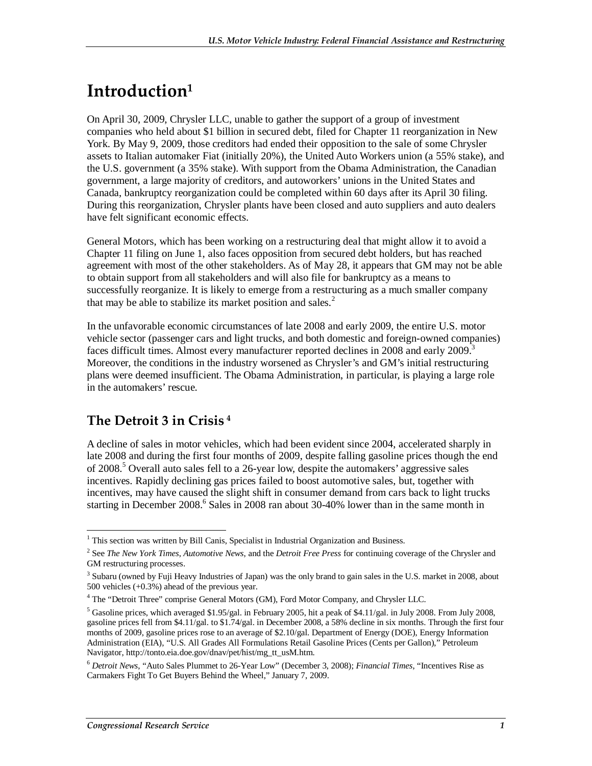# Introduction[1]

On April 30, 2009, Chrysler LLC, unable to gather the support of a group of investment companies who held about $1 billion in secured debt, filed for Chapter 11 reorganization in New York. By May 9, 2009, those creditors had ended their opposition to the sale of some Chrysler assets to Italian automaker Fiat (initially 20%), the United Auto Workers union (a 55% stake), and the U.S. government (a 35% stake). With support from the Obama Administration, the Canadian government, a large majority of creditors, and autoworkers' unions in the United States and Canada, bankruptcy reorganization could be completed within 60 days after its April 30 filing. During this reorganization, Chrysler plants have been closed and auto suppliers and auto dealers have felt significant economic effects.

General Motors, which has been working on a restructuring deal that might allow it to avoid a Chapter 11 filing on June 1, also faces opposition from secured debt holders, but has reached agreement with most of the other stakeholders. As of May 28, it appears that GM may not be able to obtain support from all stakeholders and will also file for bankruptcy as a means to successfully reorganize. It is likely to emerge from a restructuring as a much smaller company that may be able to stabilize its market position and sales.[2]

In the unfavorable economic circumstances of late 2008 and early 2009, the entire U.S. motor vehicle sector (passenger cars and light trucks, and both domestic and foreign-owned companies) faces difficult times. Almost every manufacturer reported declines in 2008 and early 2009.[3] Moreover, the conditions in the industry worsened as Chrysler's and GM's initial restructuring plans were deemed insufficient. The Obama Administration, in particular, is playing a large role in the automakers' rescue.

## The Detroit 3 in Crisis [4]

A decline of sales in motor vehicles, which had been evident since 2004, accelerated sharply in late 2008 and during the first four months of 2009, despite falling gasoline prices though the end of 2008.[5] Overall auto sales fell to a 26-year low, despite the automakers' aggressive sales incentives. Rapidly declining gas prices failed to boost automotive sales, but, together with incentives, may have caused the slight shift in consumer demand from cars back to light trucks starting in December 2008.[6] Sales in 2008 ran about 30-40% lower than in the same month in

---

[1] This section was written by Bill Canis, Specialist in Industrial Organization and Business.

[2] See *The New York Times*, *Automotive News*, and the *Detroit Free Press* for continuing coverage of the Chrysler and GM restructuring processes.

[3] Subaru (owned by Fuji Heavy Industries of Japan) was the only brand to gain sales in the U.S. market in 2008, about 500 vehicles (+0.3%) ahead of the previous year.

[4] The "Detroit Three" comprise General Motors (GM), Ford Motor Company, and Chrysler LLC.

[5] Gasoline prices, which averaged $1.95/gal. in February 2005, hit a peak of $4.11/gal. in July 2008. From July 2008, gasoline prices fell from $4.11/gal. to $1.74/gal. in December 2008, a 58% decline in six months. Through the first four months of 2009, gasoline prices rose to an average of $2.10/gal. Department of Energy (DOE), Energy Information Administration (EIA), "U.S. All Grades All Formulations Retail Gasoline Prices (Cents per Gallon)," Petroleum Navigator, http://tonto.eia.doe.gov/dnav/pet/hist/mg_tt_usM.htm.

[6] *Detroit News*, "Auto Sales Plummet to 26-Year Low" (December 3, 2008); *Financial Times*, "Incentives Rise as Carmakers Fight To Get Buyers Behind the Wheel," January 7, 2009.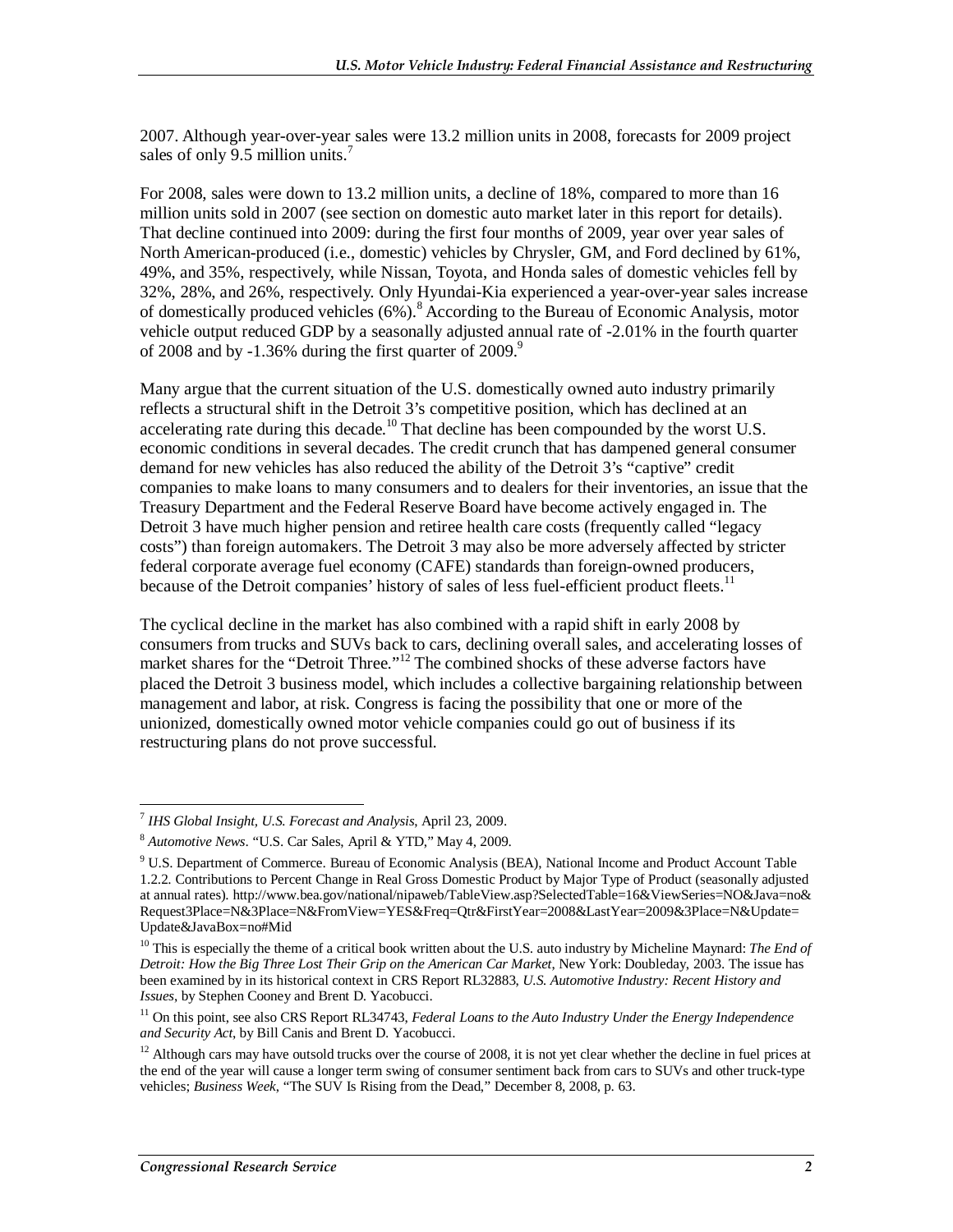2007. Although year-over-year sales were 13.2 million units in 2008, forecasts for 2009 project sales of only 9.5 million units.[7]

For 2008, sales were down to 13.2 million units, a decline of 18%, compared to more than 16 million units sold in 2007 (see section on domestic auto market later in this report for details). That decline continued into 2009: during the first four months of 2009, year over year sales of North American-produced (i.e., domestic) vehicles by Chrysler, GM, and Ford declined by 61%, 49%, and 35%, respectively, while Nissan, Toyota, and Honda sales of domestic vehicles fell by 32%, 28%, and 26%, respectively. Only Hyundai-Kia experienced a year-over-year sales increase of domestically produced vehicles (6%).[8] According to the Bureau of Economic Analysis, motor vehicle output reduced GDP by a seasonally adjusted annual rate of -2.01% in the fourth quarter of 2008 and by -1.36% during the first quarter of 2009.[9]

Many argue that the current situation of the U.S. domestically owned auto industry primarily reflects a structural shift in the Detroit 3's competitive position, which has declined at an accelerating rate during this decade.[10] That decline has been compounded by the worst U.S. economic conditions in several decades. The credit crunch that has dampened general consumer demand for new vehicles has also reduced the ability of the Detroit 3's "captive" credit companies to make loans to many consumers and to dealers for their inventories, an issue that the Treasury Department and the Federal Reserve Board have become actively engaged in. The Detroit 3 have much higher pension and retiree health care costs (frequently called "legacy costs") than foreign automakers. The Detroit 3 may also be more adversely affected by stricter federal corporate average fuel economy (CAFE) standards than foreign-owned producers, because of the Detroit companies' history of sales of less fuel-efficient product fleets.[11]

The cyclical decline in the market has also combined with a rapid shift in early 2008 by consumers from trucks and SUVs back to cars, declining overall sales, and accelerating losses of market shares for the "Detroit Three."[12] The combined shocks of these adverse factors have placed the Detroit 3 business model, which includes a collective bargaining relationship between management and labor, at risk. Congress is facing the possibility that one or more of the unionized, domestically owned motor vehicle companies could go out of business if its restructuring plans do not prove successful.

---

[7] *IHS Global Insight, U.S. Forecast and Analysis*, April 23, 2009.

[8] *Automotive News*. "U.S. Car Sales, April & YTD," May 4, 2009.

[9] U.S. Department of Commerce. Bureau of Economic Analysis (BEA), National Income and Product Account Table 1.2.2. Contributions to Percent Change in Real Gross Domestic Product by Major Type of Product (seasonally adjusted at annual rates). http://www.bea.gov/national/nipaweb/TableView.asp?SelectedTable=16&ViewSeries=NO&Java=no&Request3Place=N&3Place=N&FromView=YES&Freq=Qtr&FirstYear=2008&LastYear=2009&3Place=N&Update=Update&JavaBox=no#Mid

[10] This is especially the theme of a critical book written about the U.S. auto industry by Micheline Maynard: *The End of Detroit: How the Big Three Lost Their Grip on the American Car Market*, New York: Doubleday, 2003. The issue has been examined by in its historical context in CRS Report RL32883, *U.S. Automotive Industry: Recent History and Issues*, by Stephen Cooney and Brent D. Yacobucci.

[11] On this point, see also CRS Report RL34743, *Federal Loans to the Auto Industry Under the Energy Independence and Security Act*, by Bill Canis and Brent D. Yacobucci.

[12] Although cars may have outsold trucks over the course of 2008, it is not yet clear whether the decline in fuel prices at the end of the year will cause a longer term swing of consumer sentiment back from cars to SUVs and other truck-type vehicles; *Business Week*, "The SUV Is Rising from the Dead," December 8, 2008, p. 63.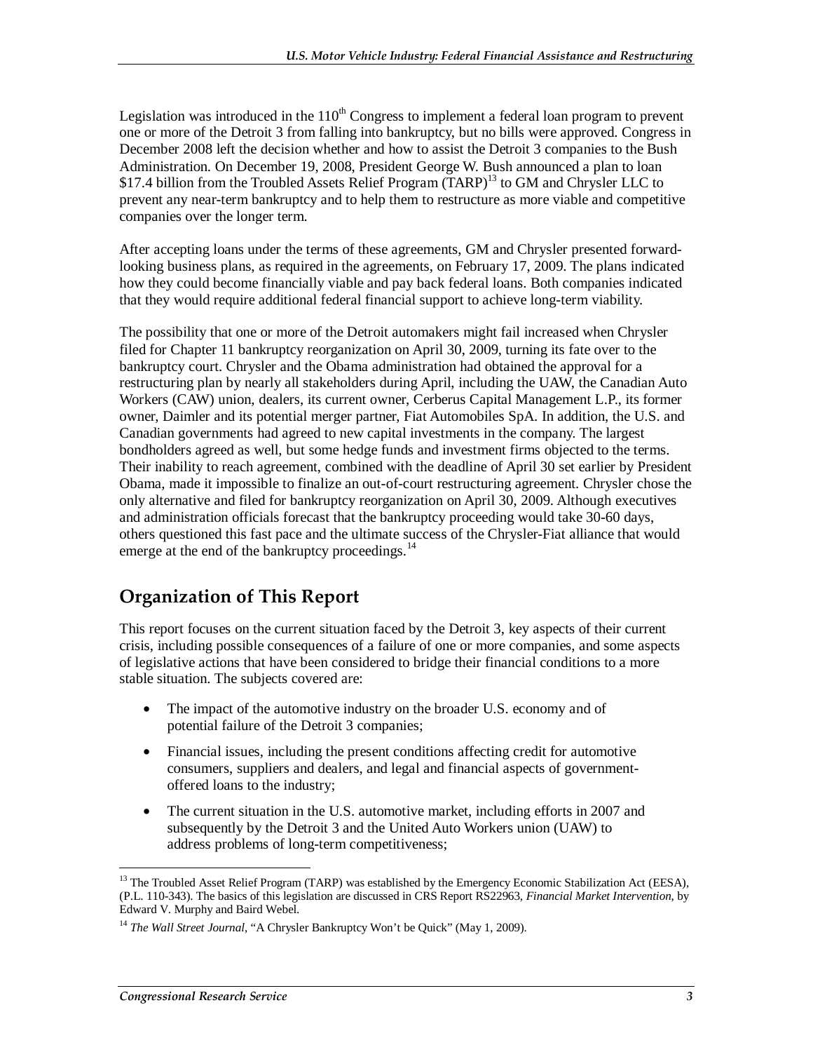Legislation was introduced in the 110th Congress to implement a federal loan program to prevent one or more of the Detroit 3 from falling into bankruptcy, but no bills were approved. Congress in December 2008 left the decision whether and how to assist the Detroit 3 companies to the Bush Administration. On December 19, 2008, President George W. Bush announced a plan to loan $17.4 billion from the Troubled Assets Relief Program (TARP)[13] to GM and Chrysler LLC to prevent any near-term bankruptcy and to help them to restructure as more viable and competitive companies over the longer term.

After accepting loans under the terms of these agreements, GM and Chrysler presented forward-looking business plans, as required in the agreements, on February 17, 2009. The plans indicated how they could become financially viable and pay back federal loans. Both companies indicated that they would require additional federal financial support to achieve long-term viability.

The possibility that one or more of the Detroit automakers might fail increased when Chrysler filed for Chapter 11 bankruptcy reorganization on April 30, 2009, turning its fate over to the bankruptcy court. Chrysler and the Obama administration had obtained the approval for a restructuring plan by nearly all stakeholders during April, including the UAW, the Canadian Auto Workers (CAW) union, dealers, its current owner, Cerberus Capital Management L.P., its former owner, Daimler and its potential merger partner, Fiat Automobiles SpA. In addition, the U.S. and Canadian governments had agreed to new capital investments in the company. The largest bondholders agreed as well, but some hedge funds and investment firms objected to the terms. Their inability to reach agreement, combined with the deadline of April 30 set earlier by President Obama, made it impossible to finalize an out-of-court restructuring agreement. Chrysler chose the only alternative and filed for bankruptcy reorganization on April 30, 2009. Although executives and administration officials forecast that the bankruptcy proceeding would take 30-60 days, others questioned this fast pace and the ultimate success of the Chrysler-Fiat alliance that would emerge at the end of the bankruptcy proceedings.[14]

## Organization of This Report

This report focuses on the current situation faced by the Detroit 3, key aspects of their current crisis, including possible consequences of a failure of one or more companies, and some aspects of legislative actions that have been considered to bridge their financial conditions to a more stable situation. The subjects covered are:

- The impact of the automotive industry on the broader U.S. economy and of potential failure of the Detroit 3 companies;
- Financial issues, including the present conditions affecting credit for automotive consumers, suppliers and dealers, and legal and financial aspects of government-offered loans to the industry;
- The current situation in the U.S. automotive market, including efforts in 2007 and subsequently by the Detroit 3 and the United Auto Workers union (UAW) to address problems of long-term competitiveness;

---

[13] The Troubled Asset Relief Program (TARP) was established by the Emergency Economic Stabilization Act (EESA), (P.L. 110-343). The basics of this legislation are discussed in CRS Report RS22963, *Financial Market Intervention*, by Edward V. Murphy and Baird Webel.

[14] *The Wall Street Journal*, "A Chrysler Bankruptcy Won't be Quick" (May 1, 2009).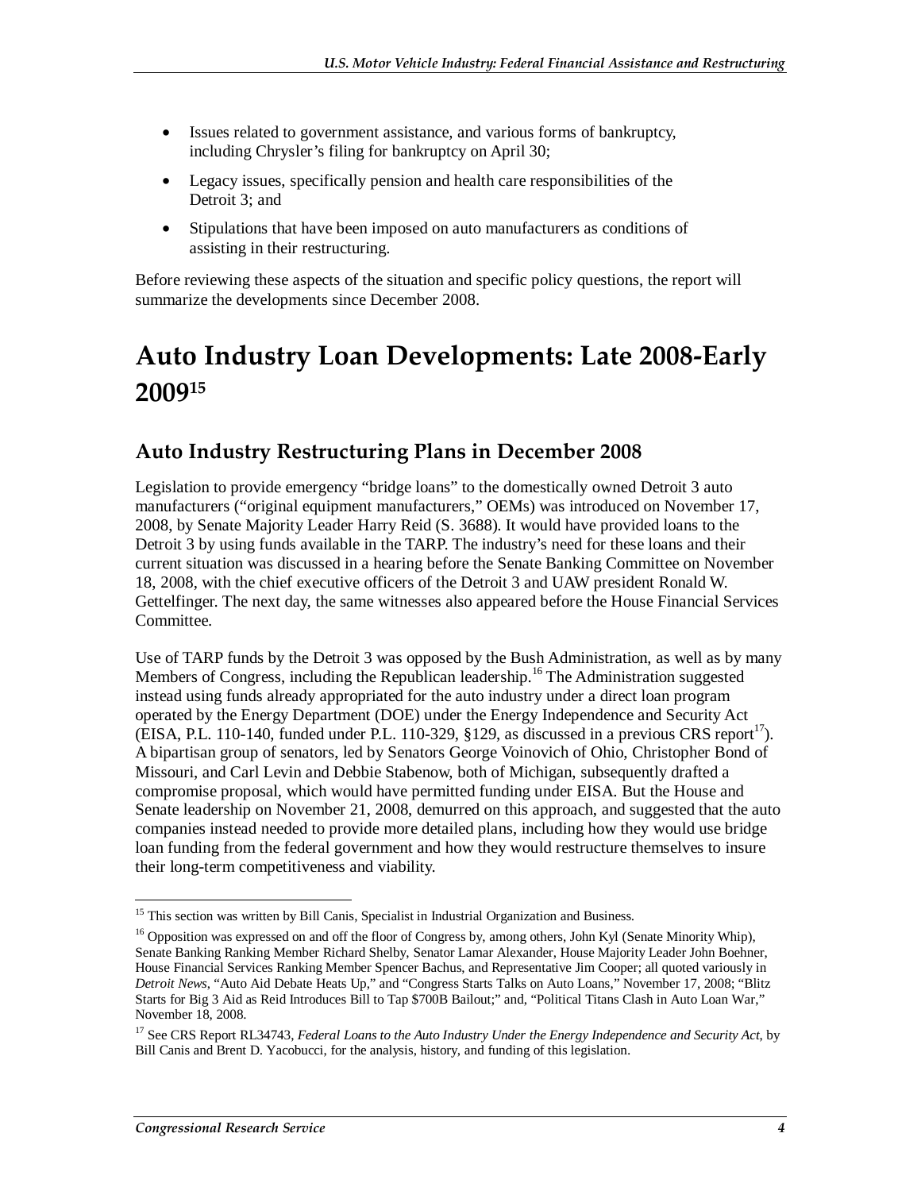- Issues related to government assistance, and various forms of bankruptcy, including Chrysler's filing for bankruptcy on April 30;
- Legacy issues, specifically pension and health care responsibilities of the Detroit 3; and
- Stipulations that have been imposed on auto manufacturers as conditions of assisting in their restructuring.

Before reviewing these aspects of the situation and specific policy questions, the report will summarize the developments since December 2008.

# Auto Industry Loan Developments: Late 2008-Early 2009[15]

## Auto Industry Restructuring Plans in December 2008

Legislation to provide emergency "bridge loans" to the domestically owned Detroit 3 auto manufacturers ("original equipment manufacturers," OEMs) was introduced on November 17, 2008, by Senate Majority Leader Harry Reid (S. 3688). It would have provided loans to the Detroit 3 by using funds available in the TARP. The industry's need for these loans and their current situation was discussed in a hearing before the Senate Banking Committee on November 18, 2008, with the chief executive officers of the Detroit 3 and UAW president Ronald W. Gettelfinger. The next day, the same witnesses also appeared before the House Financial Services Committee.

Use of TARP funds by the Detroit 3 was opposed by the Bush Administration, as well as by many Members of Congress, including the Republican leadership.[16] The Administration suggested instead using funds already appropriated for the auto industry under a direct loan program operated by the Energy Department (DOE) under the Energy Independence and Security Act (EISA, P.L. 110-140, funded under P.L. 110-329, §129, as discussed in a previous CRS report[17]). A bipartisan group of senators, led by Senators George Voinovich of Ohio, Christopher Bond of Missouri, and Carl Levin and Debbie Stabenow, both of Michigan, subsequently drafted a compromise proposal, which would have permitted funding under EISA. But the House and Senate leadership on November 21, 2008, demurred on this approach, and suggested that the auto companies instead needed to provide more detailed plans, including how they would use bridge loan funding from the federal government and how they would restructure themselves to insure their long-term competitiveness and viability.

---

[15] This section was written by Bill Canis, Specialist in Industrial Organization and Business.

[16] Opposition was expressed on and off the floor of Congress by, among others, John Kyl (Senate Minority Whip), Senate Banking Ranking Member Richard Shelby, Senator Lamar Alexander, House Majority Leader John Boehner, House Financial Services Ranking Member Spencer Bachus, and Representative Jim Cooper; all quoted variously in *Detroit News*, "Auto Aid Debate Heats Up," and "Congress Starts Talks on Auto Loans," November 17, 2008; "Blitz Starts for Big 3 Aid as Reid Introduces Bill to Tap $700B Bailout;" and, "Political Titans Clash in Auto Loan War," November 18, 2008.

[17] See CRS Report RL34743, *Federal Loans to the Auto Industry Under the Energy Independence and Security Act*, by Bill Canis and Brent D. Yacobucci, for the analysis, history, and funding of this legislation.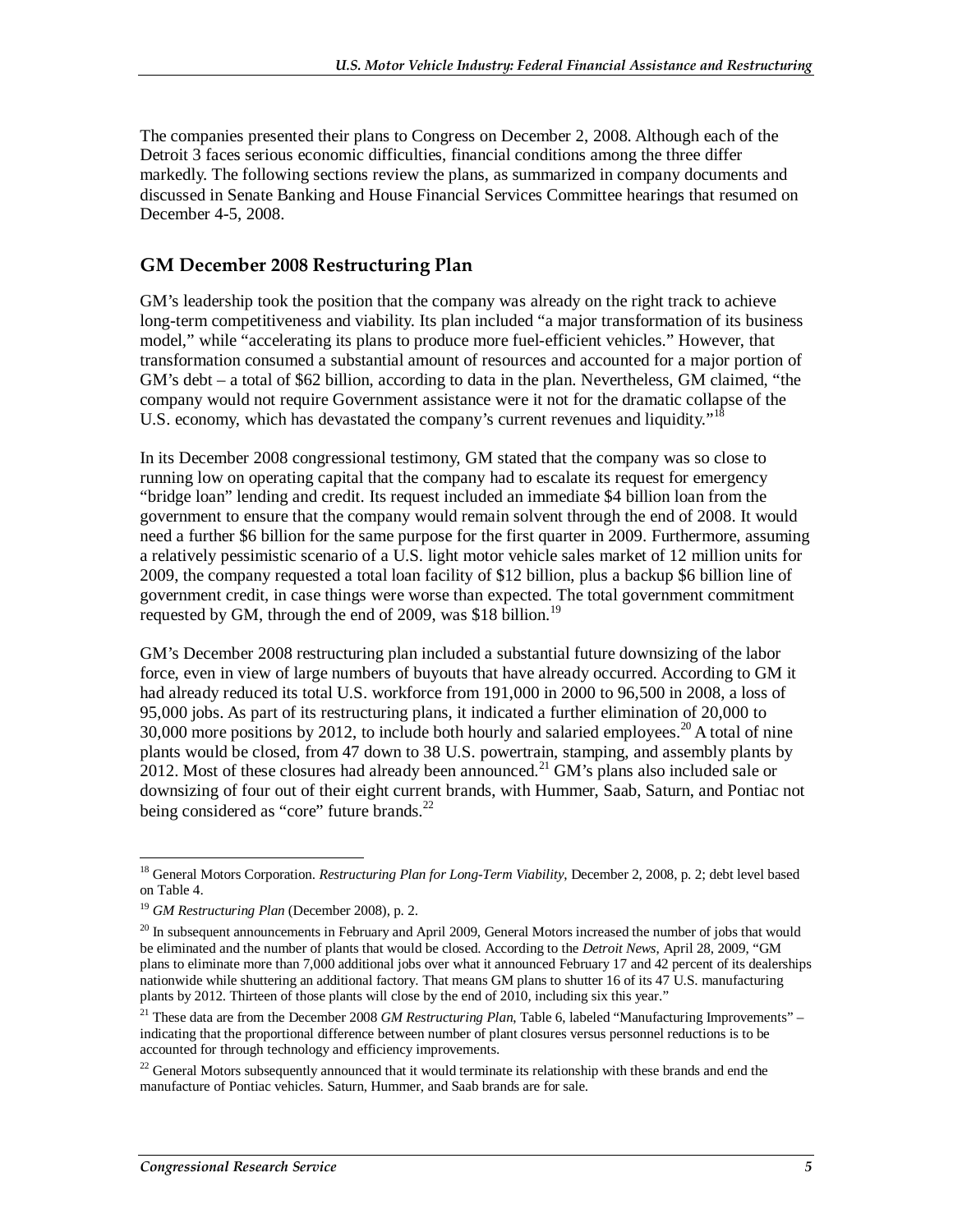The companies presented their plans to Congress on December 2, 2008. Although each of the Detroit 3 faces serious economic difficulties, financial conditions among the three differ markedly. The following sections review the plans, as summarized in company documents and discussed in Senate Banking and House Financial Services Committee hearings that resumed on December 4-5, 2008.

## GM December 2008 Restructuring Plan

GM's leadership took the position that the company was already on the right track to achieve long-term competitiveness and viability. Its plan included "a major transformation of its business model," while "accelerating its plans to produce more fuel-efficient vehicles." However, that transformation consumed a substantial amount of resources and accounted for a major portion of GM's debt – a total of $62 billion, according to data in the plan. Nevertheless, GM claimed, "the company would not require Government assistance were it not for the dramatic collapse of the U.S. economy, which has devastated the company's current revenues and liquidity."[18]

In its December 2008 congressional testimony, GM stated that the company was so close to running low on operating capital that the company had to escalate its request for emergency "bridge loan" lending and credit. Its request included an immediate $4 billion loan from the government to ensure that the company would remain solvent through the end of 2008. It would need a further $6 billion for the same purpose for the first quarter in 2009. Furthermore, assuming a relatively pessimistic scenario of a U.S. light motor vehicle sales market of 12 million units for 2009, the company requested a total loan facility of $12 billion, plus a backup $6 billion line of government credit, in case things were worse than expected. The total government commitment requested by GM, through the end of 2009, was $18 billion.[19]

GM's December 2008 restructuring plan included a substantial future downsizing of the labor force, even in view of large numbers of buyouts that have already occurred. According to GM it had already reduced its total U.S. workforce from 191,000 in 2000 to 96,500 in 2008, a loss of 95,000 jobs. As part of its restructuring plans, it indicated a further elimination of 20,000 to 30,000 more positions by 2012, to include both hourly and salaried employees.[20] A total of nine plants would be closed, from 47 down to 38 U.S. powertrain, stamping, and assembly plants by 2012. Most of these closures had already been announced.[21] GM's plans also included sale or downsizing of four out of their eight current brands, with Hummer, Saab, Saturn, and Pontiac not being considered as "core" future brands.[22]

---

[18] General Motors Corporation. *Restructuring Plan for Long-Term Viability*, December 2, 2008, p. 2; debt level based on Table 4.

[19] *GM Restructuring Plan* (December 2008), p. 2.

[20] In subsequent announcements in February and April 2009, General Motors increased the number of jobs that would be eliminated and the number of plants that would be closed. According to the *Detroit News*, April 28, 2009, "GM plans to eliminate more than 7,000 additional jobs over what it announced February 17 and 42 percent of its dealerships nationwide while shuttering an additional factory. That means GM plans to shutter 16 of its 47 U.S. manufacturing plants by 2012. Thirteen of those plants will close by the end of 2010, including six this year."

[21] These data are from the December 2008 *GM Restructuring Plan*, Table 6, labeled "Manufacturing Improvements" – indicating that the proportional difference between number of plant closures versus personnel reductions is to be accounted for through technology and efficiency improvements.

[22] General Motors subsequently announced that it would terminate its relationship with these brands and end the manufacture of Pontiac vehicles. Saturn, Hummer, and Saab brands are for sale.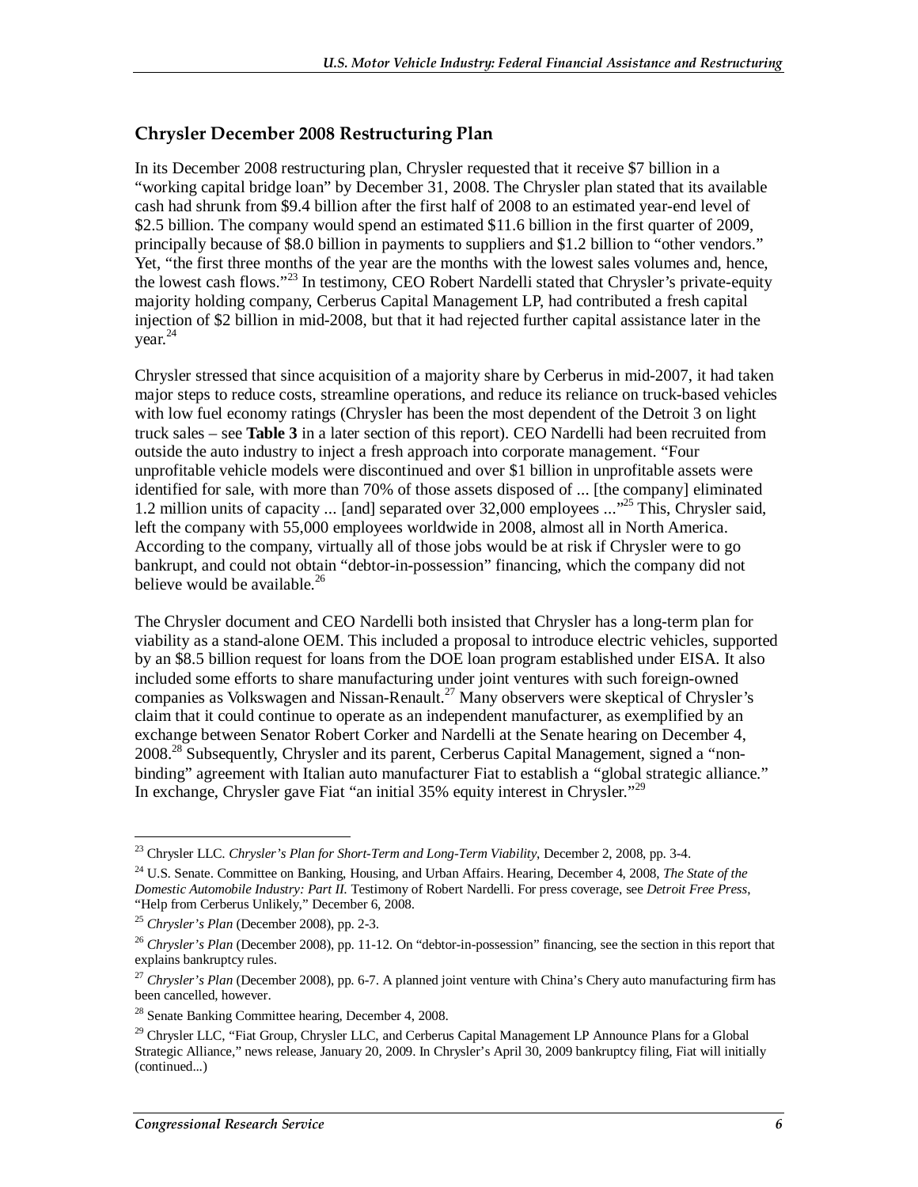## Chrysler December 2008 Restructuring Plan

In its December 2008 restructuring plan, Chrysler requested that it receive $7 billion in a "working capital bridge loan" by December 31, 2008. The Chrysler plan stated that its available cash had shrunk from $9.4 billion after the first half of 2008 to an estimated year-end level of $2.5 billion. The company would spend an estimated $11.6 billion in the first quarter of 2009, principally because of $8.0 billion in payments to suppliers and $1.2 billion to "other vendors." Yet, "the first three months of the year are the months with the lowest sales volumes and, hence, the lowest cash flows."[23] In testimony, CEO Robert Nardelli stated that Chrysler's private-equity majority holding company, Cerberus Capital Management LP, had contributed a fresh capital injection of $2 billion in mid-2008, but that it had rejected further capital assistance later in the year.[24]

Chrysler stressed that since acquisition of a majority share by Cerberus in mid-2007, it had taken major steps to reduce costs, streamline operations, and reduce its reliance on truck-based vehicles with low fuel economy ratings (Chrysler has been the most dependent of the Detroit 3 on light truck sales – see **Table 3** in a later section of this report). CEO Nardelli had been recruited from outside the auto industry to inject a fresh approach into corporate management. "Four unprofitable vehicle models were discontinued and over $1 billion in unprofitable assets were identified for sale, with more than 70% of those assets disposed of ... [the company] eliminated 1.2 million units of capacity ... [and] separated over 32,000 employees ..."[25] This, Chrysler said, left the company with 55,000 employees worldwide in 2008, almost all in North America. According to the company, virtually all of those jobs would be at risk if Chrysler were to go bankrupt, and could not obtain "debtor-in-possession" financing, which the company did not believe would be available.[26]

The Chrysler document and CEO Nardelli both insisted that Chrysler has a long-term plan for viability as a stand-alone OEM. This included a proposal to introduce electric vehicles, supported by an $8.5 billion request for loans from the DOE loan program established under EISA. It also included some efforts to share manufacturing under joint ventures with such foreign-owned companies as Volkswagen and Nissan-Renault.[27] Many observers were skeptical of Chrysler's claim that it could continue to operate as an independent manufacturer, as exemplified by an exchange between Senator Robert Corker and Nardelli at the Senate hearing on December 4, 2008.[28] Subsequently, Chrysler and its parent, Cerberus Capital Management, signed a "non-binding" agreement with Italian auto manufacturer Fiat to establish a "global strategic alliance." In exchange, Chrysler gave Fiat "an initial 35% equity interest in Chrysler."[29]

---

[23] Chrysler LLC. *Chrysler's Plan for Short-Term and Long-Term Viability*, December 2, 2008, pp. 3-4.

[24] U.S. Senate. Committee on Banking, Housing, and Urban Affairs. Hearing, December 4, 2008, *The State of the Domestic Automobile Industry: Part II.* Testimony of Robert Nardelli. For press coverage, see *Detroit Free Press*, "Help from Cerberus Unlikely," December 6, 2008.

[25] *Chrysler's Plan* (December 2008), pp. 2-3.

[26] *Chrysler's Plan* (December 2008), pp. 11-12. On "debtor-in-possession" financing, see the section in this report that explains bankruptcy rules.

[27] *Chrysler's Plan* (December 2008), pp. 6-7. A planned joint venture with China's Chery auto manufacturing firm has been cancelled, however.

[28] Senate Banking Committee hearing, December 4, 2008.

[29] Chrysler LLC, "Fiat Group, Chrysler LLC, and Cerberus Capital Management LP Announce Plans for a Global Strategic Alliance," news release, January 20, 2009. In Chrysler's April 30, 2009 bankruptcy filing, Fiat will initially (continued...)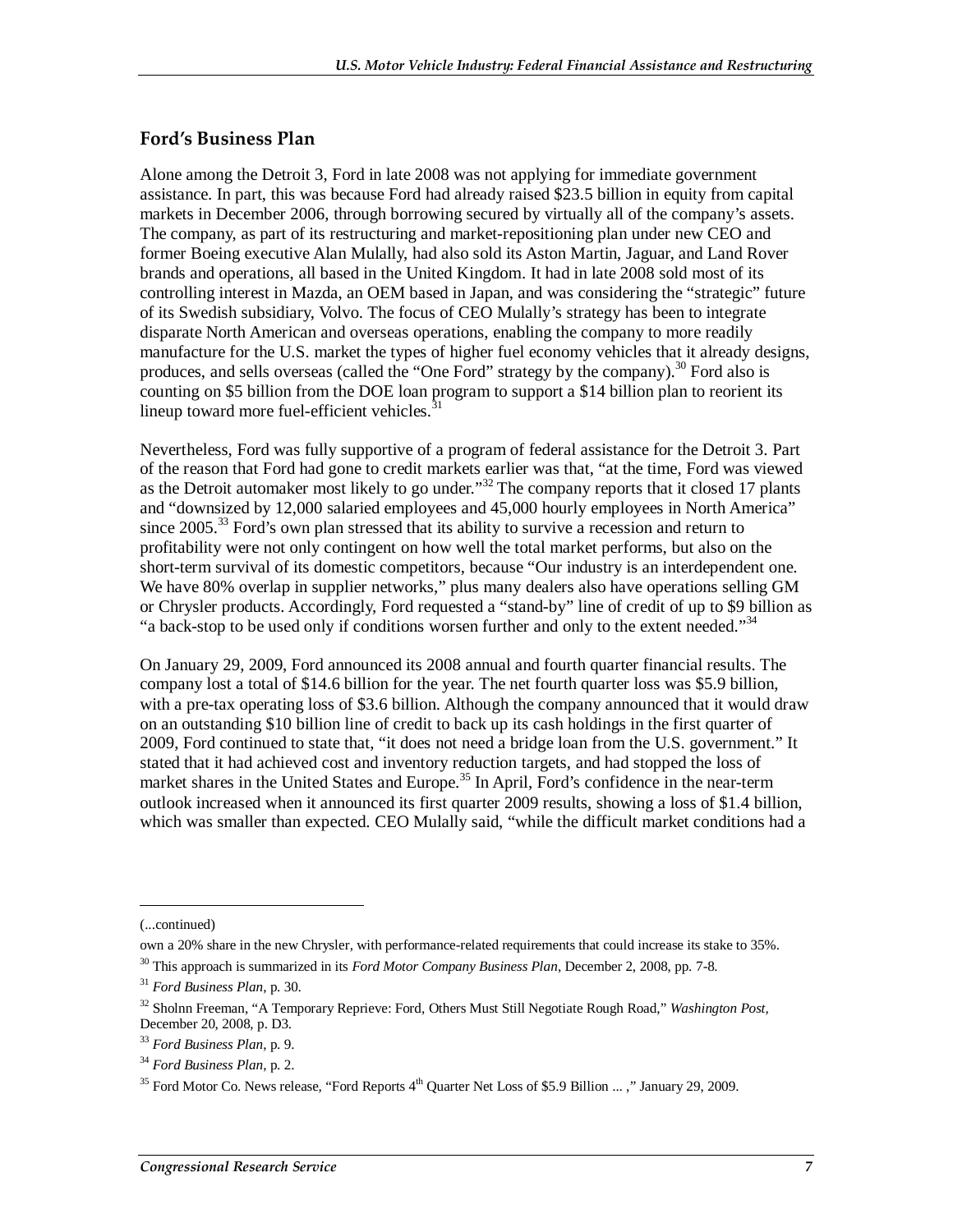## Ford's Business Plan

Alone among the Detroit 3, Ford in late 2008 was not applying for immediate government assistance. In part, this was because Ford had already raised $23.5 billion in equity from capital markets in December 2006, through borrowing secured by virtually all of the company's assets. The company, as part of its restructuring and market-repositioning plan under new CEO and former Boeing executive Alan Mulally, had also sold its Aston Martin, Jaguar, and Land Rover brands and operations, all based in the United Kingdom. It had in late 2008 sold most of its controlling interest in Mazda, an OEM based in Japan, and was considering the "strategic" future of its Swedish subsidiary, Volvo. The focus of CEO Mulally's strategy has been to integrate disparate North American and overseas operations, enabling the company to more readily manufacture for the U.S. market the types of higher fuel economy vehicles that it already designs, produces, and sells overseas (called the "One Ford" strategy by the company).[30] Ford also is counting on $5 billion from the DOE loan program to support a $14 billion plan to reorient its lineup toward more fuel-efficient vehicles.[31]

Nevertheless, Ford was fully supportive of a program of federal assistance for the Detroit 3. Part of the reason that Ford had gone to credit markets earlier was that, "at the time, Ford was viewed as the Detroit automaker most likely to go under."[32] The company reports that it closed 17 plants and "downsized by 12,000 salaried employees and 45,000 hourly employees in North America" since 2005.[33] Ford's own plan stressed that its ability to survive a recession and return to profitability were not only contingent on how well the total market performs, but also on the short-term survival of its domestic competitors, because "Our industry is an interdependent one. We have 80% overlap in supplier networks," plus many dealers also have operations selling GM or Chrysler products. Accordingly, Ford requested a "stand-by" line of credit of up to $9 billion as "a back-stop to be used only if conditions worsen further and only to the extent needed."[34]

On January 29, 2009, Ford announced its 2008 annual and fourth quarter financial results. The company lost a total of $14.6 billion for the year. The net fourth quarter loss was $5.9 billion, with a pre-tax operating loss of $3.6 billion. Although the company announced that it would draw on an outstanding $10 billion line of credit to back up its cash holdings in the first quarter of 2009, Ford continued to state that, "it does not need a bridge loan from the U.S. government." It stated that it had achieved cost and inventory reduction targets, and had stopped the loss of market shares in the United States and Europe.[35] In April, Ford's confidence in the near-term outlook increased when it announced its first quarter 2009 results, showing a loss of $1.4 billion, which was smaller than expected. CEO Mulally said, "while the difficult market conditions had a

---

(...continued)

own a 20% share in the new Chrysler, with performance-related requirements that could increase its stake to 35%.

[30] This approach is summarized in its *Ford Motor Company Business Plan*, December 2, 2008, pp. 7-8.

[31] *Ford Business Plan*, p. 30.

[32] Sholnn Freeman, "A Temporary Reprieve: Ford, Others Must Still Negotiate Rough Road," *Washington Post*, December 20, 2008, p. D3.

[33] *Ford Business Plan*, p. 9.

[34] *Ford Business Plan*, p. 2.

[35] Ford Motor Co. News release, "Ford Reports 4th Quarter Net Loss of $5.9 Billion ... ," January 29, 2009.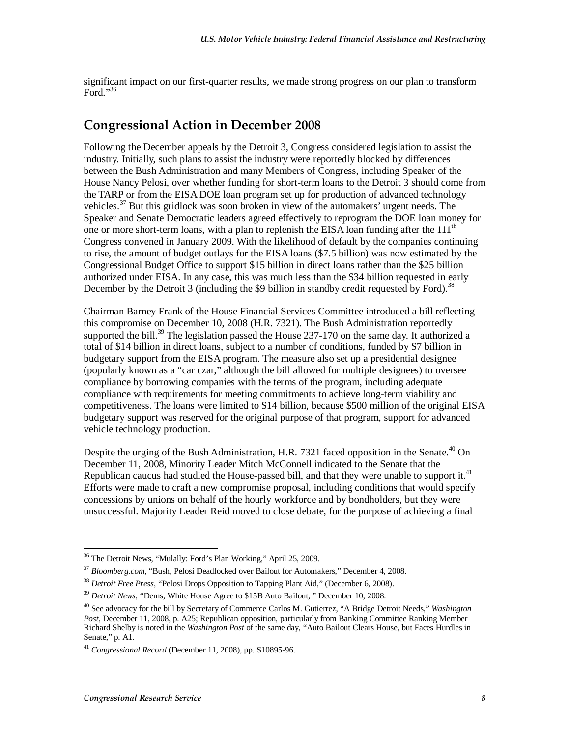significant impact on our first-quarter results, we made strong progress on our plan to transform Ford."[36]

## Congressional Action in December 2008

Following the December appeals by the Detroit 3, Congress considered legislation to assist the industry. Initially, such plans to assist the industry were reportedly blocked by differences between the Bush Administration and many Members of Congress, including Speaker of the House Nancy Pelosi, over whether funding for short-term loans to the Detroit 3 should come from the TARP or from the EISA DOE loan program set up for production of advanced technology vehicles.[37] But this gridlock was soon broken in view of the automakers' urgent needs. The Speaker and Senate Democratic leaders agreed effectively to reprogram the DOE loan money for one or more short-term loans, with a plan to replenish the EISA loan funding after the 111th Congress convened in January 2009. With the likelihood of default by the companies continuing to rise, the amount of budget outlays for the EISA loans ($7.5 billion) was now estimated by the Congressional Budget Office to support $15 billion in direct loans rather than the $25 billion authorized under EISA. In any case, this was much less than the $34 billion requested in early December by the Detroit 3 (including the $9 billion in standby credit requested by Ford).[38]

Chairman Barney Frank of the House Financial Services Committee introduced a bill reflecting this compromise on December 10, 2008 (H.R. 7321). The Bush Administration reportedly supported the bill.[39] The legislation passed the House 237-170 on the same day. It authorized a total of $14 billion in direct loans, subject to a number of conditions, funded by $7 billion in budgetary support from the EISA program. The measure also set up a presidential designee (popularly known as a "car czar," although the bill allowed for multiple designees) to oversee compliance by borrowing companies with the terms of the program, including adequate compliance with requirements for meeting commitments to achieve long-term viability and competitiveness. The loans were limited to $14 billion, because $500 million of the original EISA budgetary support was reserved for the original purpose of that program, support for advanced vehicle technology production.

Despite the urging of the Bush Administration, H.R. 7321 faced opposition in the Senate.[40] On December 11, 2008, Minority Leader Mitch McConnell indicated to the Senate that the Republican caucus had studied the House-passed bill, and that they were unable to support it.[41] Efforts were made to craft a new compromise proposal, including conditions that would specify concessions by unions on behalf of the hourly workforce and by bondholders, but they were unsuccessful. Majority Leader Reid moved to close debate, for the purpose of achieving a final

---

[36] The Detroit News, "Mulally: Ford's Plan Working," April 25, 2009.

[37] *Bloomberg.com*, "Bush, Pelosi Deadlocked over Bailout for Automakers," December 4, 2008.

[38] *Detroit Free Press*, "Pelosi Drops Opposition to Tapping Plant Aid," (December 6, 2008).

[39] *Detroit News*, "Dems, White House Agree to $15B Auto Bailout, " December 10, 2008.

[40] See advocacy for the bill by Secretary of Commerce Carlos M. Gutierrez, "A Bridge Detroit Needs," *Washington Post*, December 11, 2008, p. A25; Republican opposition, particularly from Banking Committee Ranking Member Richard Shelby is noted in the *Washington Post* of the same day, "Auto Bailout Clears House, but Faces Hurdles in Senate," p. A1.

[41] *Congressional Record* (December 11, 2008), pp. S10895-96.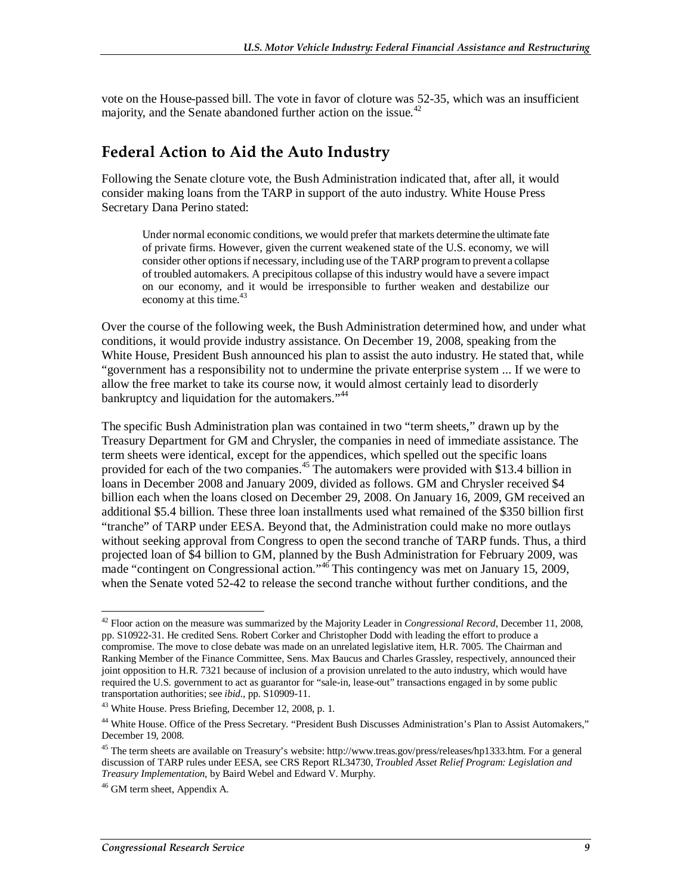vote on the House-passed bill. The vote in favor of cloture was 52-35, which was an insufficient majority, and the Senate abandoned further action on the issue.[42]

## Federal Action to Aid the Auto Industry

Following the Senate cloture vote, the Bush Administration indicated that, after all, it would consider making loans from the TARP in support of the auto industry. White House Press Secretary Dana Perino stated:

> Under normal economic conditions, we would prefer that markets determine the ultimate fate of private firms. However, given the current weakened state of the U.S. economy, we will consider other options if necessary, including use of the TARP program to prevent a collapse of troubled automakers. A precipitous collapse of this industry would have a severe impact on our economy, and it would be irresponsible to further weaken and destabilize our economy at this time.[43]

Over the course of the following week, the Bush Administration determined how, and under what conditions, it would provide industry assistance. On December 19, 2008, speaking from the White House, President Bush announced his plan to assist the auto industry. He stated that, while "government has a responsibility not to undermine the private enterprise system ... If we were to allow the free market to take its course now, it would almost certainly lead to disorderly bankruptcy and liquidation for the automakers."[44]

The specific Bush Administration plan was contained in two "term sheets," drawn up by the Treasury Department for GM and Chrysler, the companies in need of immediate assistance. The term sheets were identical, except for the appendices, which spelled out the specific loans provided for each of the two companies.[45] The automakers were provided with $13.4 billion in loans in December 2008 and January 2009, divided as follows. GM and Chrysler received $4 billion each when the loans closed on December 29, 2008. On January 16, 2009, GM received an additional $5.4 billion. These three loan installments used what remained of the $350 billion first "tranche" of TARP under EESA. Beyond that, the Administration could make no more outlays without seeking approval from Congress to open the second tranche of TARP funds. Thus, a third projected loan of $4 billion to GM, planned by the Bush Administration for February 2009, was made "contingent on Congressional action."[46] This contingency was met on January 15, 2009, when the Senate voted 52-42 to release the second tranche without further conditions, and the

---

[42] Floor action on the measure was summarized by the Majority Leader in *Congressional Record*, December 11, 2008, pp. S10922-31. He credited Sens. Robert Corker and Christopher Dodd with leading the effort to produce a compromise. The move to close debate was made on an unrelated legislative item, H.R. 7005. The Chairman and Ranking Member of the Finance Committee, Sens. Max Baucus and Charles Grassley, respectively, announced their joint opposition to H.R. 7321 because of inclusion of a provision unrelated to the auto industry, which would have required the U.S. government to act as guarantor for "sale-in, lease-out" transactions engaged in by some public transportation authorities; see *ibid.*, pp. S10909-11.

[43] White House. Press Briefing, December 12, 2008, p. 1.

[44] White House. Office of the Press Secretary. "President Bush Discusses Administration's Plan to Assist Automakers," December 19, 2008.

[45] The term sheets are available on Treasury's website: http://www.treas.gov/press/releases/hp1333.htm. For a general discussion of TARP rules under EESA, see CRS Report RL34730, *Troubled Asset Relief Program: Legislation and Treasury Implementation*, by Baird Webel and Edward V. Murphy.

[46] GM term sheet, Appendix A.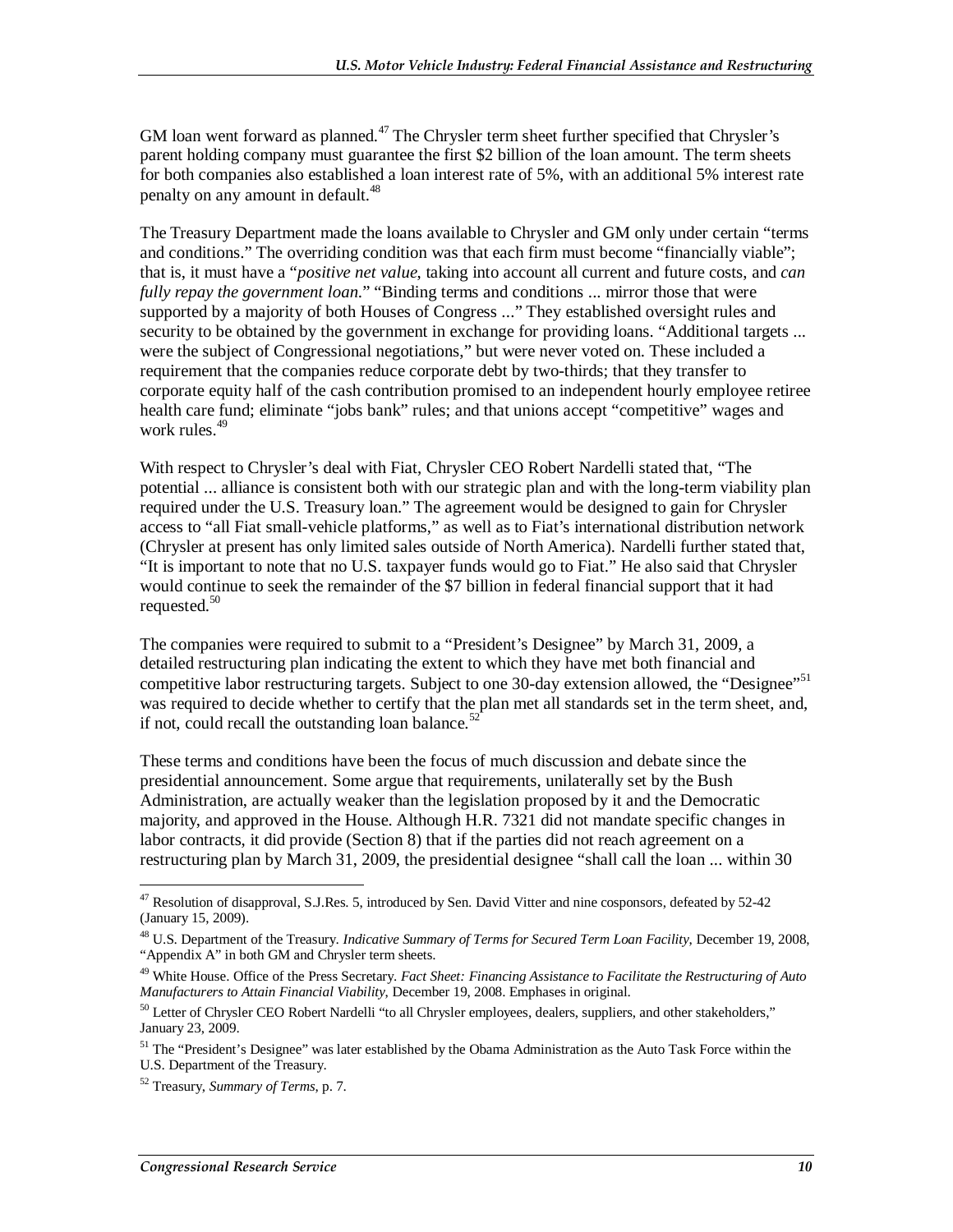GM loan went forward as planned.[47] The Chrysler term sheet further specified that Chrysler's parent holding company must guarantee the first $2 billion of the loan amount. The term sheets for both companies also established a loan interest rate of 5%, with an additional 5% interest rate penalty on any amount in default.[48]

The Treasury Department made the loans available to Chrysler and GM only under certain "terms and conditions." The overriding condition was that each firm must become "financially viable"; that is, it must have a "*positive net value*, taking into account all current and future costs, and *can fully repay the government loan*." "Binding terms and conditions ... mirror those that were supported by a majority of both Houses of Congress ..." They established oversight rules and security to be obtained by the government in exchange for providing loans. "Additional targets ... were the subject of Congressional negotiations," but were never voted on. These included a requirement that the companies reduce corporate debt by two-thirds; that they transfer to corporate equity half of the cash contribution promised to an independent hourly employee retiree health care fund; eliminate "jobs bank" rules; and that unions accept "competitive" wages and work rules.[49]

With respect to Chrysler's deal with Fiat, Chrysler CEO Robert Nardelli stated that, "The potential ... alliance is consistent both with our strategic plan and with the long-term viability plan required under the U.S. Treasury loan." The agreement would be designed to gain for Chrysler access to "all Fiat small-vehicle platforms," as well as to Fiat's international distribution network (Chrysler at present has only limited sales outside of North America). Nardelli further stated that, "It is important to note that no U.S. taxpayer funds would go to Fiat." He also said that Chrysler would continue to seek the remainder of the $7 billion in federal financial support that it had requested.[50]

The companies were required to submit to a "President's Designee" by March 31, 2009, a detailed restructuring plan indicating the extent to which they have met both financial and competitive labor restructuring targets. Subject to one 30-day extension allowed, the "Designee"[51] was required to decide whether to certify that the plan met all standards set in the term sheet, and, if not, could recall the outstanding loan balance.[52]

These terms and conditions have been the focus of much discussion and debate since the presidential announcement. Some argue that requirements, unilaterally set by the Bush Administration, are actually weaker than the legislation proposed by it and the Democratic majority, and approved in the House. Although H.R. 7321 did not mandate specific changes in labor contracts, it did provide (Section 8) that if the parties did not reach agreement on a restructuring plan by March 31, 2009, the presidential designee "shall call the loan ... within 30

---

[47] Resolution of disapproval, S.J.Res. 5, introduced by Sen. David Vitter and nine cosponsors, defeated by 52-42 (January 15, 2009).

[48] U.S. Department of the Treasury. *Indicative Summary of Terms for Secured Term Loan Facility*, December 19, 2008, "Appendix A" in both GM and Chrysler term sheets.

[49] White House. Office of the Press Secretary. *Fact Sheet: Financing Assistance to Facilitate the Restructuring of Auto Manufacturers to Attain Financial Viability*, December 19, 2008. Emphases in original.

[50] Letter of Chrysler CEO Robert Nardelli "to all Chrysler employees, dealers, suppliers, and other stakeholders," January 23, 2009.

[51] The "President's Designee" was later established by the Obama Administration as the Auto Task Force within the U.S. Department of the Treasury.

[52] Treasury, *Summary of Terms*, p. 7.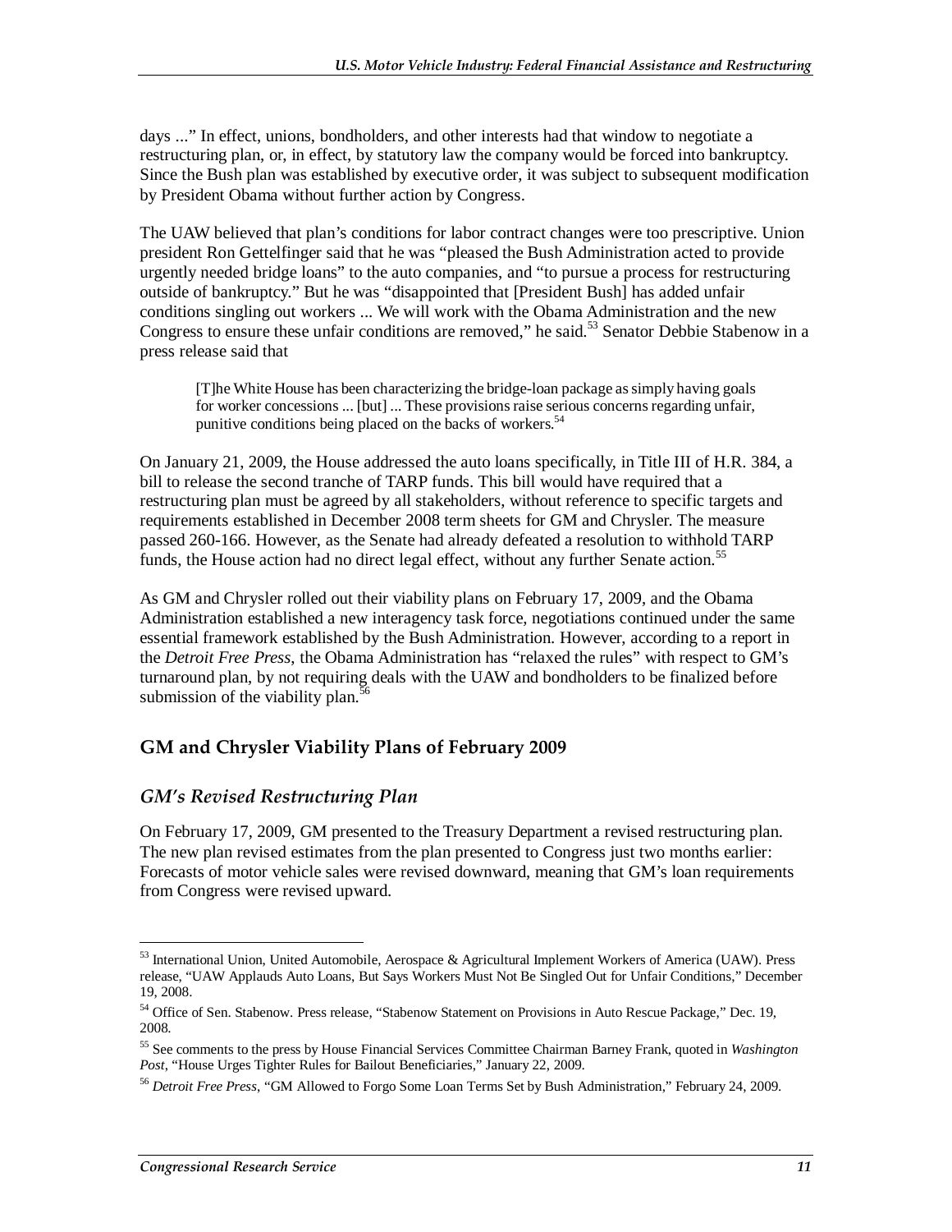days ...” In effect, unions, bondholders, and other interests had that window to negotiate a restructuring plan, or, in effect, by statutory law the company would be forced into bankruptcy. Since the Bush plan was established by executive order, it was subject to subsequent modification by President Obama without further action by Congress.

The UAW believed that plan’s conditions for labor contract changes were too prescriptive. Union president Ron Gettelfinger said that he was “pleased the Bush Administration acted to provide urgently needed bridge loans” to the auto companies, and “to pursue a process for restructuring outside of bankruptcy.” But he was “disappointed that [President Bush] has added unfair conditions singling out workers ... We will work with the Obama Administration and the new Congress to ensure these unfair conditions are removed,” he said.[53] Senator Debbie Stabenow in a press release said that

> [T]he White House has been characterizing the bridge-loan package as simply having goals for worker concessions ... [but] ... These provisions raise serious concerns regarding unfair, punitive conditions being placed on the backs of workers.[54]

On January 21, 2009, the House addressed the auto loans specifically, in Title III of H.R. 384, a bill to release the second tranche of TARP funds. This bill would have required that a restructuring plan must be agreed by all stakeholders, without reference to specific targets and requirements established in December 2008 term sheets for GM and Chrysler. The measure passed 260-166. However, as the Senate had already defeated a resolution to withhold TARP funds, the House action had no direct legal effect, without any further Senate action.[55]

As GM and Chrysler rolled out their viability plans on February 17, 2009, and the Obama Administration established a new interagency task force, negotiations continued under the same essential framework established by the Bush Administration. However, according to a report in the *Detroit Free Press*, the Obama Administration has “relaxed the rules” with respect to GM’s turnaround plan, by not requiring deals with the UAW and bondholders to be finalized before submission of the viability plan.[56]

## GM and Chrysler Viability Plans of February 2009

### *GM’s Revised Restructuring Plan*

On February 17, 2009, GM presented to the Treasury Department a revised restructuring plan. The new plan revised estimates from the plan presented to Congress just two months earlier: Forecasts of motor vehicle sales were revised downward, meaning that GM’s loan requirements from Congress were revised upward.

---

[53] International Union, United Automobile, Aerospace & Agricultural Implement Workers of America (UAW). Press release, “UAW Applauds Auto Loans, But Says Workers Must Not Be Singled Out for Unfair Conditions,” December 19, 2008.

[54] Office of Sen. Stabenow. Press release, “Stabenow Statement on Provisions in Auto Rescue Package,” Dec. 19, 2008.

[55] See comments to the press by House Financial Services Committee Chairman Barney Frank, quoted in *Washington Post*, “House Urges Tighter Rules for Bailout Beneficiaries,” January 22, 2009.

[56] *Detroit Free Press*, “GM Allowed to Forgo Some Loan Terms Set by Bush Administration,” February 24, 2009.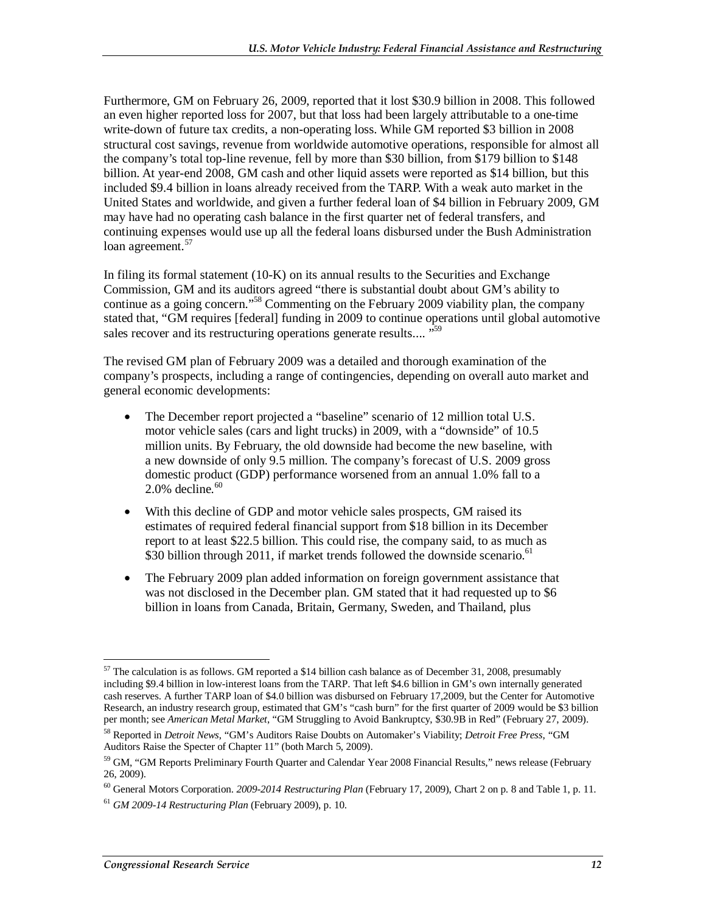Furthermore, GM on February 26, 2009, reported that it lost $30.9 billion in 2008. This followed an even higher reported loss for 2007, but that loss had been largely attributable to a one-time write-down of future tax credits, a non-operating loss. While GM reported $3 billion in 2008 structural cost savings, revenue from worldwide automotive operations, responsible for almost all the company's total top-line revenue, fell by more than $30 billion, from $179 billion to $148 billion. At year-end 2008, GM cash and other liquid assets were reported as $14 billion, but this included $9.4 billion in loans already received from the TARP. With a weak auto market in the United States and worldwide, and given a further federal loan of $4 billion in February 2009, GM may have had no operating cash balance in the first quarter net of federal transfers, and continuing expenses would use up all the federal loans disbursed under the Bush Administration loan agreement.[57]

In filing its formal statement (10-K) on its annual results to the Securities and Exchange Commission, GM and its auditors agreed "there is substantial doubt about GM's ability to continue as a going concern."[58] Commenting on the February 2009 viability plan, the company stated that, "GM requires [federal] funding in 2009 to continue operations until global automotive sales recover and its restructuring operations generate results.... "[59]

The revised GM plan of February 2009 was a detailed and thorough examination of the company's prospects, including a range of contingencies, depending on overall auto market and general economic developments:

- The December report projected a "baseline" scenario of 12 million total U.S. motor vehicle sales (cars and light trucks) in 2009, with a "downside" of 10.5 million units. By February, the old downside had become the new baseline, with a new downside of only 9.5 million. The company's forecast of U.S. 2009 gross domestic product (GDP) performance worsened from an annual 1.0% fall to a 2.0% decline.[60]
- With this decline of GDP and motor vehicle sales prospects, GM raised its estimates of required federal financial support from $18 billion in its December report to at least $22.5 billion. This could rise, the company said, to as much as $30 billion through 2011, if market trends followed the downside scenario.[61]
- The February 2009 plan added information on foreign government assistance that was not disclosed in the December plan. GM stated that it had requested up to $6 billion in loans from Canada, Britain, Germany, Sweden, and Thailand, plus

---

[57] The calculation is as follows. GM reported a $14 billion cash balance as of December 31, 2008, presumably including $9.4 billion in low-interest loans from the TARP. That left $4.6 billion in GM's own internally generated cash reserves. A further TARP loan of $4.0 billion was disbursed on February 17,2009, but the Center for Automotive Research, an industry research group, estimated that GM's "cash burn" for the first quarter of 2009 would be $3 billion per month; see *American Metal Market*, "GM Struggling to Avoid Bankruptcy, $30.9B in Red" (February 27, 2009).

[58] Reported in *Detroit News*, "GM's Auditors Raise Doubts on Automaker's Viability; *Detroit Free Press*, "GM Auditors Raise the Specter of Chapter 11" (both March 5, 2009).

[59] GM, "GM Reports Preliminary Fourth Quarter and Calendar Year 2008 Financial Results," news release (February 26, 2009).

[60] General Motors Corporation. *2009-2014 Restructuring Plan* (February 17, 2009), Chart 2 on p. 8 and Table 1, p. 11.

[61] *GM 2009-14 Restructuring Plan* (February 2009), p. 10.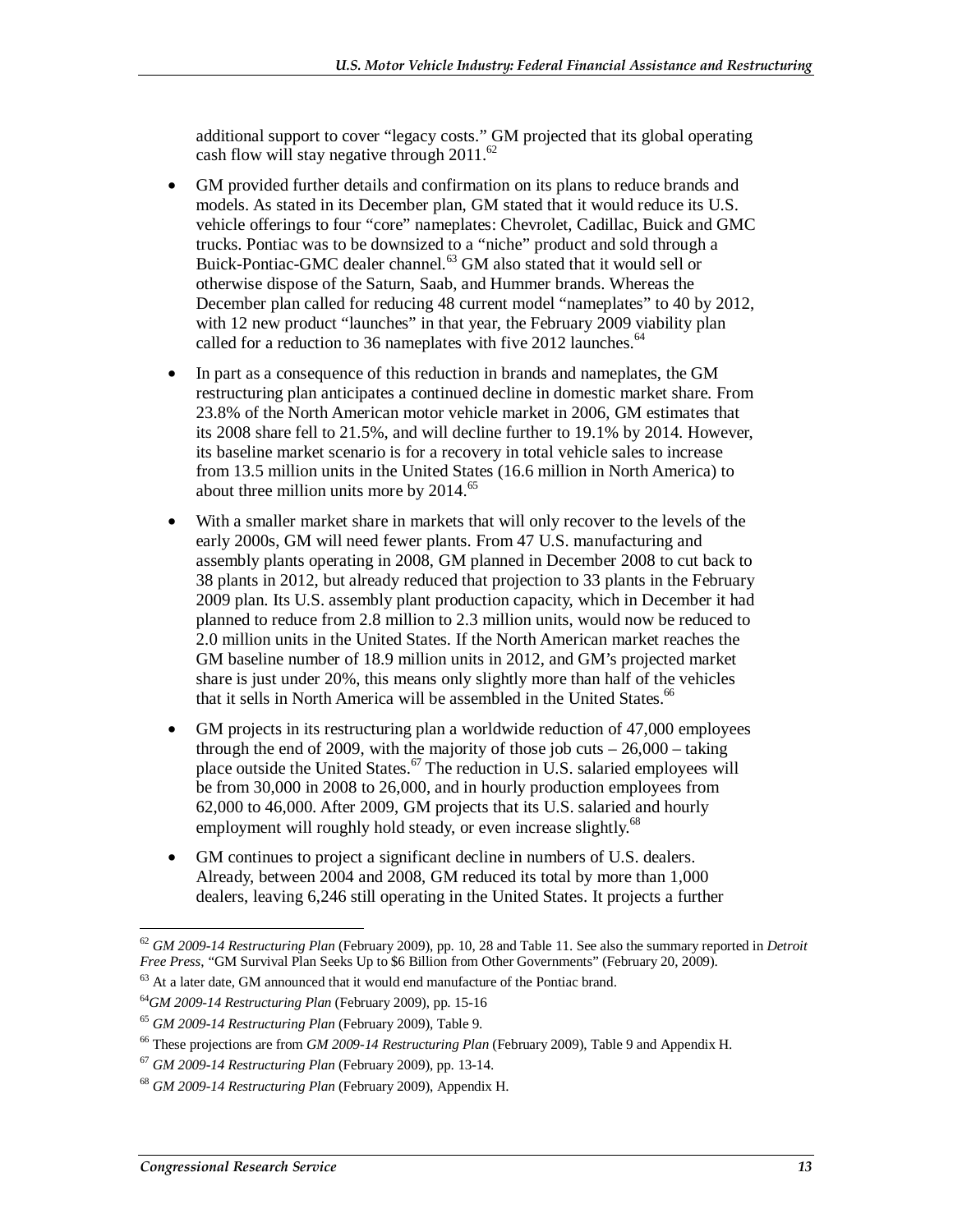additional support to cover "legacy costs." GM projected that its global operating cash flow will stay negative through 2011.[62]

- GM provided further details and confirmation on its plans to reduce brands and models. As stated in its December plan, GM stated that it would reduce its U.S. vehicle offerings to four "core" nameplates: Chevrolet, Cadillac, Buick and GMC trucks. Pontiac was to be downsized to a "niche" product and sold through a Buick-Pontiac-GMC dealer channel.[63] GM also stated that it would sell or otherwise dispose of the Saturn, Saab, and Hummer brands. Whereas the December plan called for reducing 48 current model "nameplates" to 40 by 2012, with 12 new product "launches" in that year, the February 2009 viability plan called for a reduction to 36 nameplates with five 2012 launches.[64]
- In part as a consequence of this reduction in brands and nameplates, the GM restructuring plan anticipates a continued decline in domestic market share. From 23.8% of the North American motor vehicle market in 2006, GM estimates that its 2008 share fell to 21.5%, and will decline further to 19.1% by 2014. However, its baseline market scenario is for a recovery in total vehicle sales to increase from 13.5 million units in the United States (16.6 million in North America) to about three million units more by 2014.[65]
- With a smaller market share in markets that will only recover to the levels of the early 2000s, GM will need fewer plants. From 47 U.S. manufacturing and assembly plants operating in 2008, GM planned in December 2008 to cut back to 38 plants in 2012, but already reduced that projection to 33 plants in the February 2009 plan. Its U.S. assembly plant production capacity, which in December it had planned to reduce from 2.8 million to 2.3 million units, would now be reduced to 2.0 million units in the United States. If the North American market reaches the GM baseline number of 18.9 million units in 2012, and GM's projected market share is just under 20%, this means only slightly more than half of the vehicles that it sells in North America will be assembled in the United States.[66]
- GM projects in its restructuring plan a worldwide reduction of 47,000 employees through the end of 2009, with the majority of those job cuts – 26,000 – taking place outside the United States.[67] The reduction in U.S. salaried employees will be from 30,000 in 2008 to 26,000, and in hourly production employees from 62,000 to 46,000. After 2009, GM projects that its U.S. salaried and hourly employment will roughly hold steady, or even increase slightly.[68]
- GM continues to project a significant decline in numbers of U.S. dealers. Already, between 2004 and 2008, GM reduced its total by more than 1,000 dealers, leaving 6,246 still operating in the United States. It projects a further

---

[62] *GM 2009-14 Restructuring Plan* (February 2009), pp. 10, 28 and Table 11. See also the summary reported in *Detroit Free Press*, "GM Survival Plan Seeks Up to $6 Billion from Other Governments" (February 20, 2009).

[63] At a later date, GM announced that it would end manufacture of the Pontiac brand.

[64] *GM 2009-14 Restructuring Plan* (February 2009), pp. 15-16

[65] *GM 2009-14 Restructuring Plan* (February 2009), Table 9.

[66] These projections are from *GM 2009-14 Restructuring Plan* (February 2009), Table 9 and Appendix H.

[67] *GM 2009-14 Restructuring Plan* (February 2009), pp. 13-14.

[68] *GM 2009-14 Restructuring Plan* (February 2009), Appendix H.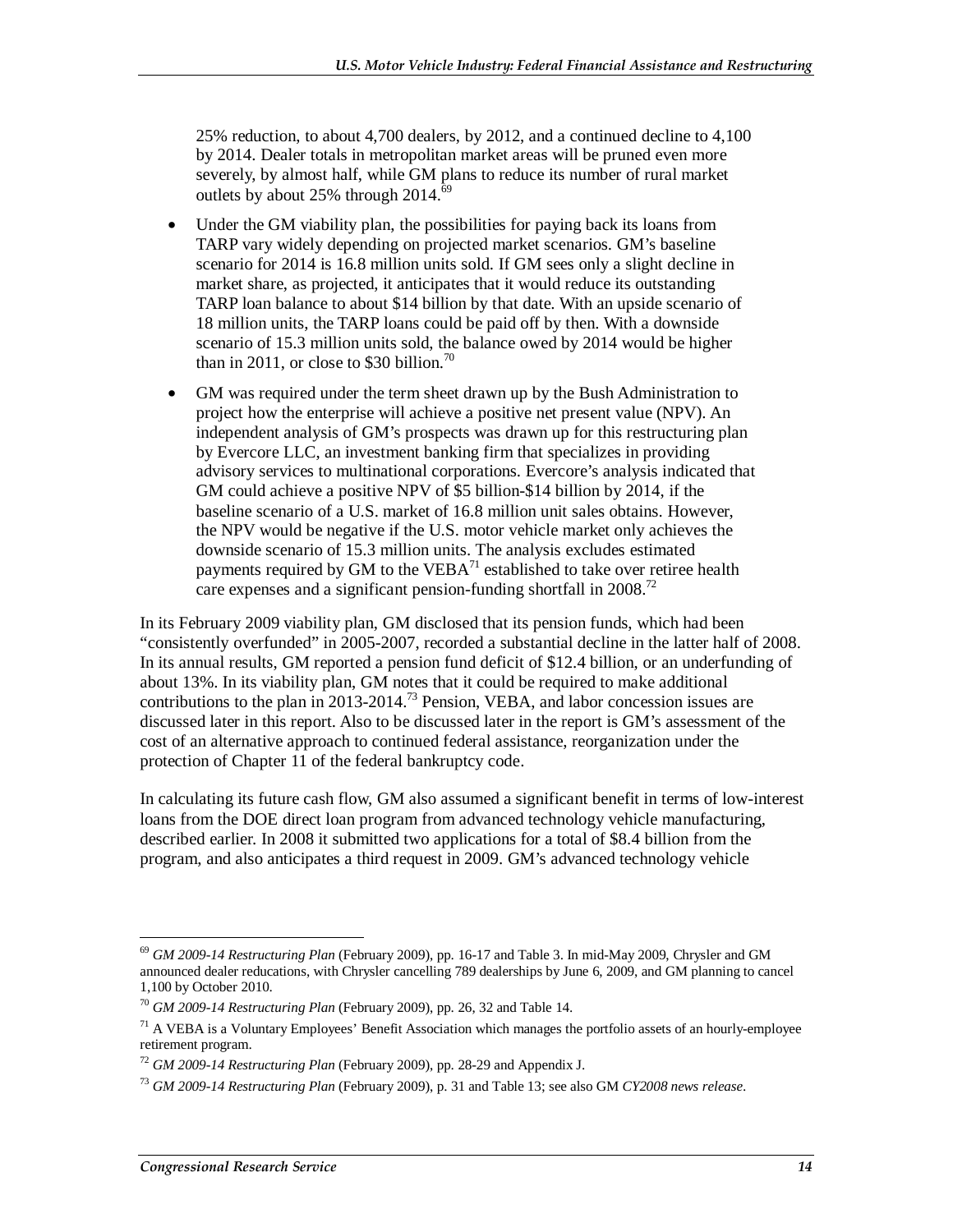25% reduction, to about 4,700 dealers, by 2012, and a continued decline to 4,100 by 2014. Dealer totals in metropolitan market areas will be pruned even more severely, by almost half, while GM plans to reduce its number of rural market outlets by about 25% through 2014.[69]

- Under the GM viability plan, the possibilities for paying back its loans from TARP vary widely depending on projected market scenarios. GM's baseline scenario for 2014 is 16.8 million units sold. If GM sees only a slight decline in market share, as projected, it anticipates that it would reduce its outstanding TARP loan balance to about $14 billion by that date. With an upside scenario of 18 million units, the TARP loans could be paid off by then. With a downside scenario of 15.3 million units sold, the balance owed by 2014 would be higher than in 2011, or close to $30 billion.[70]
- GM was required under the term sheet drawn up by the Bush Administration to project how the enterprise will achieve a positive net present value (NPV). An independent analysis of GM's prospects was drawn up for this restructuring plan by Evercore LLC, an investment banking firm that specializes in providing advisory services to multinational corporations. Evercore's analysis indicated that GM could achieve a positive NPV of $5 billion-$14 billion by 2014, if the baseline scenario of a U.S. market of 16.8 million unit sales obtains. However, the NPV would be negative if the U.S. motor vehicle market only achieves the downside scenario of 15.3 million units. The analysis excludes estimated payments required by GM to the VEBA[71] established to take over retiree health care expenses and a significant pension-funding shortfall in 2008.[72]

In its February 2009 viability plan, GM disclosed that its pension funds, which had been "consistently overfunded" in 2005-2007, recorded a substantial decline in the latter half of 2008. In its annual results, GM reported a pension fund deficit of $12.4 billion, or an underfunding of about 13%. In its viability plan, GM notes that it could be required to make additional contributions to the plan in 2013-2014.[73] Pension, VEBA, and labor concession issues are discussed later in this report. Also to be discussed later in the report is GM's assessment of the cost of an alternative approach to continued federal assistance, reorganization under the protection of Chapter 11 of the federal bankruptcy code.

In calculating its future cash flow, GM also assumed a significant benefit in terms of low-interest loans from the DOE direct loan program from advanced technology vehicle manufacturing, described earlier. In 2008 it submitted two applications for a total of $8.4 billion from the program, and also anticipates a third request in 2009. GM's advanced technology vehicle

---

[69] *GM 2009-14 Restructuring Plan* (February 2009), pp. 16-17 and Table 3. In mid-May 2009, Chrysler and GM announced dealer reducations, with Chrysler cancelling 789 dealerships by June 6, 2009, and GM planning to cancel 1,100 by October 2010.

[70] *GM 2009-14 Restructuring Plan* (February 2009), pp. 26, 32 and Table 14.

[71] A VEBA is a Voluntary Employees' Benefit Association which manages the portfolio assets of an hourly-employee retirement program.

[72] *GM 2009-14 Restructuring Plan* (February 2009), pp. 28-29 and Appendix J.

[73] *GM 2009-14 Restructuring Plan* (February 2009), p. 31 and Table 13; see also GM *CY2008 news release*.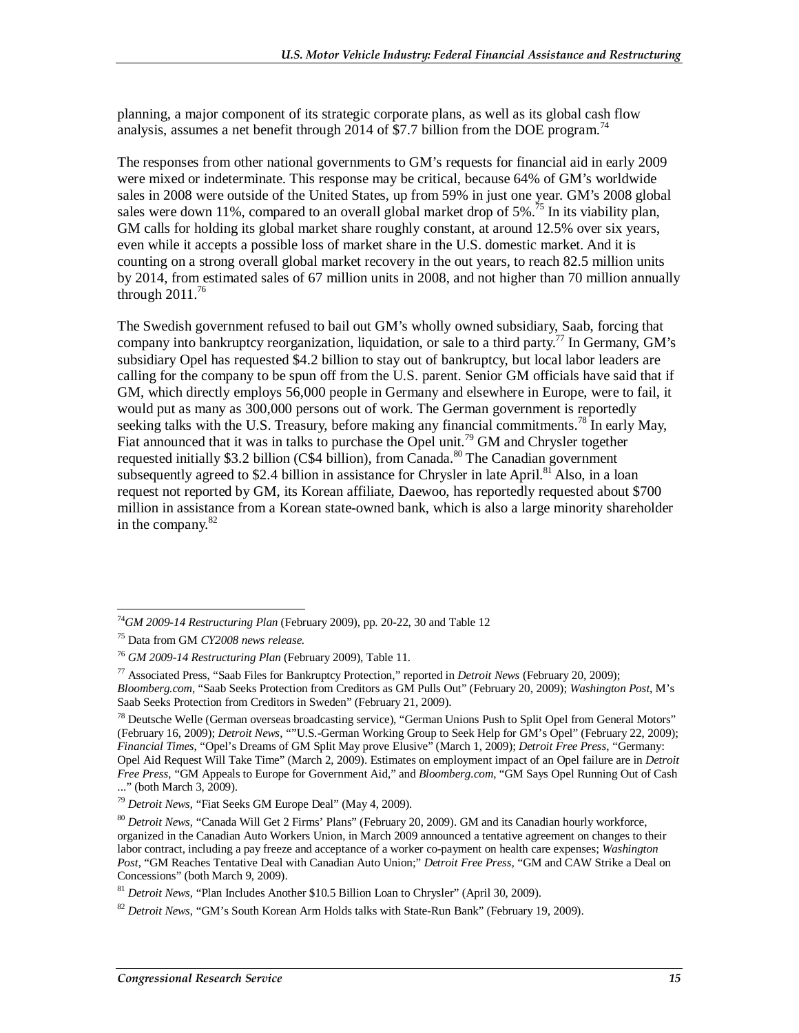planning, a major component of its strategic corporate plans, as well as its global cash flow analysis, assumes a net benefit through 2014 of $7.7 billion from the DOE program.[74]

The responses from other national governments to GM's requests for financial aid in early 2009 were mixed or indeterminate. This response may be critical, because 64% of GM's worldwide sales in 2008 were outside of the United States, up from 59% in just one year. GM's 2008 global sales were down 11%, compared to an overall global market drop of 5%.[75] In its viability plan, GM calls for holding its global market share roughly constant, at around 12.5% over six years, even while it accepts a possible loss of market share in the U.S. domestic market. And it is counting on a strong overall global market recovery in the out years, to reach 82.5 million units by 2014, from estimated sales of 67 million units in 2008, and not higher than 70 million annually through 2011.[76]

The Swedish government refused to bail out GM's wholly owned subsidiary, Saab, forcing that company into bankruptcy reorganization, liquidation, or sale to a third party.[77] In Germany, GM's subsidiary Opel has requested $4.2 billion to stay out of bankruptcy, but local labor leaders are calling for the company to be spun off from the U.S. parent. Senior GM officials have said that if GM, which directly employs 56,000 people in Germany and elsewhere in Europe, were to fail, it would put as many as 300,000 persons out of work. The German government is reportedly seeking talks with the U.S. Treasury, before making any financial commitments.[78] In early May, Fiat announced that it was in talks to purchase the Opel unit.[79] GM and Chrysler together requested initially $3.2 billion (C$4 billion), from Canada.[80] The Canadian government subsequently agreed to $2.4 billion in assistance for Chrysler in late April.[81] Also, in a loan request not reported by GM, its Korean affiliate, Daewoo, has reportedly requested about $700 million in assistance from a Korean state-owned bank, which is also a large minority shareholder in the company.[82]

---

[74] *GM 2009-14 Restructuring Plan* (February 2009), pp. 20-22, 30 and Table 12

[75] Data from GM *CY2008 news release.*

[76] *GM 2009-14 Restructuring Plan* (February 2009), Table 11.

[77] Associated Press, "Saab Files for Bankruptcy Protection," reported in *Detroit News* (February 20, 2009); *Bloomberg.com*, "Saab Seeks Protection from Creditors as GM Pulls Out" (February 20, 2009); *Washington Post*, M's Saab Seeks Protection from Creditors in Sweden" (February 21, 2009).

[78] Deutsche Welle (German overseas broadcasting service), "German Unions Push to Split Opel from General Motors" (February 16, 2009); *Detroit News*, ""U.S.-German Working Group to Seek Help for GM's Opel" (February 22, 2009); *Financial Times*, "Opel's Dreams of GM Split May prove Elusive" (March 1, 2009); *Detroit Free Press*, "Germany: Opel Aid Request Will Take Time" (March 2, 2009). Estimates on employment impact of an Opel failure are in *Detroit Free Press*, "GM Appeals to Europe for Government Aid," and *Bloomberg.com*, "GM Says Opel Running Out of Cash ..." (both March 3, 2009).

[79] *Detroit News*, "Fiat Seeks GM Europe Deal" (May 4, 2009).

[80] *Detroit News*, "Canada Will Get 2 Firms' Plans" (February 20, 2009). GM and its Canadian hourly workforce, organized in the Canadian Auto Workers Union, in March 2009 announced a tentative agreement on changes to their labor contract, including a pay freeze and acceptance of a worker co-payment on health care expenses; *Washington Post*, "GM Reaches Tentative Deal with Canadian Auto Union;" *Detroit Free Press*, "GM and CAW Strike a Deal on Concessions" (both March 9, 2009).

[81] *Detroit News*, "Plan Includes Another $10.5 Billion Loan to Chrysler" (April 30, 2009).

[82] *Detroit News*, "GM's South Korean Arm Holds talks with State-Run Bank" (February 19, 2009).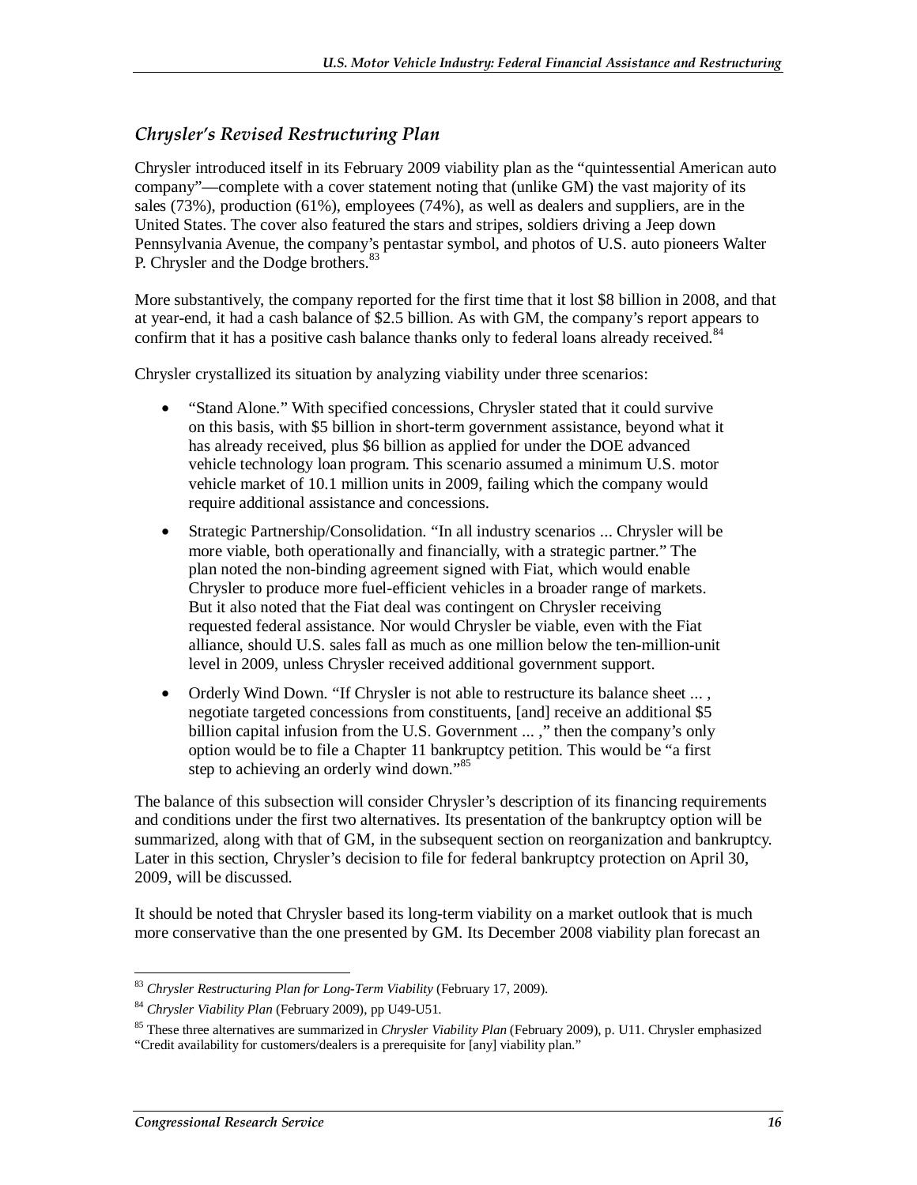### *Chrysler's Revised Restructuring Plan*

Chrysler introduced itself in its February 2009 viability plan as the "quintessential American auto company"—complete with a cover statement noting that (unlike GM) the vast majority of its sales (73%), production (61%), employees (74%), as well as dealers and suppliers, are in the United States. The cover also featured the stars and stripes, soldiers driving a Jeep down Pennsylvania Avenue, the company's pentastar symbol, and photos of U.S. auto pioneers Walter P. Chrysler and the Dodge brothers.[83]

More substantively, the company reported for the first time that it lost $8 billion in 2008, and that at year-end, it had a cash balance of $2.5 billion. As with GM, the company's report appears to confirm that it has a positive cash balance thanks only to federal loans already received.[84]

Chrysler crystallized its situation by analyzing viability under three scenarios:

- "Stand Alone." With specified concessions, Chrysler stated that it could survive on this basis, with $5 billion in short-term government assistance, beyond what it has already received, plus $6 billion as applied for under the DOE advanced vehicle technology loan program. This scenario assumed a minimum U.S. motor vehicle market of 10.1 million units in 2009, failing which the company would require additional assistance and concessions.
- Strategic Partnership/Consolidation. "In all industry scenarios ... Chrysler will be more viable, both operationally and financially, with a strategic partner." The plan noted the non-binding agreement signed with Fiat, which would enable Chrysler to produce more fuel-efficient vehicles in a broader range of markets. But it also noted that the Fiat deal was contingent on Chrysler receiving requested federal assistance. Nor would Chrysler be viable, even with the Fiat alliance, should U.S. sales fall as much as one million below the ten-million-unit level in 2009, unless Chrysler received additional government support.
- Orderly Wind Down. "If Chrysler is not able to restructure its balance sheet ... , negotiate targeted concessions from constituents, [and] receive an additional $5 billion capital infusion from the U.S. Government ... ," then the company's only option would be to file a Chapter 11 bankruptcy petition. This would be "a first step to achieving an orderly wind down."[85]

The balance of this subsection will consider Chrysler's description of its financing requirements and conditions under the first two alternatives. Its presentation of the bankruptcy option will be summarized, along with that of GM, in the subsequent section on reorganization and bankruptcy. Later in this section, Chrysler's decision to file for federal bankruptcy protection on April 30, 2009, will be discussed.

It should be noted that Chrysler based its long-term viability on a market outlook that is much more conservative than the one presented by GM. Its December 2008 viability plan forecast an

---

[83] *Chrysler Restructuring Plan for Long-Term Viability* (February 17, 2009).

[84] *Chrysler Viability Plan* (February 2009), pp U49-U51.

[85] These three alternatives are summarized in *Chrysler Viability Plan* (February 2009), p. U11. Chrysler emphasized "Credit availability for customers/dealers is a prerequisite for [any] viability plan."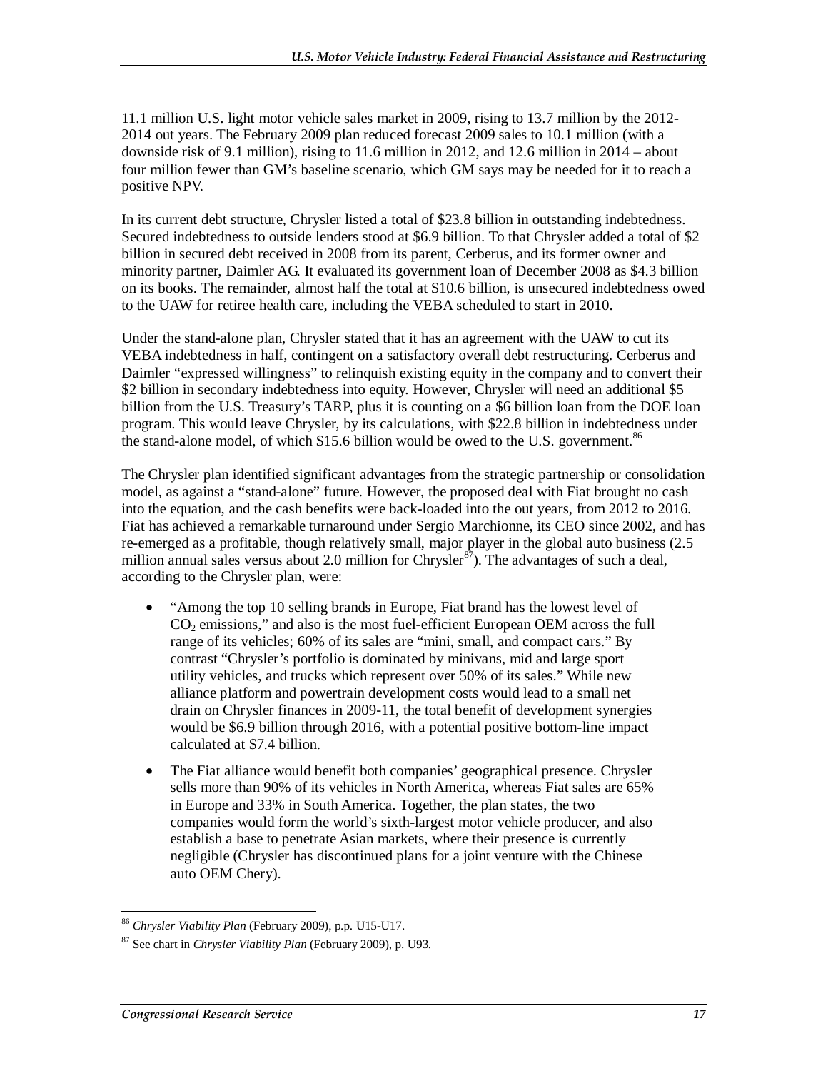11.1 million U.S. light motor vehicle sales market in 2009, rising to 13.7 million by the 2012-2014 out years. The February 2009 plan reduced forecast 2009 sales to 10.1 million (with a downside risk of 9.1 million), rising to 11.6 million in 2012, and 12.6 million in 2014 – about four million fewer than GM's baseline scenario, which GM says may be needed for it to reach a positive NPV.

In its current debt structure, Chrysler listed a total of $23.8 billion in outstanding indebtedness. Secured indebtedness to outside lenders stood at $6.9 billion. To that Chrysler added a total of $2 billion in secured debt received in 2008 from its parent, Cerberus, and its former owner and minority partner, Daimler AG. It evaluated its government loan of December 2008 as $4.3 billion on its books. The remainder, almost half the total at $10.6 billion, is unsecured indebtedness owed to the UAW for retiree health care, including the VEBA scheduled to start in 2010.

Under the stand-alone plan, Chrysler stated that it has an agreement with the UAW to cut its VEBA indebtedness in half, contingent on a satisfactory overall debt restructuring. Cerberus and Daimler "expressed willingness" to relinquish existing equity in the company and to convert their $2 billion in secondary indebtedness into equity. However, Chrysler will need an additional $5 billion from the U.S. Treasury's TARP, plus it is counting on a $6 billion loan from the DOE loan program. This would leave Chrysler, by its calculations, with $22.8 billion in indebtedness under the stand-alone model, of which $15.6 billion would be owed to the U.S. government.[86]

The Chrysler plan identified significant advantages from the strategic partnership or consolidation model, as against a "stand-alone" future. However, the proposed deal with Fiat brought no cash into the equation, and the cash benefits were back-loaded into the out years, from 2012 to 2016. Fiat has achieved a remarkable turnaround under Sergio Marchionne, its CEO since 2002, and has re-emerged as a profitable, though relatively small, major player in the global auto business (2.5 million annual sales versus about 2.0 million for Chrysler[87]). The advantages of such a deal, according to the Chrysler plan, were:

- "Among the top 10 selling brands in Europe, Fiat brand has the lowest level of $CO_2$ emissions," and also is the most fuel-efficient European OEM across the full range of its vehicles; 60% of its sales are "mini, small, and compact cars." By contrast "Chrysler's portfolio is dominated by minivans, mid and large sport utility vehicles, and trucks which represent over 50% of its sales." While new alliance platform and powertrain development costs would lead to a small net drain on Chrysler finances in 2009-11, the total benefit of development synergies would be $6.9 billion through 2016, with a potential positive bottom-line impact calculated at $7.4 billion.
- The Fiat alliance would benefit both companies' geographical presence. Chrysler sells more than 90% of its vehicles in North America, whereas Fiat sales are 65% in Europe and 33% in South America. Together, the plan states, the two companies would form the world's sixth-largest motor vehicle producer, and also establish a base to penetrate Asian markets, where their presence is currently negligible (Chrysler has discontinued plans for a joint venture with the Chinese auto OEM Chery).

[86] *Chrysler Viability Plan* (February 2009), p.p. U15-U17.

[87] See chart in *Chrysler Viability Plan* (February 2009), p. U93.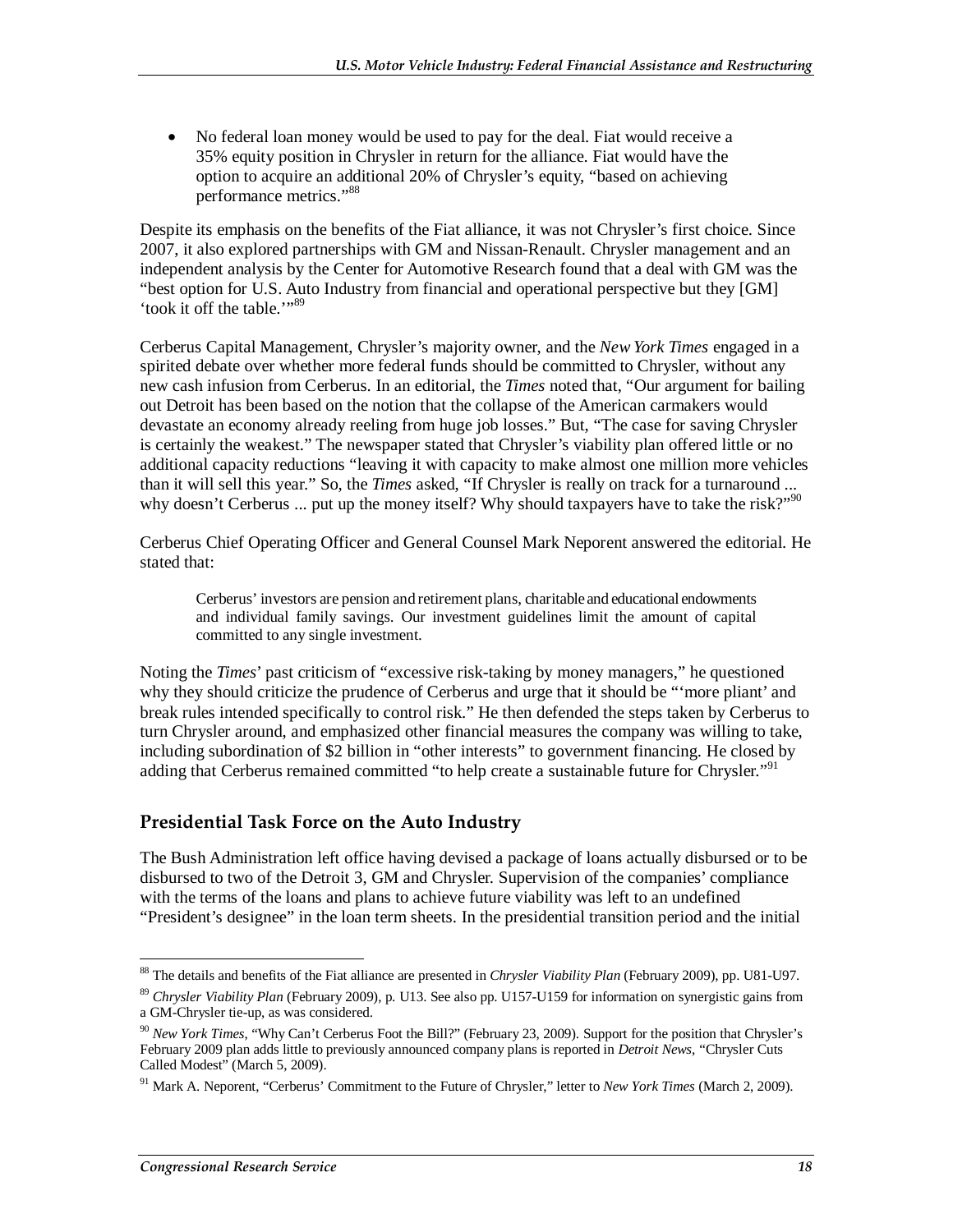- No federal loan money would be used to pay for the deal. Fiat would receive a 35% equity position in Chrysler in return for the alliance. Fiat would have the option to acquire an additional 20% of Chrysler's equity, "based on achieving performance metrics."[88]

Despite its emphasis on the benefits of the Fiat alliance, it was not Chrysler's first choice. Since 2007, it also explored partnerships with GM and Nissan-Renault. Chrysler management and an independent analysis by the Center for Automotive Research found that a deal with GM was the "best option for U.S. Auto Industry from financial and operational perspective but they [GM] 'took it off the table.'"[89]

Cerberus Capital Management, Chrysler's majority owner, and the *New York Times* engaged in a spirited debate over whether more federal funds should be committed to Chrysler, without any new cash infusion from Cerberus. In an editorial, the *Times* noted that, "Our argument for bailing out Detroit has been based on the notion that the collapse of the American carmakers would devastate an economy already reeling from huge job losses." But, "The case for saving Chrysler is certainly the weakest." The newspaper stated that Chrysler's viability plan offered little or no additional capacity reductions "leaving it with capacity to make almost one million more vehicles than it will sell this year." So, the *Times* asked, "If Chrysler is really on track for a turnaround ... why doesn't Cerberus ... put up the money itself? Why should taxpayers have to take the risk?"[90]

Cerberus Chief Operating Officer and General Counsel Mark Neporent answered the editorial. He stated that:

> Cerberus' investors are pension and retirement plans, charitable and educational endowments and individual family savings. Our investment guidelines limit the amount of capital committed to any single investment.

Noting the *Times*' past criticism of "excessive risk-taking by money managers," he questioned why they should criticize the prudence of Cerberus and urge that it should be "'more pliant' and break rules intended specifically to control risk." He then defended the steps taken by Cerberus to turn Chrysler around, and emphasized other financial measures the company was willing to take, including subordination of $2 billion in "other interests" to government financing. He closed by adding that Cerberus remained committed "to help create a sustainable future for Chrysler."[91]

## Presidential Task Force on the Auto Industry

The Bush Administration left office having devised a package of loans actually disbursed or to be disbursed to two of the Detroit 3, GM and Chrysler. Supervision of the companies' compliance with the terms of the loans and plans to achieve future viability was left to an undefined "President's designee" in the loan term sheets. In the presidential transition period and the initial

---

[88] The details and benefits of the Fiat alliance are presented in *Chrysler Viability Plan* (February 2009), pp. U81-U97.

[89] *Chrysler Viability Plan* (February 2009), p. U13. See also pp. U157-U159 for information on synergistic gains from a GM-Chrysler tie-up, as was considered.

[90] *New York Times*, "Why Can't Cerberus Foot the Bill?" (February 23, 2009). Support for the position that Chrysler's February 2009 plan adds little to previously announced company plans is reported in *Detroit News*, "Chrysler Cuts Called Modest" (March 5, 2009).

[91] Mark A. Neporent, "Cerberus' Commitment to the Future of Chrysler," letter to *New York Times* (March 2, 2009).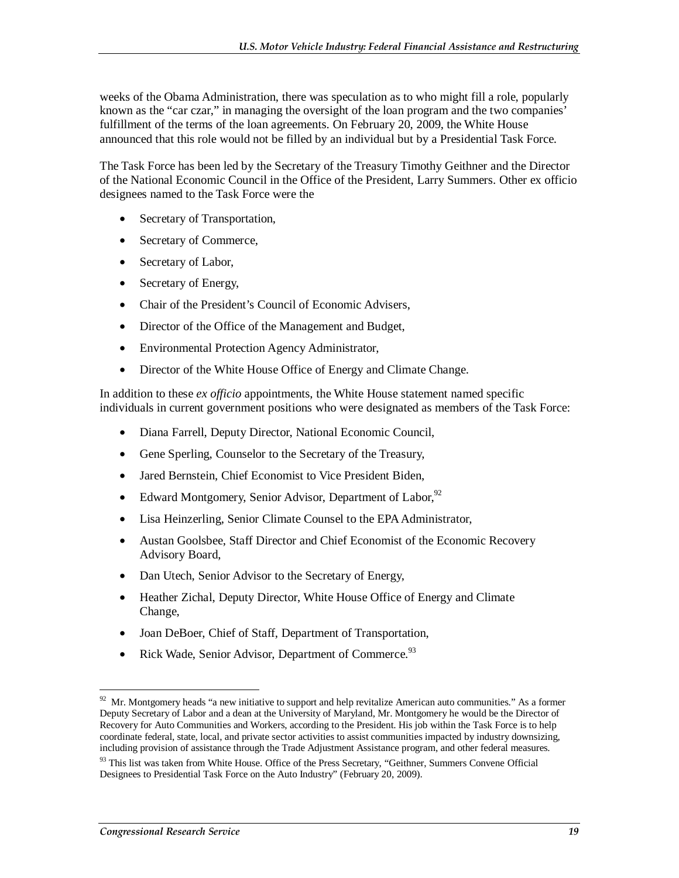weeks of the Obama Administration, there was speculation as to who might fill a role, popularly known as the "car czar," in managing the oversight of the loan program and the two companies' fulfillment of the terms of the loan agreements. On February 20, 2009, the White House announced that this role would not be filled by an individual but by a Presidential Task Force.

The Task Force has been led by the Secretary of the Treasury Timothy Geithner and the Director of the National Economic Council in the Office of the President, Larry Summers. Other ex officio designees named to the Task Force were the

- Secretary of Transportation,
- Secretary of Commerce,
- Secretary of Labor,
- Secretary of Energy,
- Chair of the President's Council of Economic Advisers,
- Director of the Office of the Management and Budget,
- Environmental Protection Agency Administrator,
- Director of the White House Office of Energy and Climate Change.

In addition to these *ex officio* appointments, the White House statement named specific individuals in current government positions who were designated as members of the Task Force:

- Diana Farrell, Deputy Director, National Economic Council,
- Gene Sperling, Counselor to the Secretary of the Treasury,
- Jared Bernstein, Chief Economist to Vice President Biden,
- Edward Montgomery, Senior Advisor, Department of Labor,[92]
- Lisa Heinzerling, Senior Climate Counsel to the EPA Administrator,
- Austan Goolsbee, Staff Director and Chief Economist of the Economic Recovery Advisory Board,
- Dan Utech, Senior Advisor to the Secretary of Energy,
- Heather Zichal, Deputy Director, White House Office of Energy and Climate Change,
- Joan DeBoer, Chief of Staff, Department of Transportation,
- Rick Wade, Senior Advisor, Department of Commerce.[93]

---

[92] Mr. Montgomery heads "a new initiative to support and help revitalize American auto communities." As a former Deputy Secretary of Labor and a dean at the University of Maryland, Mr. Montgomery he would be the Director of Recovery for Auto Communities and Workers, according to the President. His job within the Task Force is to help coordinate federal, state, local, and private sector activities to assist communities impacted by industry downsizing, including provision of assistance through the Trade Adjustment Assistance program, and other federal measures.

[93] This list was taken from White House. Office of the Press Secretary, "Geithner, Summers Convene Official Designees to Presidential Task Force on the Auto Industry" (February 20, 2009).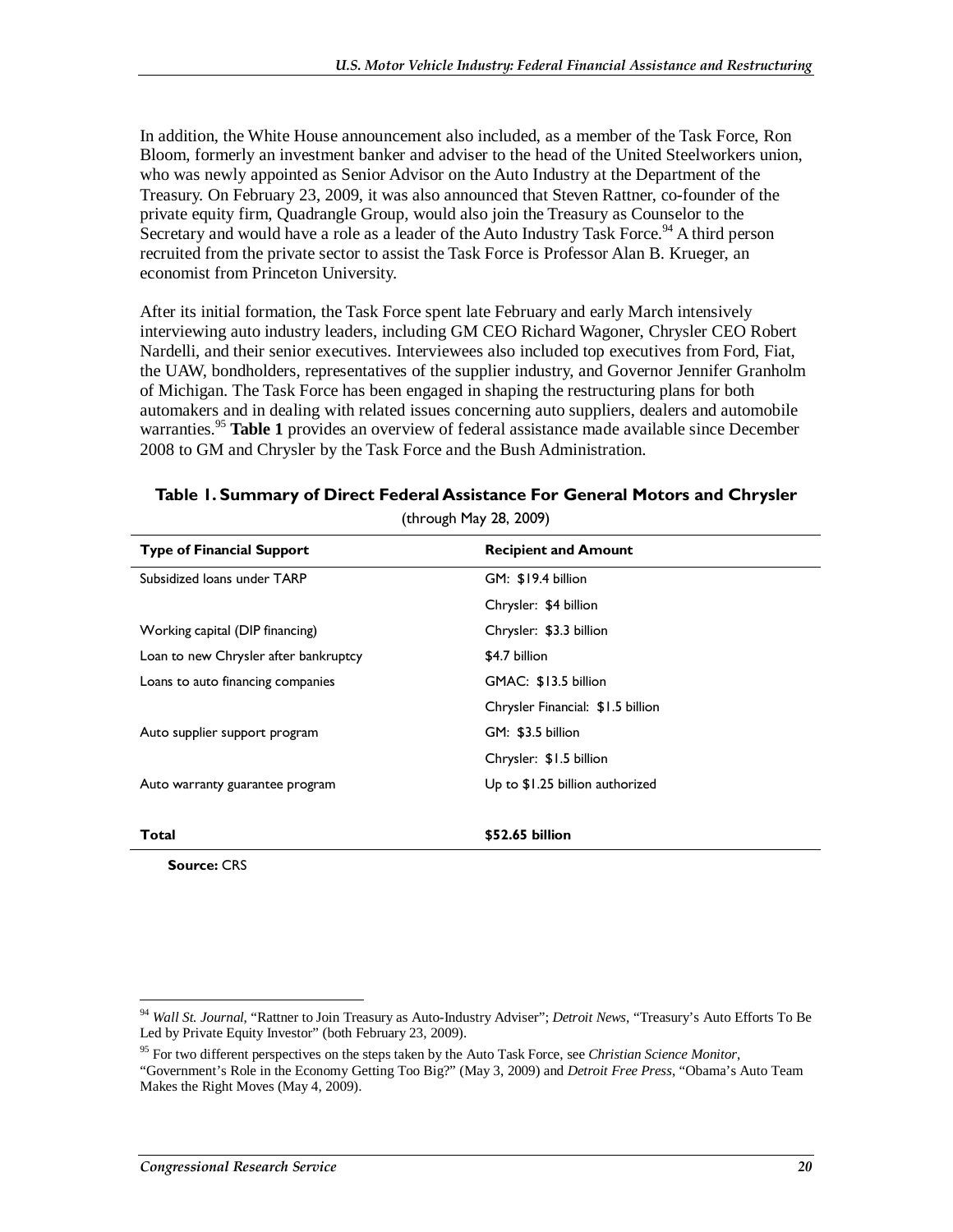In addition, the White House announcement also included, as a member of the Task Force, Ron Bloom, formerly an investment banker and adviser to the head of the United Steelworkers union, who was newly appointed as Senior Advisor on the Auto Industry at the Department of the Treasury. On February 23, 2009, it was also announced that Steven Rattner, co-founder of the private equity firm, Quadrangle Group, would also join the Treasury as Counselor to the Secretary and would have a role as a leader of the Auto Industry Task Force.[94] A third person recruited from the private sector to assist the Task Force is Professor Alan B. Krueger, an economist from Princeton University.

After its initial formation, the Task Force spent late February and early March intensively interviewing auto industry leaders, including GM CEO Richard Wagoner, Chrysler CEO Robert Nardelli, and their senior executives. Interviewees also included top executives from Ford, Fiat, the UAW, bondholders, representatives of the supplier industry, and Governor Jennifer Granholm of Michigan. The Task Force has been engaged in shaping the restructuring plans for both automakers and in dealing with related issues concerning auto suppliers, dealers and automobile warranties.[95] **Table 1** provides an overview of federal assistance made available since December 2008 to GM and Chrysler by the Task Force and the Bush Administration.

**Table 1. Summary of Direct Federal Assistance For General Motors and Chrysler**

(through May 28, 2009)

| Type of Financial Support | Recipient and Amount |
|---|---|
| Subsidized loans under TARP | GM: $19.4 billion |
| | Chrysler: $4 billion |
| Working capital (DIP financing) | Chrysler: $3.3 billion |
| Loan to new Chrysler after bankruptcy | $4.7 billion |
| Loans to auto financing companies | GMAC: $13.5 billion |
| | Chrysler Financial: $1.5 billion |
| Auto supplier support program | GM: $3.5 billion |
| | Chrysler: $1.5 billion |
| Auto warranty guarantee program | Up to $1.25 billion authorized |
| **Total** | **$52.65 billion** |

**Source:** CRS

[94] *Wall St. Journal*, "Rattner to Join Treasury as Auto-Industry Adviser"; *Detroit News*, "Treasury's Auto Efforts To Be Led by Private Equity Investor" (both February 23, 2009).

[95] For two different perspectives on the steps taken by the Auto Task Force, see *Christian Science Monitor*, "Government's Role in the Economy Getting Too Big?" (May 3, 2009) and *Detroit Free Press*, "Obama's Auto Team Makes the Right Moves (May 4, 2009).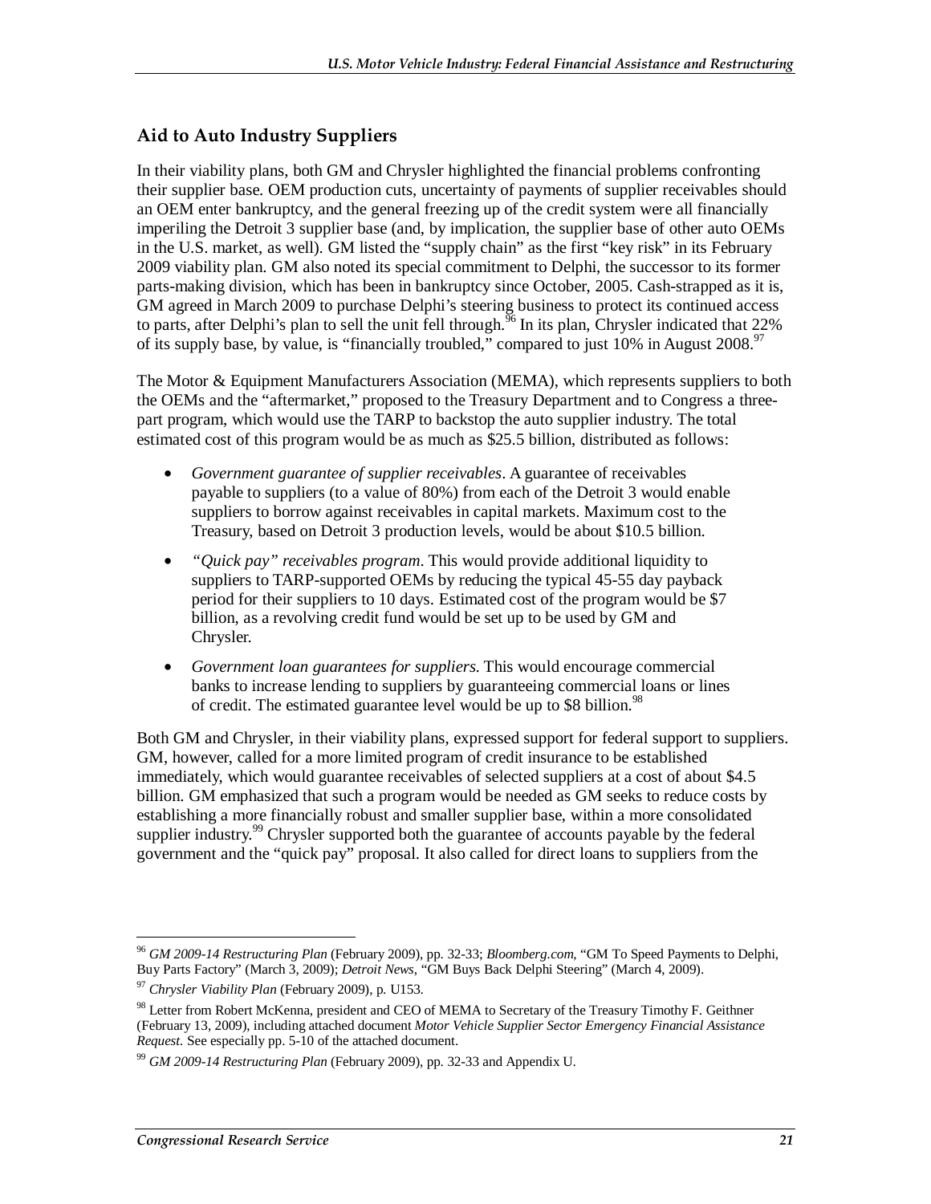## Aid to Auto Industry Suppliers

In their viability plans, both GM and Chrysler highlighted the financial problems confronting their supplier base. OEM production cuts, uncertainty of payments of supplier receivables should an OEM enter bankruptcy, and the general freezing up of the credit system were all financially imperiling the Detroit 3 supplier base (and, by implication, the supplier base of other auto OEMs in the U.S. market, as well). GM listed the "supply chain" as the first "key risk" in its February 2009 viability plan. GM also noted its special commitment to Delphi, the successor to its former parts-making division, which has been in bankruptcy since October, 2005. Cash-strapped as it is, GM agreed in March 2009 to purchase Delphi's steering business to protect its continued access to parts, after Delphi's plan to sell the unit fell through.[96] In its plan, Chrysler indicated that 22% of its supply base, by value, is "financially troubled," compared to just 10% in August 2008.[97]

The Motor & Equipment Manufacturers Association (MEMA), which represents suppliers to both the OEMs and the "aftermarket," proposed to the Treasury Department and to Congress a three-part program, which would use the TARP to backstop the auto supplier industry. The total estimated cost of this program would be as much as $25.5 billion, distributed as follows:

- *Government guarantee of supplier receivables*. A guarantee of receivables payable to suppliers (to a value of 80%) from each of the Detroit 3 would enable suppliers to borrow against receivables in capital markets. Maximum cost to the Treasury, based on Detroit 3 production levels, would be about $10.5 billion.
- *"Quick pay" receivables program*. This would provide additional liquidity to suppliers to TARP-supported OEMs by reducing the typical 45-55 day payback period for their suppliers to 10 days. Estimated cost of the program would be $7 billion, as a revolving credit fund would be set up to be used by GM and Chrysler.
- *Government loan guarantees for suppliers.* This would encourage commercial banks to increase lending to suppliers by guaranteeing commercial loans or lines of credit. The estimated guarantee level would be up to $8 billion.[98]

Both GM and Chrysler, in their viability plans, expressed support for federal support to suppliers. GM, however, called for a more limited program of credit insurance to be established immediately, which would guarantee receivables of selected suppliers at a cost of about $4.5 billion. GM emphasized that such a program would be needed as GM seeks to reduce costs by establishing a more financially robust and smaller supplier base, within a more consolidated supplier industry.[99] Chrysler supported both the guarantee of accounts payable by the federal government and the "quick pay" proposal. It also called for direct loans to suppliers from the

---

[96] *GM 2009-14 Restructuring Plan* (February 2009), pp. 32-33; *Bloomberg.com*, "GM To Speed Payments to Delphi, Buy Parts Factory" (March 3, 2009); *Detroit News*, "GM Buys Back Delphi Steering" (March 4, 2009).

[97] *Chrysler Viability Plan* (February 2009), p. U153.

[98] Letter from Robert McKenna, president and CEO of MEMA to Secretary of the Treasury Timothy F. Geithner (February 13, 2009), including attached document *Motor Vehicle Supplier Sector Emergency Financial Assistance Request*. See especially pp. 5-10 of the attached document.

[99] *GM 2009-14 Restructuring Plan* (February 2009), pp. 32-33 and Appendix U.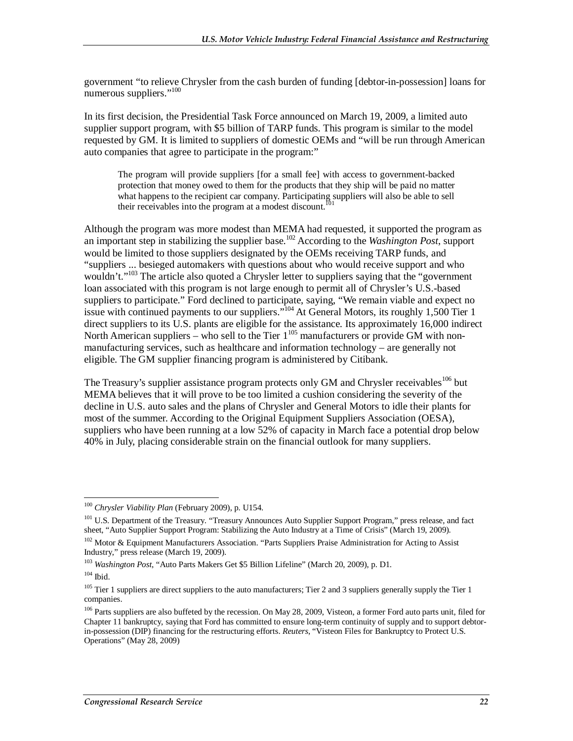government "to relieve Chrysler from the cash burden of funding [debtor-in-possession] loans for numerous suppliers."[100]

In its first decision, the Presidential Task Force announced on March 19, 2009, a limited auto supplier support program, with $5 billion of TARP funds. This program is similar to the model requested by GM. It is limited to suppliers of domestic OEMs and "will be run through American auto companies that agree to participate in the program:"

> The program will provide suppliers [for a small fee] with access to government-backed protection that money owed to them for the products that they ship will be paid no matter what happens to the recipient car company. Participating suppliers will also be able to sell their receivables into the program at a modest discount.[101]

Although the program was more modest than MEMA had requested, it supported the program as an important step in stabilizing the supplier base.[102] According to the *Washington Post*, support would be limited to those suppliers designated by the OEMs receiving TARP funds, and "suppliers ... besieged automakers with questions about who would receive support and who wouldn't."[103] The article also quoted a Chrysler letter to suppliers saying that the "government loan associated with this program is not large enough to permit all of Chrysler's U.S.-based suppliers to participate." Ford declined to participate, saying, "We remain viable and expect no issue with continued payments to our suppliers."[104] At General Motors, its roughly 1,500 Tier 1 direct suppliers to its U.S. plants are eligible for the assistance. Its approximately 16,000 indirect North American suppliers – who sell to the Tier 1[105] manufacturers or provide GM with non-manufacturing services, such as healthcare and information technology – are generally not eligible. The GM supplier financing program is administered by Citibank.

The Treasury's supplier assistance program protects only GM and Chrysler receivables[106] but MEMA believes that it will prove to be too limited a cushion considering the severity of the decline in U.S. auto sales and the plans of Chrysler and General Motors to idle their plants for most of the summer. According to the Original Equipment Suppliers Association (OESA), suppliers who have been running at a low 52% of capacity in March face a potential drop below 40% in July, placing considerable strain on the financial outlook for many suppliers.

---

[100] *Chrysler Viability Plan* (February 2009), p. U154.

[101] U.S. Department of the Treasury. "Treasury Announces Auto Supplier Support Program," press release, and fact sheet, "Auto Supplier Support Program: Stabilizing the Auto Industry at a Time of Crisis" (March 19, 2009).

[102] Motor & Equipment Manufacturers Association. "Parts Suppliers Praise Administration for Acting to Assist Industry," press release (March 19, 2009).

[103] *Washington Post*, "Auto Parts Makers Get $5 Billion Lifeline" (March 20, 2009), p. D1.

[104] Ibid.

[105] Tier 1 suppliers are direct suppliers to the auto manufacturers; Tier 2 and 3 suppliers generally supply the Tier 1 companies.

[106] Parts suppliers are also buffeted by the recession. On May 28, 2009, Visteon, a former Ford auto parts unit, filed for Chapter 11 bankruptcy, saying that Ford has committed to ensure long-term continuity of supply and to support debtor-in-possession (DIP) financing for the restructuring efforts. *Reuters*, "Visteon Files for Bankruptcy to Protect U.S. Operations" (May 28, 2009)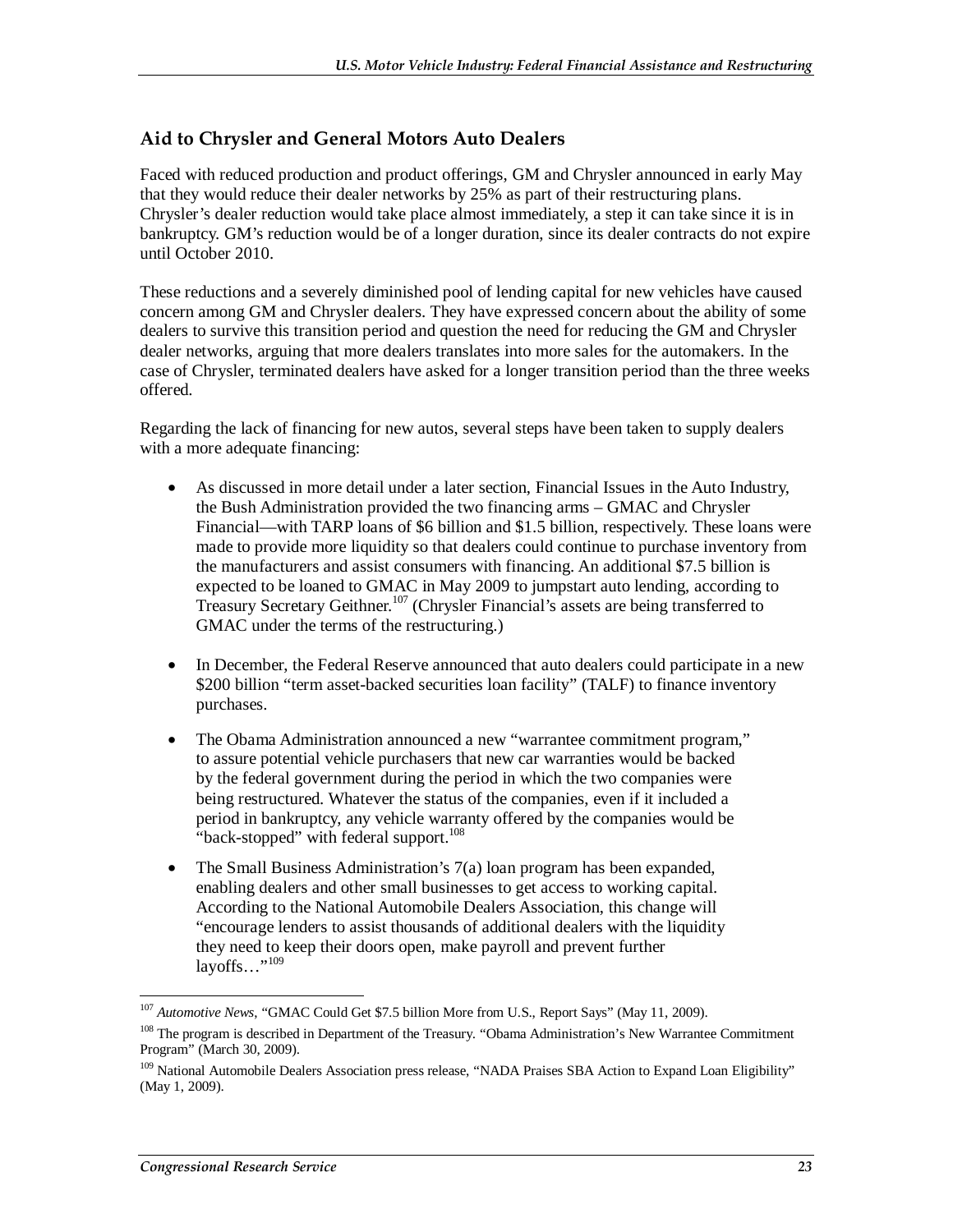## Aid to Chrysler and General Motors Auto Dealers

Faced with reduced production and product offerings, GM and Chrysler announced in early May that they would reduce their dealer networks by 25% as part of their restructuring plans. Chrysler's dealer reduction would take place almost immediately, a step it can take since it is in bankruptcy. GM's reduction would be of a longer duration, since its dealer contracts do not expire until October 2010.

These reductions and a severely diminished pool of lending capital for new vehicles have caused concern among GM and Chrysler dealers. They have expressed concern about the ability of some dealers to survive this transition period and question the need for reducing the GM and Chrysler dealer networks, arguing that more dealers translates into more sales for the automakers. In the case of Chrysler, terminated dealers have asked for a longer transition period than the three weeks offered.

Regarding the lack of financing for new autos, several steps have been taken to supply dealers with a more adequate financing:

- As discussed in more detail under a later section, Financial Issues in the Auto Industry, the Bush Administration provided the two financing arms – GMAC and Chrysler Financial—with TARP loans of $6 billion and $1.5 billion, respectively. These loans were made to provide more liquidity so that dealers could continue to purchase inventory from the manufacturers and assist consumers with financing. An additional $7.5 billion is expected to be loaned to GMAC in May 2009 to jumpstart auto lending, according to Treasury Secretary Geithner.[107] (Chrysler Financial's assets are being transferred to GMAC under the terms of the restructuring.)
- In December, the Federal Reserve announced that auto dealers could participate in a new $200 billion "term asset-backed securities loan facility" (TALF) to finance inventory purchases.
- The Obama Administration announced a new "warrantee commitment program," to assure potential vehicle purchasers that new car warranties would be backed by the federal government during the period in which the two companies were being restructured. Whatever the status of the companies, even if it included a period in bankruptcy, any vehicle warranty offered by the companies would be "back-stopped" with federal support.[108]
- The Small Business Administration's 7(a) loan program has been expanded, enabling dealers and other small businesses to get access to working capital. According to the National Automobile Dealers Association, this change will "encourage lenders to assist thousands of additional dealers with the liquidity they need to keep their doors open, make payroll and prevent further layoffs…"[109]

---

[107] *Automotive News*, "GMAC Could Get $7.5 billion More from U.S., Report Says" (May 11, 2009).

[108] The program is described in Department of the Treasury. "Obama Administration's New Warrantee Commitment Program" (March 30, 2009).

[109] National Automobile Dealers Association press release, "NADA Praises SBA Action to Expand Loan Eligibility" (May 1, 2009).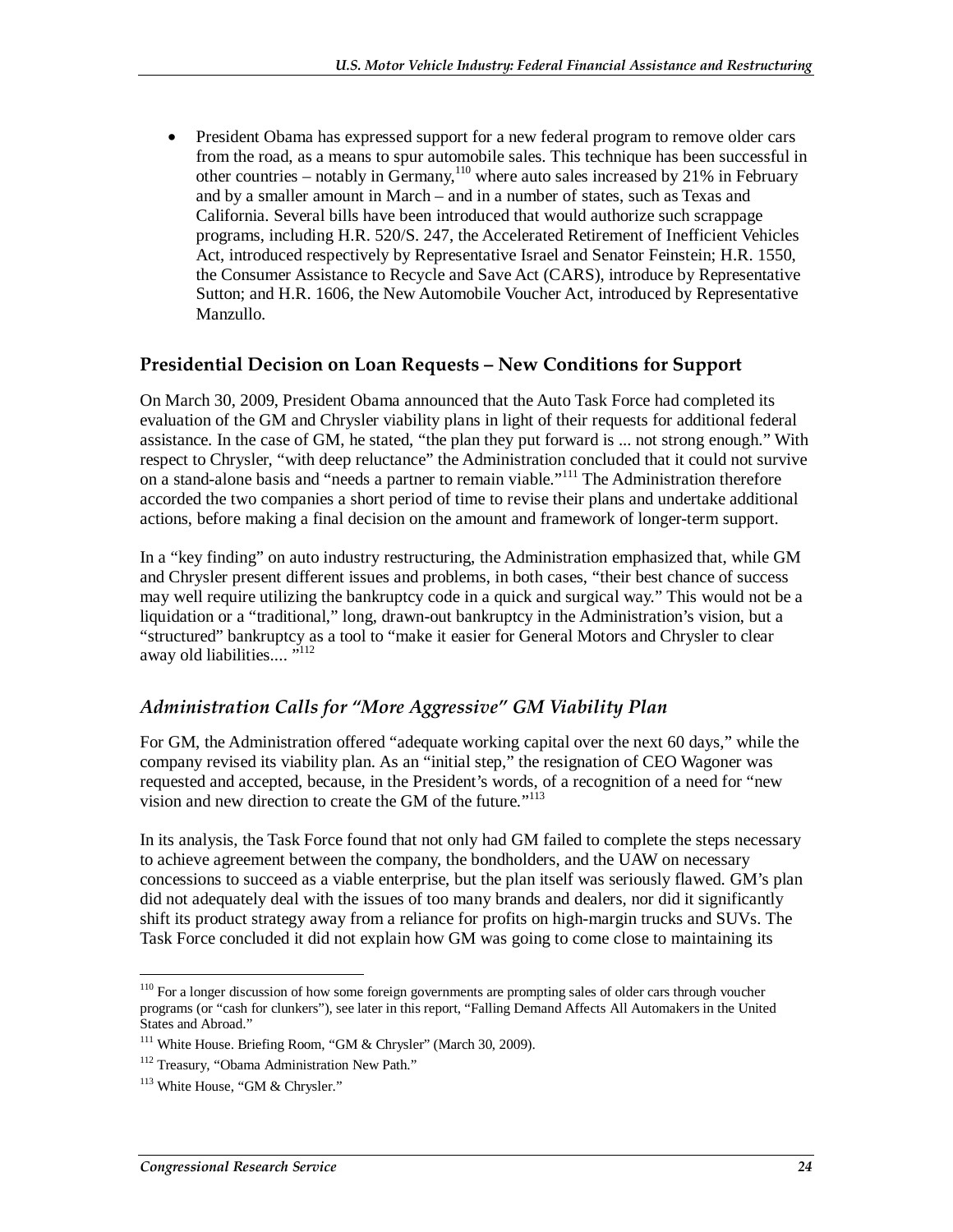- President Obama has expressed support for a new federal program to remove older cars from the road, as a means to spur automobile sales. This technique has been successful in other countries – notably in Germany,[110] where auto sales increased by 21% in February and by a smaller amount in March – and in a number of states, such as Texas and California. Several bills have been introduced that would authorize such scrappage programs, including H.R. 520/S. 247, the Accelerated Retirement of Inefficient Vehicles Act, introduced respectively by Representative Israel and Senator Feinstein; H.R. 1550, the Consumer Assistance to Recycle and Save Act (CARS), introduce by Representative Sutton; and H.R. 1606, the New Automobile Voucher Act, introduced by Representative Manzullo.

## Presidential Decision on Loan Requests – New Conditions for Support

On March 30, 2009, President Obama announced that the Auto Task Force had completed its evaluation of the GM and Chrysler viability plans in light of their requests for additional federal assistance. In the case of GM, he stated, "the plan they put forward is ... not strong enough." With respect to Chrysler, "with deep reluctance" the Administration concluded that it could not survive on a stand-alone basis and "needs a partner to remain viable."[111] The Administration therefore accorded the two companies a short period of time to revise their plans and undertake additional actions, before making a final decision on the amount and framework of longer-term support.

In a "key finding" on auto industry restructuring, the Administration emphasized that, while GM and Chrysler present different issues and problems, in both cases, "their best chance of success may well require utilizing the bankruptcy code in a quick and surgical way." This would not be a liquidation or a "traditional," long, drawn-out bankruptcy in the Administration's vision, but a "structured" bankruptcy as a tool to "make it easier for General Motors and Chrysler to clear away old liabilities.... "[112]

### *Administration Calls for "More Aggressive" GM Viability Plan*

For GM, the Administration offered "adequate working capital over the next 60 days," while the company revised its viability plan. As an "initial step," the resignation of CEO Wagoner was requested and accepted, because, in the President's words, of a recognition of a need for "new vision and new direction to create the GM of the future."[113]

In its analysis, the Task Force found that not only had GM failed to complete the steps necessary to achieve agreement between the company, the bondholders, and the UAW on necessary concessions to succeed as a viable enterprise, but the plan itself was seriously flawed. GM's plan did not adequately deal with the issues of too many brands and dealers, nor did it significantly shift its product strategy away from a reliance for profits on high-margin trucks and SUVs. The Task Force concluded it did not explain how GM was going to come close to maintaining its

---

[110] For a longer discussion of how some foreign governments are prompting sales of older cars through voucher programs (or "cash for clunkers"), see later in this report, "Falling Demand Affects All Automakers in the United States and Abroad."

[111] White House. Briefing Room, "GM & Chrysler" (March 30, 2009).

[112] Treasury, "Obama Administration New Path."

[113] White House, "GM & Chrysler."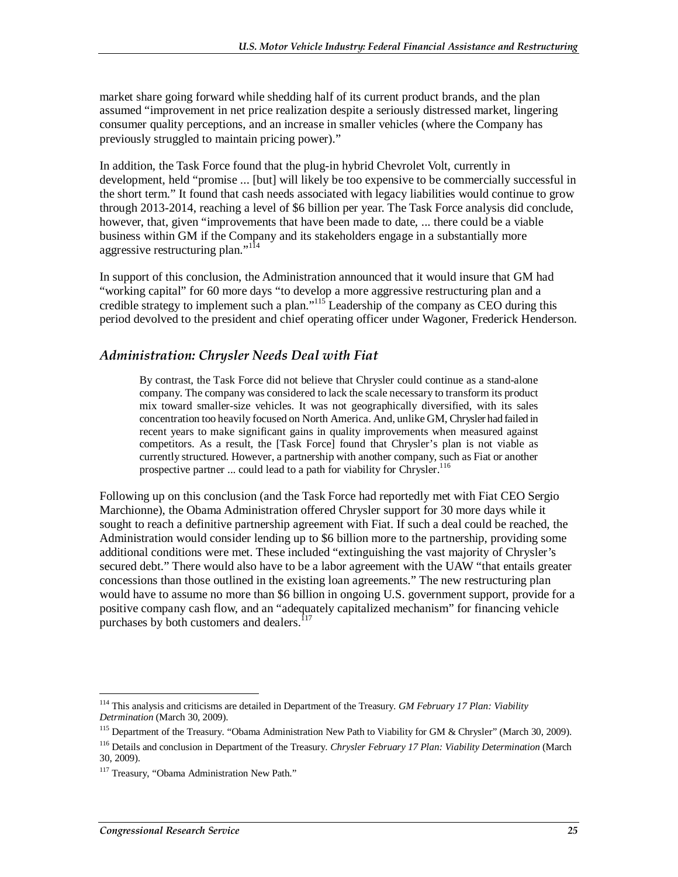market share going forward while shedding half of its current product brands, and the plan assumed "improvement in net price realization despite a seriously distressed market, lingering consumer quality perceptions, and an increase in smaller vehicles (where the Company has previously struggled to maintain pricing power)."

In addition, the Task Force found that the plug-in hybrid Chevrolet Volt, currently in development, held "promise ... [but] will likely be too expensive to be commercially successful in the short term." It found that cash needs associated with legacy liabilities would continue to grow through 2013-2014, reaching a level of $6 billion per year. The Task Force analysis did conclude, however, that, given "improvements that have been made to date, ... there could be a viable business within GM if the Company and its stakeholders engage in a substantially more aggressive restructuring plan."[114]

In support of this conclusion, the Administration announced that it would insure that GM had "working capital" for 60 more days "to develop a more aggressive restructuring plan and a credible strategy to implement such a plan."[115] Leadership of the company as CEO during this period devolved to the president and chief operating officer under Wagoner, Frederick Henderson.

### *Administration: Chrysler Needs Deal with Fiat*

> By contrast, the Task Force did not believe that Chrysler could continue as a stand-alone company. The company was considered to lack the scale necessary to transform its product mix toward smaller-size vehicles. It was not geographically diversified, with its sales concentration too heavily focused on North America. And, unlike GM, Chrysler had failed in recent years to make significant gains in quality improvements when measured against competitors. As a result, the [Task Force] found that Chrysler's plan is not viable as currently structured. However, a partnership with another company, such as Fiat or another prospective partner ... could lead to a path for viability for Chrysler.[116]

Following up on this conclusion (and the Task Force had reportedly met with Fiat CEO Sergio Marchionne), the Obama Administration offered Chrysler support for 30 more days while it sought to reach a definitive partnership agreement with Fiat. If such a deal could be reached, the Administration would consider lending up to $6 billion more to the partnership, providing some additional conditions were met. These included "extinguishing the vast majority of Chrysler's secured debt." There would also have to be a labor agreement with the UAW "that entails greater concessions than those outlined in the existing loan agreements." The new restructuring plan would have to assume no more than $6 billion in ongoing U.S. government support, provide for a positive company cash flow, and an "adequately capitalized mechanism" for financing vehicle purchases by both customers and dealers.[117]

---

[114] This analysis and criticisms are detailed in Department of the Treasury. *GM February 17 Plan: Viability Detrmination* (March 30, 2009).

[115] Department of the Treasury. "Obama Administration New Path to Viability for GM & Chrysler" (March 30, 2009).

[116] Details and conclusion in Department of the Treasury. *Chrysler February 17 Plan: Viability Determination* (March 30, 2009).

[117] Treasury, "Obama Administration New Path."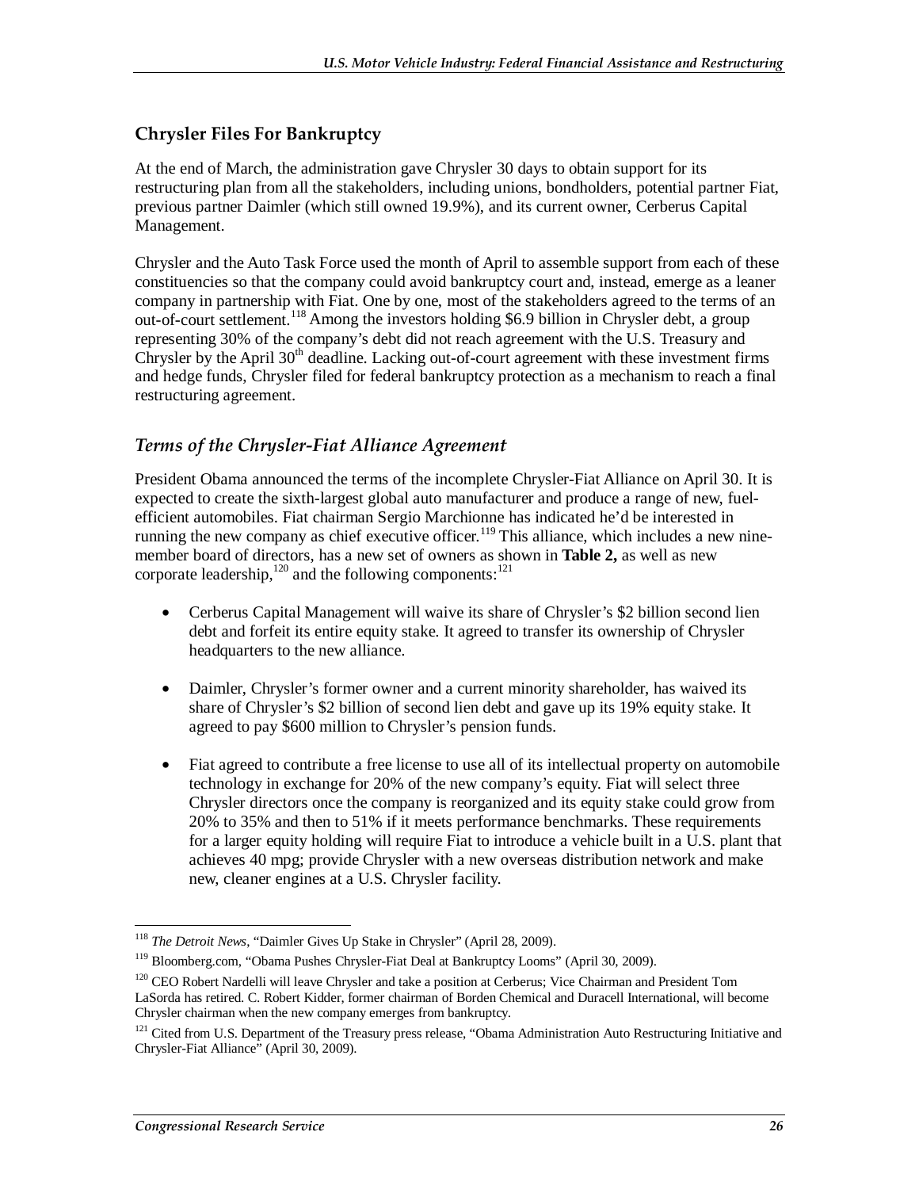## Chrysler Files For Bankruptcy

At the end of March, the administration gave Chrysler 30 days to obtain support for its restructuring plan from all the stakeholders, including unions, bondholders, potential partner Fiat, previous partner Daimler (which still owned 19.9%), and its current owner, Cerberus Capital Management.

Chrysler and the Auto Task Force used the month of April to assemble support from each of these constituencies so that the company could avoid bankruptcy court and, instead, emerge as a leaner company in partnership with Fiat. One by one, most of the stakeholders agreed to the terms of an out-of-court settlement.[118] Among the investors holding $6.9 billion in Chrysler debt, a group representing 30% of the company's debt did not reach agreement with the U.S. Treasury and Chrysler by the April 30th deadline. Lacking out-of-court agreement with these investment firms and hedge funds, Chrysler filed for federal bankruptcy protection as a mechanism to reach a final restructuring agreement.

### *Terms of the Chrysler-Fiat Alliance Agreement*

President Obama announced the terms of the incomplete Chrysler-Fiat Alliance on April 30. It is expected to create the sixth-largest global auto manufacturer and produce a range of new, fuel-efficient automobiles. Fiat chairman Sergio Marchionne has indicated he'd be interested in running the new company as chief executive officer.[119] This alliance, which includes a new nine-member board of directors, has a new set of owners as shown in **Table 2,** as well as new corporate leadership,[120] and the following components:[121]

- Cerberus Capital Management will waive its share of Chrysler's $2 billion second lien debt and forfeit its entire equity stake. It agreed to transfer its ownership of Chrysler headquarters to the new alliance.
- Daimler, Chrysler's former owner and a current minority shareholder, has waived its share of Chrysler's $2 billion of second lien debt and gave up its 19% equity stake. It agreed to pay $600 million to Chrysler's pension funds.
- Fiat agreed to contribute a free license to use all of its intellectual property on automobile technology in exchange for 20% of the new company's equity. Fiat will select three Chrysler directors once the company is reorganized and its equity stake could grow from 20% to 35% and then to 51% if it meets performance benchmarks. These requirements for a larger equity holding will require Fiat to introduce a vehicle built in a U.S. plant that achieves 40 mpg; provide Chrysler with a new overseas distribution network and make new, cleaner engines at a U.S. Chrysler facility.

---

[118] *The Detroit News*, "Daimler Gives Up Stake in Chrysler" (April 28, 2009).

[119] Bloomberg.com, "Obama Pushes Chrysler-Fiat Deal at Bankruptcy Looms" (April 30, 2009).

[120] CEO Robert Nardelli will leave Chrysler and take a position at Cerberus; Vice Chairman and President Tom LaSorda has retired. C. Robert Kidder, former chairman of Borden Chemical and Duracell International, will become Chrysler chairman when the new company emerges from bankruptcy.

[121] Cited from U.S. Department of the Treasury press release, "Obama Administration Auto Restructuring Initiative and Chrysler-Fiat Alliance" (April 30, 2009).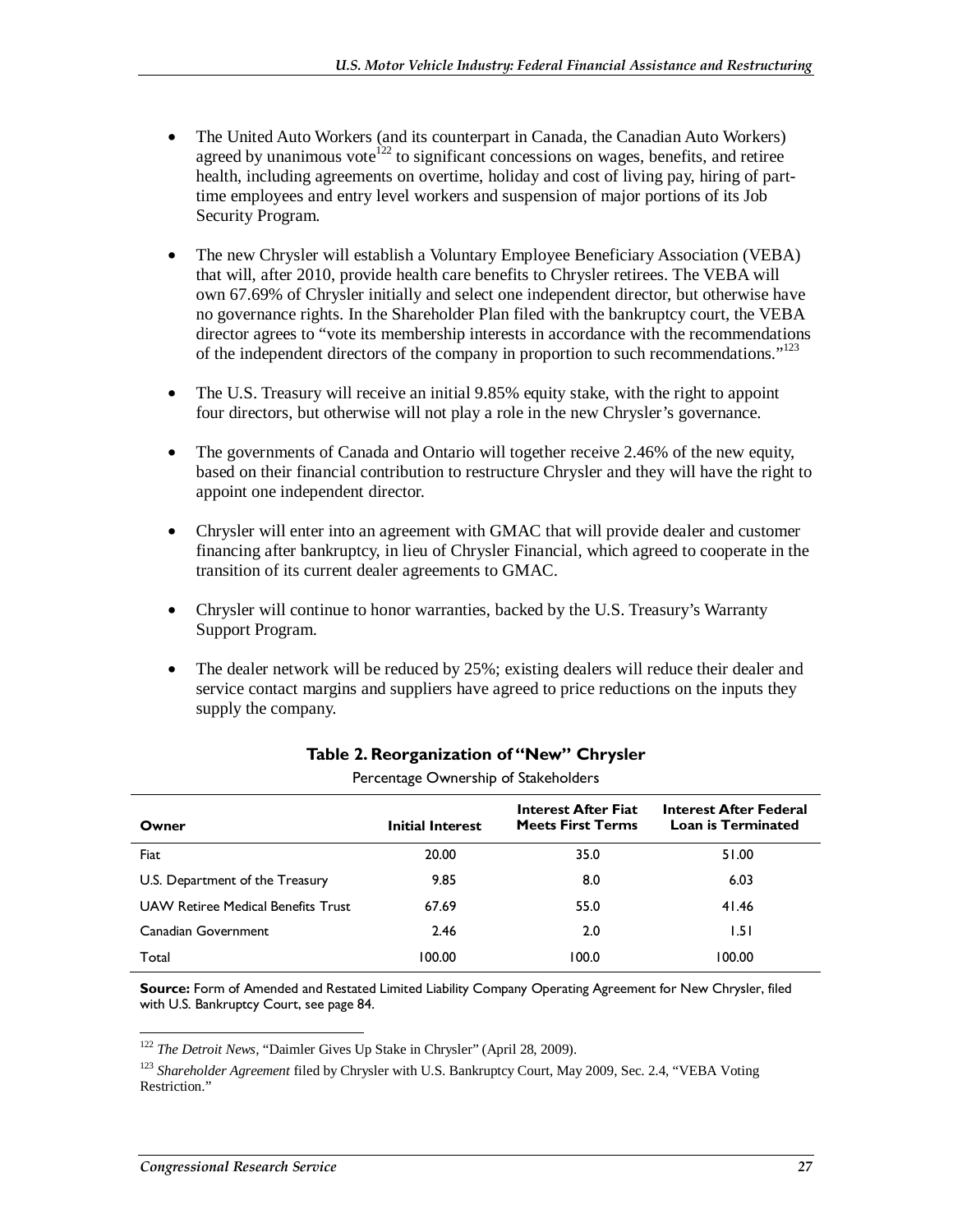- The United Auto Workers (and its counterpart in Canada, the Canadian Auto Workers) agreed by unanimous vote[122] to significant concessions on wages, benefits, and retiree health, including agreements on overtime, holiday and cost of living pay, hiring of part-time employees and entry level workers and suspension of major portions of its Job Security Program.
- The new Chrysler will establish a Voluntary Employee Beneficiary Association (VEBA) that will, after 2010, provide health care benefits to Chrysler retirees. The VEBA will own 67.69% of Chrysler initially and select one independent director, but otherwise have no governance rights. In the Shareholder Plan filed with the bankruptcy court, the VEBA director agrees to "vote its membership interests in accordance with the recommendations of the independent directors of the company in proportion to such recommendations."[123]
- The U.S. Treasury will receive an initial 9.85% equity stake, with the right to appoint four directors, but otherwise will not play a role in the new Chrysler's governance.
- The governments of Canada and Ontario will together receive 2.46% of the new equity, based on their financial contribution to restructure Chrysler and they will have the right to appoint one independent director.
- Chrysler will enter into an agreement with GMAC that will provide dealer and customer financing after bankruptcy, in lieu of Chrysler Financial, which agreed to cooperate in the transition of its current dealer agreements to GMAC.
- Chrysler will continue to honor warranties, backed by the U.S. Treasury's Warranty Support Program.
- The dealer network will be reduced by 25%; existing dealers will reduce their dealer and service contact margins and suppliers have agreed to price reductions on the inputs they supply the company.

**Table 2. Reorganization of "New" Chrysler**

Percentage Ownership of Stakeholders

| Owner | Initial Interest | Interest After Fiat Meets First Terms | Interest After Federal Loan is Terminated |
|---|---|---|---|
| Fiat | 20.00 | 35.0 | 51.00 |
| U.S. Department of the Treasury | 9.85 | 8.0 | 6.03 |
| UAW Retiree Medical Benefits Trust | 67.69 | 55.0 | 41.46 |
| Canadian Government | 2.46 | 2.0 | 1.51 |
| Total | 100.00 | 100.0 | 100.00 |

**Source:** Form of Amended and Restated Limited Liability Company Operating Agreement for New Chrysler, filed with U.S. Bankruptcy Court, see page 84.

[122] *The Detroit News*, "Daimler Gives Up Stake in Chrysler" (April 28, 2009).

[123] *Shareholder Agreement* filed by Chrysler with U.S. Bankruptcy Court, May 2009, Sec. 2.4, "VEBA Voting Restriction."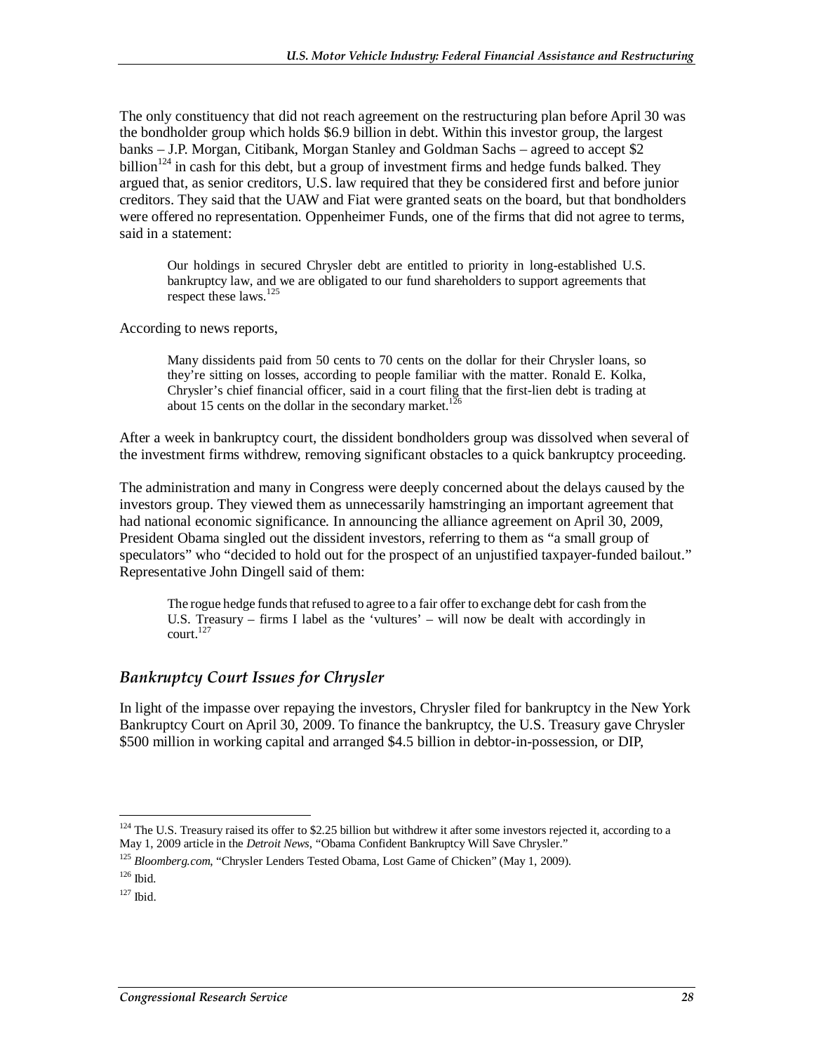The only constituency that did not reach agreement on the restructuring plan before April 30 was the bondholder group which holds $6.9 billion in debt. Within this investor group, the largest banks – J.P. Morgan, Citibank, Morgan Stanley and Goldman Sachs – agreed to accept $2 billion[124] in cash for this debt, but a group of investment firms and hedge funds balked. They argued that, as senior creditors, U.S. law required that they be considered first and before junior creditors. They said that the UAW and Fiat were granted seats on the board, but that bondholders were offered no representation. Oppenheimer Funds, one of the firms that did not agree to terms, said in a statement:

> Our holdings in secured Chrysler debt are entitled to priority in long-established U.S. bankruptcy law, and we are obligated to our fund shareholders to support agreements that respect these laws.[125]

According to news reports,

> Many dissidents paid from 50 cents to 70 cents on the dollar for their Chrysler loans, so they're sitting on losses, according to people familiar with the matter. Ronald E. Kolka, Chrysler's chief financial officer, said in a court filing that the first-lien debt is trading at about 15 cents on the dollar in the secondary market.[126]

After a week in bankruptcy court, the dissident bondholders group was dissolved when several of the investment firms withdrew, removing significant obstacles to a quick bankruptcy proceeding.

The administration and many in Congress were deeply concerned about the delays caused by the investors group. They viewed them as unnecessarily hamstringing an important agreement that had national economic significance. In announcing the alliance agreement on April 30, 2009, President Obama singled out the dissident investors, referring to them as "a small group of speculators" who "decided to hold out for the prospect of an unjustified taxpayer-funded bailout." Representative John Dingell said of them:

> The rogue hedge funds that refused to agree to a fair offer to exchange debt for cash from the U.S. Treasury – firms I label as the 'vultures' – will now be dealt with accordingly in court.[127]

### *Bankruptcy Court Issues for Chrysler*

In light of the impasse over repaying the investors, Chrysler filed for bankruptcy in the New York Bankruptcy Court on April 30, 2009. To finance the bankruptcy, the U.S. Treasury gave Chrysler $500 million in working capital and arranged $4.5 billion in debtor-in-possession, or DIP,

---

[124] The U.S. Treasury raised its offer to $2.25 billion but withdrew it after some investors rejected it, according to a May 1, 2009 article in the *Detroit News*, "Obama Confident Bankruptcy Will Save Chrysler."

[125] *Bloomberg.com*, "Chrysler Lenders Tested Obama, Lost Game of Chicken" (May 1, 2009).

[126] Ibid.

[127] Ibid.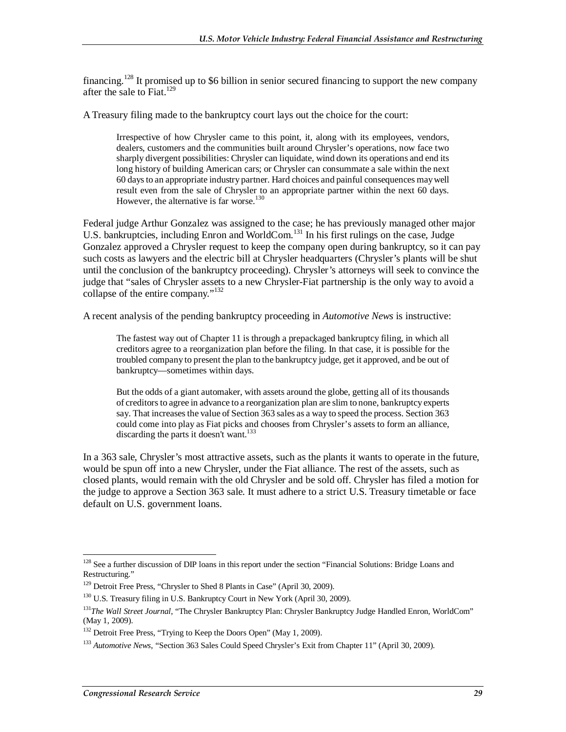financing.[128] It promised up to $6 billion in senior secured financing to support the new company after the sale to Fiat.[129]

A Treasury filing made to the bankruptcy court lays out the choice for the court:

> Irrespective of how Chrysler came to this point, it, along with its employees, vendors, dealers, customers and the communities built around Chrysler's operations, now face two sharply divergent possibilities: Chrysler can liquidate, wind down its operations and end its long history of building American cars; or Chrysler can consummate a sale within the next 60 days to an appropriate industry partner. Hard choices and painful consequences may well result even from the sale of Chrysler to an appropriate partner within the next 60 days. However, the alternative is far worse.[130]

Federal judge Arthur Gonzalez was assigned to the case; he has previously managed other major U.S. bankruptcies, including Enron and WorldCom.[131] In his first rulings on the case, Judge Gonzalez approved a Chrysler request to keep the company open during bankruptcy, so it can pay such costs as lawyers and the electric bill at Chrysler headquarters (Chrysler's plants will be shut until the conclusion of the bankruptcy proceeding). Chrysler's attorneys will seek to convince the judge that "sales of Chrysler assets to a new Chrysler-Fiat partnership is the only way to avoid a collapse of the entire company."[132]

A recent analysis of the pending bankruptcy proceeding in *Automotive News* is instructive:

> The fastest way out of Chapter 11 is through a prepackaged bankruptcy filing, in which all creditors agree to a reorganization plan before the filing. In that case, it is possible for the troubled company to present the plan to the bankruptcy judge, get it approved, and be out of bankruptcy—sometimes within days.
>
> But the odds of a giant automaker, with assets around the globe, getting all of its thousands of creditors to agree in advance to a reorganization plan are slim to none, bankruptcy experts say. That increases the value of Section 363 sales as a way to speed the process. Section 363 could come into play as Fiat picks and chooses from Chrysler's assets to form an alliance, discarding the parts it doesn't want.[133]

In a 363 sale, Chrysler's most attractive assets, such as the plants it wants to operate in the future, would be spun off into a new Chrysler, under the Fiat alliance. The rest of the assets, such as closed plants, would remain with the old Chrysler and be sold off. Chrysler has filed a motion for the judge to approve a Section 363 sale. It must adhere to a strict U.S. Treasury timetable or face default on U.S. government loans.

---

[128] See a further discussion of DIP loans in this report under the section "Financial Solutions: Bridge Loans and Restructuring."

[129] Detroit Free Press, "Chrysler to Shed 8 Plants in Case" (April 30, 2009).

[130] U.S. Treasury filing in U.S. Bankruptcy Court in New York (April 30, 2009).

[131] *The Wall Street Journal*, "The Chrysler Bankruptcy Plan: Chrysler Bankruptcy Judge Handled Enron, WorldCom" (May 1, 2009).

[132] Detroit Free Press, "Trying to Keep the Doors Open" (May 1, 2009).

[133] *Automotive News*, "Section 363 Sales Could Speed Chrysler's Exit from Chapter 11" (April 30, 2009).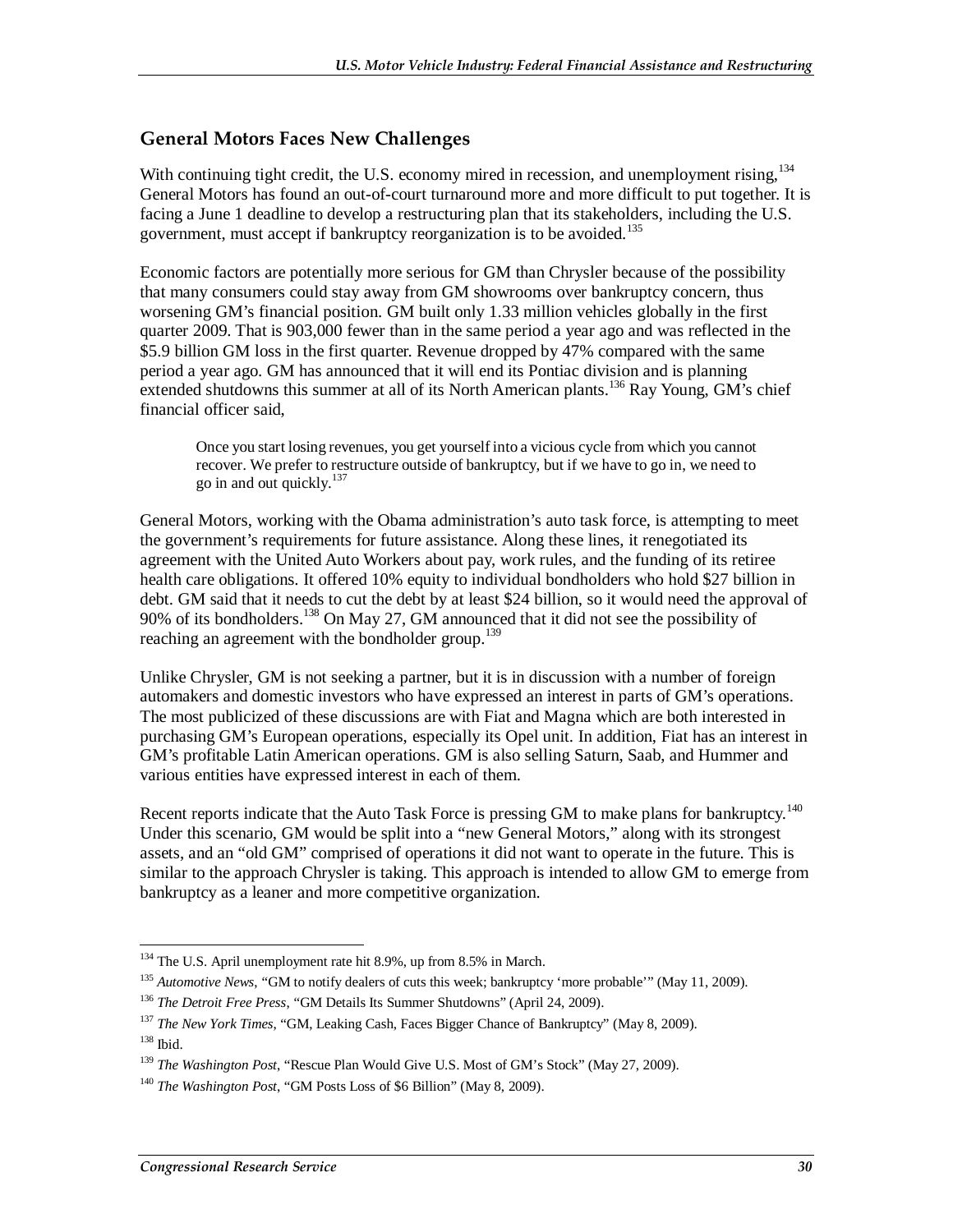## General Motors Faces New Challenges

With continuing tight credit, the U.S. economy mired in recession, and unemployment rising,[134] General Motors has found an out-of-court turnaround more and more difficult to put together. It is facing a June 1 deadline to develop a restructuring plan that its stakeholders, including the U.S. government, must accept if bankruptcy reorganization is to be avoided.[135]

Economic factors are potentially more serious for GM than Chrysler because of the possibility that many consumers could stay away from GM showrooms over bankruptcy concern, thus worsening GM's financial position. GM built only 1.33 million vehicles globally in the first quarter 2009. That is 903,000 fewer than in the same period a year ago and was reflected in the $5.9 billion GM loss in the first quarter. Revenue dropped by 47% compared with the same period a year ago. GM has announced that it will end its Pontiac division and is planning extended shutdowns this summer at all of its North American plants.[136] Ray Young, GM's chief financial officer said,

> Once you start losing revenues, you get yourself into a vicious cycle from which you cannot recover. We prefer to restructure outside of bankruptcy, but if we have to go in, we need to go in and out quickly.[137]

General Motors, working with the Obama administration's auto task force, is attempting to meet the government's requirements for future assistance. Along these lines, it renegotiated its agreement with the United Auto Workers about pay, work rules, and the funding of its retiree health care obligations. It offered 10% equity to individual bondholders who hold $27 billion in debt. GM said that it needs to cut the debt by at least $24 billion, so it would need the approval of 90% of its bondholders.[138] On May 27, GM announced that it did not see the possibility of reaching an agreement with the bondholder group.[139]

Unlike Chrysler, GM is not seeking a partner, but it is in discussion with a number of foreign automakers and domestic investors who have expressed an interest in parts of GM's operations. The most publicized of these discussions are with Fiat and Magna which are both interested in purchasing GM's European operations, especially its Opel unit. In addition, Fiat has an interest in GM's profitable Latin American operations. GM is also selling Saturn, Saab, and Hummer and various entities have expressed interest in each of them.

Recent reports indicate that the Auto Task Force is pressing GM to make plans for bankruptcy.[140] Under this scenario, GM would be split into a "new General Motors," along with its strongest assets, and an "old GM" comprised of operations it did not want to operate in the future. This is similar to the approach Chrysler is taking. This approach is intended to allow GM to emerge from bankruptcy as a leaner and more competitive organization.

---

[134] The U.S. April unemployment rate hit 8.9%, up from 8.5% in March.

[135] *Automotive News*, "GM to notify dealers of cuts this week; bankruptcy 'more probable'" (May 11, 2009).

[136] *The Detroit Free Press*, "GM Details Its Summer Shutdowns" (April 24, 2009).

[137] *The New York Times*, "GM, Leaking Cash, Faces Bigger Chance of Bankruptcy" (May 8, 2009).

[138] Ibid.

[139] *The Washington Post*, "Rescue Plan Would Give U.S. Most of GM's Stock" (May 27, 2009).

[140] *The Washington Post*, "GM Posts Loss of $6 Billion" (May 8, 2009).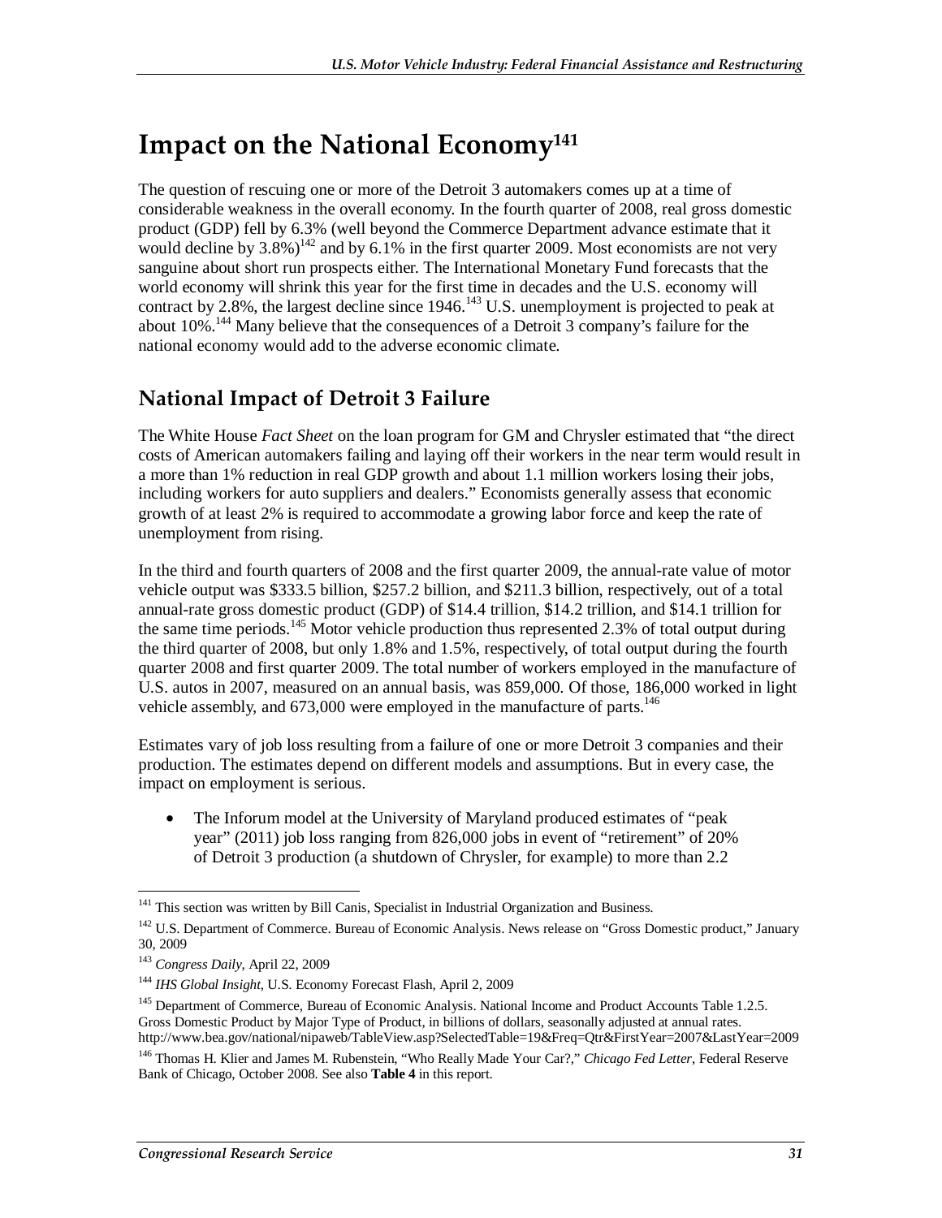# Impact on the National Economy[141]

The question of rescuing one or more of the Detroit 3 automakers comes up at a time of considerable weakness in the overall economy. In the fourth quarter of 2008, real gross domestic product (GDP) fell by 6.3% (well beyond the Commerce Department advance estimate that it would decline by 3.8%)[142] and by 6.1% in the first quarter 2009. Most economists are not very sanguine about short run prospects either. The International Monetary Fund forecasts that the world economy will shrink this year for the first time in decades and the U.S. economy will contract by 2.8%, the largest decline since 1946.[143] U.S. unemployment is projected to peak at about 10%.[144] Many believe that the consequences of a Detroit 3 company's failure for the national economy would add to the adverse economic climate.

## National Impact of Detroit 3 Failure

The White House *Fact Sheet* on the loan program for GM and Chrysler estimated that "the direct costs of American automakers failing and laying off their workers in the near term would result in a more than 1% reduction in real GDP growth and about 1.1 million workers losing their jobs, including workers for auto suppliers and dealers." Economists generally assess that economic growth of at least 2% is required to accommodate a growing labor force and keep the rate of unemployment from rising.

In the third and fourth quarters of 2008 and the first quarter 2009, the annual-rate value of motor vehicle output was $333.5 billion, $257.2 billion, and $211.3 billion, respectively, out of a total annual-rate gross domestic product (GDP) of $14.4 trillion, $14.2 trillion, and $14.1 trillion for the same time periods.[145] Motor vehicle production thus represented 2.3% of total output during the third quarter of 2008, but only 1.8% and 1.5%, respectively, of total output during the fourth quarter 2008 and first quarter 2009. The total number of workers employed in the manufacture of U.S. autos in 2007, measured on an annual basis, was 859,000. Of those, 186,000 worked in light vehicle assembly, and 673,000 were employed in the manufacture of parts.[146]

Estimates vary of job loss resulting from a failure of one or more Detroit 3 companies and their production. The estimates depend on different models and assumptions. But in every case, the impact on employment is serious.

- The Inforum model at the University of Maryland produced estimates of "peak year" (2011) job loss ranging from 826,000 jobs in event of "retirement" of 20% of Detroit 3 production (a shutdown of Chrysler, for example) to more than 2.2

---

[141] This section was written by Bill Canis, Specialist in Industrial Organization and Business.

[142] U.S. Department of Commerce. Bureau of Economic Analysis. News release on "Gross Domestic product," January 30, 2009

[143] *Congress Daily*, April 22, 2009

[144] *IHS Global Insight*, U.S. Economy Forecast Flash, April 2, 2009

[145] Department of Commerce, Bureau of Economic Analysis. National Income and Product Accounts Table 1.2.5. Gross Domestic Product by Major Type of Product, in billions of dollars, seasonally adjusted at annual rates. http://www.bea.gov/national/nipaweb/TableView.asp?SelectedTable=19&Freq=Qtr&FirstYear=2007&LastYear=2009

[146] Thomas H. Klier and James M. Rubenstein, "Who Really Made Your Car?," *Chicago Fed Letter*, Federal Reserve Bank of Chicago, October 2008. See also **Table 4** in this report.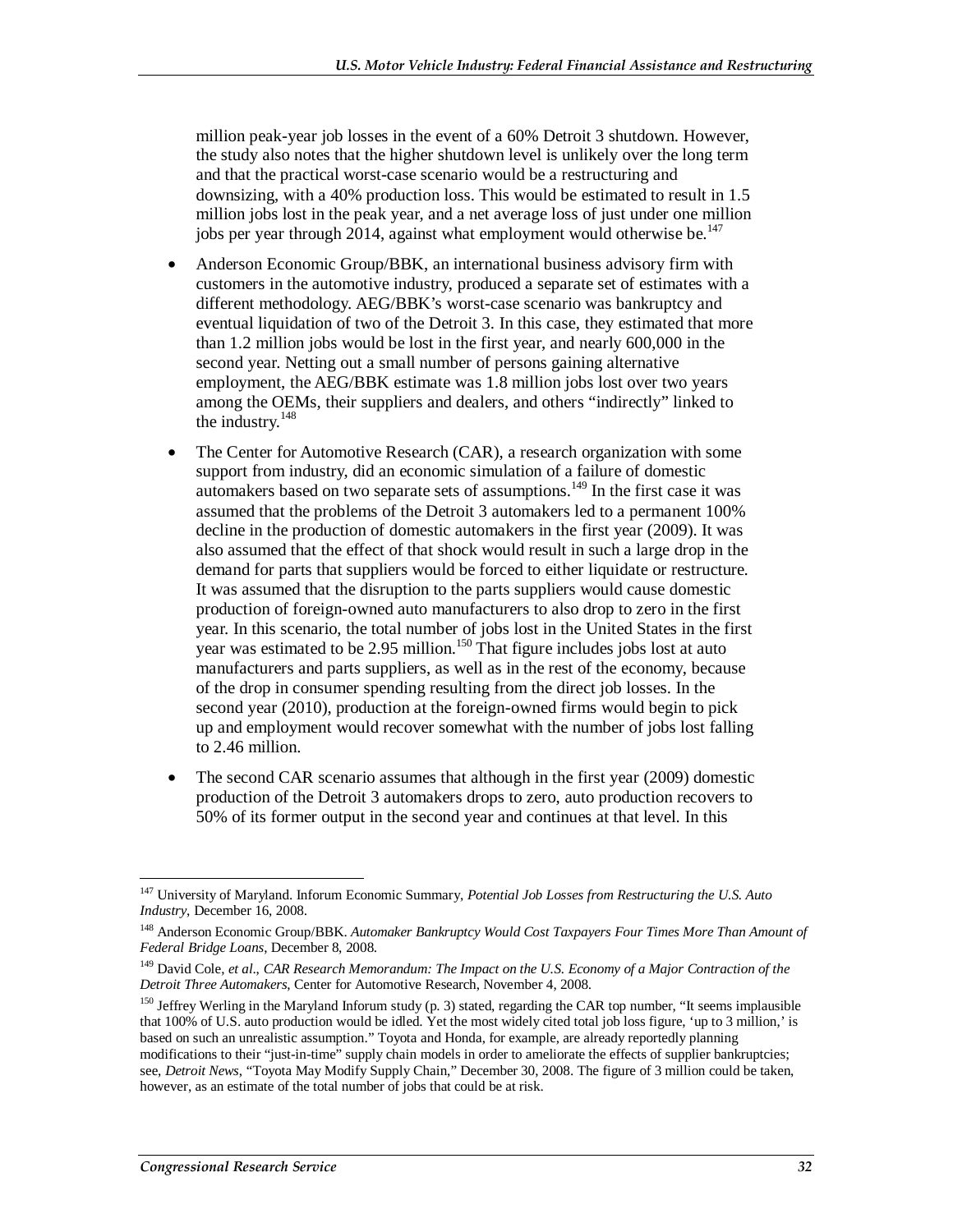million peak-year job losses in the event of a 60% Detroit 3 shutdown. However, the study also notes that the higher shutdown level is unlikely over the long term and that the practical worst-case scenario would be a restructuring and downsizing, with a 40% production loss. This would be estimated to result in 1.5 million jobs lost in the peak year, and a net average loss of just under one million jobs per year through 2014, against what employment would otherwise be.[147]

- Anderson Economic Group/BBK, an international business advisory firm with customers in the automotive industry, produced a separate set of estimates with a different methodology. AEG/BBK's worst-case scenario was bankruptcy and eventual liquidation of two of the Detroit 3. In this case, they estimated that more than 1.2 million jobs would be lost in the first year, and nearly 600,000 in the second year. Netting out a small number of persons gaining alternative employment, the AEG/BBK estimate was 1.8 million jobs lost over two years among the OEMs, their suppliers and dealers, and others "indirectly" linked to the industry.[148]
- The Center for Automotive Research (CAR), a research organization with some support from industry, did an economic simulation of a failure of domestic automakers based on two separate sets of assumptions.[149] In the first case it was assumed that the problems of the Detroit 3 automakers led to a permanent 100% decline in the production of domestic automakers in the first year (2009). It was also assumed that the effect of that shock would result in such a large drop in the demand for parts that suppliers would be forced to either liquidate or restructure. It was assumed that the disruption to the parts suppliers would cause domestic production of foreign-owned auto manufacturers to also drop to zero in the first year. In this scenario, the total number of jobs lost in the United States in the first year was estimated to be 2.95 million.[150] That figure includes jobs lost at auto manufacturers and parts suppliers, as well as in the rest of the economy, because of the drop in consumer spending resulting from the direct job losses. In the second year (2010), production at the foreign-owned firms would begin to pick up and employment would recover somewhat with the number of jobs lost falling to 2.46 million.
- The second CAR scenario assumes that although in the first year (2009) domestic production of the Detroit 3 automakers drops to zero, auto production recovers to 50% of its former output in the second year and continues at that level. In this

---

[147] University of Maryland. Inforum Economic Summary, *Potential Job Losses from Restructuring the U.S. Auto Industry*, December 16, 2008.

[148] Anderson Economic Group/BBK. *Automaker Bankruptcy Would Cost Taxpayers Four Times More Than Amount of Federal Bridge Loans*, December 8, 2008.

[149] David Cole, *et al*., *CAR Research Memorandum: The Impact on the U.S. Economy of a Major Contraction of the Detroit Three Automakers*, Center for Automotive Research, November 4, 2008.

[150] Jeffrey Werling in the Maryland Inforum study (p. 3) stated, regarding the CAR top number, "It seems implausible that 100% of U.S. auto production would be idled. Yet the most widely cited total job loss figure, 'up to 3 million,' is based on such an unrealistic assumption." Toyota and Honda, for example, are already reportedly planning modifications to their "just-in-time" supply chain models in order to ameliorate the effects of supplier bankruptcies; see, *Detroit News*, "Toyota May Modify Supply Chain," December 30, 2008. The figure of 3 million could be taken, however, as an estimate of the total number of jobs that could be at risk.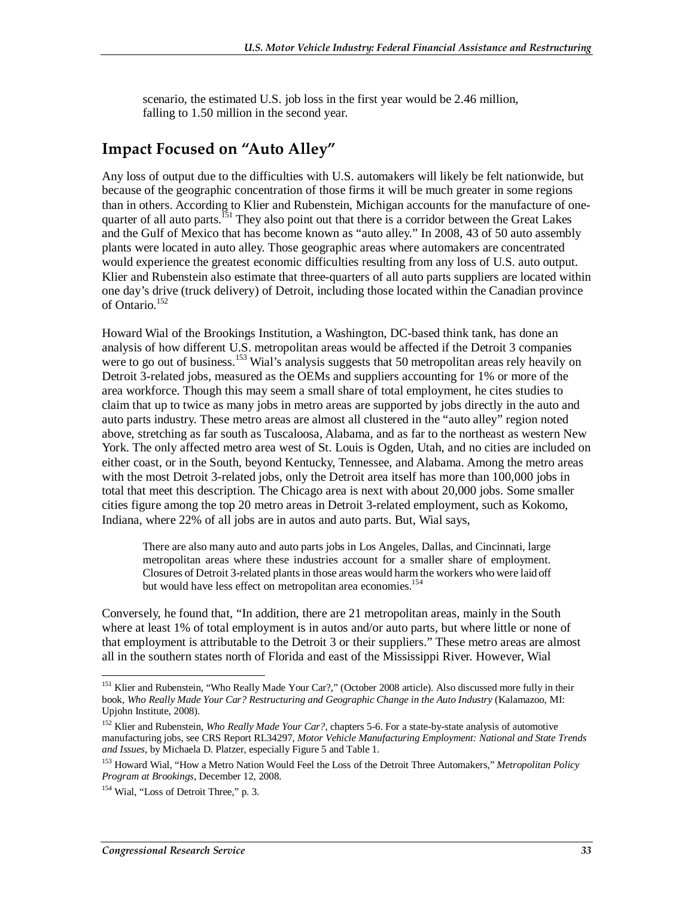> scenario, the estimated U.S. job loss in the first year would be 2.46 million, falling to 1.50 million in the second year.

## Impact Focused on "Auto Alley"

Any loss of output due to the difficulties with U.S. automakers will likely be felt nationwide, but because of the geographic concentration of those firms it will be much greater in some regions than in others. According to Klier and Rubenstein, Michigan accounts for the manufacture of one-quarter of all auto parts.[151] They also point out that there is a corridor between the Great Lakes and the Gulf of Mexico that has become known as "auto alley." In 2008, 43 of 50 auto assembly plants were located in auto alley. Those geographic areas where automakers are concentrated would experience the greatest economic difficulties resulting from any loss of U.S. auto output. Klier and Rubenstein also estimate that three-quarters of all auto parts suppliers are located within one day's drive (truck delivery) of Detroit, including those located within the Canadian province of Ontario.[152]

Howard Wial of the Brookings Institution, a Washington, DC-based think tank, has done an analysis of how different U.S. metropolitan areas would be affected if the Detroit 3 companies were to go out of business.[153] Wial's analysis suggests that 50 metropolitan areas rely heavily on Detroit 3-related jobs, measured as the OEMs and suppliers accounting for 1% or more of the area workforce. Though this may seem a small share of total employment, he cites studies to claim that up to twice as many jobs in metro areas are supported by jobs directly in the auto and auto parts industry. These metro areas are almost all clustered in the "auto alley" region noted above, stretching as far south as Tuscaloosa, Alabama, and as far to the northeast as western New York. The only affected metro area west of St. Louis is Ogden, Utah, and no cities are included on either coast, or in the South, beyond Kentucky, Tennessee, and Alabama. Among the metro areas with the most Detroit 3-related jobs, only the Detroit area itself has more than 100,000 jobs in total that meet this description. The Chicago area is next with about 20,000 jobs. Some smaller cities figure among the top 20 metro areas in Detroit 3-related employment, such as Kokomo, Indiana, where 22% of all jobs are in autos and auto parts. But, Wial says,

> There are also many auto and auto parts jobs in Los Angeles, Dallas, and Cincinnati, large metropolitan areas where these industries account for a smaller share of employment. Closures of Detroit 3-related plants in those areas would harm the workers who were laid off but would have less effect on metropolitan area economies.[154]

Conversely, he found that, "In addition, there are 21 metropolitan areas, mainly in the South where at least 1% of total employment is in autos and/or auto parts, but where little or none of that employment is attributable to the Detroit 3 or their suppliers." These metro areas are almost all in the southern states north of Florida and east of the Mississippi River. However, Wial

---

[151] Klier and Rubenstein, "Who Really Made Your Car?," (October 2008 article). Also discussed more fully in their book, *Who Really Made Your Car? Restructuring and Geographic Change in the Auto Industry* (Kalamazoo, MI: Upjohn Institute, 2008).

[152] Klier and Rubenstein, *Who Really Made Your Car?*, chapters 5-6. For a state-by-state analysis of automotive manufacturing jobs, see CRS Report RL34297, *Motor Vehicle Manufacturing Employment: National and State Trends and Issues*, by Michaela D. Platzer, especially Figure 5 and Table 1.

[153] Howard Wial, "How a Metro Nation Would Feel the Loss of the Detroit Three Automakers," *Metropolitan Policy Program at Brookings*, December 12, 2008.

[154] Wial, "Loss of Detroit Three," p. 3.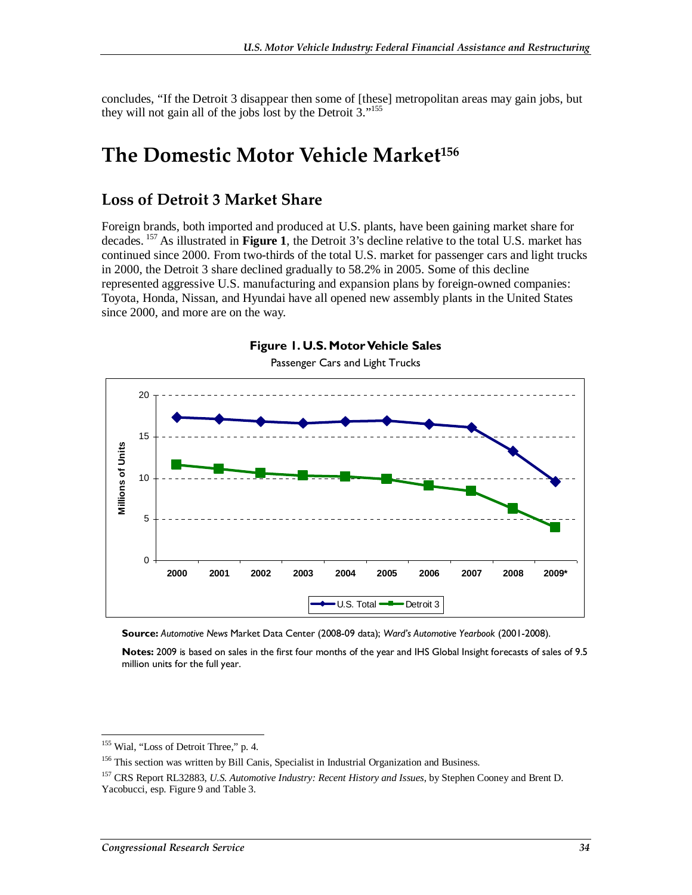concludes, "If the Detroit 3 disappear then some of [these] metropolitan areas may gain jobs, but they will not gain all of the jobs lost by the Detroit 3."[155]

# The Domestic Motor Vehicle Market[156]

## Loss of Detroit 3 Market Share

Foreign brands, both imported and produced at U.S. plants, have been gaining market share for decades.[157] As illustrated in **Figure 1**, the Detroit 3's decline relative to the total U.S. market has continued since 2000. From two-thirds of the total U.S. market for passenger cars and light trucks in 2000, the Detroit 3 share declined gradually to 58.2% in 2005. Some of this decline represented aggressive U.S. manufacturing and expansion plans by foreign-owned companies: Toyota, Honda, Nissan, and Hyundai have all opened new assembly plants in the United States since 2000, and more are on the way.

**Figure 1. U.S. Motor Vehicle Sales**

Passenger Cars and Light Trucks

Millions of Units

0
5
10
15
20

2000
2001
2002
2003
2004
2005
2006
2007
2008
2009*

U.S. Total
Detroit 3

**Source:** *Automotive News* Market Data Center (2008-09 data); *Ward's Automotive Yearbook* (2001-2008).

**Notes:** 2009 is based on sales in the first four months of the year and IHS Global Insight forecasts of sales of 9.5 million units for the full year.

[155] Wial, "Loss of Detroit Three," p. 4.

[156] This section was written by Bill Canis, Specialist in Industrial Organization and Business.

[157] CRS Report RL32883, *U.S. Automotive Industry: Recent History and Issues*, by Stephen Cooney and Brent D. Yacobucci, esp. Figure 9 and Table 3.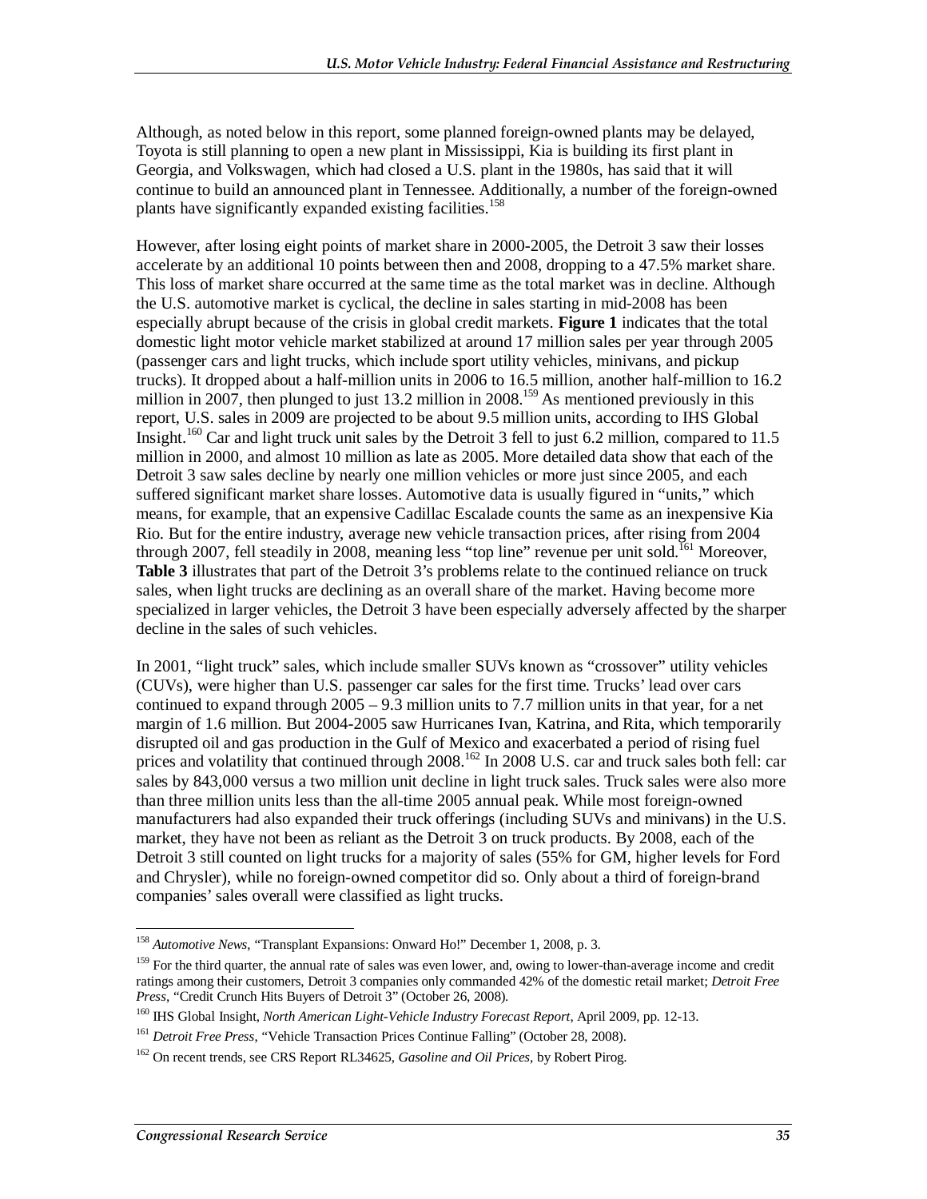Although, as noted below in this report, some planned foreign-owned plants may be delayed, Toyota is still planning to open a new plant in Mississippi, Kia is building its first plant in Georgia, and Volkswagen, which had closed a U.S. plant in the 1980s, has said that it will continue to build an announced plant in Tennessee. Additionally, a number of the foreign-owned plants have significantly expanded existing facilities.[158]

However, after losing eight points of market share in 2000-2005, the Detroit 3 saw their losses accelerate by an additional 10 points between then and 2008, dropping to a 47.5% market share. This loss of market share occurred at the same time as the total market was in decline. Although the U.S. automotive market is cyclical, the decline in sales starting in mid-2008 has been especially abrupt because of the crisis in global credit markets. **Figure 1** indicates that the total domestic light motor vehicle market stabilized at around 17 million sales per year through 2005 (passenger cars and light trucks, which include sport utility vehicles, minivans, and pickup trucks). It dropped about a half-million units in 2006 to 16.5 million, another half-million to 16.2 million in 2007, then plunged to just 13.2 million in 2008.[159] As mentioned previously in this report, U.S. sales in 2009 are projected to be about 9.5 million units, according to IHS Global Insight.[160] Car and light truck unit sales by the Detroit 3 fell to just 6.2 million, compared to 11.5 million in 2000, and almost 10 million as late as 2005. More detailed data show that each of the Detroit 3 saw sales decline by nearly one million vehicles or more just since 2005, and each suffered significant market share losses. Automotive data is usually figured in "units," which means, for example, that an expensive Cadillac Escalade counts the same as an inexpensive Kia Rio. But for the entire industry, average new vehicle transaction prices, after rising from 2004 through 2007, fell steadily in 2008, meaning less "top line" revenue per unit sold.[161] Moreover, **Table 3** illustrates that part of the Detroit 3's problems relate to the continued reliance on truck sales, when light trucks are declining as an overall share of the market. Having become more specialized in larger vehicles, the Detroit 3 have been especially adversely affected by the sharper decline in the sales of such vehicles.

In 2001, "light truck" sales, which include smaller SUVs known as "crossover" utility vehicles (CUVs), were higher than U.S. passenger car sales for the first time. Trucks' lead over cars continued to expand through 2005 – 9.3 million units to 7.7 million units in that year, for a net margin of 1.6 million. But 2004-2005 saw Hurricanes Ivan, Katrina, and Rita, which temporarily disrupted oil and gas production in the Gulf of Mexico and exacerbated a period of rising fuel prices and volatility that continued through 2008.[162] In 2008 U.S. car and truck sales both fell: car sales by 843,000 versus a two million unit decline in light truck sales. Truck sales were also more than three million units less than the all-time 2005 annual peak. While most foreign-owned manufacturers had also expanded their truck offerings (including SUVs and minivans) in the U.S. market, they have not been as reliant as the Detroit 3 on truck products. By 2008, each of the Detroit 3 still counted on light trucks for a majority of sales (55% for GM, higher levels for Ford and Chrysler), while no foreign-owned competitor did so. Only about a third of foreign-brand companies' sales overall were classified as light trucks.

---

[158] *Automotive News*, "Transplant Expansions: Onward Ho!" December 1, 2008, p. 3.

[159] For the third quarter, the annual rate of sales was even lower, and, owing to lower-than-average income and credit ratings among their customers, Detroit 3 companies only commanded 42% of the domestic retail market; *Detroit Free Press*, "Credit Crunch Hits Buyers of Detroit 3" (October 26, 2008).

[160] IHS Global Insight, *North American Light-Vehicle Industry Forecast Report*, April 2009, pp. 12-13.

[161] *Detroit Free Press*, "Vehicle Transaction Prices Continue Falling" (October 28, 2008).

[162] On recent trends, see CRS Report RL34625, *Gasoline and Oil Prices*, by Robert Pirog.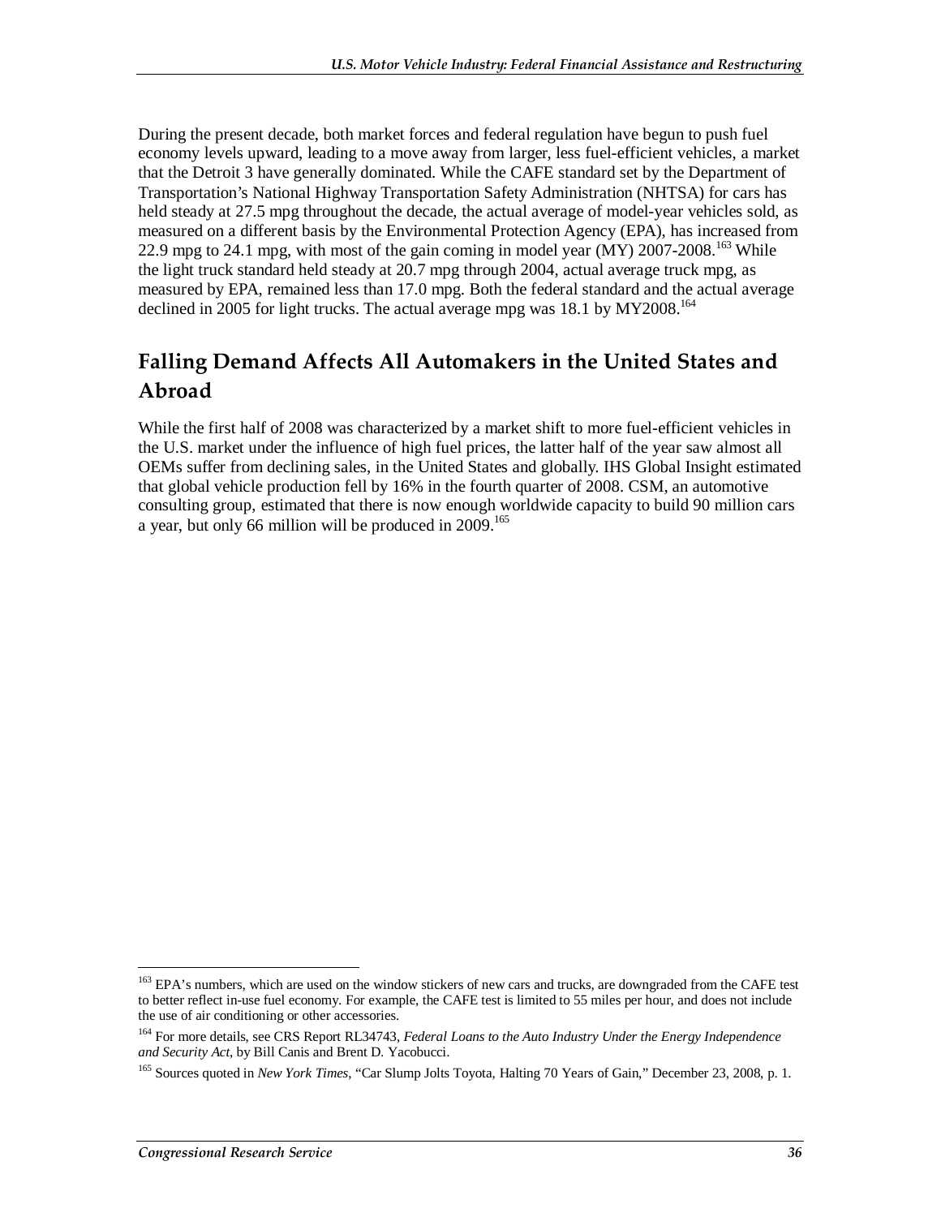During the present decade, both market forces and federal regulation have begun to push fuel economy levels upward, leading to a move away from larger, less fuel-efficient vehicles, a market that the Detroit 3 have generally dominated. While the CAFE standard set by the Department of Transportation's National Highway Transportation Safety Administration (NHTSA) for cars has held steady at 27.5 mpg throughout the decade, the actual average of model-year vehicles sold, as measured on a different basis by the Environmental Protection Agency (EPA), has increased from 22.9 mpg to 24.1 mpg, with most of the gain coming in model year (MY) 2007-2008.[163] While the light truck standard held steady at 20.7 mpg through 2004, actual average truck mpg, as measured by EPA, remained less than 17.0 mpg. Both the federal standard and the actual average declined in 2005 for light trucks. The actual average mpg was 18.1 by MY2008.[164]

## Falling Demand Affects All Automakers in the United States and Abroad

While the first half of 2008 was characterized by a market shift to more fuel-efficient vehicles in the U.S. market under the influence of high fuel prices, the latter half of the year saw almost all OEMs suffer from declining sales, in the United States and globally. IHS Global Insight estimated that global vehicle production fell by 16% in the fourth quarter of 2008. CSM, an automotive consulting group, estimated that there is now enough worldwide capacity to build 90 million cars a year, but only 66 million will be produced in 2009.[165]

---

[163] EPA's numbers, which are used on the window stickers of new cars and trucks, are downgraded from the CAFE test to better reflect in-use fuel economy. For example, the CAFE test is limited to 55 miles per hour, and does not include the use of air conditioning or other accessories.

[164] For more details, see CRS Report RL34743, *Federal Loans to the Auto Industry Under the Energy Independence and Security Act*, by Bill Canis and Brent D. Yacobucci.

[165] Sources quoted in *New York Times*, "Car Slump Jolts Toyota, Halting 70 Years of Gain," December 23, 2008, p. 1.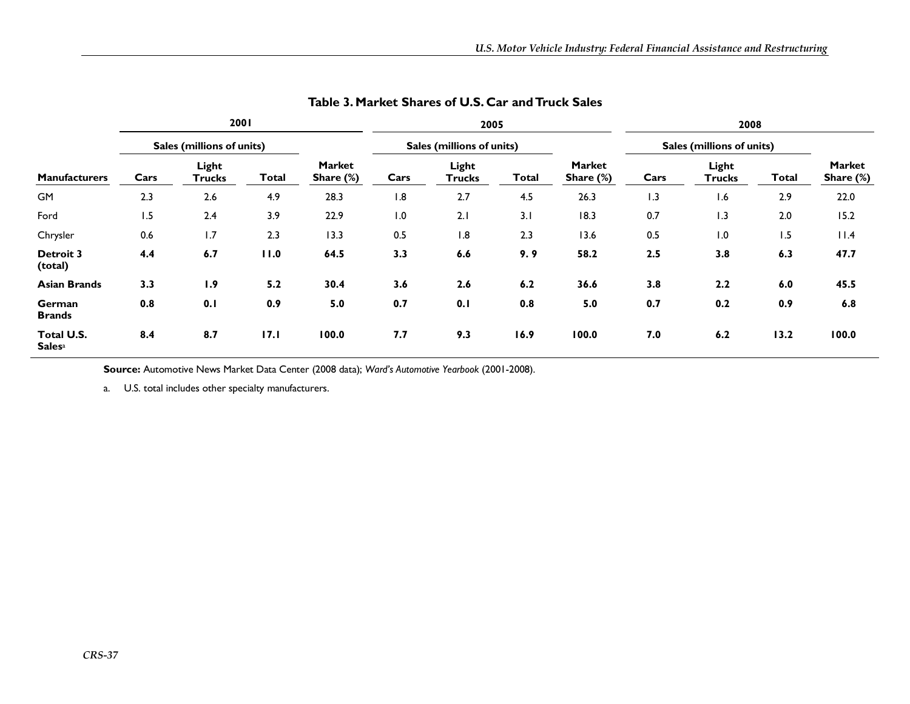## Table 3. Market Shares of U.S. Car and Truck Sales

| | 2001 | | | | 2005 | | | | 2008 | | | |
|---|---|---|---|---|---|---|---|---|---|---|---|---|
| | Sales (millions of units) | | | | Sales (millions of units) | | | | Sales (millions of units) | | | |
| **Manufacturers** | **Cars** | **Light Trucks** | **Total** | **Market Share (%)** | **Cars** | **Light Trucks** | **Total** | **Market Share (%)** | **Cars** | **Light Trucks** | **Total** | **Market Share (%)** |
| GM | 2.3 | 2.6 | 4.9 | 28.3 | 1.8 | 2.7 | 4.5 | 26.3 | 1.3 | 1.6 | 2.9 | 22.0 |
| Ford | 1.5 | 2.4 | 3.9 | 22.9 | 1.0 | 2.1 | 3.1 | 18.3 | 0.7 | 1.3 | 2.0 | 15.2 |
| Chrysler | 0.6 | 1.7 | 2.3 | 13.3 | 0.5 | 1.8 | 2.3 | 13.6 | 0.5 | 1.0 | 1.5 | 11.4 |
| **Detroit 3 (total)** | **4.4** | **6.7** | **11.0** | **64.5** | **3.3** | **6.6** | **9. 9** | **58.2** | **2.5** | **3.8** | **6.3** | **47.7** |
| **Asian Brands** | **3.3** | **1.9** | **5.2** | **30.4** | **3.6** | **2.6** | **6.2** | **36.6** | **3.8** | **2.2** | **6.0** | **45.5** |
| **German Brands** | **0.8** | **0.1** | **0.9** | **5.0** | **0.7** | **0.1** | **0.8** | **5.0** | **0.7** | **0.2** | **0.9** | **6.8** |
| **Total U.S. Sales**[a] | **8.4** | **8.7** | **17.1** | **100.0** | **7.7** | **9.3** | **16.9** | **100.0** | **7.0** | **6.2** | **13.2** | **100.0** |

**Source:** Automotive News Market Data Center (2008 data); *Ward's Automotive Yearbook* (2001-2008).

a. U.S. total includes other specialty manufacturers.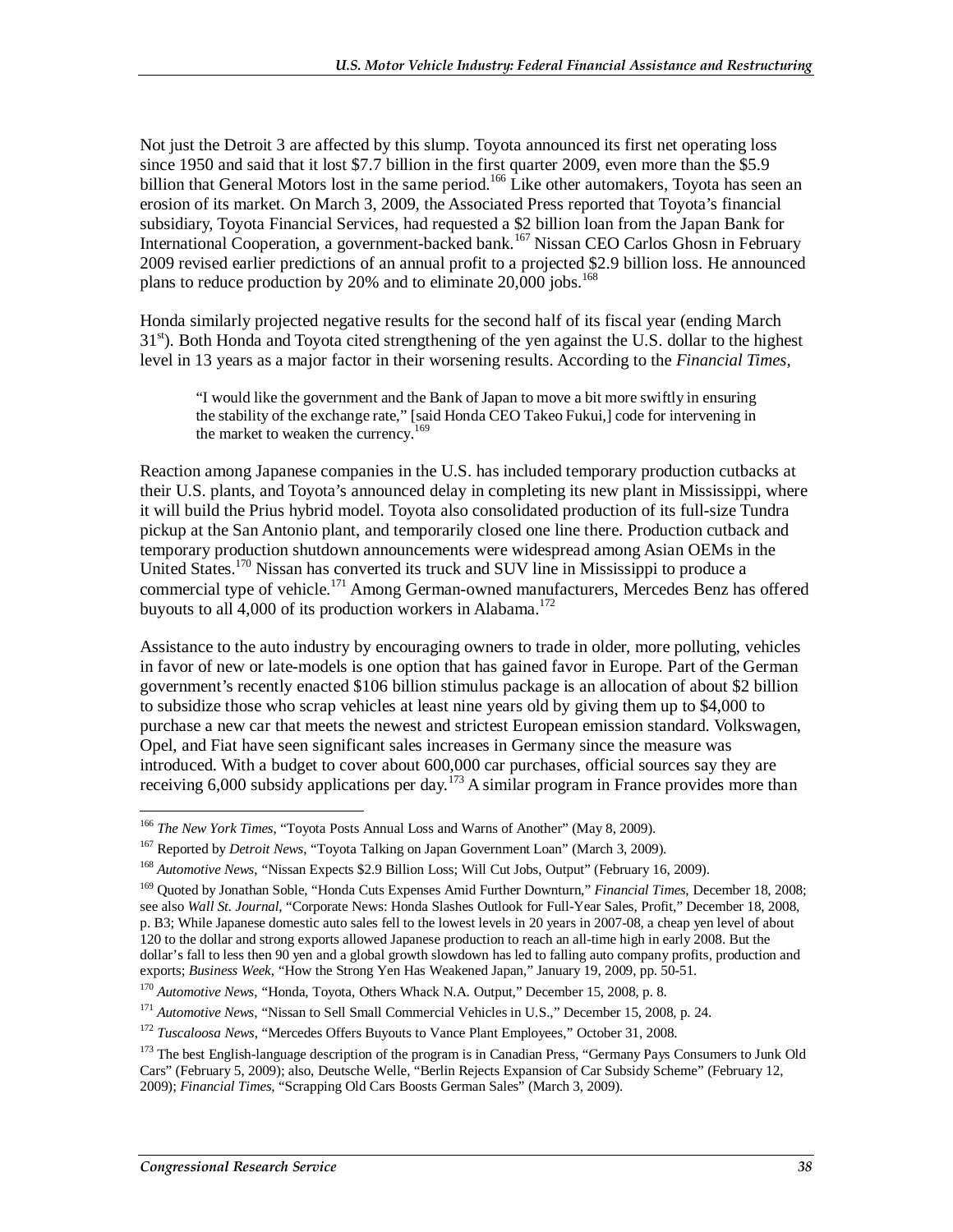Not just the Detroit 3 are affected by this slump. Toyota announced its first net operating loss since 1950 and said that it lost $7.7 billion in the first quarter 2009, even more than the $5.9 billion that General Motors lost in the same period.[166] Like other automakers, Toyota has seen an erosion of its market. On March 3, 2009, the Associated Press reported that Toyota's financial subsidiary, Toyota Financial Services, had requested a $2 billion loan from the Japan Bank for International Cooperation, a government-backed bank.[167] Nissan CEO Carlos Ghosn in February 2009 revised earlier predictions of an annual profit to a projected $2.9 billion loss. He announced plans to reduce production by 20% and to eliminate 20,000 jobs.[168]

Honda similarly projected negative results for the second half of its fiscal year (ending March 31st). Both Honda and Toyota cited strengthening of the yen against the U.S. dollar to the highest level in 13 years as a major factor in their worsening results. According to the *Financial Times*,

> "I would like the government and the Bank of Japan to move a bit more swiftly in ensuring the stability of the exchange rate," [said Honda CEO Takeo Fukui,] code for intervening in the market to weaken the currency.[169]

Reaction among Japanese companies in the U.S. has included temporary production cutbacks at their U.S. plants, and Toyota's announced delay in completing its new plant in Mississippi, where it will build the Prius hybrid model. Toyota also consolidated production of its full-size Tundra pickup at the San Antonio plant, and temporarily closed one line there. Production cutback and temporary production shutdown announcements were widespread among Asian OEMs in the United States.[170] Nissan has converted its truck and SUV line in Mississippi to produce a commercial type of vehicle.[171] Among German-owned manufacturers, Mercedes Benz has offered buyouts to all 4,000 of its production workers in Alabama.[172]

Assistance to the auto industry by encouraging owners to trade in older, more polluting, vehicles in favor of new or late-models is one option that has gained favor in Europe. Part of the German government's recently enacted $106 billion stimulus package is an allocation of about $2 billion to subsidize those who scrap vehicles at least nine years old by giving them up to $4,000 to purchase a new car that meets the newest and strictest European emission standard. Volkswagen, Opel, and Fiat have seen significant sales increases in Germany since the measure was introduced. With a budget to cover about 600,000 car purchases, official sources say they are receiving 6,000 subsidy applications per day.[173] A similar program in France provides more than

---

[166] *The New York Times*, "Toyota Posts Annual Loss and Warns of Another" (May 8, 2009).

[167] Reported by *Detroit News*, "Toyota Talking on Japan Government Loan" (March 3, 2009).

[168] *Automotive News*, "Nissan Expects $2.9 Billion Loss; Will Cut Jobs, Output" (February 16, 2009).

[169] Quoted by Jonathan Soble, "Honda Cuts Expenses Amid Further Downturn," *Financial Times*, December 18, 2008; see also *Wall St. Journal*, "Corporate News: Honda Slashes Outlook for Full-Year Sales, Profit," December 18, 2008, p. B3; While Japanese domestic auto sales fell to the lowest levels in 20 years in 2007-08, a cheap yen level of about 120 to the dollar and strong exports allowed Japanese production to reach an all-time high in early 2008. But the dollar's fall to less then 90 yen and a global growth slowdown has led to falling auto company profits, production and exports; *Business Week*, "How the Strong Yen Has Weakened Japan," January 19, 2009, pp. 50-51.

[170] *Automotive News*, "Honda, Toyota, Others Whack N.A. Output," December 15, 2008, p. 8.

[171] *Automotive News*, "Nissan to Sell Small Commercial Vehicles in U.S.," December 15, 2008, p. 24.

[172] *Tuscaloosa News*, "Mercedes Offers Buyouts to Vance Plant Employees," October 31, 2008.

[173] The best English-language description of the program is in Canadian Press, "Germany Pays Consumers to Junk Old Cars" (February 5, 2009); also, Deutsche Welle, "Berlin Rejects Expansion of Car Subsidy Scheme" (February 12, 2009); *Financial Times*, "Scrapping Old Cars Boosts German Sales" (March 3, 2009).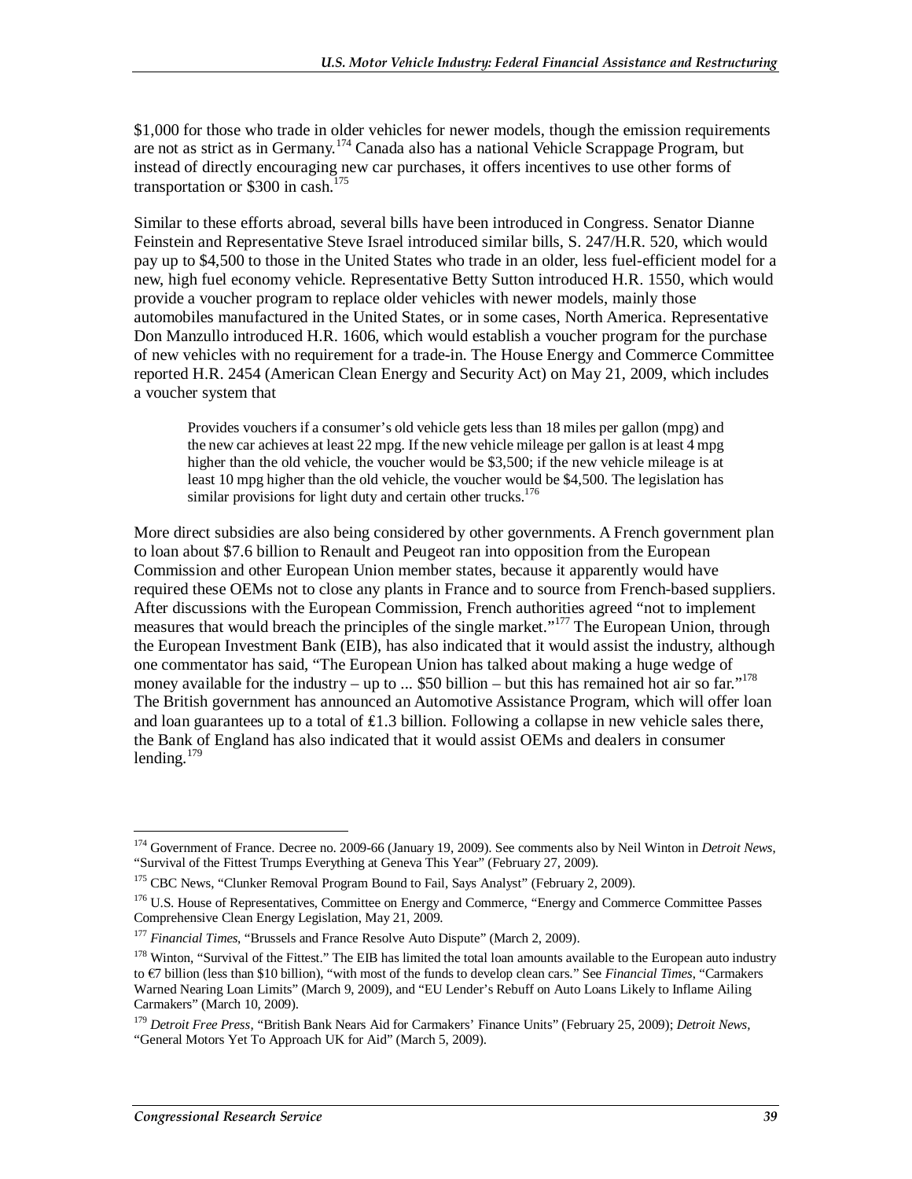$1,000 for those who trade in older vehicles for newer models, though the emission requirements are not as strict as in Germany.[174] Canada also has a national Vehicle Scrappage Program, but instead of directly encouraging new car purchases, it offers incentives to use other forms of transportation or $300 in cash.[175]

Similar to these efforts abroad, several bills have been introduced in Congress. Senator Dianne Feinstein and Representative Steve Israel introduced similar bills, S. 247/H.R. 520, which would pay up to $4,500 to those in the United States who trade in an older, less fuel-efficient model for a new, high fuel economy vehicle. Representative Betty Sutton introduced H.R. 1550, which would provide a voucher program to replace older vehicles with newer models, mainly those automobiles manufactured in the United States, or in some cases, North America. Representative Don Manzullo introduced H.R. 1606, which would establish a voucher program for the purchase of new vehicles with no requirement for a trade-in. The House Energy and Commerce Committee reported H.R. 2454 (American Clean Energy and Security Act) on May 21, 2009, which includes a voucher system that

> Provides vouchers if a consumer's old vehicle gets less than 18 miles per gallon (mpg) and the new car achieves at least 22 mpg. If the new vehicle mileage per gallon is at least 4 mpg higher than the old vehicle, the voucher would be $3,500; if the new vehicle mileage is at least 10 mpg higher than the old vehicle, the voucher would be $4,500. The legislation has similar provisions for light duty and certain other trucks.[176]

More direct subsidies are also being considered by other governments. A French government plan to loan about $7.6 billion to Renault and Peugeot ran into opposition from the European Commission and other European Union member states, because it apparently would have required these OEMs not to close any plants in France and to source from French-based suppliers. After discussions with the European Commission, French authorities agreed "not to implement measures that would breach the principles of the single market."[177] The European Union, through the European Investment Bank (EIB), has also indicated that it would assist the industry, although one commentator has said, "The European Union has talked about making a huge wedge of money available for the industry – up to ... $50 billion – but this has remained hot air so far."[178] The British government has announced an Automotive Assistance Program, which will offer loan and loan guarantees up to a total of £1.3 billion. Following a collapse in new vehicle sales there, the Bank of England has also indicated that it would assist OEMs and dealers in consumer lending.[179]

---

[174] Government of France. Decree no. 2009-66 (January 19, 2009). See comments also by Neil Winton in *Detroit News*, "Survival of the Fittest Trumps Everything at Geneva This Year" (February 27, 2009).

[175] CBC News, "Clunker Removal Program Bound to Fail, Says Analyst" (February 2, 2009).

[176] U.S. House of Representatives, Committee on Energy and Commerce, "Energy and Commerce Committee Passes Comprehensive Clean Energy Legislation, May 21, 2009.

[177] *Financial Times*, "Brussels and France Resolve Auto Dispute" (March 2, 2009).

[178] Winton, "Survival of the Fittest." The EIB has limited the total loan amounts available to the European auto industry to €7 billion (less than $10 billion), "with most of the funds to develop clean cars." See *Financial Times*, "Carmakers Warned Nearing Loan Limits" (March 9, 2009), and "EU Lender's Rebuff on Auto Loans Likely to Inflame Ailing Carmakers" (March 10, 2009).

[179] *Detroit Free Press*, "British Bank Nears Aid for Carmakers' Finance Units" (February 25, 2009); *Detroit News*, "General Motors Yet To Approach UK for Aid" (March 5, 2009).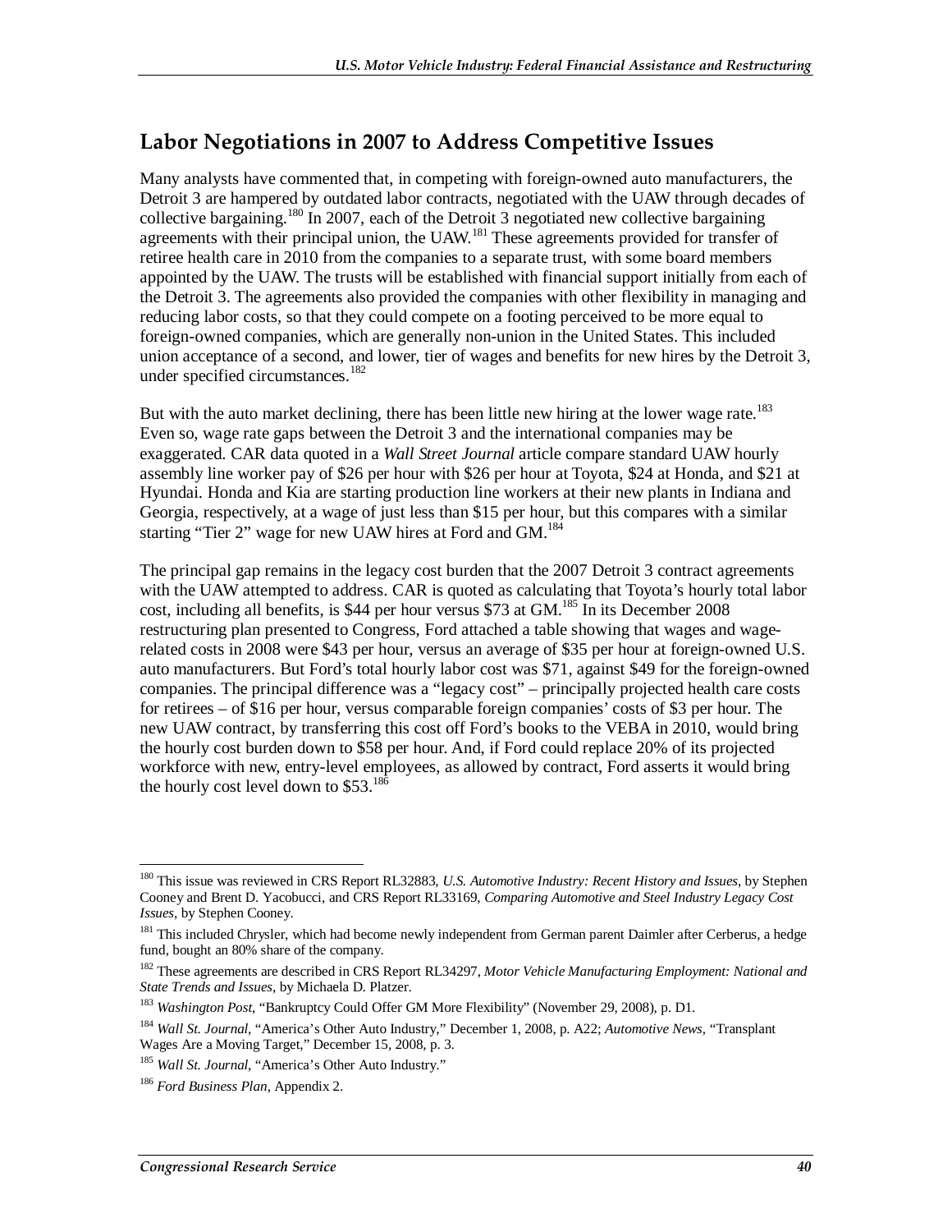## Labor Negotiations in 2007 to Address Competitive Issues

Many analysts have commented that, in competing with foreign-owned auto manufacturers, the Detroit 3 are hampered by outdated labor contracts, negotiated with the UAW through decades of collective bargaining.[180] In 2007, each of the Detroit 3 negotiated new collective bargaining agreements with their principal union, the UAW.[181] These agreements provided for transfer of retiree health care in 2010 from the companies to a separate trust, with some board members appointed by the UAW. The trusts will be established with financial support initially from each of the Detroit 3. The agreements also provided the companies with other flexibility in managing and reducing labor costs, so that they could compete on a footing perceived to be more equal to foreign-owned companies, which are generally non-union in the United States. This included union acceptance of a second, and lower, tier of wages and benefits for new hires by the Detroit 3, under specified circumstances.[182]

But with the auto market declining, there has been little new hiring at the lower wage rate.[183] Even so, wage rate gaps between the Detroit 3 and the international companies may be exaggerated. CAR data quoted in a *Wall Street Journal* article compare standard UAW hourly assembly line worker pay of $26 per hour with $26 per hour at Toyota, $24 at Honda, and $21 at Hyundai. Honda and Kia are starting production line workers at their new plants in Indiana and Georgia, respectively, at a wage of just less than $15 per hour, but this compares with a similar starting "Tier 2" wage for new UAW hires at Ford and GM.[184]

The principal gap remains in the legacy cost burden that the 2007 Detroit 3 contract agreements with the UAW attempted to address. CAR is quoted as calculating that Toyota's hourly total labor cost, including all benefits, is $44 per hour versus $73 at GM.[185] In its December 2008 restructuring plan presented to Congress, Ford attached a table showing that wages and wage-related costs in 2008 were $43 per hour, versus an average of $35 per hour at foreign-owned U.S. auto manufacturers. But Ford's total hourly labor cost was $71, against $49 for the foreign-owned companies. The principal difference was a "legacy cost" – principally projected health care costs for retirees – of $16 per hour, versus comparable foreign companies' costs of $3 per hour. The new UAW contract, by transferring this cost off Ford's books to the VEBA in 2010, would bring the hourly cost burden down to $58 per hour. And, if Ford could replace 20% of its projected workforce with new, entry-level employees, as allowed by contract, Ford asserts it would bring the hourly cost level down to $53.[186]

---

[180] This issue was reviewed in CRS Report RL32883, *U.S. Automotive Industry: Recent History and Issues*, by Stephen Cooney and Brent D. Yacobucci, and CRS Report RL33169, *Comparing Automotive and Steel Industry Legacy Cost Issues*, by Stephen Cooney.

[181] This included Chrysler, which had become newly independent from German parent Daimler after Cerberus, a hedge fund, bought an 80% share of the company.

[182] These agreements are described in CRS Report RL34297, *Motor Vehicle Manufacturing Employment: National and State Trends and Issues*, by Michaela D. Platzer.

[183] *Washington Post*, "Bankruptcy Could Offer GM More Flexibility" (November 29, 2008), p. D1.

[184] *Wall St. Journal*, "America's Other Auto Industry," December 1, 2008, p. A22; *Automotive News*, "Transplant Wages Are a Moving Target," December 15, 2008, p. 3.

[185] *Wall St. Journal*, "America's Other Auto Industry."

[186] *Ford Business Plan*, Appendix 2.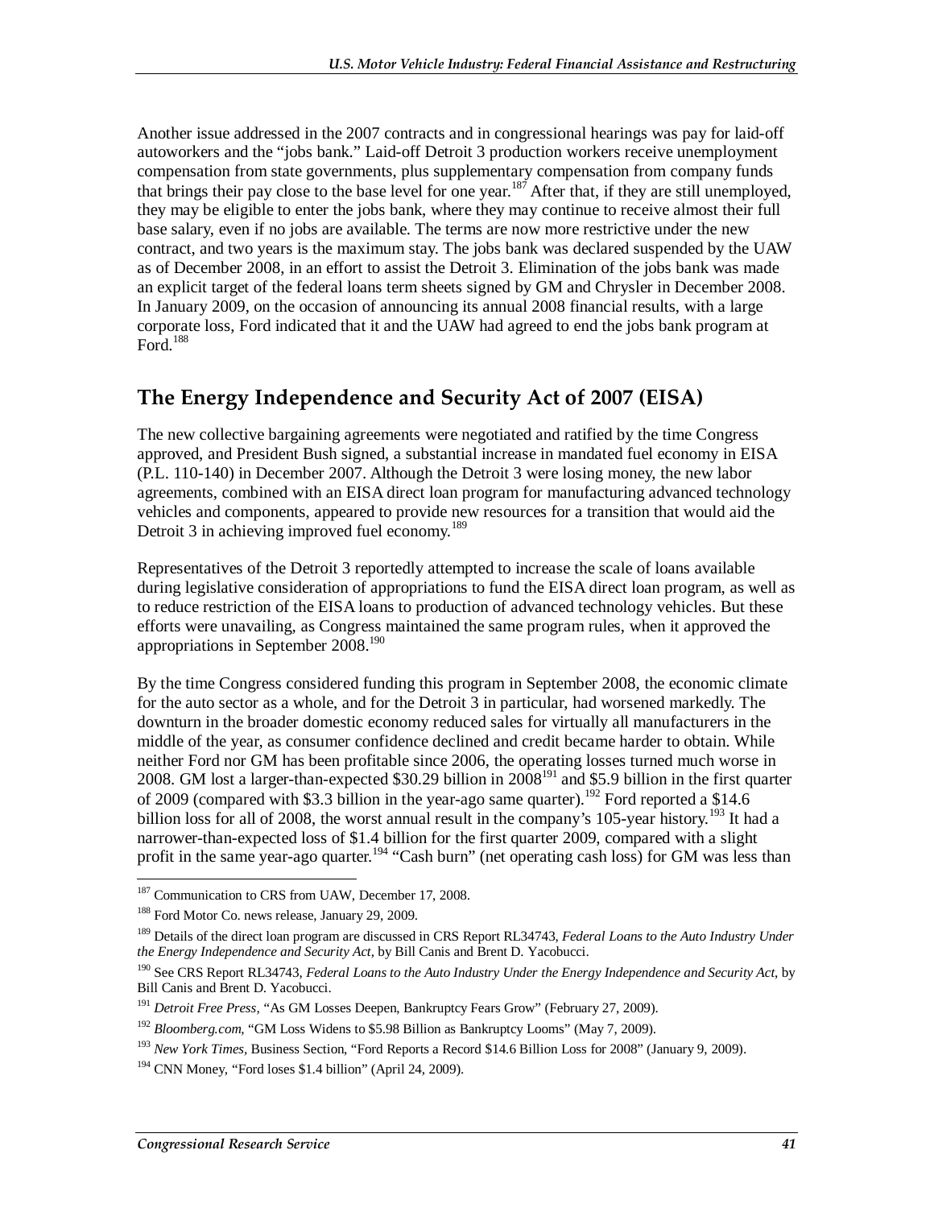Another issue addressed in the 2007 contracts and in congressional hearings was pay for laid-off autoworkers and the "jobs bank." Laid-off Detroit 3 production workers receive unemployment compensation from state governments, plus supplementary compensation from company funds that brings their pay close to the base level for one year.[187] After that, if they are still unemployed, they may be eligible to enter the jobs bank, where they may continue to receive almost their full base salary, even if no jobs are available. The terms are now more restrictive under the new contract, and two years is the maximum stay. The jobs bank was declared suspended by the UAW as of December 2008, in an effort to assist the Detroit 3. Elimination of the jobs bank was made an explicit target of the federal loans term sheets signed by GM and Chrysler in December 2008. In January 2009, on the occasion of announcing its annual 2008 financial results, with a large corporate loss, Ford indicated that it and the UAW had agreed to end the jobs bank program at Ford.[188]

## The Energy Independence and Security Act of 2007 (EISA)

The new collective bargaining agreements were negotiated and ratified by the time Congress approved, and President Bush signed, a substantial increase in mandated fuel economy in EISA (P.L. 110-140) in December 2007. Although the Detroit 3 were losing money, the new labor agreements, combined with an EISA direct loan program for manufacturing advanced technology vehicles and components, appeared to provide new resources for a transition that would aid the Detroit 3 in achieving improved fuel economy.[189]

Representatives of the Detroit 3 reportedly attempted to increase the scale of loans available during legislative consideration of appropriations to fund the EISA direct loan program, as well as to reduce restriction of the EISA loans to production of advanced technology vehicles. But these efforts were unavailing, as Congress maintained the same program rules, when it approved the appropriations in September 2008.[190]

By the time Congress considered funding this program in September 2008, the economic climate for the auto sector as a whole, and for the Detroit 3 in particular, had worsened markedly. The downturn in the broader domestic economy reduced sales for virtually all manufacturers in the middle of the year, as consumer confidence declined and credit became harder to obtain. While neither Ford nor GM has been profitable since 2006, the operating losses turned much worse in 2008. GM lost a larger-than-expected $30.29 billion in 2008[191] and $5.9 billion in the first quarter of 2009 (compared with $3.3 billion in the year-ago same quarter).[192] Ford reported a $14.6 billion loss for all of 2008, the worst annual result in the company's 105-year history.[193] It had a narrower-than-expected loss of $1.4 billion for the first quarter 2009, compared with a slight profit in the same year-ago quarter.[194] "Cash burn" (net operating cash loss) for GM was less than

---

[187] Communication to CRS from UAW, December 17, 2008.

[188] Ford Motor Co. news release, January 29, 2009.

[189] Details of the direct loan program are discussed in CRS Report RL34743, *Federal Loans to the Auto Industry Under the Energy Independence and Security Act*, by Bill Canis and Brent D. Yacobucci.

[190] See CRS Report RL34743, *Federal Loans to the Auto Industry Under the Energy Independence and Security Act*, by Bill Canis and Brent D. Yacobucci.

[191] *Detroit Free Press*, "As GM Losses Deepen, Bankruptcy Fears Grow" (February 27, 2009).

[192] *Bloomberg.com*, "GM Loss Widens to $5.98 Billion as Bankruptcy Looms" (May 7, 2009).

[193] *New York Times*, Business Section, "Ford Reports a Record $14.6 Billion Loss for 2008" (January 9, 2009).

[194] CNN Money, "Ford loses $1.4 billion" (April 24, 2009).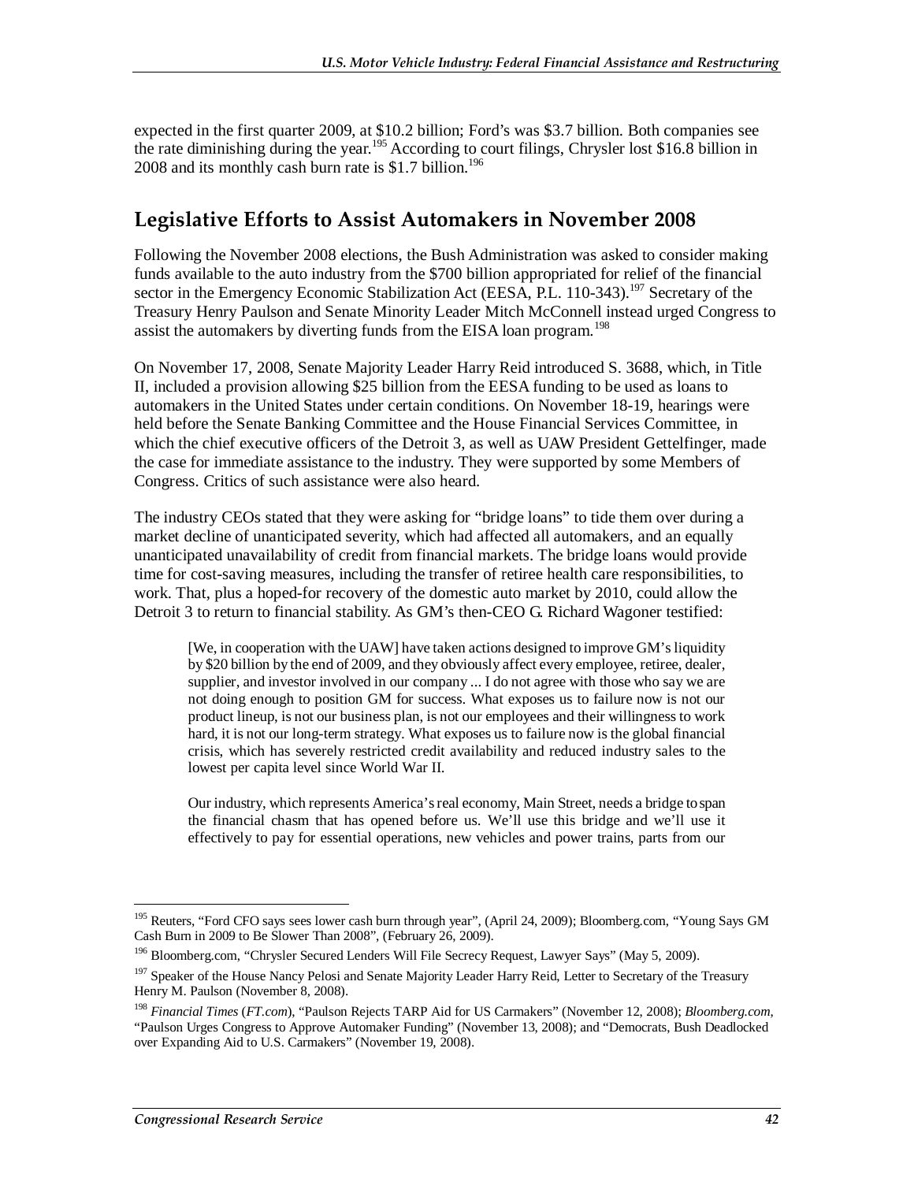expected in the first quarter 2009, at $10.2 billion; Ford's was $3.7 billion. Both companies see the rate diminishing during the year.[195] According to court filings, Chrysler lost $16.8 billion in 2008 and its monthly cash burn rate is $1.7 billion.[196]

## Legislative Efforts to Assist Automakers in November 2008

Following the November 2008 elections, the Bush Administration was asked to consider making funds available to the auto industry from the $700 billion appropriated for relief of the financial sector in the Emergency Economic Stabilization Act (EESA, P.L. 110-343).[197] Secretary of the Treasury Henry Paulson and Senate Minority Leader Mitch McConnell instead urged Congress to assist the automakers by diverting funds from the EISA loan program.[198]

On November 17, 2008, Senate Majority Leader Harry Reid introduced S. 3688, which, in Title II, included a provision allowing $25 billion from the EESA funding to be used as loans to automakers in the United States under certain conditions. On November 18-19, hearings were held before the Senate Banking Committee and the House Financial Services Committee, in which the chief executive officers of the Detroit 3, as well as UAW President Gettelfinger, made the case for immediate assistance to the industry. They were supported by some Members of Congress. Critics of such assistance were also heard.

The industry CEOs stated that they were asking for "bridge loans" to tide them over during a market decline of unanticipated severity, which had affected all automakers, and an equally unanticipated unavailability of credit from financial markets. The bridge loans would provide time for cost-saving measures, including the transfer of retiree health care responsibilities, to work. That, plus a hoped-for recovery of the domestic auto market by 2010, could allow the Detroit 3 to return to financial stability. As GM's then-CEO G. Richard Wagoner testified:

> [We, in cooperation with the UAW] have taken actions designed to improve GM's liquidity by $20 billion by the end of 2009, and they obviously affect every employee, retiree, dealer, supplier, and investor involved in our company ... I do not agree with those who say we are not doing enough to position GM for success. What exposes us to failure now is not our product lineup, is not our business plan, is not our employees and their willingness to work hard, it is not our long-term strategy. What exposes us to failure now is the global financial crisis, which has severely restricted credit availability and reduced industry sales to the lowest per capita level since World War II.
>
> Our industry, which represents America's real economy, Main Street, needs a bridge to span the financial chasm that has opened before us. We'll use this bridge and we'll use it effectively to pay for essential operations, new vehicles and power trains, parts from our

---

[195] Reuters, "Ford CFO says sees lower cash burn through year", (April 24, 2009); Bloomberg.com, "Young Says GM Cash Burn in 2009 to Be Slower Than 2008", (February 26, 2009).

[196] Bloomberg.com, "Chrysler Secured Lenders Will File Secrecy Request, Lawyer Says" (May 5, 2009).

[197] Speaker of the House Nancy Pelosi and Senate Majority Leader Harry Reid, Letter to Secretary of the Treasury Henry M. Paulson (November 8, 2008).

[198] *Financial Times* (*FT.com*), "Paulson Rejects TARP Aid for US Carmakers" (November 12, 2008); *Bloomberg.com*, "Paulson Urges Congress to Approve Automaker Funding" (November 13, 2008); and "Democrats, Bush Deadlocked over Expanding Aid to U.S. Carmakers" (November 19, 2008).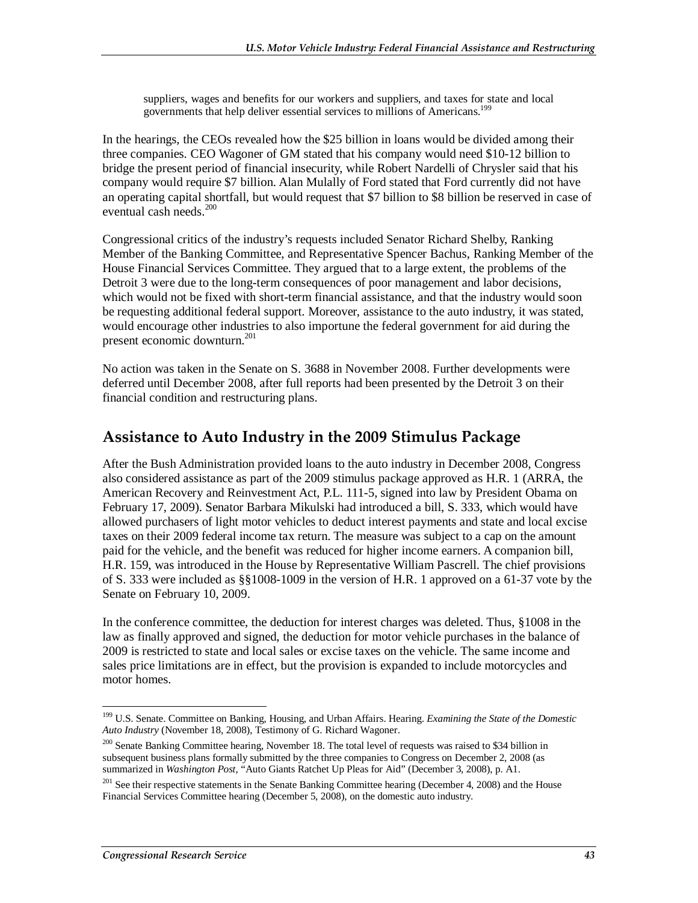suppliers, wages and benefits for our workers and suppliers, and taxes for state and local governments that help deliver essential services to millions of Americans.[199]

In the hearings, the CEOs revealed how the $25 billion in loans would be divided among their three companies. CEO Wagoner of GM stated that his company would need $10-12 billion to bridge the present period of financial insecurity, while Robert Nardelli of Chrysler said that his company would require $7 billion. Alan Mulally of Ford stated that Ford currently did not have an operating capital shortfall, but would request that $7 billion to $8 billion be reserved in case of eventual cash needs.[200]

Congressional critics of the industry's requests included Senator Richard Shelby, Ranking Member of the Banking Committee, and Representative Spencer Bachus, Ranking Member of the House Financial Services Committee. They argued that to a large extent, the problems of the Detroit 3 were due to the long-term consequences of poor management and labor decisions, which would not be fixed with short-term financial assistance, and that the industry would soon be requesting additional federal support. Moreover, assistance to the auto industry, it was stated, would encourage other industries to also importune the federal government for aid during the present economic downturn.[201]

No action was taken in the Senate on S. 3688 in November 2008. Further developments were deferred until December 2008, after full reports had been presented by the Detroit 3 on their financial condition and restructuring plans.

## Assistance to Auto Industry in the 2009 Stimulus Package

After the Bush Administration provided loans to the auto industry in December 2008, Congress also considered assistance as part of the 2009 stimulus package approved as H.R. 1 (ARRA, the American Recovery and Reinvestment Act, P.L. 111-5, signed into law by President Obama on February 17, 2009). Senator Barbara Mikulski had introduced a bill, S. 333, which would have allowed purchasers of light motor vehicles to deduct interest payments and state and local excise taxes on their 2009 federal income tax return. The measure was subject to a cap on the amount paid for the vehicle, and the benefit was reduced for higher income earners. A companion bill, H.R. 159, was introduced in the House by Representative William Pascrell. The chief provisions of S. 333 were included as §§1008-1009 in the version of H.R. 1 approved on a 61-37 vote by the Senate on February 10, 2009.

In the conference committee, the deduction for interest charges was deleted. Thus, §1008 in the law as finally approved and signed, the deduction for motor vehicle purchases in the balance of 2009 is restricted to state and local sales or excise taxes on the vehicle. The same income and sales price limitations are in effect, but the provision is expanded to include motorcycles and motor homes.

---

[199] U.S. Senate. Committee on Banking, Housing, and Urban Affairs. Hearing. *Examining the State of the Domestic Auto Industry* (November 18, 2008), Testimony of G. Richard Wagoner.

[200] Senate Banking Committee hearing, November 18. The total level of requests was raised to $34 billion in subsequent business plans formally submitted by the three companies to Congress on December 2, 2008 (as summarized in *Washington Post*, "Auto Giants Ratchet Up Pleas for Aid" (December 3, 2008), p. A1.

[201] See their respective statements in the Senate Banking Committee hearing (December 4, 2008) and the House Financial Services Committee hearing (December 5, 2008), on the domestic auto industry.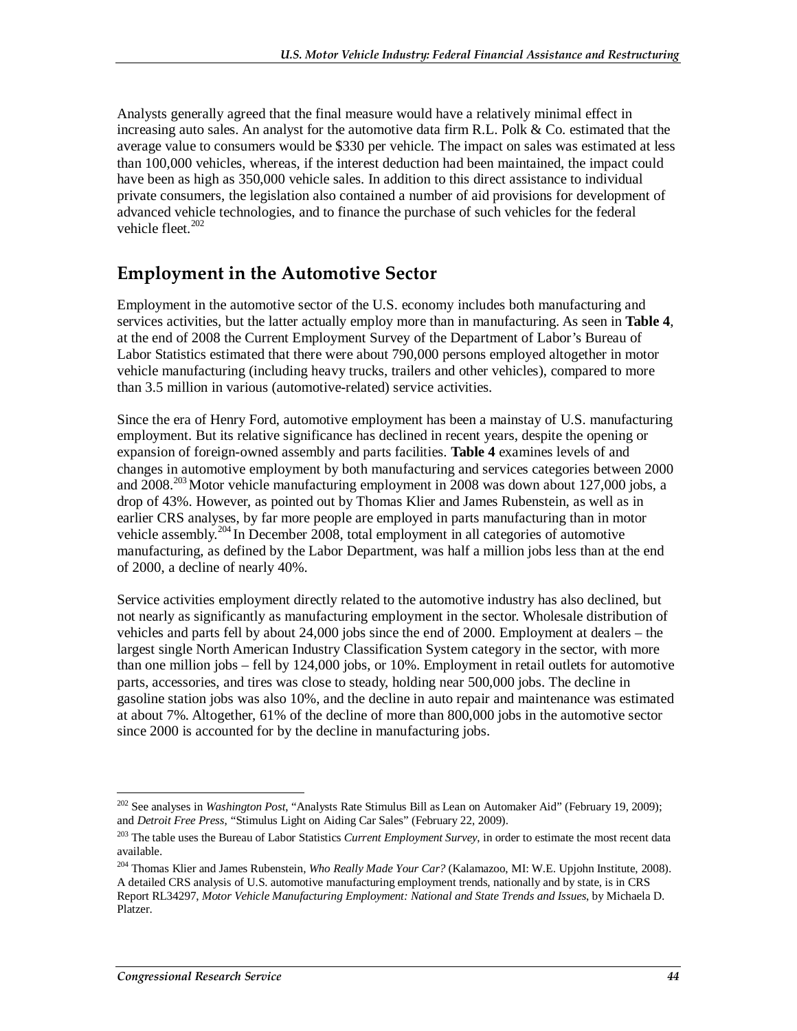Analysts generally agreed that the final measure would have a relatively minimal effect in increasing auto sales. An analyst for the automotive data firm R.L. Polk & Co. estimated that the average value to consumers would be $330 per vehicle. The impact on sales was estimated at less than 100,000 vehicles, whereas, if the interest deduction had been maintained, the impact could have been as high as 350,000 vehicle sales. In addition to this direct assistance to individual private consumers, the legislation also contained a number of aid provisions for development of advanced vehicle technologies, and to finance the purchase of such vehicles for the federal vehicle fleet.[202]

## Employment in the Automotive Sector

Employment in the automotive sector of the U.S. economy includes both manufacturing and services activities, but the latter actually employ more than in manufacturing. As seen in **Table 4**, at the end of 2008 the Current Employment Survey of the Department of Labor's Bureau of Labor Statistics estimated that there were about 790,000 persons employed altogether in motor vehicle manufacturing (including heavy trucks, trailers and other vehicles), compared to more than 3.5 million in various (automotive-related) service activities.

Since the era of Henry Ford, automotive employment has been a mainstay of U.S. manufacturing employment. But its relative significance has declined in recent years, despite the opening or expansion of foreign-owned assembly and parts facilities. **Table 4** examines levels of and changes in automotive employment by both manufacturing and services categories between 2000 and 2008.[203] Motor vehicle manufacturing employment in 2008 was down about 127,000 jobs, a drop of 43%. However, as pointed out by Thomas Klier and James Rubenstein, as well as in earlier CRS analyses, by far more people are employed in parts manufacturing than in motor vehicle assembly.[204] In December 2008, total employment in all categories of automotive manufacturing, as defined by the Labor Department, was half a million jobs less than at the end of 2000, a decline of nearly 40%.

Service activities employment directly related to the automotive industry has also declined, but not nearly as significantly as manufacturing employment in the sector. Wholesale distribution of vehicles and parts fell by about 24,000 jobs since the end of 2000. Employment at dealers – the largest single North American Industry Classification System category in the sector, with more than one million jobs – fell by 124,000 jobs, or 10%. Employment in retail outlets for automotive parts, accessories, and tires was close to steady, holding near 500,000 jobs. The decline in gasoline station jobs was also 10%, and the decline in auto repair and maintenance was estimated at about 7%. Altogether, 61% of the decline of more than 800,000 jobs in the automotive sector since 2000 is accounted for by the decline in manufacturing jobs.

---

[202] See analyses in *Washington Post*, "Analysts Rate Stimulus Bill as Lean on Automaker Aid" (February 19, 2009); and *Detroit Free Press*, "Stimulus Light on Aiding Car Sales" (February 22, 2009).

[203] The table uses the Bureau of Labor Statistics *Current Employment Survey*, in order to estimate the most recent data available.

[204] Thomas Klier and James Rubenstein, *Who Really Made Your Car?* (Kalamazoo, MI: W.E. Upjohn Institute, 2008). A detailed CRS analysis of U.S. automotive manufacturing employment trends, nationally and by state, is in CRS Report RL34297, *Motor Vehicle Manufacturing Employment: National and State Trends and Issues*, by Michaela D. Platzer.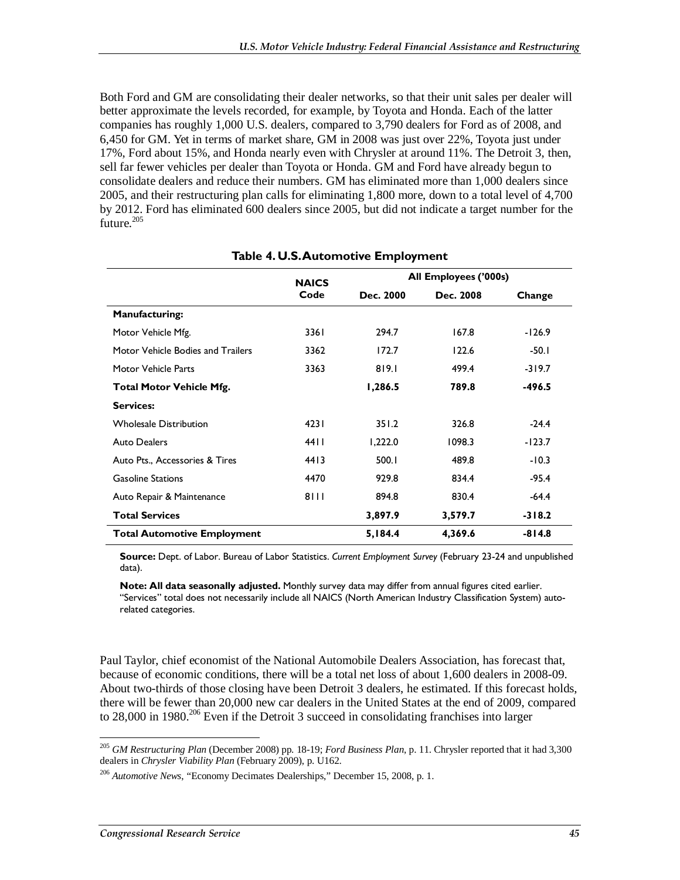Both Ford and GM are consolidating their dealer networks, so that their unit sales per dealer will better approximate the levels recorded, for example, by Toyota and Honda. Each of the latter companies has roughly 1,000 U.S. dealers, compared to 3,790 dealers for Ford as of 2008, and 6,450 for GM. Yet in terms of market share, GM in 2008 was just over 22%, Toyota just under 17%, Ford about 15%, and Honda nearly even with Chrysler at around 11%. The Detroit 3, then, sell far fewer vehicles per dealer than Toyota or Honda. GM and Ford have already begun to consolidate dealers and reduce their numbers. GM has eliminated more than 1,000 dealers since 2005, and their restructuring plan calls for eliminating 1,800 more, down to a total level of 4,700 by 2012. Ford has eliminated 600 dealers since 2005, but did not indicate a target number for the future.[205]

**Table 4. U.S. Automotive Employment**

| | NAICS Code | All Employees ('000s) | | |
|---|---|---|---|---|
| | | Dec. 2000 | Dec. 2008 | Change |
| **Manufacturing:** | | | | |
| Motor Vehicle Mfg. | 3361 | 294.7 | 167.8 | -126.9 |
| Motor Vehicle Bodies and Trailers | 3362 | 172.7 | 122.6 | -50.1 |
| Motor Vehicle Parts | 3363 | 819.1 | 499.4 | -319.7 |
| **Total Motor Vehicle Mfg.** | | **1,286.5** | **789.8** | **-496.5** |
| **Services:** | | | | |
| Wholesale Distribution | 4231 | 351.2 | 326.8 | -24.4 |
| Auto Dealers | 4411 | 1,222.0 | 1098.3 | -123.7 |
| Auto Pts., Accessories & Tires | 4413 | 500.1 | 489.8 | -10.3 |
| Gasoline Stations | 4470 | 929.8 | 834.4 | -95.4 |
| Auto Repair & Maintenance | 8111 | 894.8 | 830.4 | -64.4 |
| **Total Services** | | **3,897.9** | **3,579.7** | **-318.2** |
| **Total Automotive Employment** | | **5,184.4** | **4,369.6** | **-814.8** |

**Source:** Dept. of Labor. Bureau of Labor Statistics. *Current Employment Survey* (February 23-24 and unpublished data).

**Note: All data seasonally adjusted.** Monthly survey data may differ from annual figures cited earlier. "Services" total does not necessarily include all NAICS (North American Industry Classification System) auto-related categories.

Paul Taylor, chief economist of the National Automobile Dealers Association, has forecast that, because of economic conditions, there will be a total net loss of about 1,600 dealers in 2008-09. About two-thirds of those closing have been Detroit 3 dealers, he estimated. If this forecast holds, there will be fewer than 20,000 new car dealers in the United States at the end of 2009, compared to 28,000 in 1980.[206] Even if the Detroit 3 succeed in consolidating franchises into larger

[205] *GM Restructuring Plan* (December 2008) pp. 18-19; *Ford Business Plan*, p. 11. Chrysler reported that it had 3,300 dealers in *Chrysler Viability Plan* (February 2009), p. U162.

[206] *Automotive News*, "Economy Decimates Dealerships," December 15, 2008, p. 1.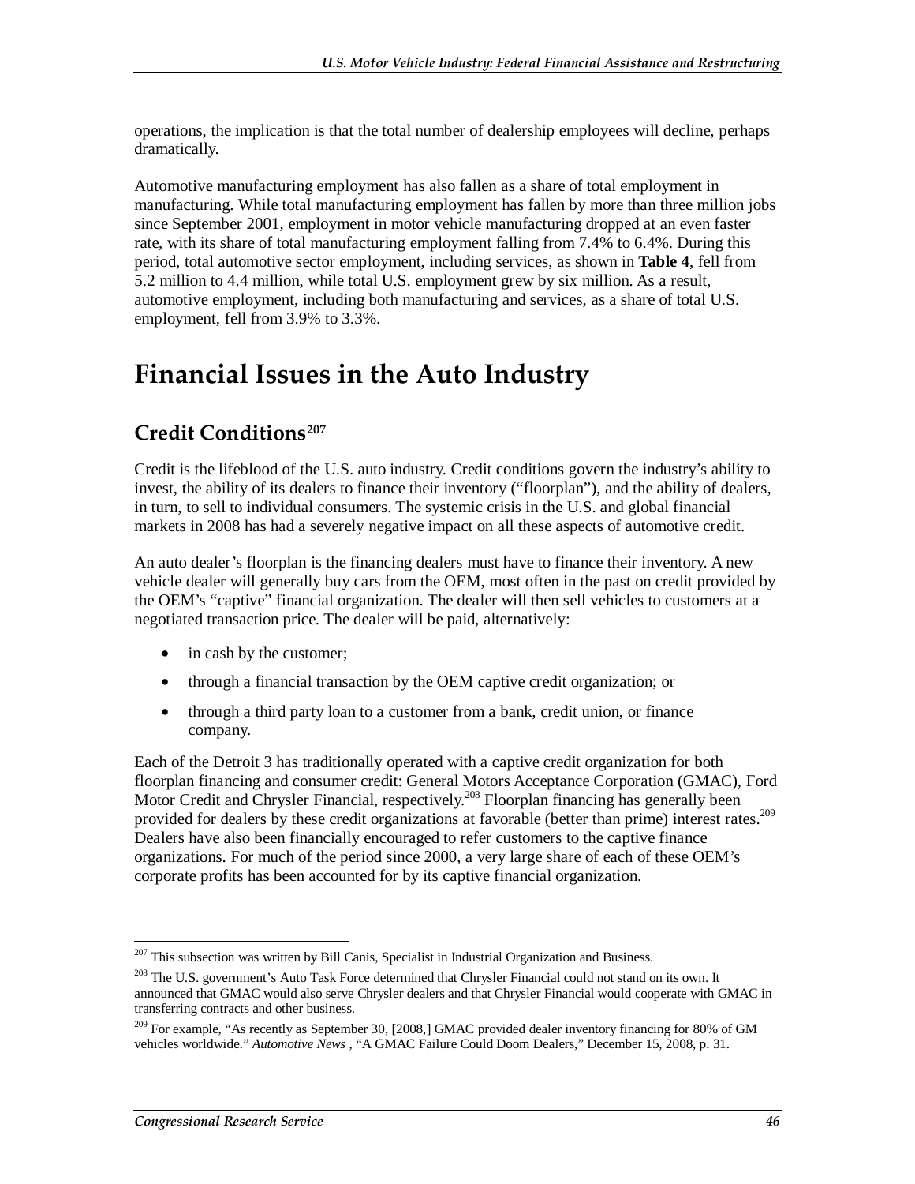operations, the implication is that the total number of dealership employees will decline, perhaps dramatically.

Automotive manufacturing employment has also fallen as a share of total employment in manufacturing. While total manufacturing employment has fallen by more than three million jobs since September 2001, employment in motor vehicle manufacturing dropped at an even faster rate, with its share of total manufacturing employment falling from 7.4% to 6.4%. During this period, total automotive sector employment, including services, as shown in **Table 4**, fell from 5.2 million to 4.4 million, while total U.S. employment grew by six million. As a result, automotive employment, including both manufacturing and services, as a share of total U.S. employment, fell from 3.9% to 3.3%.

# Financial Issues in the Auto Industry

## Credit Conditions[207]

Credit is the lifeblood of the U.S. auto industry. Credit conditions govern the industry's ability to invest, the ability of its dealers to finance their inventory ("floorplan"), and the ability of dealers, in turn, to sell to individual consumers. The systemic crisis in the U.S. and global financial markets in 2008 has had a severely negative impact on all these aspects of automotive credit.

An auto dealer's floorplan is the financing dealers must have to finance their inventory. A new vehicle dealer will generally buy cars from the OEM, most often in the past on credit provided by the OEM's "captive" financial organization. The dealer will then sell vehicles to customers at a negotiated transaction price. The dealer will be paid, alternatively:

- in cash by the customer;
- through a financial transaction by the OEM captive credit organization; or
- through a third party loan to a customer from a bank, credit union, or finance company.

Each of the Detroit 3 has traditionally operated with a captive credit organization for both floorplan financing and consumer credit: General Motors Acceptance Corporation (GMAC), Ford Motor Credit and Chrysler Financial, respectively.[208] Floorplan financing has generally been provided for dealers by these credit organizations at favorable (better than prime) interest rates.[209] Dealers have also been financially encouraged to refer customers to the captive finance organizations. For much of the period since 2000, a very large share of each of these OEM's corporate profits has been accounted for by its captive financial organization.

---

[207] This subsection was written by Bill Canis, Specialist in Industrial Organization and Business.

[208] The U.S. government's Auto Task Force determined that Chrysler Financial could not stand on its own. It announced that GMAC would also serve Chrysler dealers and that Chrysler Financial would cooperate with GMAC in transferring contracts and other business.

[209] For example, "As recently as September 30, [2008,] GMAC provided dealer inventory financing for 80% of GM vehicles worldwide." *Automotive News* , "A GMAC Failure Could Doom Dealers," December 15, 2008, p. 31.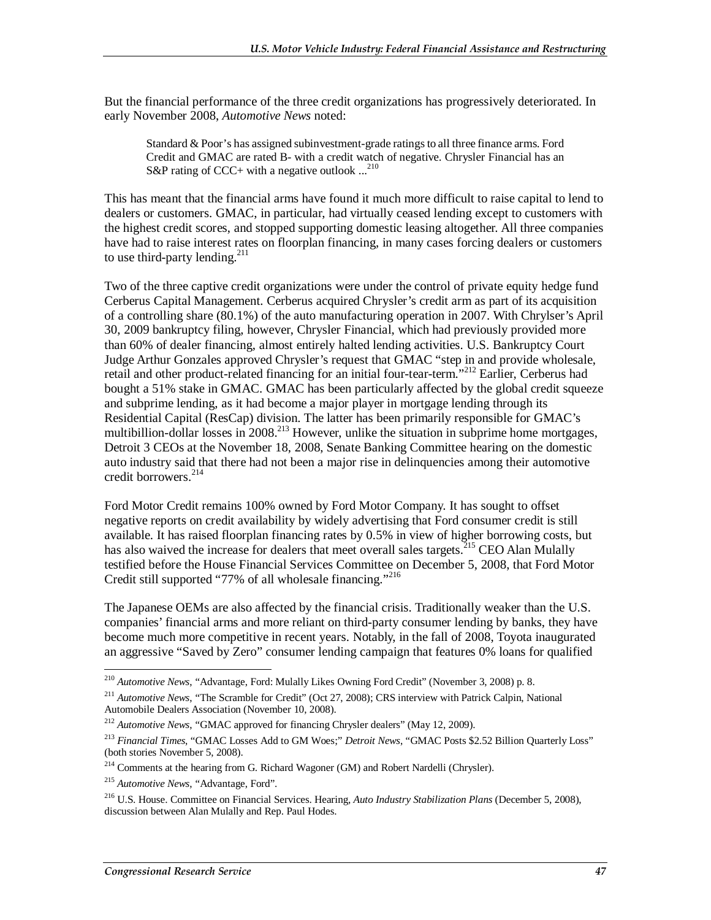But the financial performance of the three credit organizations has progressively deteriorated. In early November 2008, *Automotive News* noted:

> Standard & Poor's has assigned subinvestment-grade ratings to all three finance arms. Ford Credit and GMAC are rated B- with a credit watch of negative. Chrysler Financial has an S&P rating of CCC+ with a negative outlook ...[210]

This has meant that the financial arms have found it much more difficult to raise capital to lend to dealers or customers. GMAC, in particular, had virtually ceased lending except to customers with the highest credit scores, and stopped supporting domestic leasing altogether. All three companies have had to raise interest rates on floorplan financing, in many cases forcing dealers or customers to use third-party lending.[211]

Two of the three captive credit organizations were under the control of private equity hedge fund Cerberus Capital Management. Cerberus acquired Chrysler's credit arm as part of its acquisition of a controlling share (80.1%) of the auto manufacturing operation in 2007. With Chrylser's April 30, 2009 bankruptcy filing, however, Chrysler Financial, which had previously provided more than 60% of dealer financing, almost entirely halted lending activities. U.S. Bankruptcy Court Judge Arthur Gonzales approved Chrysler's request that GMAC "step in and provide wholesale, retail and other product-related financing for an initial four-tear-term."[212] Earlier, Cerberus had bought a 51% stake in GMAC. GMAC has been particularly affected by the global credit squeeze and subprime lending, as it had become a major player in mortgage lending through its Residential Capital (ResCap) division. The latter has been primarily responsible for GMAC's multibillion-dollar losses in 2008.[213] However, unlike the situation in subprime home mortgages, Detroit 3 CEOs at the November 18, 2008, Senate Banking Committee hearing on the domestic auto industry said that there had not been a major rise in delinquencies among their automotive credit borrowers.[214]

Ford Motor Credit remains 100% owned by Ford Motor Company. It has sought to offset negative reports on credit availability by widely advertising that Ford consumer credit is still available. It has raised floorplan financing rates by 0.5% in view of higher borrowing costs, but has also waived the increase for dealers that meet overall sales targets.[215] CEO Alan Mulally testified before the House Financial Services Committee on December 5, 2008, that Ford Motor Credit still supported "77% of all wholesale financing."[216]

The Japanese OEMs are also affected by the financial crisis. Traditionally weaker than the U.S. companies' financial arms and more reliant on third-party consumer lending by banks, they have become much more competitive in recent years. Notably, in the fall of 2008, Toyota inaugurated an aggressive "Saved by Zero" consumer lending campaign that features 0% loans for qualified

---

[210] *Automotive News*, "Advantage, Ford: Mulally Likes Owning Ford Credit" (November 3, 2008) p. 8.

[211] *Automotive News*, "The Scramble for Credit" (Oct 27, 2008); CRS interview with Patrick Calpin, National Automobile Dealers Association (November 10, 2008).

[212] *Automotive News*, "GMAC approved for financing Chrysler dealers" (May 12, 2009).

[213] *Financial Times*, "GMAC Losses Add to GM Woes;" *Detroit News*, "GMAC Posts $2.52 Billion Quarterly Loss" (both stories November 5, 2008).

[214] Comments at the hearing from G. Richard Wagoner (GM) and Robert Nardelli (Chrysler).

[215] *Automotive News*, "Advantage, Ford".

[216] U.S. House. Committee on Financial Services. Hearing, *Auto Industry Stabilization Plans* (December 5, 2008), discussion between Alan Mulally and Rep. Paul Hodes.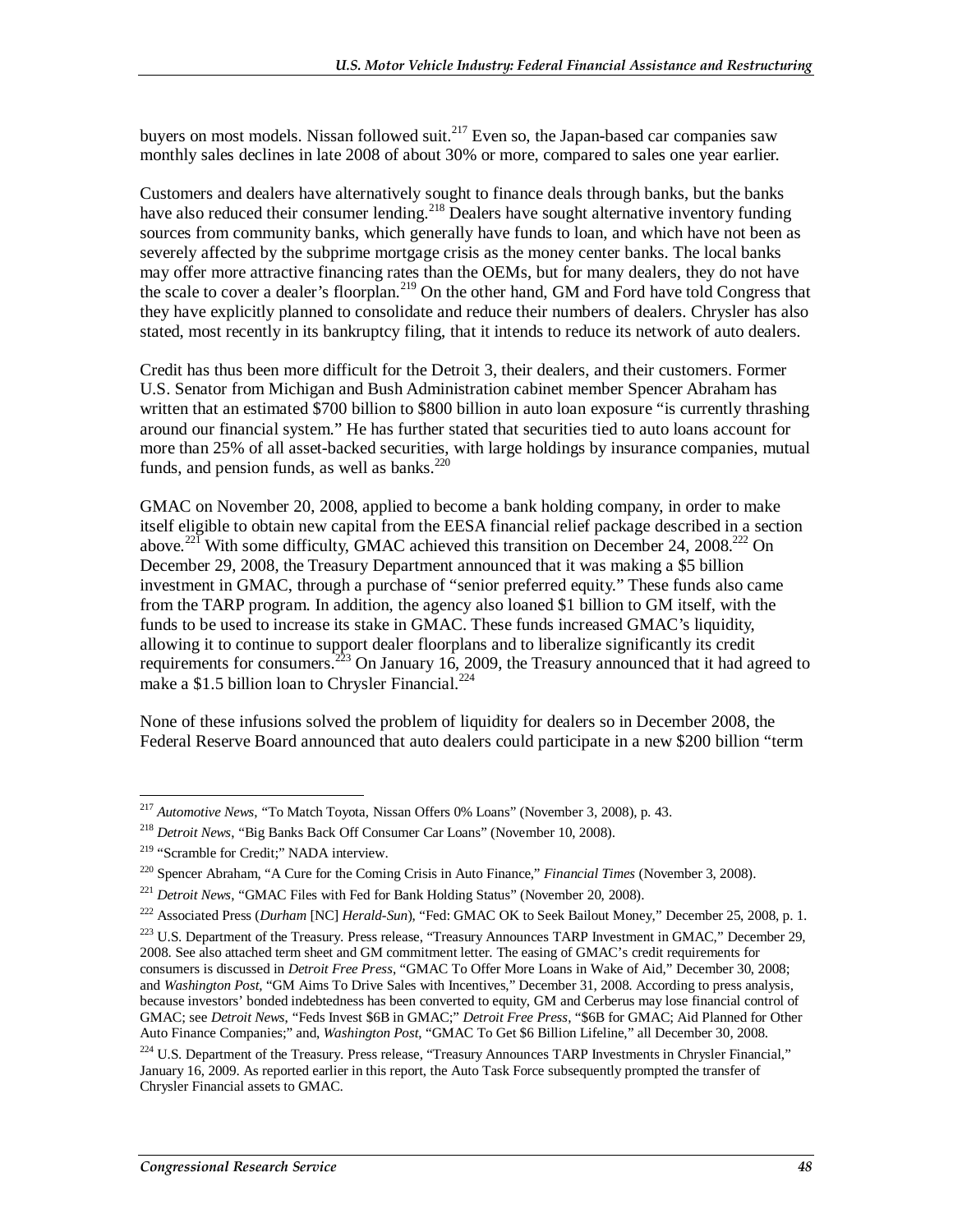buyers on most models. Nissan followed suit.[217] Even so, the Japan-based car companies saw monthly sales declines in late 2008 of about 30% or more, compared to sales one year earlier.

Customers and dealers have alternatively sought to finance deals through banks, but the banks have also reduced their consumer lending.[218] Dealers have sought alternative inventory funding sources from community banks, which generally have funds to loan, and which have not been as severely affected by the subprime mortgage crisis as the money center banks. The local banks may offer more attractive financing rates than the OEMs, but for many dealers, they do not have the scale to cover a dealer's floorplan.[219] On the other hand, GM and Ford have told Congress that they have explicitly planned to consolidate and reduce their numbers of dealers. Chrysler has also stated, most recently in its bankruptcy filing, that it intends to reduce its network of auto dealers.

Credit has thus been more difficult for the Detroit 3, their dealers, and their customers. Former U.S. Senator from Michigan and Bush Administration cabinet member Spencer Abraham has written that an estimated $700 billion to $800 billion in auto loan exposure "is currently thrashing around our financial system." He has further stated that securities tied to auto loans account for more than 25% of all asset-backed securities, with large holdings by insurance companies, mutual funds, and pension funds, as well as banks.[220]

GMAC on November 20, 2008, applied to become a bank holding company, in order to make itself eligible to obtain new capital from the EESA financial relief package described in a section above.[221] With some difficulty, GMAC achieved this transition on December 24, 2008.[222] On December 29, 2008, the Treasury Department announced that it was making a $5 billion investment in GMAC, through a purchase of "senior preferred equity." These funds also came from the TARP program. In addition, the agency also loaned $1 billion to GM itself, with the funds to be used to increase its stake in GMAC. These funds increased GMAC's liquidity, allowing it to continue to support dealer floorplans and to liberalize significantly its credit requirements for consumers.[223] On January 16, 2009, the Treasury announced that it had agreed to make a $1.5 billion loan to Chrysler Financial.[224]

None of these infusions solved the problem of liquidity for dealers so in December 2008, the Federal Reserve Board announced that auto dealers could participate in a new $200 billion "term

---

[217] *Automotive News*, "To Match Toyota, Nissan Offers 0% Loans" (November 3, 2008), p. 43.

[218] *Detroit News*, "Big Banks Back Off Consumer Car Loans" (November 10, 2008).

[219] "Scramble for Credit;" NADA interview.

[220] Spencer Abraham, "A Cure for the Coming Crisis in Auto Finance," *Financial Times* (November 3, 2008).

[221] *Detroit News*, "GMAC Files with Fed for Bank Holding Status" (November 20, 2008).

[222] Associated Press (*Durham* [NC] *Herald-Sun*), "Fed: GMAC OK to Seek Bailout Money," December 25, 2008, p. 1.

[223] U.S. Department of the Treasury. Press release, "Treasury Announces TARP Investment in GMAC," December 29, 2008. See also attached term sheet and GM commitment letter. The easing of GMAC's credit requirements for consumers is discussed in *Detroit Free Press*, "GMAC To Offer More Loans in Wake of Aid," December 30, 2008; and *Washington Post*, "GM Aims To Drive Sales with Incentives," December 31, 2008. According to press analysis, because investors' bonded indebtedness has been converted to equity, GM and Cerberus may lose financial control of GMAC; see *Detroit News*, "Feds Invest $6B in GMAC;" *Detroit Free Press*, "$6B for GMAC; Aid Planned for Other Auto Finance Companies;" and, *Washington Post*, "GMAC To Get $6 Billion Lifeline," all December 30, 2008.

[224] U.S. Department of the Treasury. Press release, "Treasury Announces TARP Investments in Chrysler Financial," January 16, 2009. As reported earlier in this report, the Auto Task Force subsequently prompted the transfer of Chrysler Financial assets to GMAC.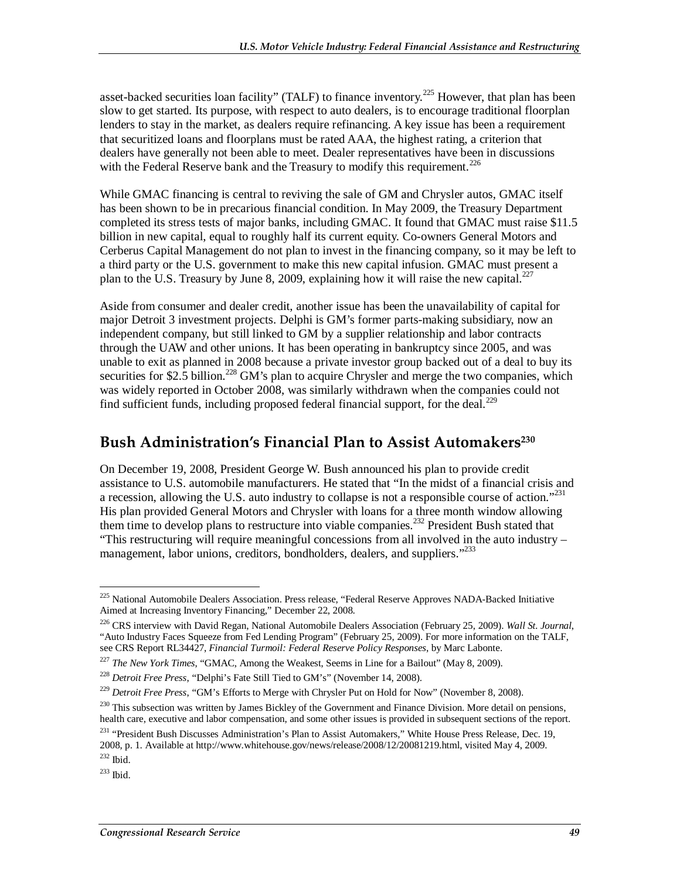asset-backed securities loan facility" (TALF) to finance inventory.[225] However, that plan has been slow to get started. Its purpose, with respect to auto dealers, is to encourage traditional floorplan lenders to stay in the market, as dealers require refinancing. A key issue has been a requirement that securitized loans and floorplans must be rated AAA, the highest rating, a criterion that dealers have generally not been able to meet. Dealer representatives have been in discussions with the Federal Reserve bank and the Treasury to modify this requirement.[226]

While GMAC financing is central to reviving the sale of GM and Chrysler autos, GMAC itself has been shown to be in precarious financial condition. In May 2009, the Treasury Department completed its stress tests of major banks, including GMAC. It found that GMAC must raise $11.5 billion in new capital, equal to roughly half its current equity. Co-owners General Motors and Cerberus Capital Management do not plan to invest in the financing company, so it may be left to a third party or the U.S. government to make this new capital infusion. GMAC must present a plan to the U.S. Treasury by June 8, 2009, explaining how it will raise the new capital.[227]

Aside from consumer and dealer credit, another issue has been the unavailability of capital for major Detroit 3 investment projects. Delphi is GM's former parts-making subsidiary, now an independent company, but still linked to GM by a supplier relationship and labor contracts through the UAW and other unions. It has been operating in bankruptcy since 2005, and was unable to exit as planned in 2008 because a private investor group backed out of a deal to buy its securities for $2.5 billion.[228] GM's plan to acquire Chrysler and merge the two companies, which was widely reported in October 2008, was similarly withdrawn when the companies could not find sufficient funds, including proposed federal financial support, for the deal.[229]

## Bush Administration's Financial Plan to Assist Automakers[230]

On December 19, 2008, President George W. Bush announced his plan to provide credit assistance to U.S. automobile manufacturers. He stated that "In the midst of a financial crisis and a recession, allowing the U.S. auto industry to collapse is not a responsible course of action."[231] His plan provided General Motors and Chrysler with loans for a three month window allowing them time to develop plans to restructure into viable companies.[232] President Bush stated that "This restructuring will require meaningful concessions from all involved in the auto industry – management, labor unions, creditors, bondholders, dealers, and suppliers."[233]

---

[225] National Automobile Dealers Association. Press release, "Federal Reserve Approves NADA-Backed Initiative Aimed at Increasing Inventory Financing," December 22, 2008.

[226] CRS interview with David Regan, National Automobile Dealers Association (February 25, 2009). *Wall St. Journal*, "Auto Industry Faces Squeeze from Fed Lending Program" (February 25, 2009). For more information on the TALF, see CRS Report RL34427, *Financial Turmoil: Federal Reserve Policy Responses*, by Marc Labonte.

[227] *The New York Times*, "GMAC, Among the Weakest, Seems in Line for a Bailout" (May 8, 2009).

[228] *Detroit Free Press*, "Delphi's Fate Still Tied to GM's" (November 14, 2008).

[229] *Detroit Free Press*, "GM's Efforts to Merge with Chrysler Put on Hold for Now" (November 8, 2008).

[230] This subsection was written by James Bickley of the Government and Finance Division. More detail on pensions, health care, executive and labor compensation, and some other issues is provided in subsequent sections of the report.

[231] "President Bush Discusses Administration's Plan to Assist Automakers," White House Press Release, Dec. 19, 2008, p. 1. Available at http://www.whitehouse.gov/news/release/2008/12/20081219.html, visited May 4, 2009.

[232] Ibid.

[233] Ibid.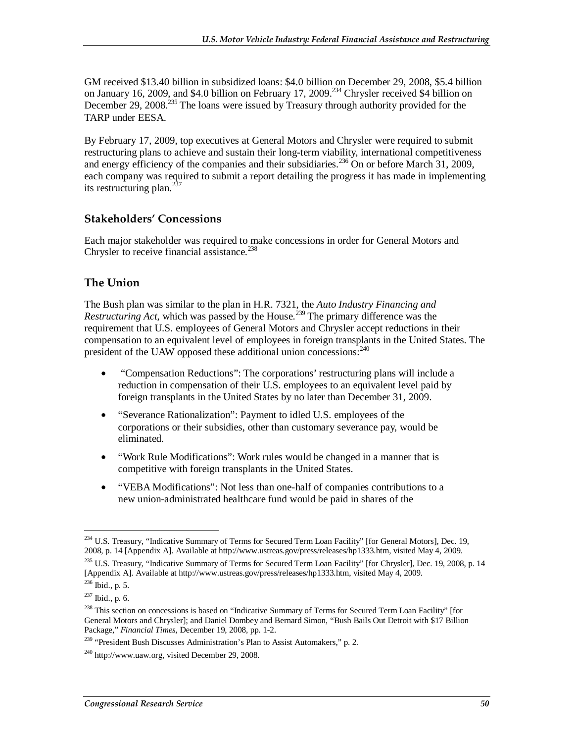GM received $13.40 billion in subsidized loans: $4.0 billion on December 29, 2008, $5.4 billion on January 16, 2009, and $4.0 billion on February 17, 2009.[234] Chrysler received $4 billion on December 29, 2008.[235] The loans were issued by Treasury through authority provided for the TARP under EESA.

By February 17, 2009, top executives at General Motors and Chrysler were required to submit restructuring plans to achieve and sustain their long-term viability, international competitiveness and energy efficiency of the companies and their subsidiaries.[236] On or before March 31, 2009, each company was required to submit a report detailing the progress it has made in implementing its restructuring plan.[237]

### Stakeholders' Concessions

Each major stakeholder was required to make concessions in order for General Motors and Chrysler to receive financial assistance.[238]

## The Union

The Bush plan was similar to the plan in H.R. 7321, the *Auto Industry Financing and Restructuring Act*, which was passed by the House.[239] The primary difference was the requirement that U.S. employees of General Motors and Chrysler accept reductions in their compensation to an equivalent level of employees in foreign transplants in the United States. The president of the UAW opposed these additional union concessions:[240]

- "Compensation Reductions": The corporations' restructuring plans will include a reduction in compensation of their U.S. employees to an equivalent level paid by foreign transplants in the United States by no later than December 31, 2009.
- "Severance Rationalization": Payment to idled U.S. employees of the corporations or their subsidies, other than customary severance pay, would be eliminated.
- "Work Rule Modifications": Work rules would be changed in a manner that is competitive with foreign transplants in the United States.
- "VEBA Modifications": Not less than one-half of companies contributions to a new union-administrated healthcare fund would be paid in shares of the

---

[234] U.S. Treasury, "Indicative Summary of Terms for Secured Term Loan Facility" [for General Motors], Dec. 19, 2008, p. 14 [Appendix A]. Available at http://www.ustreas.gov/press/releases/hp1333.htm, visited May 4, 2009.

[235] U.S. Treasury, "Indicative Summary of Terms for Secured Term Loan Facility" [for Chrysler], Dec. 19, 2008, p. 14 [Appendix A]. Available at http://www.ustreas.gov/press/releases/hp1333.htm, visited May 4, 2009.

[236] Ibid., p. 5.

[237] Ibid., p. 6.

[238] This section on concessions is based on "Indicative Summary of Terms for Secured Term Loan Facility" [for General Motors and Chrysler]; and Daniel Dombey and Bernard Simon, "Bush Bails Out Detroit with $17 Billion Package," *Financial Times*, December 19, 2008, pp. 1-2.

[239] "President Bush Discusses Administration's Plan to Assist Automakers," p. 2.

[240] http://www.uaw.org, visited December 29, 2008.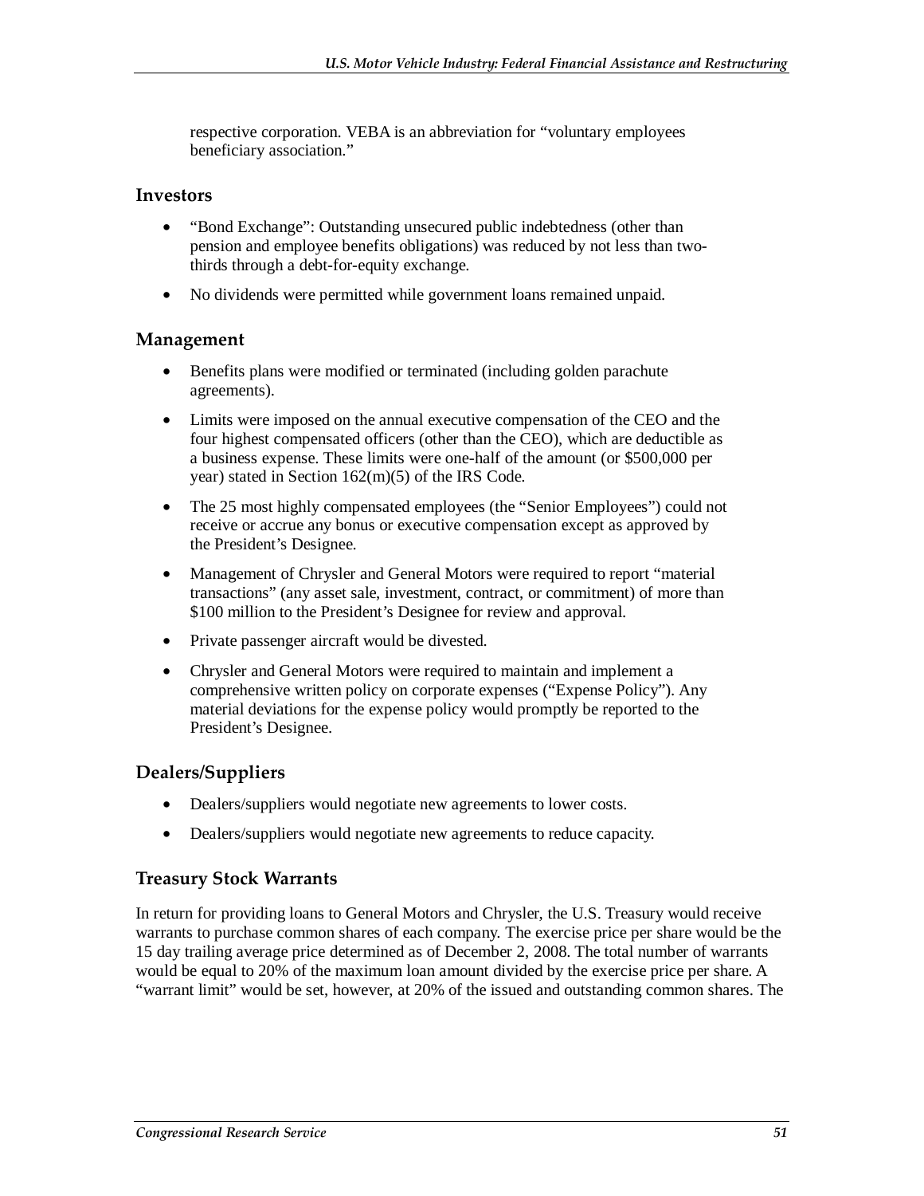respective corporation. VEBA is an abbreviation for "voluntary employees beneficiary association."

### Investors

- "Bond Exchange": Outstanding unsecured public indebtedness (other than pension and employee benefits obligations) was reduced by not less than two-thirds through a debt-for-equity exchange.
- No dividends were permitted while government loans remained unpaid.

### Management

- Benefits plans were modified or terminated (including golden parachute agreements).
- Limits were imposed on the annual executive compensation of the CEO and the four highest compensated officers (other than the CEO), which are deductible as a business expense. These limits were one-half of the amount (or $500,000 per year) stated in Section 162(m)(5) of the IRS Code.
- The 25 most highly compensated employees (the "Senior Employees") could not receive or accrue any bonus or executive compensation except as approved by the President's Designee.
- Management of Chrysler and General Motors were required to report "material transactions" (any asset sale, investment, contract, or commitment) of more than $100 million to the President's Designee for review and approval.
- Private passenger aircraft would be divested.
- Chrysler and General Motors were required to maintain and implement a comprehensive written policy on corporate expenses ("Expense Policy"). Any material deviations for the expense policy would promptly be reported to the President's Designee.

### Dealers/Suppliers

- Dealers/suppliers would negotiate new agreements to lower costs.
- Dealers/suppliers would negotiate new agreements to reduce capacity.

### Treasury Stock Warrants

In return for providing loans to General Motors and Chrysler, the U.S. Treasury would receive warrants to purchase common shares of each company. The exercise price per share would be the 15 day trailing average price determined as of December 2, 2008. The total number of warrants would be equal to 20% of the maximum loan amount divided by the exercise price per share. A "warrant limit" would be set, however, at 20% of the issued and outstanding common shares. The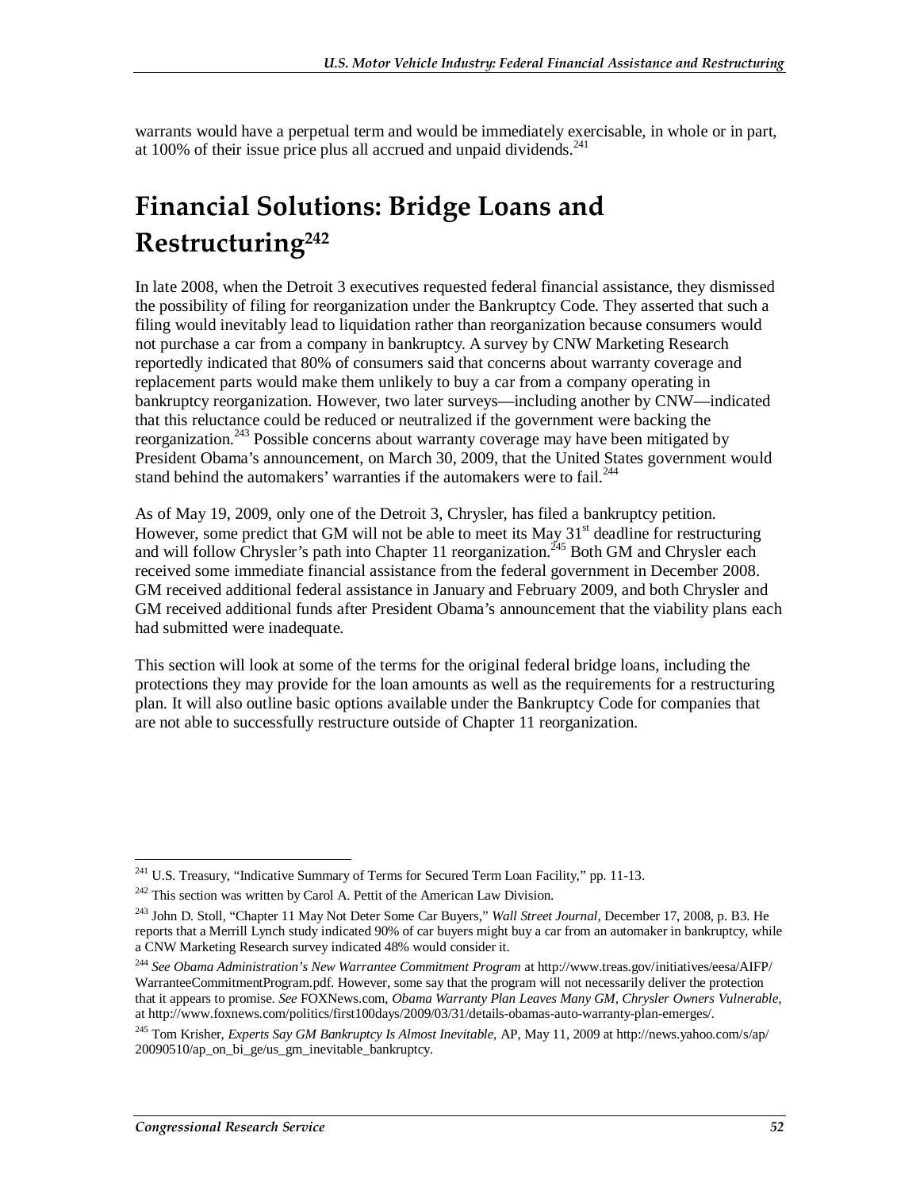warrants would have a perpetual term and would be immediately exercisable, in whole or in part, at 100% of their issue price plus all accrued and unpaid dividends.[241]

## Financial Solutions: Bridge Loans and Restructuring[242]

In late 2008, when the Detroit 3 executives requested federal financial assistance, they dismissed the possibility of filing for reorganization under the Bankruptcy Code. They asserted that such a filing would inevitably lead to liquidation rather than reorganization because consumers would not purchase a car from a company in bankruptcy. A survey by CNW Marketing Research reportedly indicated that 80% of consumers said that concerns about warranty coverage and replacement parts would make them unlikely to buy a car from a company operating in bankruptcy reorganization. However, two later surveys—including another by CNW—indicated that this reluctance could be reduced or neutralized if the government were backing the reorganization.[243] Possible concerns about warranty coverage may have been mitigated by President Obama's announcement, on March 30, 2009, that the United States government would stand behind the automakers' warranties if the automakers were to fail.[244]

As of May 19, 2009, only one of the Detroit 3, Chrysler, has filed a bankruptcy petition. However, some predict that GM will not be able to meet its May 31st deadline for restructuring and will follow Chrysler's path into Chapter 11 reorganization.[245] Both GM and Chrysler each received some immediate financial assistance from the federal government in December 2008. GM received additional federal assistance in January and February 2009, and both Chrysler and GM received additional funds after President Obama's announcement that the viability plans each had submitted were inadequate.

This section will look at some of the terms for the original federal bridge loans, including the protections they may provide for the loan amounts as well as the requirements for a restructuring plan. It will also outline basic options available under the Bankruptcy Code for companies that are not able to successfully restructure outside of Chapter 11 reorganization.

---

[241] U.S. Treasury, "Indicative Summary of Terms for Secured Term Loan Facility," pp. 11-13.

[242] This section was written by Carol A. Pettit of the American Law Division.

[243] John D. Stoll, "Chapter 11 May Not Deter Some Car Buyers," *Wall Street Journal*, December 17, 2008, p. B3. He reports that a Merrill Lynch study indicated 90% of car buyers might buy a car from an automaker in bankruptcy, while a CNW Marketing Research survey indicated 48% would consider it.

[244] *See Obama Administration's New Warrantee Commitment Program* at http://www.treas.gov/initiatives/eesa/AIFP/WarranteeCommitmentProgram.pdf. However, some say that the program will not necessarily deliver the protection that it appears to promise. *See* FOXNews.com, *Obama Warranty Plan Leaves Many GM, Chrysler Owners Vulnerable*, at http://www.foxnews.com/politics/first100days/2009/03/31/details-obamas-auto-warranty-plan-emerges/.

[245] Tom Krisher, *Experts Say GM Bankruptcy Is Almost Inevitable*, AP, May 11, 2009 at http://news.yahoo.com/s/ap/20090510/ap_on_bi_ge/us_gm_inevitable_bankruptcy.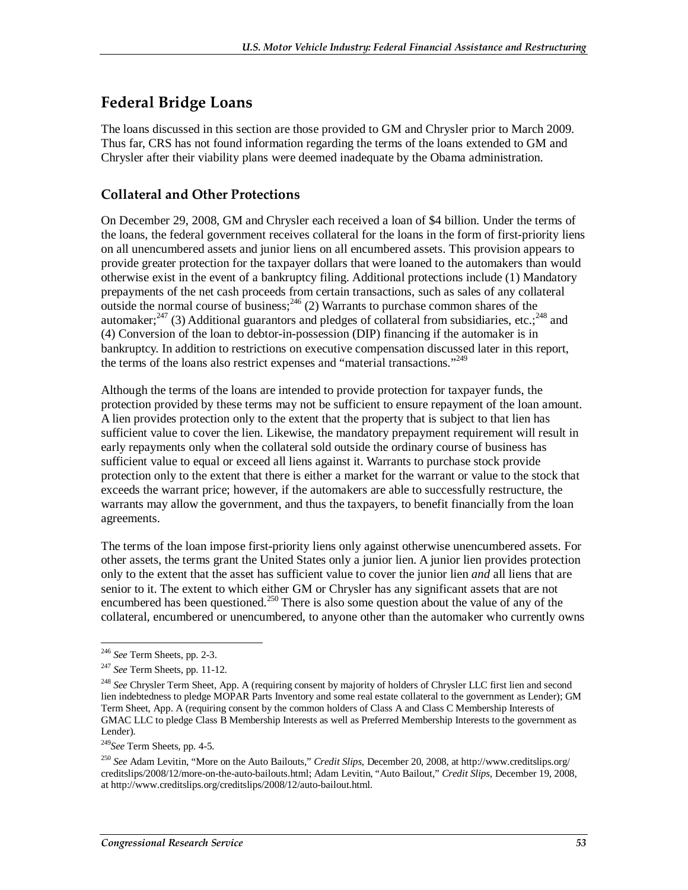## Federal Bridge Loans

The loans discussed in this section are those provided to GM and Chrysler prior to March 2009. Thus far, CRS has not found information regarding the terms of the loans extended to GM and Chrysler after their viability plans were deemed inadequate by the Obama administration.

### Collateral and Other Protections

On December 29, 2008, GM and Chrysler each received a loan of $4 billion. Under the terms of the loans, the federal government receives collateral for the loans in the form of first-priority liens on all unencumbered assets and junior liens on all encumbered assets. This provision appears to provide greater protection for the taxpayer dollars that were loaned to the automakers than would otherwise exist in the event of a bankruptcy filing. Additional protections include (1) Mandatory prepayments of the net cash proceeds from certain transactions, such as sales of any collateral outside the normal course of business;[246] (2) Warrants to purchase common shares of the automaker;[247] (3) Additional guarantors and pledges of collateral from subsidiaries, etc.;[248] and (4) Conversion of the loan to debtor-in-possession (DIP) financing if the automaker is in bankruptcy. In addition to restrictions on executive compensation discussed later in this report, the terms of the loans also restrict expenses and "material transactions."[249]

Although the terms of the loans are intended to provide protection for taxpayer funds, the protection provided by these terms may not be sufficient to ensure repayment of the loan amount. A lien provides protection only to the extent that the property that is subject to that lien has sufficient value to cover the lien. Likewise, the mandatory prepayment requirement will result in early repayments only when the collateral sold outside the ordinary course of business has sufficient value to equal or exceed all liens against it. Warrants to purchase stock provide protection only to the extent that there is either a market for the warrant or value to the stock that exceeds the warrant price; however, if the automakers are able to successfully restructure, the warrants may allow the government, and thus the taxpayers, to benefit financially from the loan agreements.

The terms of the loan impose first-priority liens only against otherwise unencumbered assets. For other assets, the terms grant the United States only a junior lien. A junior lien provides protection only to the extent that the asset has sufficient value to cover the junior lien *and* all liens that are senior to it. The extent to which either GM or Chrysler has any significant assets that are not encumbered has been questioned.[250] There is also some question about the value of any of the collateral, encumbered or unencumbered, to anyone other than the automaker who currently owns

---

[246] *See* Term Sheets, pp. 2-3.

[247] *See* Term Sheets, pp. 11-12.

[248] *See* Chrysler Term Sheet, App. A (requiring consent by majority of holders of Chrysler LLC first lien and second lien indebtedness to pledge MOPAR Parts Inventory and some real estate collateral to the government as Lender); GM Term Sheet, App. A (requiring consent by the common holders of Class A and Class C Membership Interests of GMAC LLC to pledge Class B Membership Interests as well as Preferred Membership Interests to the government as Lender).

[249] *See* Term Sheets, pp. 4-5.

[250] *See* Adam Levitin, "More on the Auto Bailouts," *Credit Slips*, December 20, 2008, at http://www.creditslips.org/creditslips/2008/12/more-on-the-auto-bailouts.html; Adam Levitin, "Auto Bailout," *Credit Slips*, December 19, 2008, at http://www.creditslips.org/creditslips/2008/12/auto-bailout.html.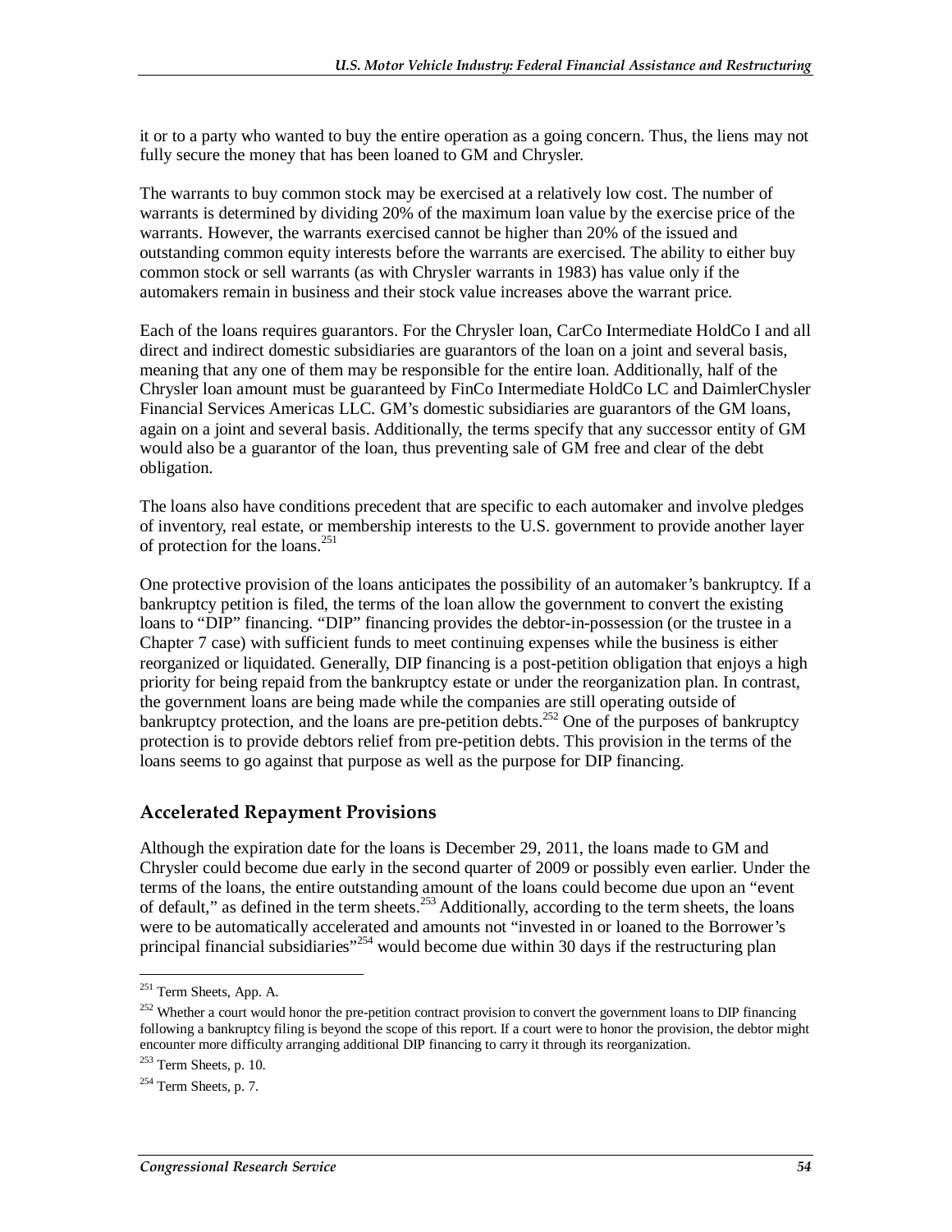it or to a party who wanted to buy the entire operation as a going concern. Thus, the liens may not fully secure the money that has been loaned to GM and Chrysler.

The warrants to buy common stock may be exercised at a relatively low cost. The number of warrants is determined by dividing 20% of the maximum loan value by the exercise price of the warrants. However, the warrants exercised cannot be higher than 20% of the issued and outstanding common equity interests before the warrants are exercised. The ability to either buy common stock or sell warrants (as with Chrysler warrants in 1983) has value only if the automakers remain in business and their stock value increases above the warrant price.

Each of the loans requires guarantors. For the Chrysler loan, CarCo Intermediate HoldCo I and all direct and indirect domestic subsidiaries are guarantors of the loan on a joint and several basis, meaning that any one of them may be responsible for the entire loan. Additionally, half of the Chrysler loan amount must be guaranteed by FinCo Intermediate HoldCo LC and DaimlerChysler Financial Services Americas LLC. GM's domestic subsidiaries are guarantors of the GM loans, again on a joint and several basis. Additionally, the terms specify that any successor entity of GM would also be a guarantor of the loan, thus preventing sale of GM free and clear of the debt obligation.

The loans also have conditions precedent that are specific to each automaker and involve pledges of inventory, real estate, or membership interests to the U.S. government to provide another layer of protection for the loans.[251]

One protective provision of the loans anticipates the possibility of an automaker's bankruptcy. If a bankruptcy petition is filed, the terms of the loan allow the government to convert the existing loans to "DIP" financing. "DIP" financing provides the debtor-in-possession (or the trustee in a Chapter 7 case) with sufficient funds to meet continuing expenses while the business is either reorganized or liquidated. Generally, DIP financing is a post-petition obligation that enjoys a high priority for being repaid from the bankruptcy estate or under the reorganization plan. In contrast, the government loans are being made while the companies are still operating outside of bankruptcy protection, and the loans are pre-petition debts.[252] One of the purposes of bankruptcy protection is to provide debtors relief from pre-petition debts. This provision in the terms of the loans seems to go against that purpose as well as the purpose for DIP financing.

### Accelerated Repayment Provisions

Although the expiration date for the loans is December 29, 2011, the loans made to GM and Chrysler could become due early in the second quarter of 2009 or possibly even earlier. Under the terms of the loans, the entire outstanding amount of the loans could become due upon an "event of default," as defined in the term sheets.[253] Additionally, according to the term sheets, the loans were to be automatically accelerated and amounts not "invested in or loaned to the Borrower's principal financial subsidiaries"[254] would become due within 30 days if the restructuring plan

---

[251] Term Sheets, App. A.

[252] Whether a court would honor the pre-petition contract provision to convert the government loans to DIP financing following a bankruptcy filing is beyond the scope of this report. If a court were to honor the provision, the debtor might encounter more difficulty arranging additional DIP financing to carry it through its reorganization.

[253] Term Sheets, p. 10.

[254] Term Sheets, p. 7.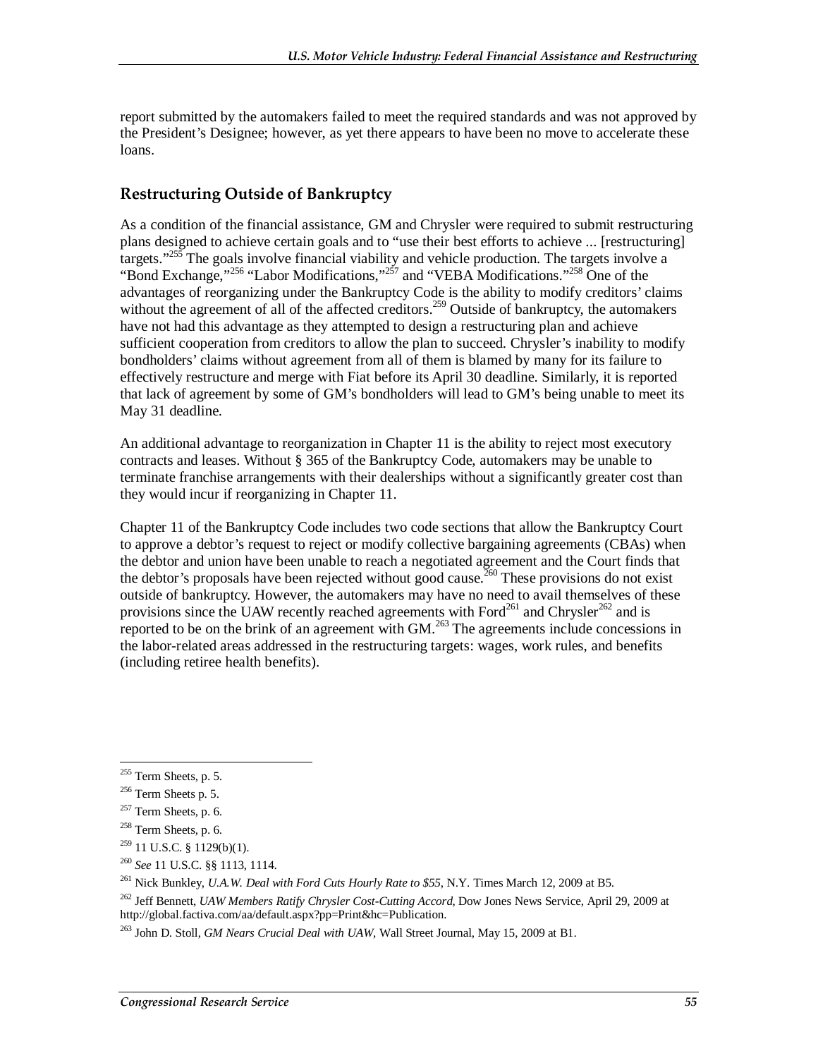report submitted by the automakers failed to meet the required standards and was not approved by the President's Designee; however, as yet there appears to have been no move to accelerate these loans.

## Restructuring Outside of Bankruptcy

As a condition of the financial assistance, GM and Chrysler were required to submit restructuring plans designed to achieve certain goals and to "use their best efforts to achieve ... [restructuring] targets."[255] The goals involve financial viability and vehicle production. The targets involve a "Bond Exchange,"[256] "Labor Modifications,"[257] and "VEBA Modifications."[258] One of the advantages of reorganizing under the Bankruptcy Code is the ability to modify creditors' claims without the agreement of all of the affected creditors.[259] Outside of bankruptcy, the automakers have not had this advantage as they attempted to design a restructuring plan and achieve sufficient cooperation from creditors to allow the plan to succeed. Chrysler's inability to modify bondholders' claims without agreement from all of them is blamed by many for its failure to effectively restructure and merge with Fiat before its April 30 deadline. Similarly, it is reported that lack of agreement by some of GM's bondholders will lead to GM's being unable to meet its May 31 deadline.

An additional advantage to reorganization in Chapter 11 is the ability to reject most executory contracts and leases. Without § 365 of the Bankruptcy Code, automakers may be unable to terminate franchise arrangements with their dealerships without a significantly greater cost than they would incur if reorganizing in Chapter 11.

Chapter 11 of the Bankruptcy Code includes two code sections that allow the Bankruptcy Court to approve a debtor's request to reject or modify collective bargaining agreements (CBAs) when the debtor and union have been unable to reach a negotiated agreement and the Court finds that the debtor's proposals have been rejected without good cause.[260] These provisions do not exist outside of bankruptcy. However, the automakers may have no need to avail themselves of these provisions since the UAW recently reached agreements with Ford[261] and Chrysler[262] and is reported to be on the brink of an agreement with GM.[263] The agreements include concessions in the labor-related areas addressed in the restructuring targets: wages, work rules, and benefits (including retiree health benefits).

---

[255] Term Sheets, p. 5.

[256] Term Sheets p. 5.

[257] Term Sheets, p. 6.

[258] Term Sheets, p. 6.

[259] 11 U.S.C. § 1129(b)(1).

[260] *See* 11 U.S.C. §§ 1113, 1114.

[261] Nick Bunkley, *U.A.W. Deal with Ford Cuts Hourly Rate to $55*, N.Y. Times March 12, 2009 at B5.

[262] Jeff Bennett, *UAW Members Ratify Chrysler Cost-Cutting Accord*, Dow Jones News Service, April 29, 2009 at http://global.factiva.com/aa/default.aspx?pp=Print&hc=Publication.

[263] John D. Stoll, *GM Nears Crucial Deal with UAW*, Wall Street Journal, May 15, 2009 at B1.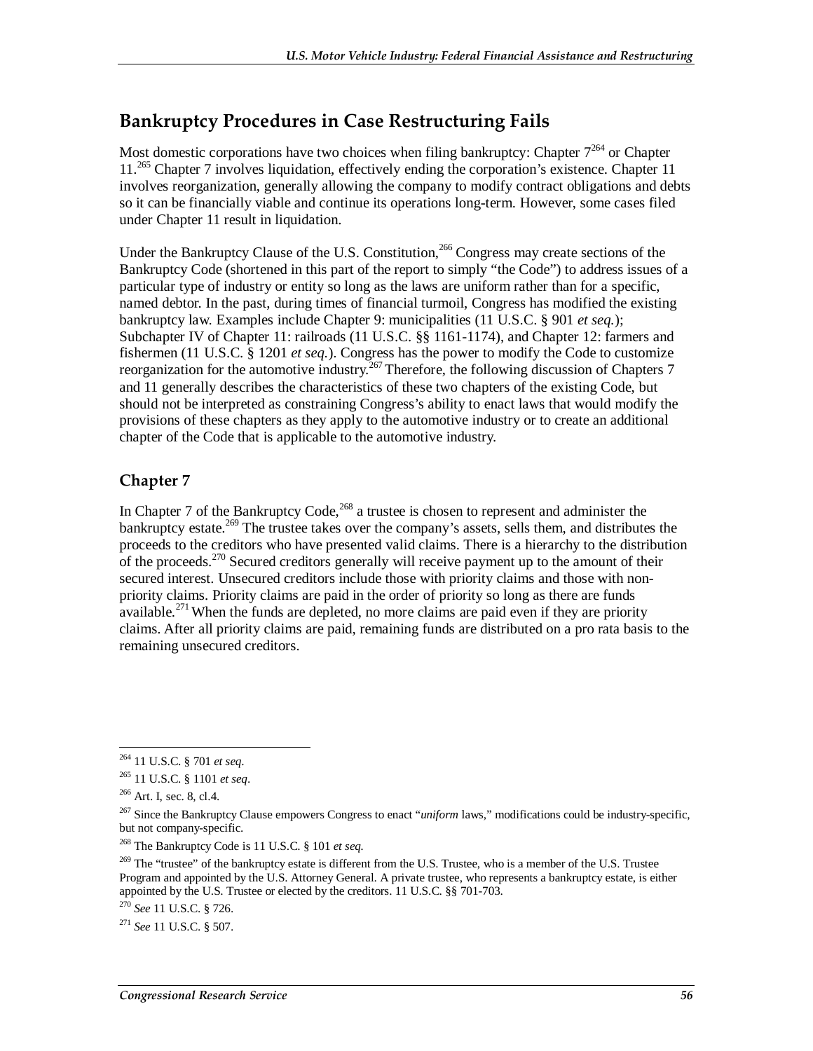## Bankruptcy Procedures in Case Restructuring Fails

Most domestic corporations have two choices when filing bankruptcy: Chapter 7[264] or Chapter 11.[265] Chapter 7 involves liquidation, effectively ending the corporation's existence. Chapter 11 involves reorganization, generally allowing the company to modify contract obligations and debts so it can be financially viable and continue its operations long-term. However, some cases filed under Chapter 11 result in liquidation.

Under the Bankruptcy Clause of the U.S. Constitution,[266] Congress may create sections of the Bankruptcy Code (shortened in this part of the report to simply "the Code") to address issues of a particular type of industry or entity so long as the laws are uniform rather than for a specific, named debtor. In the past, during times of financial turmoil, Congress has modified the existing bankruptcy law. Examples include Chapter 9: municipalities (11 U.S.C. § 901 *et seq.*); Subchapter IV of Chapter 11: railroads (11 U.S.C. §§ 1161-1174), and Chapter 12: farmers and fishermen (11 U.S.C. § 1201 *et seq.*). Congress has the power to modify the Code to customize reorganization for the automotive industry.[267] Therefore, the following discussion of Chapters 7 and 11 generally describes the characteristics of these two chapters of the existing Code, but should not be interpreted as constraining Congress's ability to enact laws that would modify the provisions of these chapters as they apply to the automotive industry or to create an additional chapter of the Code that is applicable to the automotive industry.

### Chapter 7

In Chapter 7 of the Bankruptcy Code,[268] a trustee is chosen to represent and administer the bankruptcy estate.[269] The trustee takes over the company's assets, sells them, and distributes the proceeds to the creditors who have presented valid claims. There is a hierarchy to the distribution of the proceeds.[270] Secured creditors generally will receive payment up to the amount of their secured interest. Unsecured creditors include those with priority claims and those with non-priority claims. Priority claims are paid in the order of priority so long as there are funds available.[271] When the funds are depleted, no more claims are paid even if they are priority claims. After all priority claims are paid, remaining funds are distributed on a pro rata basis to the remaining unsecured creditors.

---

[264] 11 U.S.C. § 701 *et seq*.

[265] 11 U.S.C. § 1101 *et seq*.

[266] Art. I, sec. 8, cl.4.

[267] Since the Bankruptcy Clause empowers Congress to enact "*uniform* laws," modifications could be industry-specific, but not company-specific.

[268] The Bankruptcy Code is 11 U.S.C. § 101 *et seq.*

[269] The "trustee" of the bankruptcy estate is different from the U.S. Trustee, who is a member of the U.S. Trustee Program and appointed by the U.S. Attorney General. A private trustee, who represents a bankruptcy estate, is either appointed by the U.S. Trustee or elected by the creditors. 11 U.S.C. §§ 701-703.

[270] *See* 11 U.S.C. § 726.

[271] *See* 11 U.S.C. § 507.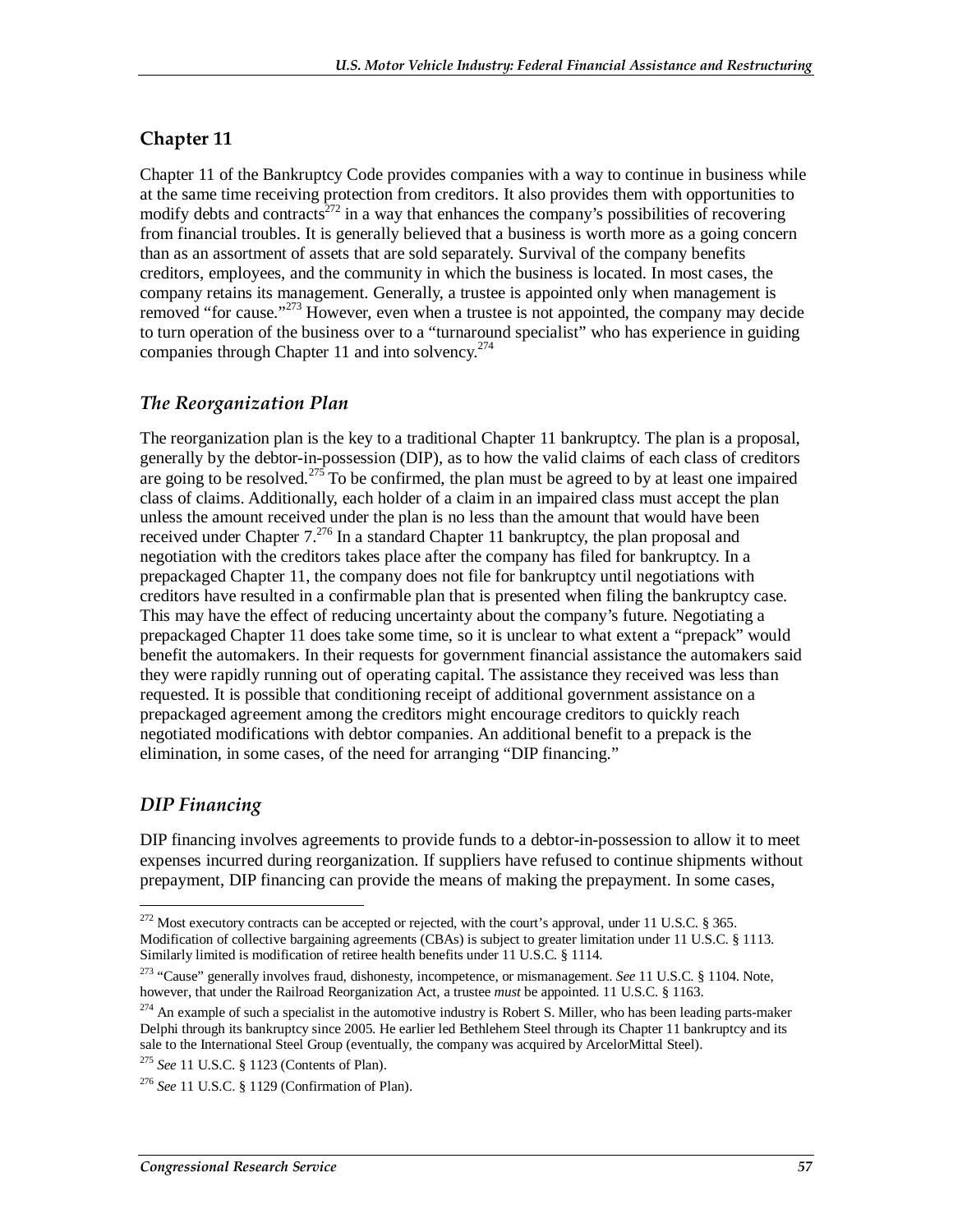## Chapter 11

Chapter 11 of the Bankruptcy Code provides companies with a way to continue in business while at the same time receiving protection from creditors. It also provides them with opportunities to modify debts and contracts[272] in a way that enhances the company's possibilities of recovering from financial troubles. It is generally believed that a business is worth more as a going concern than as an assortment of assets that are sold separately. Survival of the company benefits creditors, employees, and the community in which the business is located. In most cases, the company retains its management. Generally, a trustee is appointed only when management is removed "for cause."[273] However, even when a trustee is not appointed, the company may decide to turn operation of the business over to a "turnaround specialist" who has experience in guiding companies through Chapter 11 and into solvency.[274]

### *The Reorganization Plan*

The reorganization plan is the key to a traditional Chapter 11 bankruptcy. The plan is a proposal, generally by the debtor-in-possession (DIP), as to how the valid claims of each class of creditors are going to be resolved.[275] To be confirmed, the plan must be agreed to by at least one impaired class of claims. Additionally, each holder of a claim in an impaired class must accept the plan unless the amount received under the plan is no less than the amount that would have been received under Chapter 7.[276] In a standard Chapter 11 bankruptcy, the plan proposal and negotiation with the creditors takes place after the company has filed for bankruptcy. In a prepackaged Chapter 11, the company does not file for bankruptcy until negotiations with creditors have resulted in a confirmable plan that is presented when filing the bankruptcy case. This may have the effect of reducing uncertainty about the company's future. Negotiating a prepackaged Chapter 11 does take some time, so it is unclear to what extent a "prepack" would benefit the automakers. In their requests for government financial assistance the automakers said they were rapidly running out of operating capital. The assistance they received was less than requested. It is possible that conditioning receipt of additional government assistance on a prepackaged agreement among the creditors might encourage creditors to quickly reach negotiated modifications with debtor companies. An additional benefit to a prepack is the elimination, in some cases, of the need for arranging "DIP financing."

### *DIP Financing*

DIP financing involves agreements to provide funds to a debtor-in-possession to allow it to meet expenses incurred during reorganization. If suppliers have refused to continue shipments without prepayment, DIP financing can provide the means of making the prepayment. In some cases,

---

[272] Most executory contracts can be accepted or rejected, with the court's approval, under 11 U.S.C. § 365. Modification of collective bargaining agreements (CBAs) is subject to greater limitation under 11 U.S.C. § 1113. Similarly limited is modification of retiree health benefits under 11 U.S.C. § 1114.

[273] "Cause" generally involves fraud, dishonesty, incompetence, or mismanagement. *See* 11 U.S.C. § 1104. Note, however, that under the Railroad Reorganization Act, a trustee *must* be appointed. 11 U.S.C. § 1163.

[274] An example of such a specialist in the automotive industry is Robert S. Miller, who has been leading parts-maker Delphi through its bankruptcy since 2005. He earlier led Bethlehem Steel through its Chapter 11 bankruptcy and its sale to the International Steel Group (eventually, the company was acquired by ArcelorMittal Steel).

[275] *See* 11 U.S.C. § 1123 (Contents of Plan).

[276] *See* 11 U.S.C. § 1129 (Confirmation of Plan).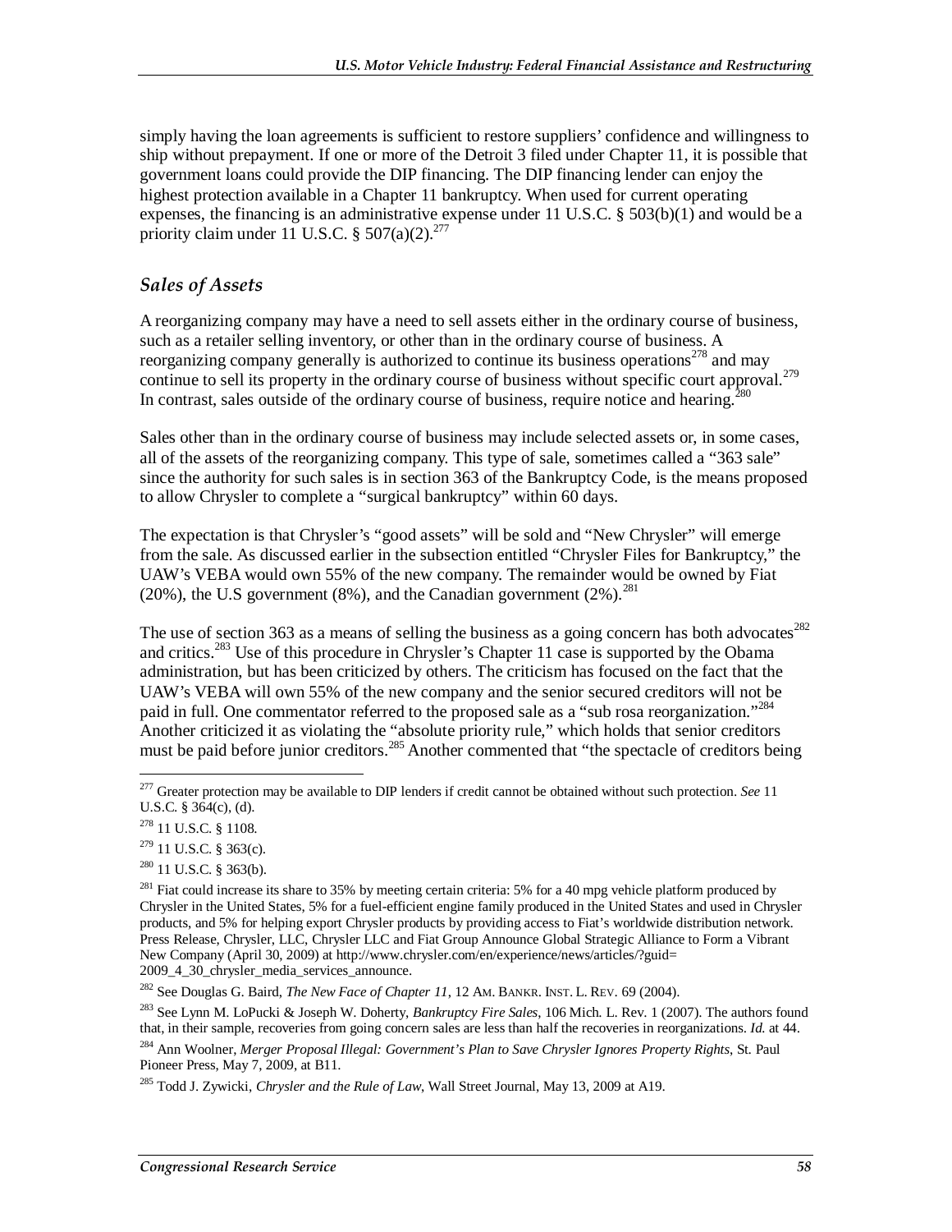simply having the loan agreements is sufficient to restore suppliers' confidence and willingness to ship without prepayment. If one or more of the Detroit 3 filed under Chapter 11, it is possible that government loans could provide the DIP financing. The DIP financing lender can enjoy the highest protection available in a Chapter 11 bankruptcy. When used for current operating expenses, the financing is an administrative expense under 11 U.S.C. § 503(b)(1) and would be a priority claim under 11 U.S.C. § 507(a)(2).[277]

### *Sales of Assets*

A reorganizing company may have a need to sell assets either in the ordinary course of business, such as a retailer selling inventory, or other than in the ordinary course of business. A reorganizing company generally is authorized to continue its business operations[278] and may continue to sell its property in the ordinary course of business without specific court approval.[279] In contrast, sales outside of the ordinary course of business, require notice and hearing.[280]

Sales other than in the ordinary course of business may include selected assets or, in some cases, all of the assets of the reorganizing company. This type of sale, sometimes called a "363 sale" since the authority for such sales is in section 363 of the Bankruptcy Code, is the means proposed to allow Chrysler to complete a "surgical bankruptcy" within 60 days.

The expectation is that Chrysler's "good assets" will be sold and "New Chrysler" will emerge from the sale. As discussed earlier in the subsection entitled "Chrysler Files for Bankruptcy," the UAW's VEBA would own 55% of the new company. The remainder would be owned by Fiat (20%), the U.S government (8%), and the Canadian government (2%).[281]

The use of section 363 as a means of selling the business as a going concern has both advocates[282] and critics.[283] Use of this procedure in Chrysler's Chapter 11 case is supported by the Obama administration, but has been criticized by others. The criticism has focused on the fact that the UAW's VEBA will own 55% of the new company and the senior secured creditors will not be paid in full. One commentator referred to the proposed sale as a "sub rosa reorganization."[284] Another criticized it as violating the "absolute priority rule," which holds that senior creditors must be paid before junior creditors.[285] Another commented that "the spectacle of creditors being

---

[277] Greater protection may be available to DIP lenders if credit cannot be obtained without such protection. *See* 11 U.S.C. § 364(c), (d).

[278] 11 U.S.C. § 1108.

[279] 11 U.S.C. § 363(c).

[280] 11 U.S.C. § 363(b).

[281] Fiat could increase its share to 35% by meeting certain criteria: 5% for a 40 mpg vehicle platform produced by Chrysler in the United States, 5% for a fuel-efficient engine family produced in the United States and used in Chrysler products, and 5% for helping export Chrysler products by providing access to Fiat's worldwide distribution network. Press Release, Chrysler, LLC, Chrysler LLC and Fiat Group Announce Global Strategic Alliance to Form a Vibrant New Company (April 30, 2009) at http://www.chrysler.com/en/experience/news/articles/?guid=2009_4_30_chrysler_media_services_announce.

[282] See Douglas G. Baird, *The New Face of Chapter 11*, 12 AM. BANKR. INST. L. REV. 69 (2004).

[283] See Lynn M. LoPucki & Joseph W. Doherty, *Bankruptcy Fire Sales*, 106 Mich. L. Rev. 1 (2007). The authors found that, in their sample, recoveries from going concern sales are less than half the recoveries in reorganizations. *Id.* at 44.

[284] Ann Woolner, *Merger Proposal Illegal: Government's Plan to Save Chrysler Ignores Property Rights*, St. Paul Pioneer Press, May 7, 2009, at B11.

[285] Todd J. Zywicki, *Chrysler and the Rule of Law*, Wall Street Journal, May 13, 2009 at A19.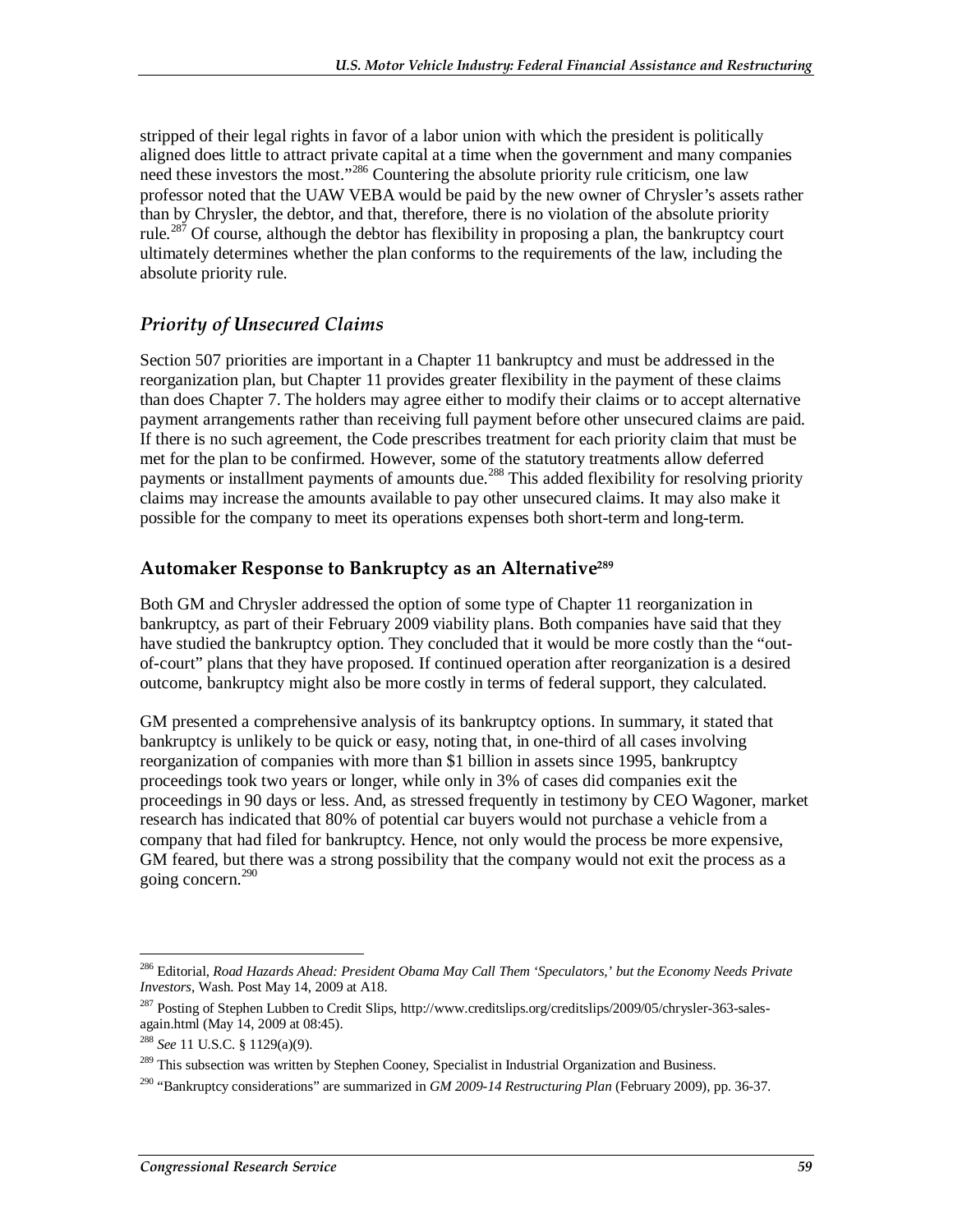stripped of their legal rights in favor of a labor union with which the president is politically aligned does little to attract private capital at a time when the government and many companies need these investors the most."[286] Countering the absolute priority rule criticism, one law professor noted that the UAW VEBA would be paid by the new owner of Chrysler's assets rather than by Chrysler, the debtor, and that, therefore, there is no violation of the absolute priority rule.[287] Of course, although the debtor has flexibility in proposing a plan, the bankruptcy court ultimately determines whether the plan conforms to the requirements of the law, including the absolute priority rule.

### *Priority of Unsecured Claims*

Section 507 priorities are important in a Chapter 11 bankruptcy and must be addressed in the reorganization plan, but Chapter 11 provides greater flexibility in the payment of these claims than does Chapter 7. The holders may agree either to modify their claims or to accept alternative payment arrangements rather than receiving full payment before other unsecured claims are paid. If there is no such agreement, the Code prescribes treatment for each priority claim that must be met for the plan to be confirmed. However, some of the statutory treatments allow deferred payments or installment payments of amounts due.[288] This added flexibility for resolving priority claims may increase the amounts available to pay other unsecured claims. It may also make it possible for the company to meet its operations expenses both short-term and long-term.

## Automaker Response to Bankruptcy as an Alternative[289]

Both GM and Chrysler addressed the option of some type of Chapter 11 reorganization in bankruptcy, as part of their February 2009 viability plans. Both companies have said that they have studied the bankruptcy option. They concluded that it would be more costly than the "out-of-court" plans that they have proposed. If continued operation after reorganization is a desired outcome, bankruptcy might also be more costly in terms of federal support, they calculated.

GM presented a comprehensive analysis of its bankruptcy options. In summary, it stated that bankruptcy is unlikely to be quick or easy, noting that, in one-third of all cases involving reorganization of companies with more than $1 billion in assets since 1995, bankruptcy proceedings took two years or longer, while only in 3% of cases did companies exit the proceedings in 90 days or less. And, as stressed frequently in testimony by CEO Wagoner, market research has indicated that 80% of potential car buyers would not purchase a vehicle from a company that had filed for bankruptcy. Hence, not only would the process be more expensive, GM feared, but there was a strong possibility that the company would not exit the process as a going concern.[290]

---

[286] Editorial, *Road Hazards Ahead: President Obama May Call Them 'Speculators,' but the Economy Needs Private Investors*, Wash. Post May 14, 2009 at A18.

[287] Posting of Stephen Lubben to Credit Slips, http://www.creditslips.org/creditslips/2009/05/chrysler-363-sales-again.html (May 14, 2009 at 08:45).

[288] *See* 11 U.S.C. § 1129(a)(9).

[289] This subsection was written by Stephen Cooney, Specialist in Industrial Organization and Business.

[290] "Bankruptcy considerations" are summarized in *GM 2009-14 Restructuring Plan* (February 2009), pp. 36-37.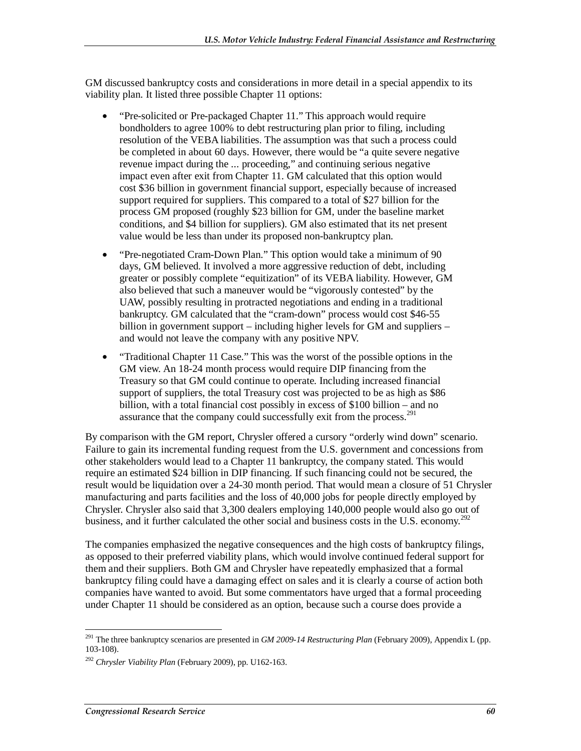GM discussed bankruptcy costs and considerations in more detail in a special appendix to its viability plan. It listed three possible Chapter 11 options:

- "Pre-solicited or Pre-packaged Chapter 11." This approach would require bondholders to agree 100% to debt restructuring plan prior to filing, including resolution of the VEBA liabilities. The assumption was that such a process could be completed in about 60 days. However, there would be "a quite severe negative revenue impact during the ... proceeding," and continuing serious negative impact even after exit from Chapter 11. GM calculated that this option would cost $36 billion in government financial support, especially because of increased support required for suppliers. This compared to a total of $27 billion for the process GM proposed (roughly $23 billion for GM, under the baseline market conditions, and $4 billion for suppliers). GM also estimated that its net present value would be less than under its proposed non-bankruptcy plan.
- "Pre-negotiated Cram-Down Plan." This option would take a minimum of 90 days, GM believed. It involved a more aggressive reduction of debt, including greater or possibly complete "equitization" of its VEBA liability. However, GM also believed that such a maneuver would be "vigorously contested" by the UAW, possibly resulting in protracted negotiations and ending in a traditional bankruptcy. GM calculated that the "cram-down" process would cost $46-55 billion in government support – including higher levels for GM and suppliers – and would not leave the company with any positive NPV.
- "Traditional Chapter 11 Case." This was the worst of the possible options in the GM view. An 18-24 month process would require DIP financing from the Treasury so that GM could continue to operate. Including increased financial support of suppliers, the total Treasury cost was projected to be as high as $86 billion, with a total financial cost possibly in excess of $100 billion – and no assurance that the company could successfully exit from the process.[291]

By comparison with the GM report, Chrysler offered a cursory "orderly wind down" scenario. Failure to gain its incremental funding request from the U.S. government and concessions from other stakeholders would lead to a Chapter 11 bankruptcy, the company stated. This would require an estimated $24 billion in DIP financing. If such financing could not be secured, the result would be liquidation over a 24-30 month period. That would mean a closure of 51 Chrysler manufacturing and parts facilities and the loss of 40,000 jobs for people directly employed by Chrysler. Chrysler also said that 3,300 dealers employing 140,000 people would also go out of business, and it further calculated the other social and business costs in the U.S. economy.[292]

The companies emphasized the negative consequences and the high costs of bankruptcy filings, as opposed to their preferred viability plans, which would involve continued federal support for them and their suppliers. Both GM and Chrysler have repeatedly emphasized that a formal bankruptcy filing could have a damaging effect on sales and it is clearly a course of action both companies have wanted to avoid. But some commentators have urged that a formal proceeding under Chapter 11 should be considered as an option, because such a course does provide a

---

[291] The three bankruptcy scenarios are presented in *GM 2009-14 Restructuring Plan* (February 2009), Appendix L (pp. 103-108).

[292] *Chrysler Viability Plan* (February 2009), pp. U162-163.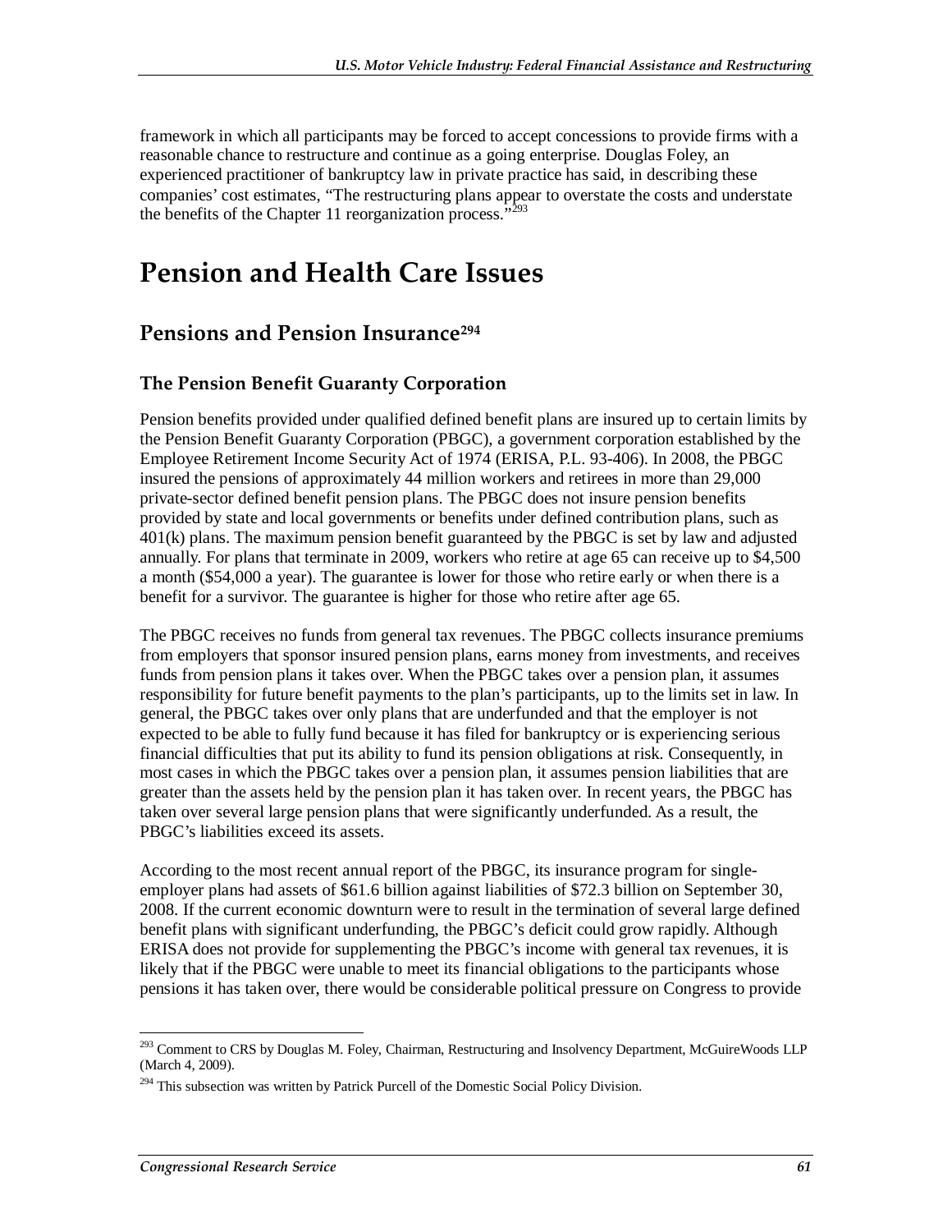framework in which all participants may be forced to accept concessions to provide firms with a reasonable chance to restructure and continue as a going enterprise. Douglas Foley, an experienced practitioner of bankruptcy law in private practice has said, in describing these companies' cost estimates, "The restructuring plans appear to overstate the costs and understate the benefits of the Chapter 11 reorganization process."[293]

# Pension and Health Care Issues

## Pensions and Pension Insurance[294]

### The Pension Benefit Guaranty Corporation

Pension benefits provided under qualified defined benefit plans are insured up to certain limits by the Pension Benefit Guaranty Corporation (PBGC), a government corporation established by the Employee Retirement Income Security Act of 1974 (ERISA, P.L. 93-406). In 2008, the PBGC insured the pensions of approximately 44 million workers and retirees in more than 29,000 private-sector defined benefit pension plans. The PBGC does not insure pension benefits provided by state and local governments or benefits under defined contribution plans, such as 401(k) plans. The maximum pension benefit guaranteed by the PBGC is set by law and adjusted annually. For plans that terminate in 2009, workers who retire at age 65 can receive up to $4,500 a month ($54,000 a year). The guarantee is lower for those who retire early or when there is a benefit for a survivor. The guarantee is higher for those who retire after age 65.

The PBGC receives no funds from general tax revenues. The PBGC collects insurance premiums from employers that sponsor insured pension plans, earns money from investments, and receives funds from pension plans it takes over. When the PBGC takes over a pension plan, it assumes responsibility for future benefit payments to the plan's participants, up to the limits set in law. In general, the PBGC takes over only plans that are underfunded and that the employer is not expected to be able to fully fund because it has filed for bankruptcy or is experiencing serious financial difficulties that put its ability to fund its pension obligations at risk. Consequently, in most cases in which the PBGC takes over a pension plan, it assumes pension liabilities that are greater than the assets held by the pension plan it has taken over. In recent years, the PBGC has taken over several large pension plans that were significantly underfunded. As a result, the PBGC's liabilities exceed its assets.

According to the most recent annual report of the PBGC, its insurance program for single-employer plans had assets of $61.6 billion against liabilities of $72.3 billion on September 30, 2008. If the current economic downturn were to result in the termination of several large defined benefit plans with significant underfunding, the PBGC's deficit could grow rapidly. Although ERISA does not provide for supplementing the PBGC's income with general tax revenues, it is likely that if the PBGC were unable to meet its financial obligations to the participants whose pensions it has taken over, there would be considerable political pressure on Congress to provide

[293] Comment to CRS by Douglas M. Foley, Chairman, Restructuring and Insolvency Department, McGuireWoods LLP (March 4, 2009).

[294] This subsection was written by Patrick Purcell of the Domestic Social Policy Division.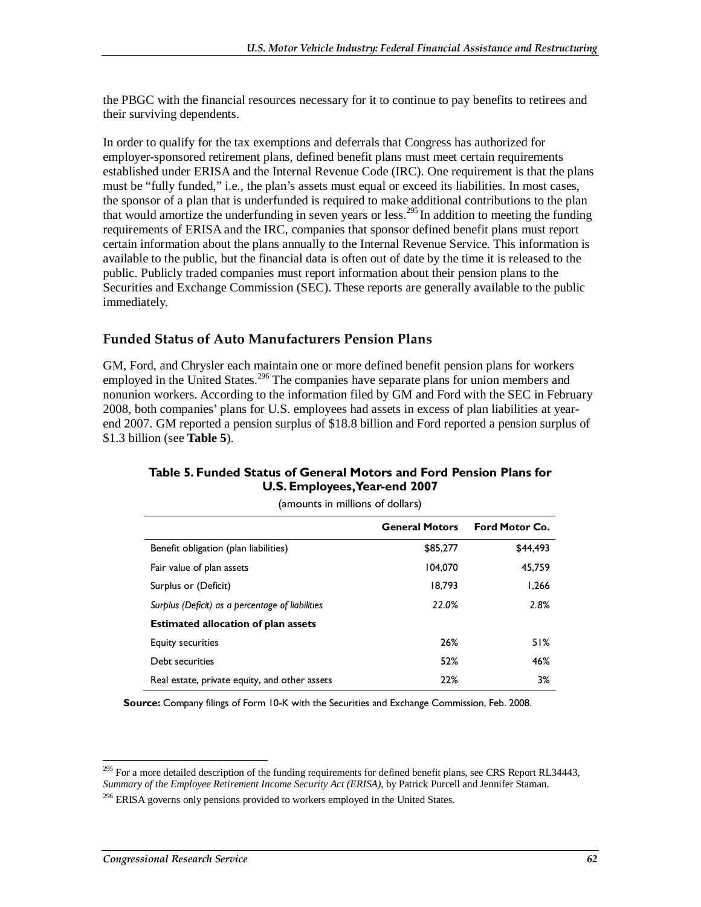the PBGC with the financial resources necessary for it to continue to pay benefits to retirees and their surviving dependents.

In order to qualify for the tax exemptions and deferrals that Congress has authorized for employer-sponsored retirement plans, defined benefit plans must meet certain requirements established under ERISA and the Internal Revenue Code (IRC). One requirement is that the plans must be "fully funded," i.e., the plan's assets must equal or exceed its liabilities. In most cases, the sponsor of a plan that is underfunded is required to make additional contributions to the plan that would amortize the underfunding in seven years or less.[295] In addition to meeting the funding requirements of ERISA and the IRC, companies that sponsor defined benefit plans must report certain information about the plans annually to the Internal Revenue Service. This information is available to the public, but the financial data is often out of date by the time it is released to the public. Publicly traded companies must report information about their pension plans to the Securities and Exchange Commission (SEC). These reports are generally available to the public immediately.

## Funded Status of Auto Manufacturers Pension Plans

GM, Ford, and Chrysler each maintain one or more defined benefit pension plans for workers employed in the United States.[296] The companies have separate plans for union members and nonunion workers. According to the information filed by GM and Ford with the SEC in February 2008, both companies' plans for U.S. employees had assets in excess of plan liabilities at year-end 2007. GM reported a pension surplus of $18.8 billion and Ford reported a pension surplus of $1.3 billion (see **Table 5**).

**Table 5. Funded Status of General Motors and Ford Pension Plans for U.S. Employees, Year-end 2007**

(amounts in millions of dollars)

| | General Motors | Ford Motor Co. |
|---|---|---|
| Benefit obligation (plan liabilities) | $85,277 | $44,493 |
| Fair value of plan assets | 104,070 | 45,759 |
| Surplus or (Deficit) | 18,793 | 1,266 |
| *Surplus (Deficit) as a percentage of liabilities* | *22.0%* | *2.8%* |
| **Estimated allocation of plan assets** | | |
| Equity securities | 26% | 51% |
| Debt securities | 52% | 46% |
| Real estate, private equity, and other assets | 22% | 3% |

**Source:** Company filings of Form 10-K with the Securities and Exchange Commission, Feb. 2008.

---

[295] For a more detailed description of the funding requirements for defined benefit plans, see CRS Report RL34443, *Summary of the Employee Retirement Income Security Act (ERISA)*, by Patrick Purcell and Jennifer Staman.

[296] ERISA governs only pensions provided to workers employed in the United States.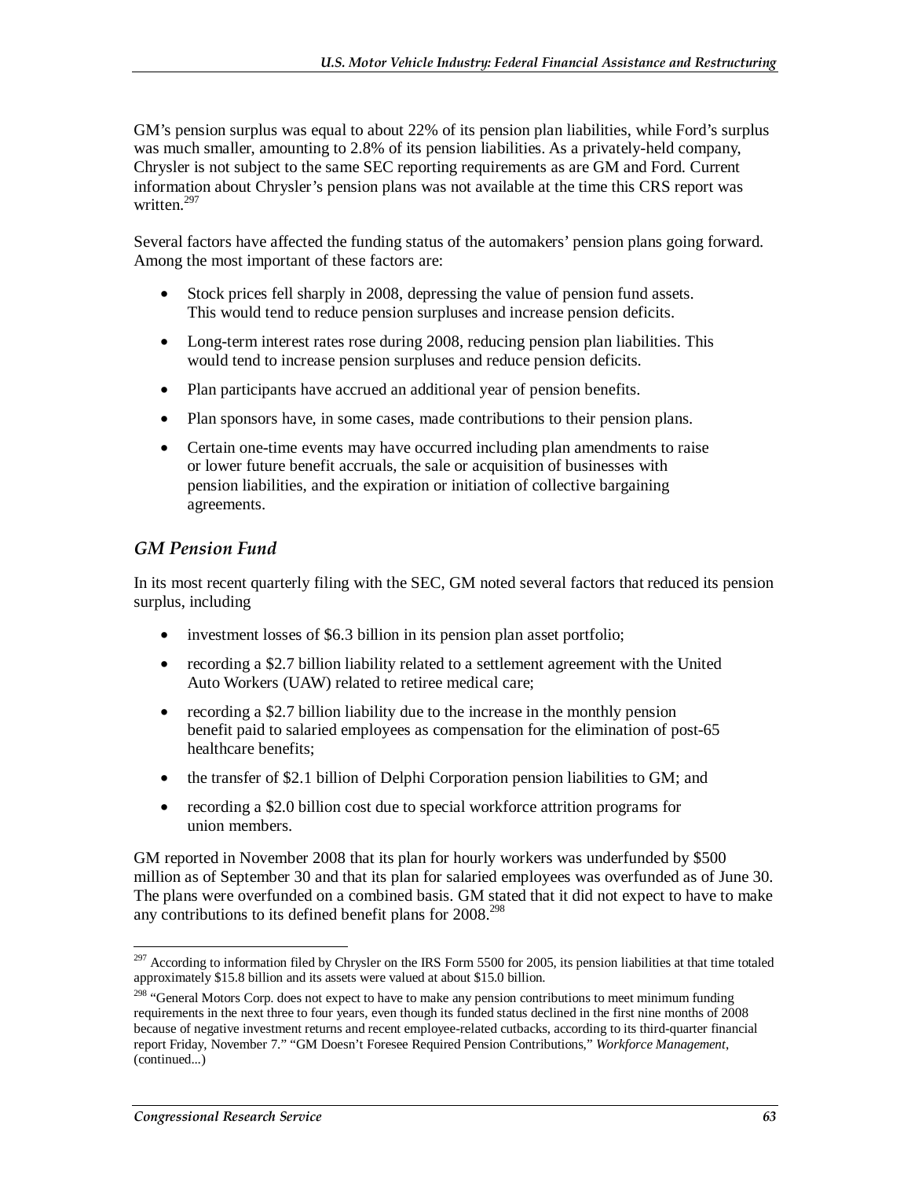GM's pension surplus was equal to about 22% of its pension plan liabilities, while Ford's surplus was much smaller, amounting to 2.8% of its pension liabilities. As a privately-held company, Chrysler is not subject to the same SEC reporting requirements as are GM and Ford. Current information about Chrysler's pension plans was not available at the time this CRS report was written.[297]

Several factors have affected the funding status of the automakers' pension plans going forward. Among the most important of these factors are:

- Stock prices fell sharply in 2008, depressing the value of pension fund assets. This would tend to reduce pension surpluses and increase pension deficits.
- Long-term interest rates rose during 2008, reducing pension plan liabilities. This would tend to increase pension surpluses and reduce pension deficits.
- Plan participants have accrued an additional year of pension benefits.
- Plan sponsors have, in some cases, made contributions to their pension plans.
- Certain one-time events may have occurred including plan amendments to raise or lower future benefit accruals, the sale or acquisition of businesses with pension liabilities, and the expiration or initiation of collective bargaining agreements.

### *GM Pension Fund*

In its most recent quarterly filing with the SEC, GM noted several factors that reduced its pension surplus, including

- investment losses of $6.3 billion in its pension plan asset portfolio;
- recording a $2.7 billion liability related to a settlement agreement with the United Auto Workers (UAW) related to retiree medical care;
- recording a $2.7 billion liability due to the increase in the monthly pension benefit paid to salaried employees as compensation for the elimination of post-65 healthcare benefits;
- the transfer of $2.1 billion of Delphi Corporation pension liabilities to GM; and
- recording a $2.0 billion cost due to special workforce attrition programs for union members.

GM reported in November 2008 that its plan for hourly workers was underfunded by $500 million as of September 30 and that its plan for salaried employees was overfunded as of June 30. The plans were overfunded on a combined basis. GM stated that it did not expect to have to make any contributions to its defined benefit plans for 2008.[298]

---

[297] According to information filed by Chrysler on the IRS Form 5500 for 2005, its pension liabilities at that time totaled approximately $15.8 billion and its assets were valued at about $15.0 billion.

[298] "General Motors Corp. does not expect to have to make any pension contributions to meet minimum funding requirements in the next three to four years, even though its funded status declined in the first nine months of 2008 because of negative investment returns and recent employee-related cutbacks, according to its third-quarter financial report Friday, November 7." "GM Doesn't Foresee Required Pension Contributions," *Workforce Management*, (continued...)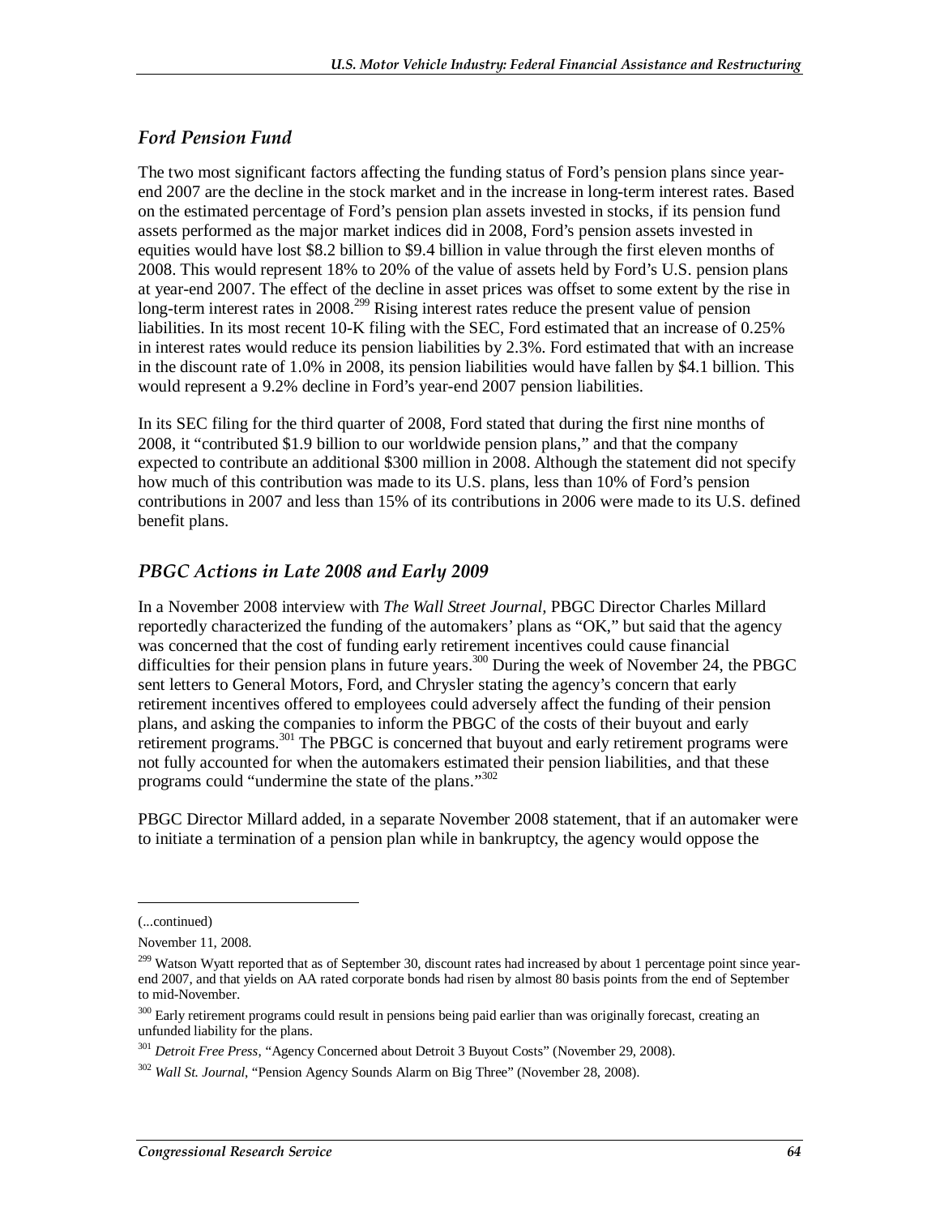### *Ford Pension Fund*

The two most significant factors affecting the funding status of Ford's pension plans since year-end 2007 are the decline in the stock market and in the increase in long-term interest rates. Based on the estimated percentage of Ford's pension plan assets invested in stocks, if its pension fund assets performed as the major market indices did in 2008, Ford's pension assets invested in equities would have lost \$8.2 billion to \$9.4 billion in value through the first eleven months of 2008. This would represent 18% to 20% of the value of assets held by Ford's U.S. pension plans at year-end 2007. The effect of the decline in asset prices was offset to some extent by the rise in long-term interest rates in 2008.[299] Rising interest rates reduce the present value of pension liabilities. In its most recent 10-K filing with the SEC, Ford estimated that an increase of 0.25% in interest rates would reduce its pension liabilities by 2.3%. Ford estimated that with an increase in the discount rate of 1.0% in 2008, its pension liabilities would have fallen by \$4.1 billion. This would represent a 9.2% decline in Ford's year-end 2007 pension liabilities.

In its SEC filing for the third quarter of 2008, Ford stated that during the first nine months of 2008, it "contributed \$1.9 billion to our worldwide pension plans," and that the company expected to contribute an additional \$300 million in 2008. Although the statement did not specify how much of this contribution was made to its U.S. plans, less than 10% of Ford's pension contributions in 2007 and less than 15% of its contributions in 2006 were made to its U.S. defined benefit plans.

### *PBGC Actions in Late 2008 and Early 2009*

In a November 2008 interview with *The Wall Street Journal*, PBGC Director Charles Millard reportedly characterized the funding of the automakers' plans as "OK," but said that the agency was concerned that the cost of funding early retirement incentives could cause financial difficulties for their pension plans in future years.[300] During the week of November 24, the PBGC sent letters to General Motors, Ford, and Chrysler stating the agency's concern that early retirement incentives offered to employees could adversely affect the funding of their pension plans, and asking the companies to inform the PBGC of the costs of their buyout and early retirement programs.[301] The PBGC is concerned that buyout and early retirement programs were not fully accounted for when the automakers estimated their pension liabilities, and that these programs could "undermine the state of the plans."[302]

PBGC Director Millard added, in a separate November 2008 statement, that if an automaker were to initiate a termination of a pension plan while in bankruptcy, the agency would oppose the

---

(...continued)

November 11, 2008.

[299] Watson Wyatt reported that as of September 30, discount rates had increased by about 1 percentage point since year-end 2007, and that yields on AA rated corporate bonds had risen by almost 80 basis points from the end of September to mid-November.

[300] Early retirement programs could result in pensions being paid earlier than was originally forecast, creating an unfunded liability for the plans.

[301] *Detroit Free Press*, "Agency Concerned about Detroit 3 Buyout Costs" (November 29, 2008).

[302] *Wall St. Journal*, "Pension Agency Sounds Alarm on Big Three" (November 28, 2008).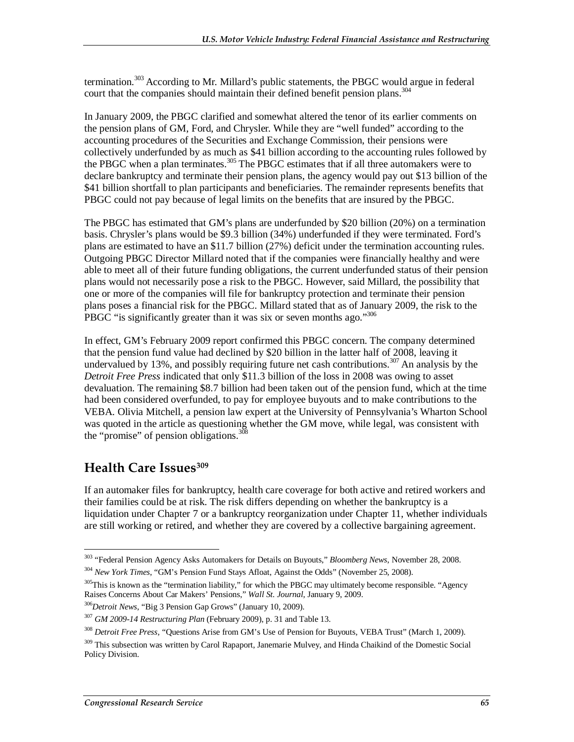termination.[303] According to Mr. Millard's public statements, the PBGC would argue in federal court that the companies should maintain their defined benefit pension plans.[304]

In January 2009, the PBGC clarified and somewhat altered the tenor of its earlier comments on the pension plans of GM, Ford, and Chrysler. While they are "well funded" according to the accounting procedures of the Securities and Exchange Commission, their pensions were collectively underfunded by as much as $41 billion according to the accounting rules followed by the PBGC when a plan terminates.[305] The PBGC estimates that if all three automakers were to declare bankruptcy and terminate their pension plans, the agency would pay out $13 billion of the $41 billion shortfall to plan participants and beneficiaries. The remainder represents benefits that PBGC could not pay because of legal limits on the benefits that are insured by the PBGC.

The PBGC has estimated that GM's plans are underfunded by $20 billion (20%) on a termination basis. Chrysler's plans would be $9.3 billion (34%) underfunded if they were terminated. Ford's plans are estimated to have an $11.7 billion (27%) deficit under the termination accounting rules. Outgoing PBGC Director Millard noted that if the companies were financially healthy and were able to meet all of their future funding obligations, the current underfunded status of their pension plans would not necessarily pose a risk to the PBGC. However, said Millard, the possibility that one or more of the companies will file for bankruptcy protection and terminate their pension plans poses a financial risk for the PBGC. Millard stated that as of January 2009, the risk to the PBGC "is significantly greater than it was six or seven months ago."[306]

In effect, GM's February 2009 report confirmed this PBGC concern. The company determined that the pension fund value had declined by $20 billion in the latter half of 2008, leaving it undervalued by 13%, and possibly requiring future net cash contributions.[307] An analysis by the *Detroit Free Press* indicated that only $11.3 billion of the loss in 2008 was owing to asset devaluation. The remaining $8.7 billion had been taken out of the pension fund, which at the time had been considered overfunded, to pay for employee buyouts and to make contributions to the VEBA. Olivia Mitchell, a pension law expert at the University of Pennsylvania's Wharton School was quoted in the article as questioning whether the GM move, while legal, was consistent with the "promise" of pension obligations.[308]

## Health Care Issues[309]

If an automaker files for bankruptcy, health care coverage for both active and retired workers and their families could be at risk. The risk differs depending on whether the bankruptcy is a liquidation under Chapter 7 or a bankruptcy reorganization under Chapter 11, whether individuals are still working or retired, and whether they are covered by a collective bargaining agreement.

---

[303] "Federal Pension Agency Asks Automakers for Details on Buyouts," *Bloomberg News*, November 28, 2008.

[304] *New York Times*, "GM's Pension Fund Stays Afloat, Against the Odds" (November 25, 2008).

[305] This is known as the "termination liability," for which the PBGC may ultimately become responsible. "Agency Raises Concerns About Car Makers' Pensions," *Wall St. Journal*, January 9, 2009.

[306] *Detroit News*, "Big 3 Pension Gap Grows" (January 10, 2009).

[307] *GM 2009-14 Restructuring Plan* (February 2009), p. 31 and Table 13.

[308] *Detroit Free Press*, "Questions Arise from GM's Use of Pension for Buyouts, VEBA Trust" (March 1, 2009).

[309] This subsection was written by Carol Rapaport, Janemarie Mulvey, and Hinda Chaikind of the Domestic Social Policy Division.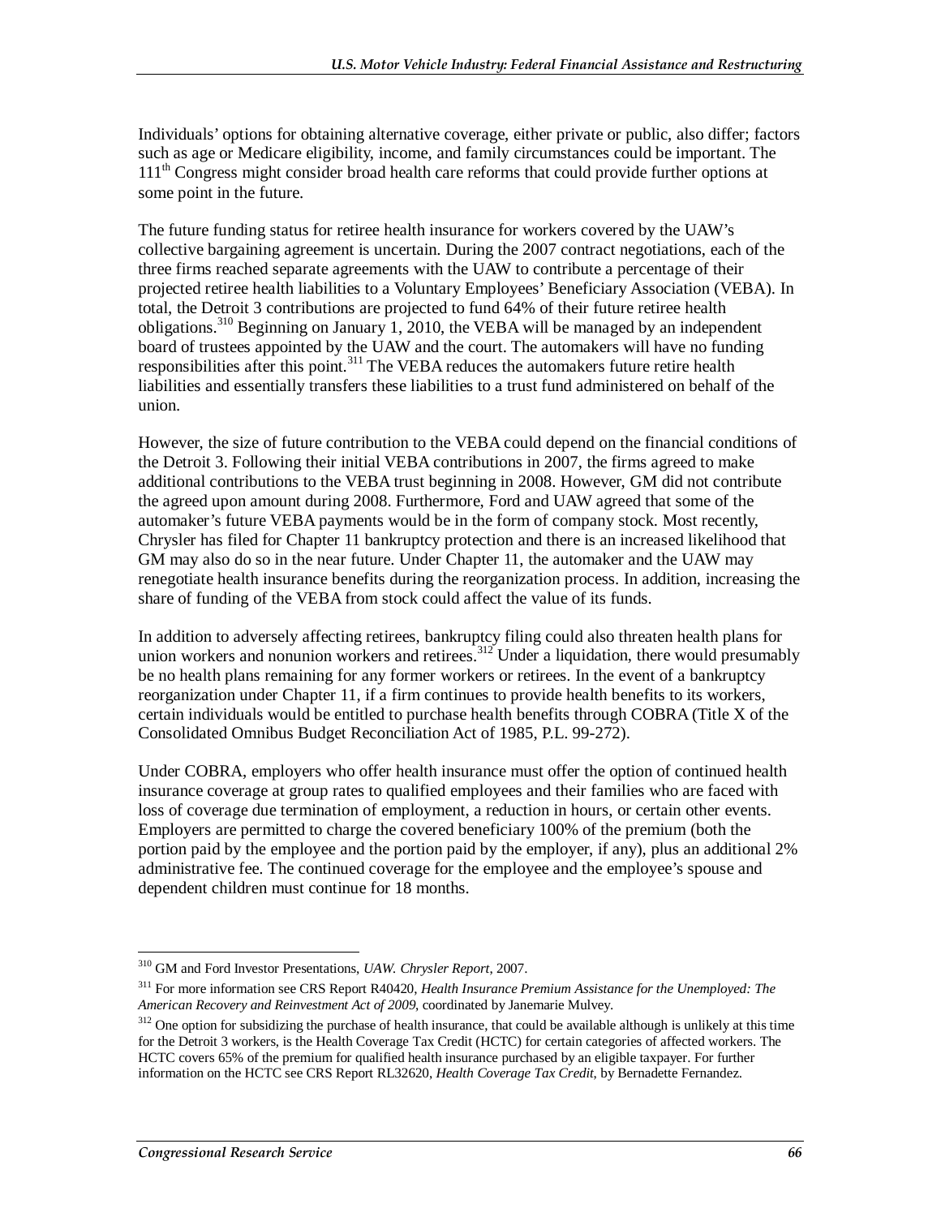Individuals' options for obtaining alternative coverage, either private or public, also differ; factors such as age or Medicare eligibility, income, and family circumstances could be important. The 111th Congress might consider broad health care reforms that could provide further options at some point in the future.

The future funding status for retiree health insurance for workers covered by the UAW's collective bargaining agreement is uncertain. During the 2007 contract negotiations, each of the three firms reached separate agreements with the UAW to contribute a percentage of their projected retiree health liabilities to a Voluntary Employees' Beneficiary Association (VEBA). In total, the Detroit 3 contributions are projected to fund 64% of their future retiree health obligations.[310] Beginning on January 1, 2010, the VEBA will be managed by an independent board of trustees appointed by the UAW and the court. The automakers will have no funding responsibilities after this point.[311] The VEBA reduces the automakers future retire health liabilities and essentially transfers these liabilities to a trust fund administered on behalf of the union.

However, the size of future contribution to the VEBA could depend on the financial conditions of the Detroit 3. Following their initial VEBA contributions in 2007, the firms agreed to make additional contributions to the VEBA trust beginning in 2008. However, GM did not contribute the agreed upon amount during 2008. Furthermore, Ford and UAW agreed that some of the automaker's future VEBA payments would be in the form of company stock. Most recently, Chrysler has filed for Chapter 11 bankruptcy protection and there is an increased likelihood that GM may also do so in the near future. Under Chapter 11, the automaker and the UAW may renegotiate health insurance benefits during the reorganization process. In addition, increasing the share of funding of the VEBA from stock could affect the value of its funds.

In addition to adversely affecting retirees, bankruptcy filing could also threaten health plans for union workers and nonunion workers and retirees.[312] Under a liquidation, there would presumably be no health plans remaining for any former workers or retirees. In the event of a bankruptcy reorganization under Chapter 11, if a firm continues to provide health benefits to its workers, certain individuals would be entitled to purchase health benefits through COBRA (Title X of the Consolidated Omnibus Budget Reconciliation Act of 1985, P.L. 99-272).

Under COBRA, employers who offer health insurance must offer the option of continued health insurance coverage at group rates to qualified employees and their families who are faced with loss of coverage due termination of employment, a reduction in hours, or certain other events. Employers are permitted to charge the covered beneficiary 100% of the premium (both the portion paid by the employee and the portion paid by the employer, if any), plus an additional 2% administrative fee. The continued coverage for the employee and the employee's spouse and dependent children must continue for 18 months.

---

[310] GM and Ford Investor Presentations, *UAW. Chrysler Report*, 2007.

[311] For more information see CRS Report R40420, *Health Insurance Premium Assistance for the Unemployed: The American Recovery and Reinvestment Act of 2009*, coordinated by Janemarie Mulvey.

[312] One option for subsidizing the purchase of health insurance, that could be available although is unlikely at this time for the Detroit 3 workers, is the Health Coverage Tax Credit (HCTC) for certain categories of affected workers. The HCTC covers 65% of the premium for qualified health insurance purchased by an eligible taxpayer. For further information on the HCTC see CRS Report RL32620, *Health Coverage Tax Credit*, by Bernadette Fernandez.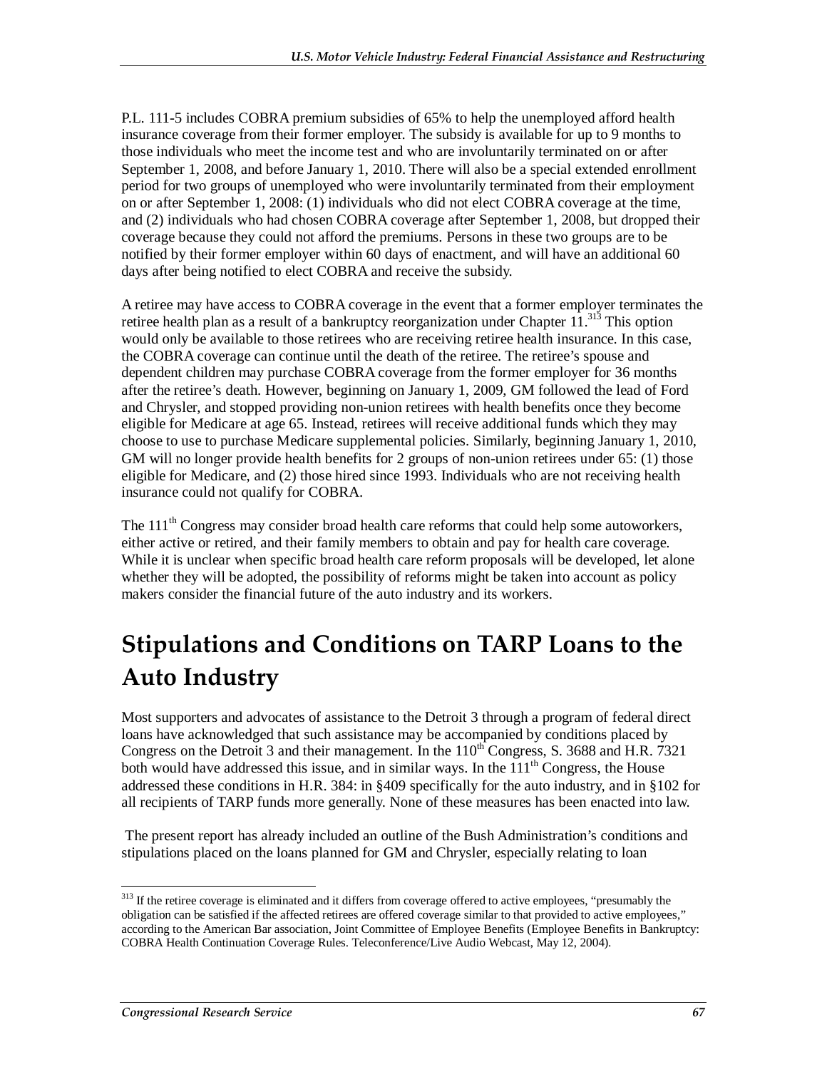P.L. 111-5 includes COBRA premium subsidies of 65% to help the unemployed afford health insurance coverage from their former employer. The subsidy is available for up to 9 months to those individuals who meet the income test and who are involuntarily terminated on or after September 1, 2008, and before January 1, 2010. There will also be a special extended enrollment period for two groups of unemployed who were involuntarily terminated from their employment on or after September 1, 2008: (1) individuals who did not elect COBRA coverage at the time, and (2) individuals who had chosen COBRA coverage after September 1, 2008, but dropped their coverage because they could not afford the premiums. Persons in these two groups are to be notified by their former employer within 60 days of enactment, and will have an additional 60 days after being notified to elect COBRA and receive the subsidy.

A retiree may have access to COBRA coverage in the event that a former employer terminates the retiree health plan as a result of a bankruptcy reorganization under Chapter 11.[313] This option would only be available to those retirees who are receiving retiree health insurance. In this case, the COBRA coverage can continue until the death of the retiree. The retiree's spouse and dependent children may purchase COBRA coverage from the former employer for 36 months after the retiree's death. However, beginning on January 1, 2009, GM followed the lead of Ford and Chrysler, and stopped providing non-union retirees with health benefits once they become eligible for Medicare at age 65. Instead, retirees will receive additional funds which they may choose to use to purchase Medicare supplemental policies. Similarly, beginning January 1, 2010, GM will no longer provide health benefits for 2 groups of non-union retirees under 65: (1) those eligible for Medicare, and (2) those hired since 1993. Individuals who are not receiving health insurance could not qualify for COBRA.

The 111th Congress may consider broad health care reforms that could help some autoworkers, either active or retired, and their family members to obtain and pay for health care coverage. While it is unclear when specific broad health care reform proposals will be developed, let alone whether they will be adopted, the possibility of reforms might be taken into account as policy makers consider the financial future of the auto industry and its workers.

# Stipulations and Conditions on TARP Loans to the Auto Industry

Most supporters and advocates of assistance to the Detroit 3 through a program of federal direct loans have acknowledged that such assistance may be accompanied by conditions placed by Congress on the Detroit 3 and their management. In the 110th Congress, S. 3688 and H.R. 7321 both would have addressed this issue, and in similar ways. In the 111th Congress, the House addressed these conditions in H.R. 384: in §409 specifically for the auto industry, and in §102 for all recipients of TARP funds more generally. None of these measures has been enacted into law.

The present report has already included an outline of the Bush Administration's conditions and stipulations placed on the loans planned for GM and Chrysler, especially relating to loan

[313] If the retiree coverage is eliminated and it differs from coverage offered to active employees, "presumably the obligation can be satisfied if the affected retirees are offered coverage similar to that provided to active employees," according to the American Bar association, Joint Committee of Employee Benefits (Employee Benefits in Bankruptcy: COBRA Health Continuation Coverage Rules. Teleconference/Live Audio Webcast, May 12, 2004).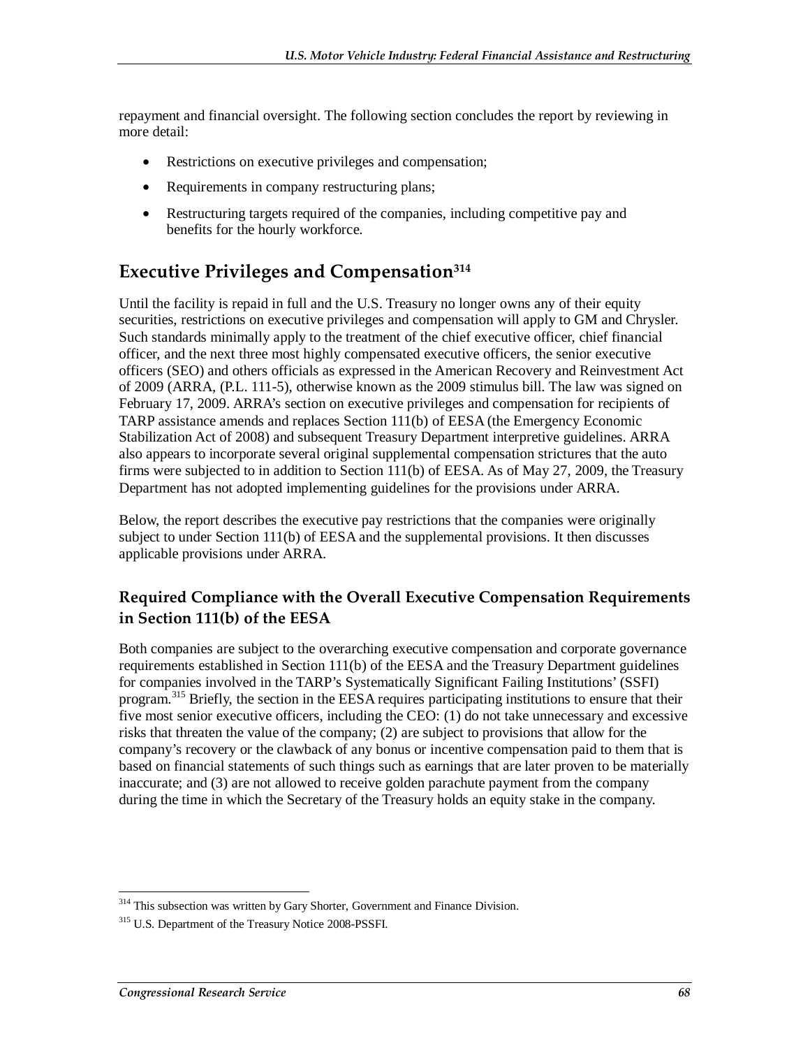repayment and financial oversight. The following section concludes the report by reviewing in more detail:

- Restrictions on executive privileges and compensation;
- Requirements in company restructuring plans;
- Restructuring targets required of the companies, including competitive pay and benefits for the hourly workforce.

## Executive Privileges and Compensation[314]

Until the facility is repaid in full and the U.S. Treasury no longer owns any of their equity securities, restrictions on executive privileges and compensation will apply to GM and Chrysler. Such standards minimally apply to the treatment of the chief executive officer, chief financial officer, and the next three most highly compensated executive officers, the senior executive officers (SEO) and others officials as expressed in the American Recovery and Reinvestment Act of 2009 (ARRA, (P.L. 111-5), otherwise known as the 2009 stimulus bill. The law was signed on February 17, 2009. ARRA's section on executive privileges and compensation for recipients of TARP assistance amends and replaces Section 111(b) of EESA (the Emergency Economic Stabilization Act of 2008) and subsequent Treasury Department interpretive guidelines. ARRA also appears to incorporate several original supplemental compensation strictures that the auto firms were subjected to in addition to Section 111(b) of EESA. As of May 27, 2009, the Treasury Department has not adopted implementing guidelines for the provisions under ARRA.

Below, the report describes the executive pay restrictions that the companies were originally subject to under Section 111(b) of EESA and the supplemental provisions. It then discusses applicable provisions under ARRA.

### Required Compliance with the Overall Executive Compensation Requirements in Section 111(b) of the EESA

Both companies are subject to the overarching executive compensation and corporate governance requirements established in Section 111(b) of the EESA and the Treasury Department guidelines for companies involved in the TARP's Systematically Significant Failing Institutions' (SSFI) program.[315] Briefly, the section in the EESA requires participating institutions to ensure that their five most senior executive officers, including the CEO: (1) do not take unnecessary and excessive risks that threaten the value of the company; (2) are subject to provisions that allow for the company's recovery or the clawback of any bonus or incentive compensation paid to them that is based on financial statements of such things such as earnings that are later proven to be materially inaccurate; and (3) are not allowed to receive golden parachute payment from the company during the time in which the Secretary of the Treasury holds an equity stake in the company.

---

[314] This subsection was written by Gary Shorter, Government and Finance Division.

[315] U.S. Department of the Treasury Notice 2008-PSSFI.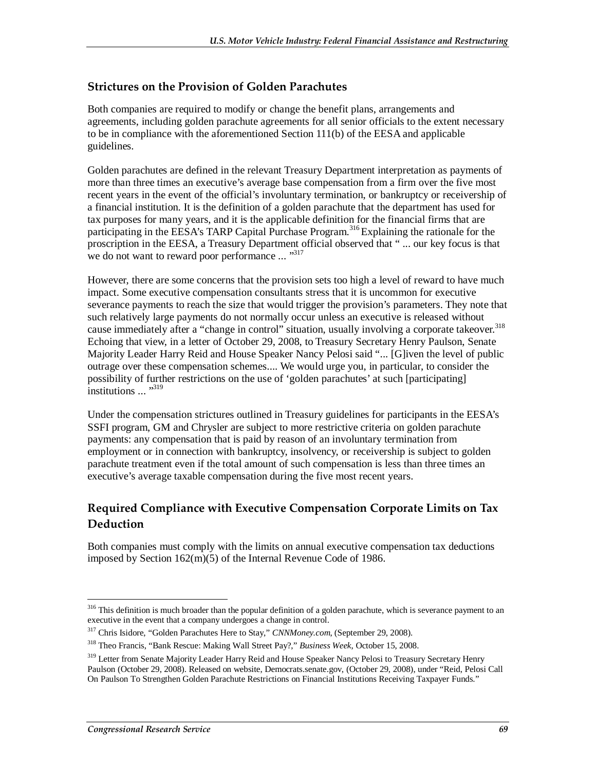## Strictures on the Provision of Golden Parachutes

Both companies are required to modify or change the benefit plans, arrangements and agreements, including golden parachute agreements for all senior officials to the extent necessary to be in compliance with the aforementioned Section 111(b) of the EESA and applicable guidelines.

Golden parachutes are defined in the relevant Treasury Department interpretation as payments of more than three times an executive's average base compensation from a firm over the five most recent years in the event of the official's involuntary termination, or bankruptcy or receivership of a financial institution. It is the definition of a golden parachute that the department has used for tax purposes for many years, and it is the applicable definition for the financial firms that are participating in the EESA's TARP Capital Purchase Program.[316] Explaining the rationale for the proscription in the EESA, a Treasury Department official observed that " ... our key focus is that we do not want to reward poor performance ... "[317]

However, there are some concerns that the provision sets too high a level of reward to have much impact. Some executive compensation consultants stress that it is uncommon for executive severance payments to reach the size that would trigger the provision's parameters. They note that such relatively large payments do not normally occur unless an executive is released without cause immediately after a "change in control" situation, usually involving a corporate takeover.[318] Echoing that view, in a letter of October 29, 2008, to Treasury Secretary Henry Paulson, Senate Majority Leader Harry Reid and House Speaker Nancy Pelosi said "... [G]iven the level of public outrage over these compensation schemes.... We would urge you, in particular, to consider the possibility of further restrictions on the use of 'golden parachutes' at such [participating] institutions ... "[319]

Under the compensation strictures outlined in Treasury guidelines for participants in the EESA's SSFI program, GM and Chrysler are subject to more restrictive criteria on golden parachute payments: any compensation that is paid by reason of an involuntary termination from employment or in connection with bankruptcy, insolvency, or receivership is subject to golden parachute treatment even if the total amount of such compensation is less than three times an executive's average taxable compensation during the five most recent years.

## Required Compliance with Executive Compensation Corporate Limits on Tax Deduction

Both companies must comply with the limits on annual executive compensation tax deductions imposed by Section 162(m)(5) of the Internal Revenue Code of 1986.

---

[316] This definition is much broader than the popular definition of a golden parachute, which is severance payment to an executive in the event that a company undergoes a change in control.

[317] Chris Isidore, "Golden Parachutes Here to Stay," *CNNMoney.com*, (September 29, 2008).

[318] Theo Francis, "Bank Rescue: Making Wall Street Pay?," *Business Week*, October 15, 2008.

[319] Letter from Senate Majority Leader Harry Reid and House Speaker Nancy Pelosi to Treasury Secretary Henry Paulson (October 29, 2008). Released on website, Democrats.senate.gov, (October 29, 2008), under "Reid, Pelosi Call On Paulson To Strengthen Golden Parachute Restrictions on Financial Institutions Receiving Taxpayer Funds."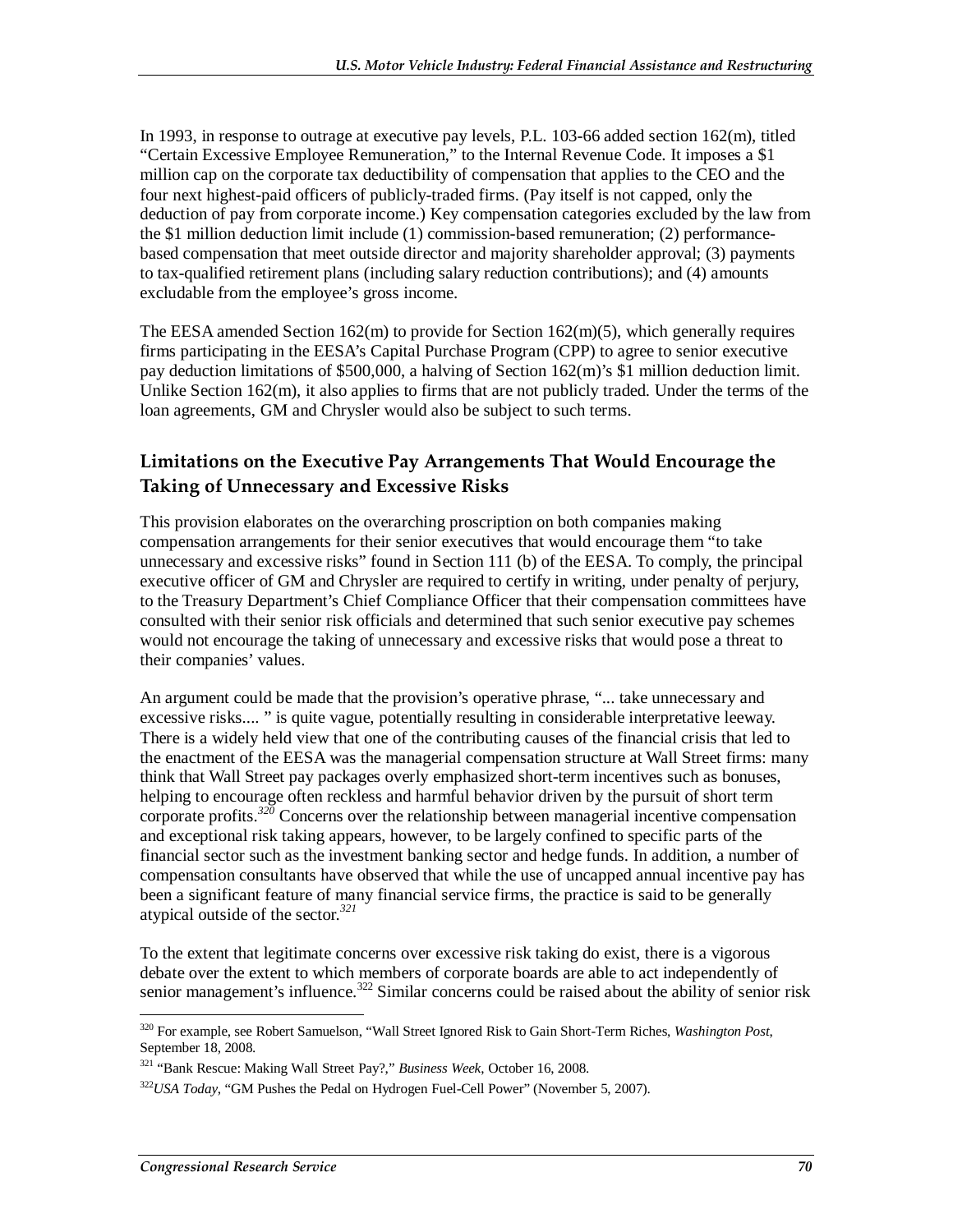In 1993, in response to outrage at executive pay levels, P.L. 103-66 added section 162(m), titled "Certain Excessive Employee Remuneration," to the Internal Revenue Code. It imposes a $1 million cap on the corporate tax deductibility of compensation that applies to the CEO and the four next highest-paid officers of publicly-traded firms. (Pay itself is not capped, only the deduction of pay from corporate income.) Key compensation categories excluded by the law from the $1 million deduction limit include (1) commission-based remuneration; (2) performance-based compensation that meet outside director and majority shareholder approval; (3) payments to tax-qualified retirement plans (including salary reduction contributions); and (4) amounts excludable from the employee's gross income.

The EESA amended Section 162(m) to provide for Section 162(m)(5), which generally requires firms participating in the EESA's Capital Purchase Program (CPP) to agree to senior executive pay deduction limitations of $500,000, a halving of Section 162(m)'s $1 million deduction limit. Unlike Section 162(m), it also applies to firms that are not publicly traded. Under the terms of the loan agreements, GM and Chrysler would also be subject to such terms.

### Limitations on the Executive Pay Arrangements That Would Encourage the Taking of Unnecessary and Excessive Risks

This provision elaborates on the overarching proscription on both companies making compensation arrangements for their senior executives that would encourage them "to take unnecessary and excessive risks" found in Section 111 (b) of the EESA. To comply, the principal executive officer of GM and Chrysler are required to certify in writing, under penalty of perjury, to the Treasury Department's Chief Compliance Officer that their compensation committees have consulted with their senior risk officials and determined that such senior executive pay schemes would not encourage the taking of unnecessary and excessive risks that would pose a threat to their companies' values.

An argument could be made that the provision's operative phrase, "... take unnecessary and excessive risks.... " is quite vague, potentially resulting in considerable interpretative leeway. There is a widely held view that one of the contributing causes of the financial crisis that led to the enactment of the EESA was the managerial compensation structure at Wall Street firms: many think that Wall Street pay packages overly emphasized short-term incentives such as bonuses, helping to encourage often reckless and harmful behavior driven by the pursuit of short term corporate profits.[320] Concerns over the relationship between managerial incentive compensation and exceptional risk taking appears, however, to be largely confined to specific parts of the financial sector such as the investment banking sector and hedge funds. In addition, a number of compensation consultants have observed that while the use of uncapped annual incentive pay has been a significant feature of many financial service firms, the practice is said to be generally atypical outside of the sector.[321]

To the extent that legitimate concerns over excessive risk taking do exist, there is a vigorous debate over the extent to which members of corporate boards are able to act independently of senior management's influence.[322] Similar concerns could be raised about the ability of senior risk

---

[320] For example, see Robert Samuelson, "Wall Street Ignored Risk to Gain Short-Term Riches, *Washington Post*, September 18, 2008.

[321] "Bank Rescue: Making Wall Street Pay?," *Business Week*, October 16, 2008.

[322] *USA Today*, "GM Pushes the Pedal on Hydrogen Fuel-Cell Power" (November 5, 2007).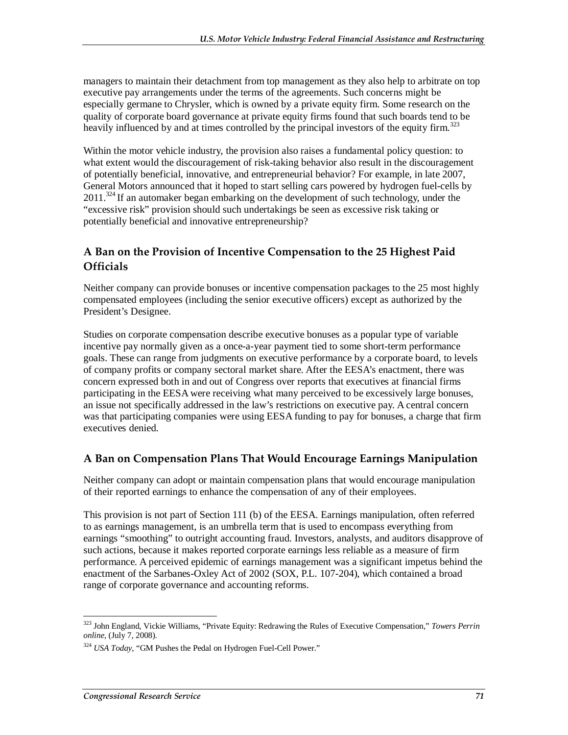managers to maintain their detachment from top management as they also help to arbitrate on top executive pay arrangements under the terms of the agreements. Such concerns might be especially germane to Chrysler, which is owned by a private equity firm. Some research on the quality of corporate board governance at private equity firms found that such boards tend to be heavily influenced by and at times controlled by the principal investors of the equity firm.[323]

Within the motor vehicle industry, the provision also raises a fundamental policy question: to what extent would the discouragement of risk-taking behavior also result in the discouragement of potentially beneficial, innovative, and entrepreneurial behavior? For example, in late 2007, General Motors announced that it hoped to start selling cars powered by hydrogen fuel-cells by 2011.[324] If an automaker began embarking on the development of such technology, under the "excessive risk" provision should such undertakings be seen as excessive risk taking or potentially beneficial and innovative entrepreneurship?

### A Ban on the Provision of Incentive Compensation to the 25 Highest Paid Officials

Neither company can provide bonuses or incentive compensation packages to the 25 most highly compensated employees (including the senior executive officers) except as authorized by the President's Designee.

Studies on corporate compensation describe executive bonuses as a popular type of variable incentive pay normally given as a once-a-year payment tied to some short-term performance goals. These can range from judgments on executive performance by a corporate board, to levels of company profits or company sectoral market share. After the EESA's enactment, there was concern expressed both in and out of Congress over reports that executives at financial firms participating in the EESA were receiving what many perceived to be excessively large bonuses, an issue not specifically addressed in the law's restrictions on executive pay. A central concern was that participating companies were using EESA funding to pay for bonuses, a charge that firm executives denied.

### A Ban on Compensation Plans That Would Encourage Earnings Manipulation

Neither company can adopt or maintain compensation plans that would encourage manipulation of their reported earnings to enhance the compensation of any of their employees.

This provision is not part of Section 111 (b) of the EESA. Earnings manipulation, often referred to as earnings management, is an umbrella term that is used to encompass everything from earnings "smoothing" to outright accounting fraud. Investors, analysts, and auditors disapprove of such actions, because it makes reported corporate earnings less reliable as a measure of firm performance. A perceived epidemic of earnings management was a significant impetus behind the enactment of the Sarbanes-Oxley Act of 2002 (SOX, P.L. 107-204), which contained a broad range of corporate governance and accounting reforms.

---

[323] John England, Vickie Williams, "Private Equity: Redrawing the Rules of Executive Compensation," *Towers Perrin online*, (July 7, 2008).

[324] *USA Today*, "GM Pushes the Pedal on Hydrogen Fuel-Cell Power."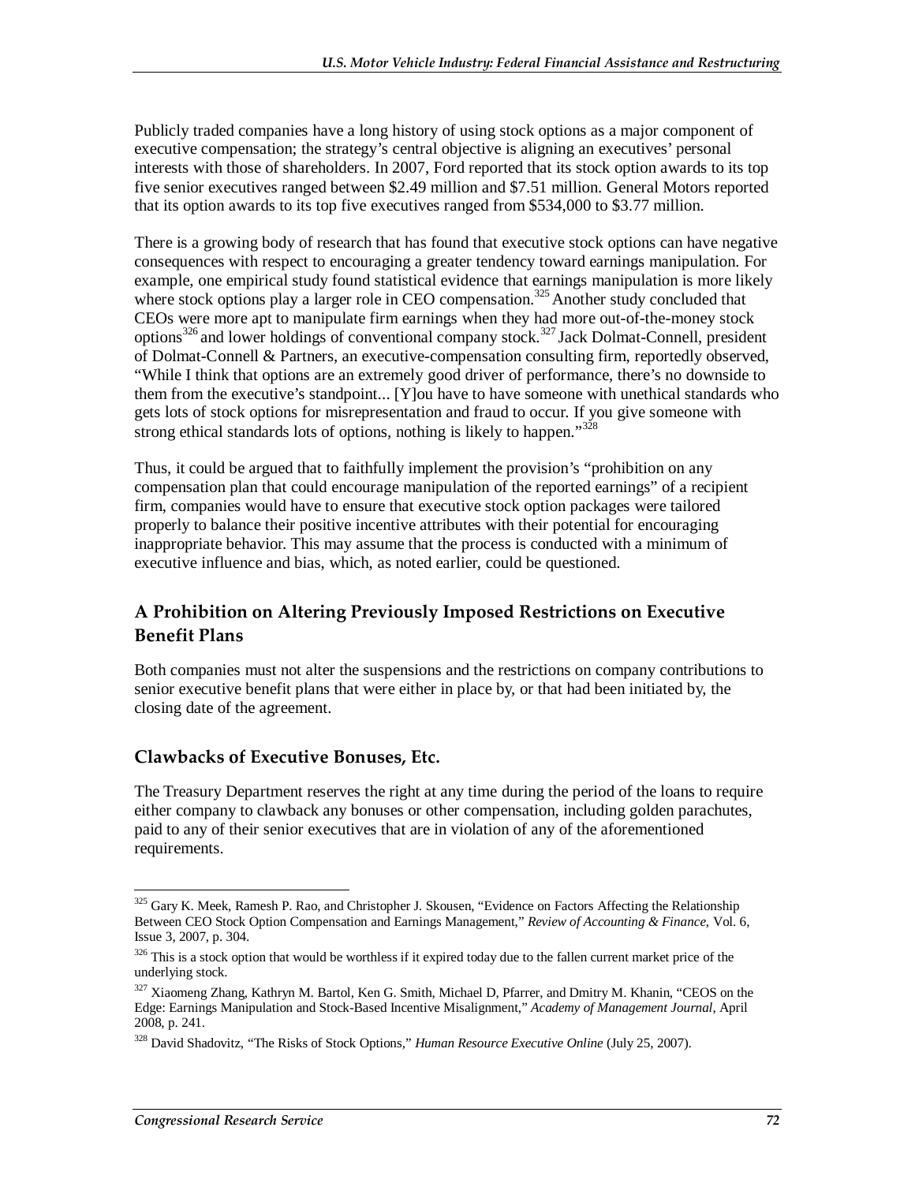Publicly traded companies have a long history of using stock options as a major component of executive compensation; the strategy's central objective is aligning an executives' personal interests with those of shareholders. In 2007, Ford reported that its stock option awards to its top five senior executives ranged between $2.49 million and $7.51 million. General Motors reported that its option awards to its top five executives ranged from $534,000 to $3.77 million.

There is a growing body of research that has found that executive stock options can have negative consequences with respect to encouraging a greater tendency toward earnings manipulation. For example, one empirical study found statistical evidence that earnings manipulation is more likely where stock options play a larger role in CEO compensation.[325] Another study concluded that CEOs were more apt to manipulate firm earnings when they had more out-of-the-money stock options[326] and lower holdings of conventional company stock.[327] Jack Dolmat-Connell, president of Dolmat-Connell & Partners, an executive-compensation consulting firm, reportedly observed, "While I think that options are an extremely good driver of performance, there's no downside to them from the executive's standpoint... [Y]ou have to have someone with unethical standards who gets lots of stock options for misrepresentation and fraud to occur. If you give someone with strong ethical standards lots of options, nothing is likely to happen."[328]

Thus, it could be argued that to faithfully implement the provision's "prohibition on any compensation plan that could encourage manipulation of the reported earnings" of a recipient firm, companies would have to ensure that executive stock option packages were tailored properly to balance their positive incentive attributes with their potential for encouraging inappropriate behavior. This may assume that the process is conducted with a minimum of executive influence and bias, which, as noted earlier, could be questioned.

### A Prohibition on Altering Previously Imposed Restrictions on Executive Benefit Plans

Both companies must not alter the suspensions and the restrictions on company contributions to senior executive benefit plans that were either in place by, or that had been initiated by, the closing date of the agreement.

### Clawbacks of Executive Bonuses, Etc.

The Treasury Department reserves the right at any time during the period of the loans to require either company to clawback any bonuses or other compensation, including golden parachutes, paid to any of their senior executives that are in violation of any of the aforementioned requirements.

---

[325] Gary K. Meek, Ramesh P. Rao, and Christopher J. Skousen, "Evidence on Factors Affecting the Relationship Between CEO Stock Option Compensation and Earnings Management," *Review of Accounting & Finance*, Vol. 6, Issue 3, 2007, p. 304.

[326] This is a stock option that would be worthless if it expired today due to the fallen current market price of the underlying stock.

[327] Xiaomeng Zhang, Kathryn M. Bartol, Ken G. Smith, Michael D, Pfarrer, and Dmitry M. Khanin, "CEOS on the Edge: Earnings Manipulation and Stock-Based Incentive Misalignment," *Academy of Management Journal*, April 2008, p. 241.

[328] David Shadovitz, "The Risks of Stock Options," *Human Resource Executive Online* (July 25, 2007).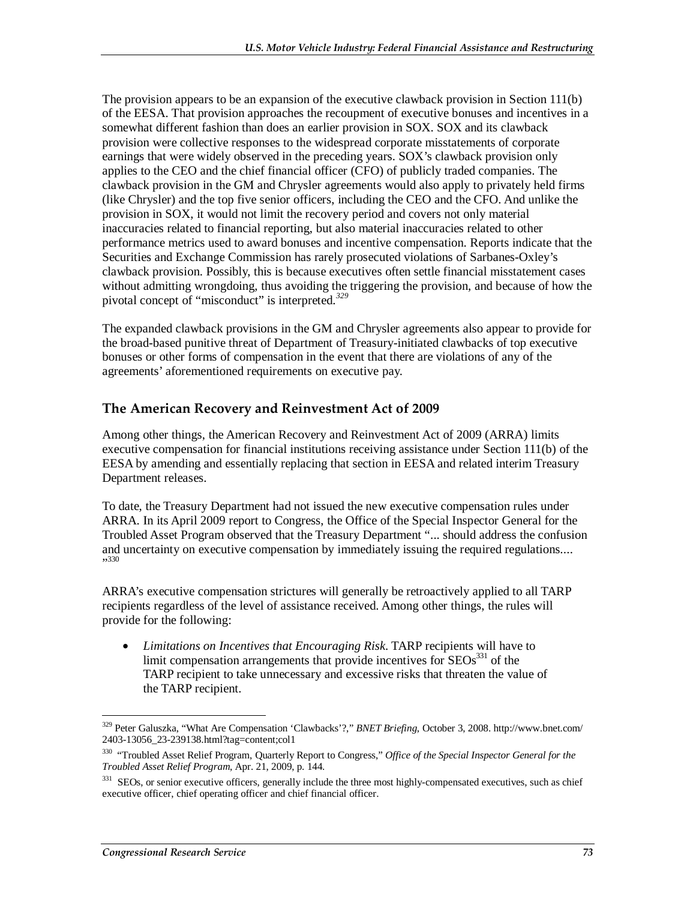The provision appears to be an expansion of the executive clawback provision in Section 111(b) of the EESA. That provision approaches the recoupment of executive bonuses and incentives in a somewhat different fashion than does an earlier provision in SOX. SOX and its clawback provision were collective responses to the widespread corporate misstatements of corporate earnings that were widely observed in the preceding years. SOX's clawback provision only applies to the CEO and the chief financial officer (CFO) of publicly traded companies. The clawback provision in the GM and Chrysler agreements would also apply to privately held firms (like Chrysler) and the top five senior officers, including the CEO and the CFO. And unlike the provision in SOX, it would not limit the recovery period and covers not only material inaccuracies related to financial reporting, but also material inaccuracies related to other performance metrics used to award bonuses and incentive compensation. Reports indicate that the Securities and Exchange Commission has rarely prosecuted violations of Sarbanes-Oxley's clawback provision. Possibly, this is because executives often settle financial misstatement cases without admitting wrongdoing, thus avoiding the triggering the provision, and because of how the pivotal concept of "misconduct" is interpreted.[329]

The expanded clawback provisions in the GM and Chrysler agreements also appear to provide for the broad-based punitive threat of Department of Treasury-initiated clawbacks of top executive bonuses or other forms of compensation in the event that there are violations of any of the agreements' aforementioned requirements on executive pay.

## The American Recovery and Reinvestment Act of 2009

Among other things, the American Recovery and Reinvestment Act of 2009 (ARRA) limits executive compensation for financial institutions receiving assistance under Section 111(b) of the EESA by amending and essentially replacing that section in EESA and related interim Treasury Department releases.

To date, the Treasury Department had not issued the new executive compensation rules under ARRA. In its April 2009 report to Congress, the Office of the Special Inspector General for the Troubled Asset Program observed that the Treasury Department "... should address the confusion and uncertainty on executive compensation by immediately issuing the required regulations.... "[330]

ARRA's executive compensation strictures will generally be retroactively applied to all TARP recipients regardless of the level of assistance received. Among other things, the rules will provide for the following:

- *Limitations on Incentives that Encouraging Risk*. TARP recipients will have to limit compensation arrangements that provide incentives for SEOs[331] of the TARP recipient to take unnecessary and excessive risks that threaten the value of the TARP recipient.

---

[329] Peter Galuszka, "What Are Compensation 'Clawbacks'?," *BNET Briefing*, October 3, 2008. http://www.bnet.com/2403-13056_23-239138.html?tag=content;col1

[330] "Troubled Asset Relief Program, Quarterly Report to Congress," *Office of the Special Inspector General for the Troubled Asset Relief Program*, Apr. 21, 2009, p. 144.

[331] SEOs, or senior executive officers, generally include the three most highly-compensated executives, such as chief executive officer, chief operating officer and chief financial officer.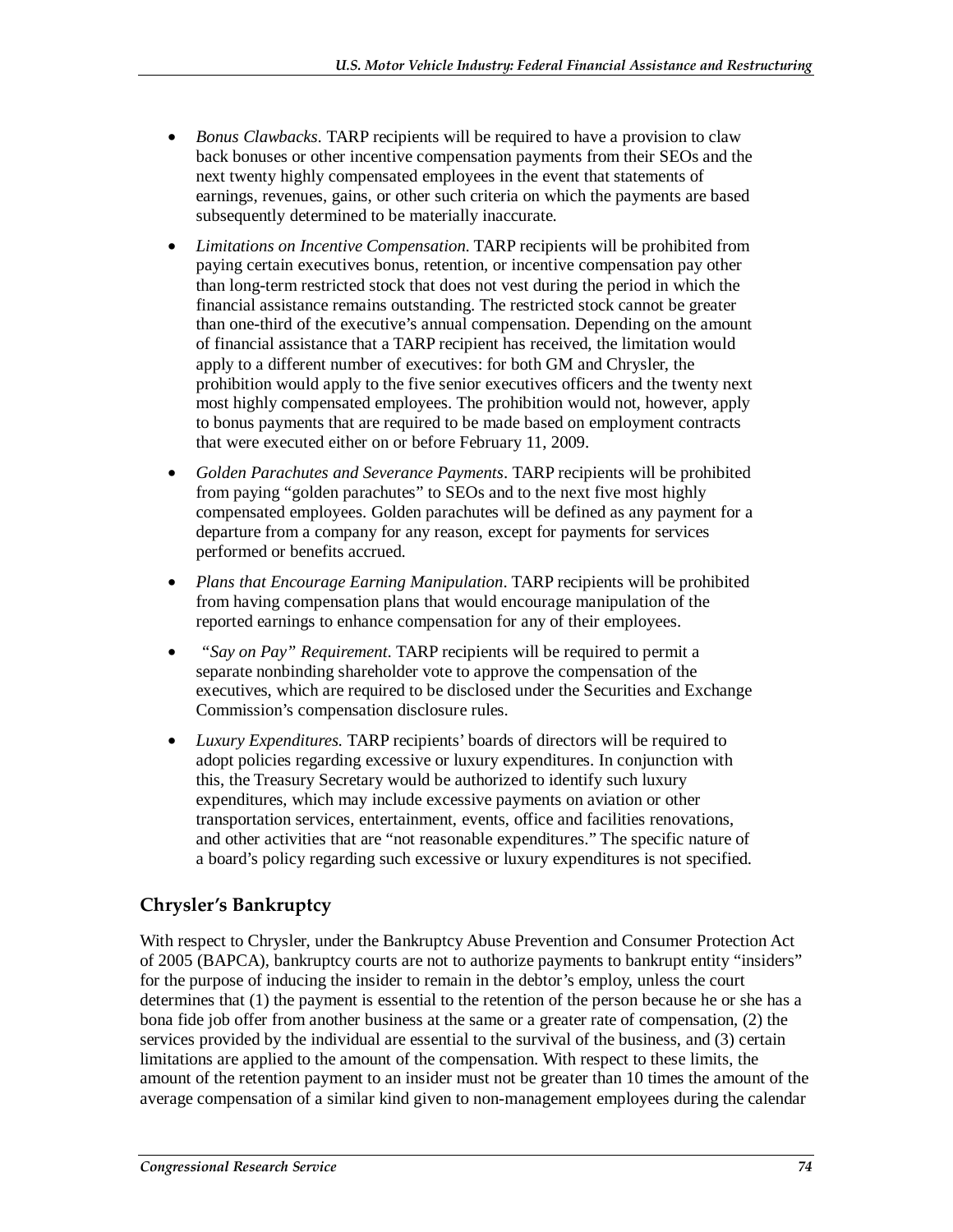- *Bonus Clawbacks*. TARP recipients will be required to have a provision to claw back bonuses or other incentive compensation payments from their SEOs and the next twenty highly compensated employees in the event that statements of earnings, revenues, gains, or other such criteria on which the payments are based subsequently determined to be materially inaccurate.
- *Limitations on Incentive Compensation*. TARP recipients will be prohibited from paying certain executives bonus, retention, or incentive compensation pay other than long-term restricted stock that does not vest during the period in which the financial assistance remains outstanding. The restricted stock cannot be greater than one-third of the executive's annual compensation. Depending on the amount of financial assistance that a TARP recipient has received, the limitation would apply to a different number of executives: for both GM and Chrysler, the prohibition would apply to the five senior executives officers and the twenty next most highly compensated employees. The prohibition would not, however, apply to bonus payments that are required to be made based on employment contracts that were executed either on or before February 11, 2009.
- *Golden Parachutes and Severance Payments*. TARP recipients will be prohibited from paying "golden parachutes" to SEOs and to the next five most highly compensated employees. Golden parachutes will be defined as any payment for a departure from a company for any reason, except for payments for services performed or benefits accrued.
- *Plans that Encourage Earning Manipulation*. TARP recipients will be prohibited from having compensation plans that would encourage manipulation of the reported earnings to enhance compensation for any of their employees.
- *"Say on Pay" Requirement*. TARP recipients will be required to permit a separate nonbinding shareholder vote to approve the compensation of the executives, which are required to be disclosed under the Securities and Exchange Commission's compensation disclosure rules.
- *Luxury Expenditures.* TARP recipients' boards of directors will be required to adopt policies regarding excessive or luxury expenditures. In conjunction with this, the Treasury Secretary would be authorized to identify such luxury expenditures, which may include excessive payments on aviation or other transportation services, entertainment, events, office and facilities renovations, and other activities that are "not reasonable expenditures." The specific nature of a board's policy regarding such excessive or luxury expenditures is not specified.

## Chrysler's Bankruptcy

With respect to Chrysler, under the Bankruptcy Abuse Prevention and Consumer Protection Act of 2005 (BAPCA), bankruptcy courts are not to authorize payments to bankrupt entity "insiders" for the purpose of inducing the insider to remain in the debtor's employ, unless the court determines that (1) the payment is essential to the retention of the person because he or she has a bona fide job offer from another business at the same or a greater rate of compensation, (2) the services provided by the individual are essential to the survival of the business, and (3) certain limitations are applied to the amount of the compensation. With respect to these limits, the amount of the retention payment to an insider must not be greater than 10 times the amount of the average compensation of a similar kind given to non-management employees during the calendar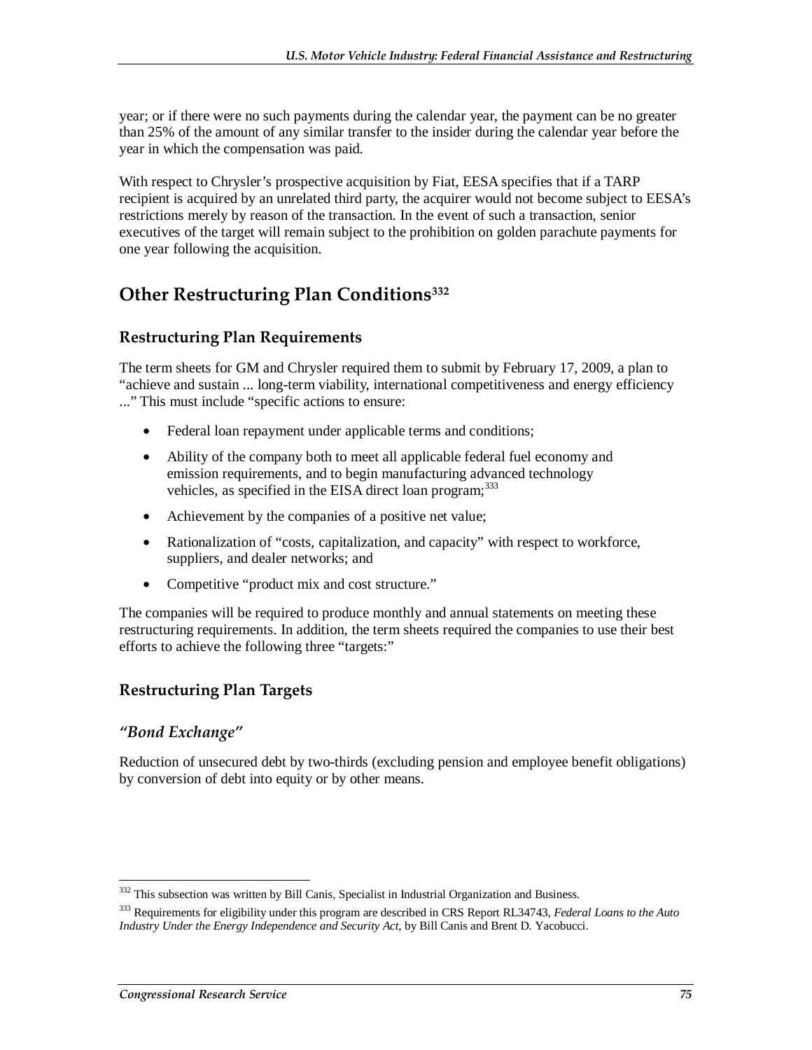year; or if there were no such payments during the calendar year, the payment can be no greater than 25% of the amount of any similar transfer to the insider during the calendar year before the year in which the compensation was paid.

With respect to Chrysler's prospective acquisition by Fiat, EESA specifies that if a TARP recipient is acquired by an unrelated third party, the acquirer would not become subject to EESA's restrictions merely by reason of the transaction. In the event of such a transaction, senior executives of the target will remain subject to the prohibition on golden parachute payments for one year following the acquisition.

## Other Restructuring Plan Conditions[332]

### Restructuring Plan Requirements

The term sheets for GM and Chrysler required them to submit by February 17, 2009, a plan to "achieve and sustain ... long-term viability, international competitiveness and energy efficiency ..." This must include "specific actions to ensure:

- Federal loan repayment under applicable terms and conditions;
- Ability of the company both to meet all applicable federal fuel economy and emission requirements, and to begin manufacturing advanced technology vehicles, as specified in the EISA direct loan program;[333]
- Achievement by the companies of a positive net value;
- Rationalization of "costs, capitalization, and capacity" with respect to workforce, suppliers, and dealer networks; and
- Competitive "product mix and cost structure."

The companies will be required to produce monthly and annual statements on meeting these restructuring requirements. In addition, the term sheets required the companies to use their best efforts to achieve the following three "targets:"

### Restructuring Plan Targets

#### *"Bond Exchange"*

Reduction of unsecured debt by two-thirds (excluding pension and employee benefit obligations) by conversion of debt into equity or by other means.

---

[332] This subsection was written by Bill Canis, Specialist in Industrial Organization and Business.

[333] Requirements for eligibility under this program are described in CRS Report RL34743, *Federal Loans to the Auto Industry Under the Energy Independence and Security Act*, by Bill Canis and Brent D. Yacobucci.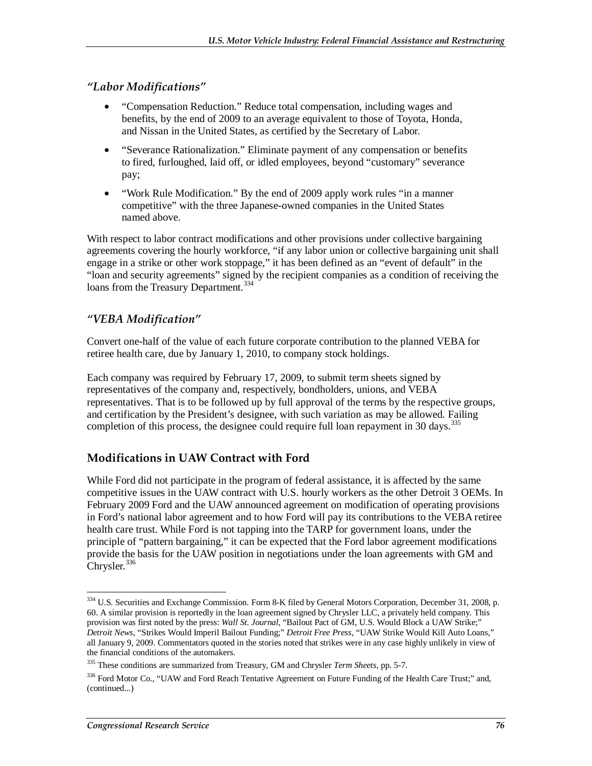### *"Labor Modifications"*

- "Compensation Reduction." Reduce total compensation, including wages and benefits, by the end of 2009 to an average equivalent to those of Toyota, Honda, and Nissan in the United States, as certified by the Secretary of Labor.
- "Severance Rationalization." Eliminate payment of any compensation or benefits to fired, furloughed, laid off, or idled employees, beyond "customary" severance pay;
- "Work Rule Modification." By the end of 2009 apply work rules "in a manner competitive" with the three Japanese-owned companies in the United States named above.

With respect to labor contract modifications and other provisions under collective bargaining agreements covering the hourly workforce, "if any labor union or collective bargaining unit shall engage in a strike or other work stoppage," it has been defined as an "event of default" in the "loan and security agreements" signed by the recipient companies as a condition of receiving the loans from the Treasury Department.[334]

### *"VEBA Modification"*

Convert one-half of the value of each future corporate contribution to the planned VEBA for retiree health care, due by January 1, 2010, to company stock holdings.

Each company was required by February 17, 2009, to submit term sheets signed by representatives of the company and, respectively, bondholders, unions, and VEBA representatives. That is to be followed up by full approval of the terms by the respective groups, and certification by the President's designee, with such variation as may be allowed. Failing completion of this process, the designee could require full loan repayment in 30 days.[335]

## Modifications in UAW Contract with Ford

While Ford did not participate in the program of federal assistance, it is affected by the same competitive issues in the UAW contract with U.S. hourly workers as the other Detroit 3 OEMs. In February 2009 Ford and the UAW announced agreement on modification of operating provisions in Ford's national labor agreement and to how Ford will pay its contributions to the VEBA retiree health care trust. While Ford is not tapping into the TARP for government loans, under the principle of "pattern bargaining," it can be expected that the Ford labor agreement modifications provide the basis for the UAW position in negotiations under the loan agreements with GM and Chrysler.[336]

---

[334] U.S. Securities and Exchange Commission. Form 8-K filed by General Motors Corporation, December 31, 2008, p. 60. A similar provision is reportedly in the loan agreement signed by Chrysler LLC, a privately held company. This provision was first noted by the press: *Wall St. Journal*, "Bailout Pact of GM, U.S. Would Block a UAW Strike;" *Detroit News*, "Strikes Would Imperil Bailout Funding;" *Detroit Free Press*, "UAW Strike Would Kill Auto Loans," all January 9, 2009. Commentators quoted in the stories noted that strikes were in any case highly unlikely in view of the financial conditions of the automakers.

[335] These conditions are summarized from Treasury, GM and Chrysler *Term Sheets*, pp. 5-7.

[336] Ford Motor Co., "UAW and Ford Reach Tentative Agreement on Future Funding of the Health Care Trust;" and, (continued...)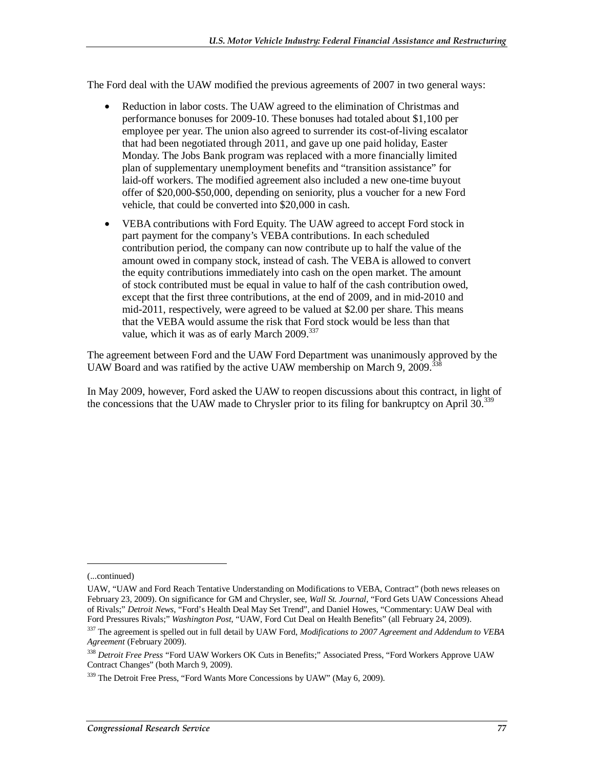The Ford deal with the UAW modified the previous agreements of 2007 in two general ways:

- Reduction in labor costs. The UAW agreed to the elimination of Christmas and performance bonuses for 2009-10. These bonuses had totaled about $1,100 per employee per year. The union also agreed to surrender its cost-of-living escalator that had been negotiated through 2011, and gave up one paid holiday, Easter Monday. The Jobs Bank program was replaced with a more financially limited plan of supplementary unemployment benefits and "transition assistance" for laid-off workers. The modified agreement also included a new one-time buyout offer of $20,000-$50,000, depending on seniority, plus a voucher for a new Ford vehicle, that could be converted into $20,000 in cash.
- VEBA contributions with Ford Equity. The UAW agreed to accept Ford stock in part payment for the company's VEBA contributions. In each scheduled contribution period, the company can now contribute up to half the value of the amount owed in company stock, instead of cash. The VEBA is allowed to convert the equity contributions immediately into cash on the open market. The amount of stock contributed must be equal in value to half of the cash contribution owed, except that the first three contributions, at the end of 2009, and in mid-2010 and mid-2011, respectively, were agreed to be valued at $2.00 per share. This means that the VEBA would assume the risk that Ford stock would be less than that value, which it was as of early March 2009.[337]

The agreement between Ford and the UAW Ford Department was unanimously approved by the UAW Board and was ratified by the active UAW membership on March 9, 2009.[338]

In May 2009, however, Ford asked the UAW to reopen discussions about this contract, in light of the concessions that the UAW made to Chrysler prior to its filing for bankruptcy on April 30.[339]

---

(...continued)

UAW, "UAW and Ford Reach Tentative Understanding on Modifications to VEBA, Contract" (both news releases on February 23, 2009). On significance for GM and Chrysler, see, *Wall St. Journal*, "Ford Gets UAW Concessions Ahead of Rivals;" *Detroit News*, "Ford's Health Deal May Set Trend", and Daniel Howes, "Commentary: UAW Deal with Ford Pressures Rivals;" *Washington Post*, "UAW, Ford Cut Deal on Health Benefits" (all February 24, 2009).

[337] The agreement is spelled out in full detail by UAW Ford, *Modifications to 2007 Agreement and Addendum to VEBA Agreement* (February 2009).

[338] *Detroit Free Press* "Ford UAW Workers OK Cuts in Benefits;" Associated Press, "Ford Workers Approve UAW Contract Changes" (both March 9, 2009).

[339] The Detroit Free Press, "Ford Wants More Concessions by UAW" (May 6, 2009).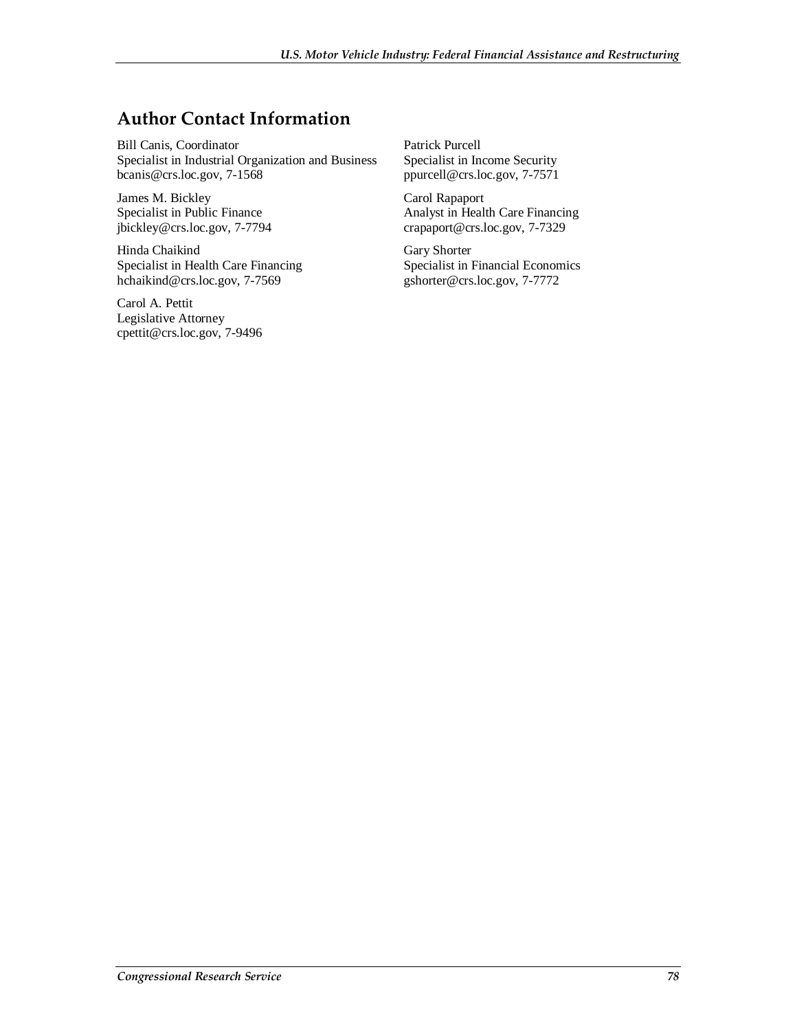## Author Contact Information

Bill Canis, Coordinator
Specialist in Industrial Organization and Business
bcanis@crs.loc.gov, 7-1568

James M. Bickley
Specialist in Public Finance
jbickley@crs.loc.gov, 7-7794

Hinda Chaikind
Specialist in Health Care Financing
hchaikind@crs.loc.gov, 7-7569

Carol A. Pettit
Legislative Attorney
cpettit@crs.loc.gov, 7-9496

Patrick Purcell
Specialist in Income Security
ppurcell@crs.loc.gov, 7-7571

Carol Rapaport
Analyst in Health Care Financing
crapaport@crs.loc.gov, 7-7329

Gary Shorter
Specialist in Financial Economics
gshorter@crs.loc.gov, 7-7772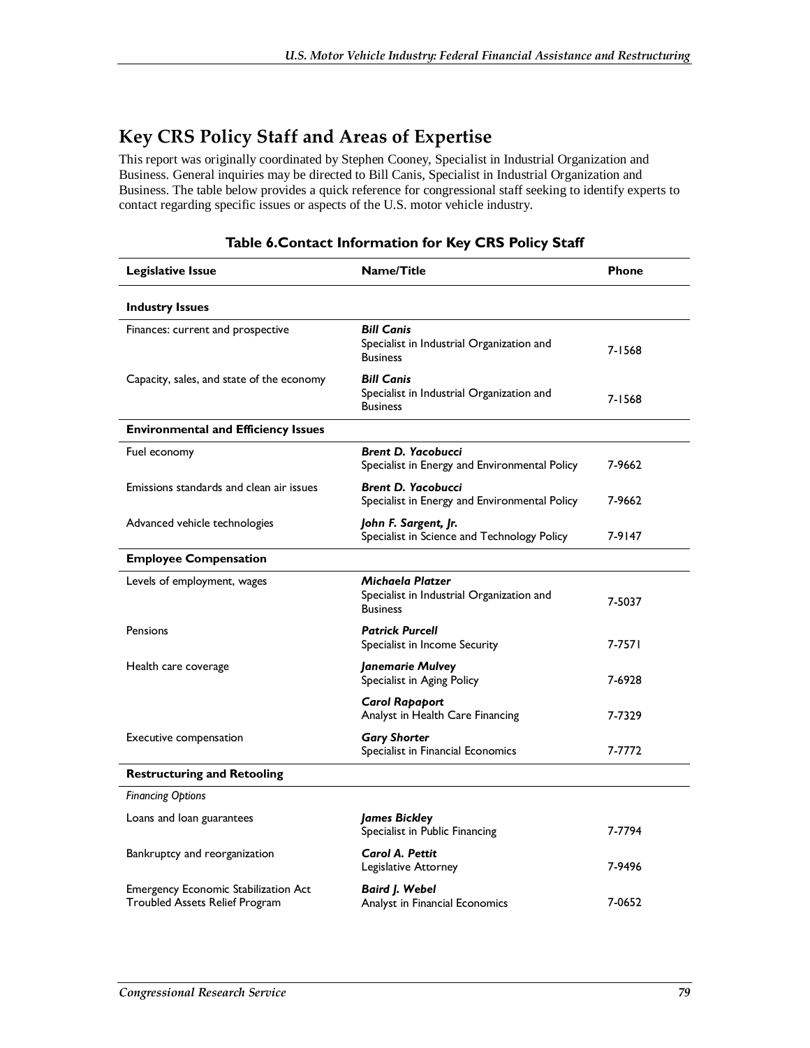## Key CRS Policy Staff and Areas of Expertise

This report was originally coordinated by Stephen Cooney, Specialist in Industrial Organization and Business. General inquiries may be directed to Bill Canis, Specialist in Industrial Organization and Business. The table below provides a quick reference for congressional staff seeking to identify experts to contact regarding specific issues or aspects of the U.S. motor vehicle industry.

**Table 6.Contact Information for Key CRS Policy Staff**

| Legislative Issue | Name/Title | Phone |
|---|---|---|
| **Industry Issues** | | |
| Finances: current and prospective | ***Bill Canis*** Specialist in Industrial Organization and Business | 7-1568 |
| Capacity, sales, and state of the economy | ***Bill Canis*** Specialist in Industrial Organization and Business | 7-1568 |
| **Environmental and Efficiency Issues** | | |
| Fuel economy | ***Brent D. Yacobucci*** Specialist in Energy and Environmental Policy | 7-9662 |
| Emissions standards and clean air issues | ***Brent D. Yacobucci*** Specialist in Energy and Environmental Policy | 7-9662 |
| Advanced vehicle technologies | ***John F. Sargent, Jr.*** Specialist in Science and Technology Policy | 7-9147 |
| **Employee Compensation** | | |
| Levels of employment, wages | ***Michaela Platzer*** Specialist in Industrial Organization and Business | 7-5037 |
| Pensions | ***Patrick Purcell*** Specialist in Income Security | 7-7571 |
| Health care coverage | ***Janemarie Mulvey*** Specialist in Aging Policy | 7-6928 |
| | ***Carol Rapaport*** Analyst in Health Care Financing | 7-7329 |
| Executive compensation | ***Gary Shorter*** Specialist in Financial Economics | 7-7772 |
| **Restructuring and Retooling** | | |
| *Financing Options* | | |
| Loans and loan guarantees | ***James Bickley*** Specialist in Public Financing | 7-7794 |
| Bankruptcy and reorganization | ***Carol A. Pettit*** Legislative Attorney | 7-9496 |
| Emergency Economic Stabilization Act Troubled Assets Relief Program | ***Baird J. Webel*** Analyst in Financial Economics | 7-0652 |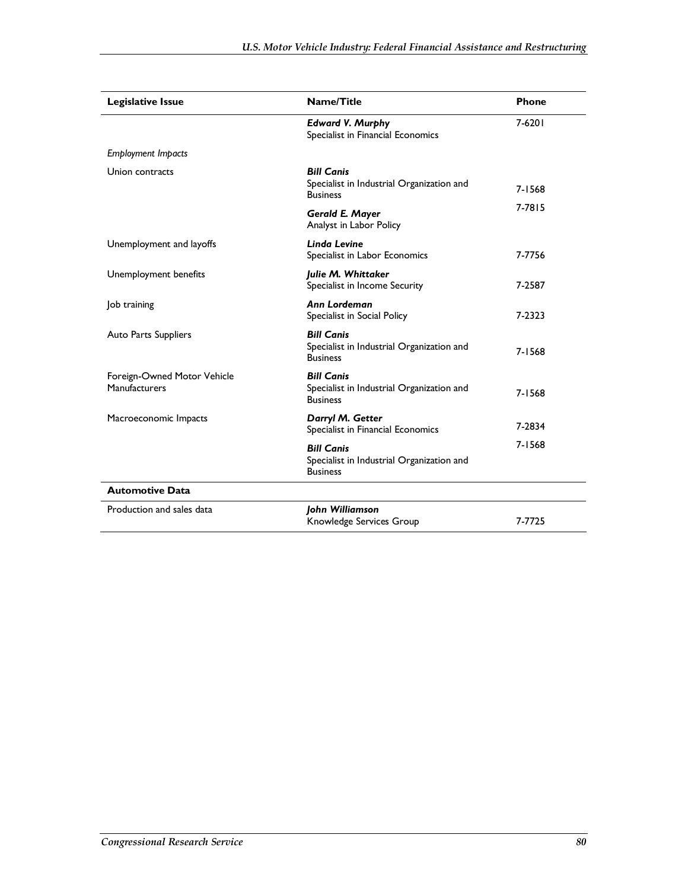| Legislative Issue | Name/Title | Phone |
|---|---|---|
| | ***Edward V. Murphy*** Specialist in Financial Economics | 7-6201 |
| *Employment Impacts* | | |
| Union contracts | ***Bill Canis*** Specialist in Industrial Organization and Business | 7-1568 |
| | ***Gerald E. Mayer*** Analyst in Labor Policy | 7-7815 |
| Unemployment and layoffs | ***Linda Levine*** Specialist in Labor Economics | 7-7756 |
| Unemployment benefits | ***Julie M. Whittaker*** Specialist in Income Security | 7-2587 |
| Job training | ***Ann Lordeman*** Specialist in Social Policy | 7-2323 |
| Auto Parts Suppliers | ***Bill Canis*** Specialist in Industrial Organization and Business | 7-1568 |
| Foreign-Owned Motor Vehicle Manufacturers | ***Bill Canis*** Specialist in Industrial Organization and Business | 7-1568 |
| Macroeconomic Impacts | ***Darryl M. Getter*** Specialist in Financial Economics | 7-2834 |
| | ***Bill Canis*** Specialist in Industrial Organization and Business | 7-1568 |
| **Automotive Data** | | |
| Production and sales data | ***John Williamson*** Knowledge Services Group | 7-7725 |